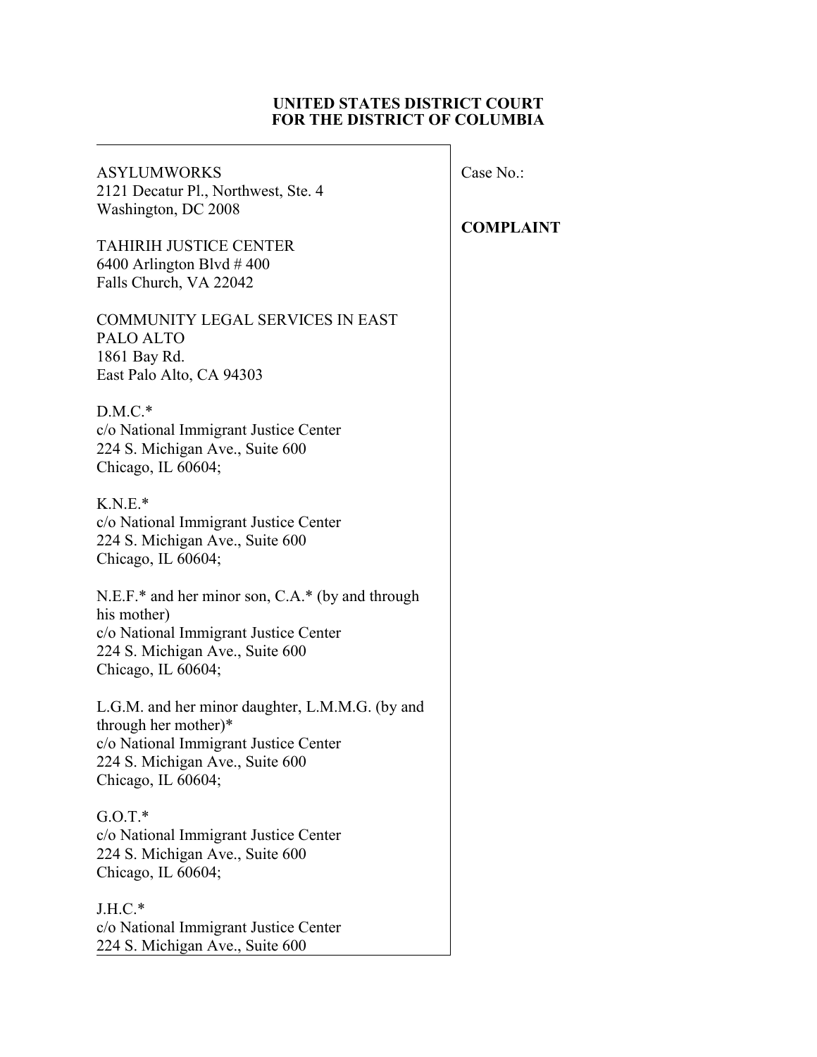**UNITED STATES DISTRICT COURT**
**FOR THE DISTRICT OF COLUMBIA**

ASYLUMWORKS
2121 Decatur Pl., Northwest, Ste. 4
Washington, DC 2008

TAHIRIH JUSTICE CENTER
6400 Arlington Blvd # 400
Falls Church, VA 22042

COMMUNITY LEGAL SERVICES IN EAST PALO ALTO
1861 Bay Rd.
East Palo Alto, CA 94303

D.M.C.*
c/o National Immigrant Justice Center
224 S. Michigan Ave., Suite 600
Chicago, IL 60604;

K.N.E.*
c/o National Immigrant Justice Center
224 S. Michigan Ave., Suite 600
Chicago, IL 60604;

N.E.F.* and her minor son, C.A.* (by and through his mother)
c/o National Immigrant Justice Center
224 S. Michigan Ave., Suite 600
Chicago, IL 60604;

L.G.M. and her minor daughter, L.M.M.G. (by and through her mother)*
c/o National Immigrant Justice Center
224 S. Michigan Ave., Suite 600
Chicago, IL 60604;

G.O.T.*
c/o National Immigrant Justice Center
224 S. Michigan Ave., Suite 600
Chicago, IL 60604;

J.H.C.*
c/o National Immigrant Justice Center
224 S. Michigan Ave., Suite 600

Case No.:

**COMPLAINT**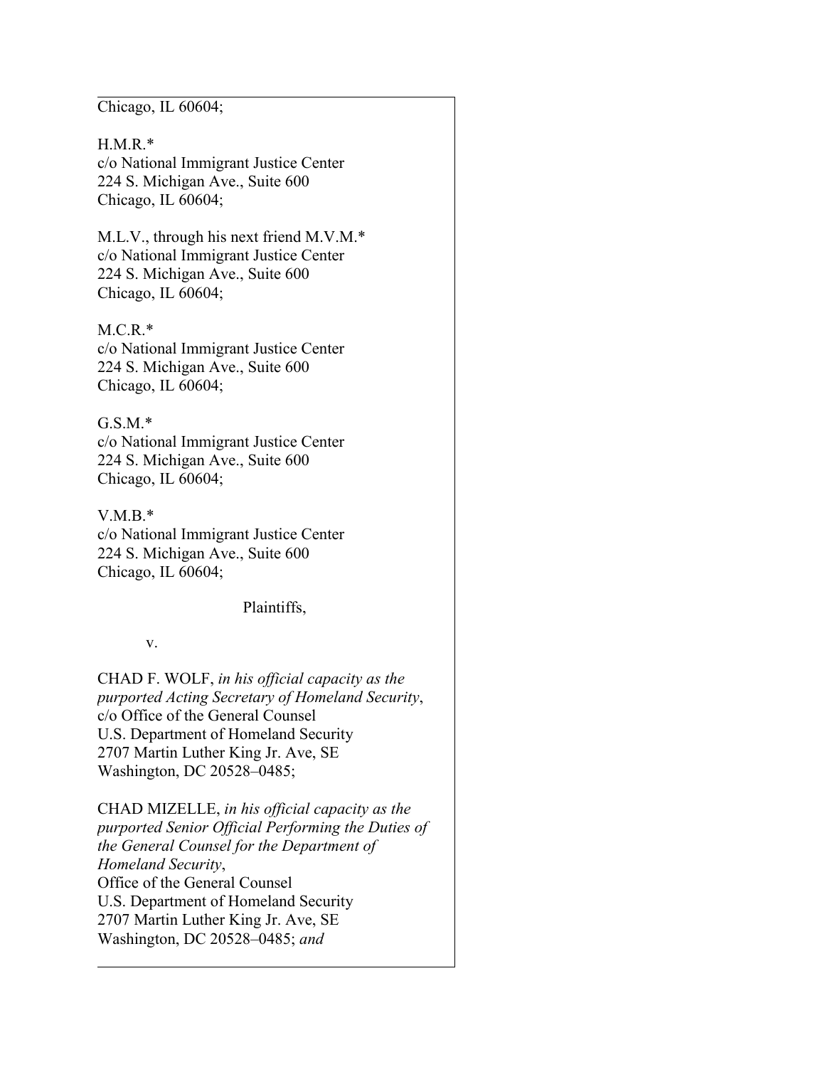Chicago, IL 60604;

H.M.R.*
c/o National Immigrant Justice Center
224 S. Michigan Ave., Suite 600
Chicago, IL 60604;

M.L.V., through his next friend M.V.M.*
c/o National Immigrant Justice Center
224 S. Michigan Ave., Suite 600
Chicago, IL 60604;

M.C.R.*
c/o National Immigrant Justice Center
224 S. Michigan Ave., Suite 600
Chicago, IL 60604;

G.S.M.*
c/o National Immigrant Justice Center
224 S. Michigan Ave., Suite 600
Chicago, IL 60604;

V.M.B.*
c/o National Immigrant Justice Center
224 S. Michigan Ave., Suite 600
Chicago, IL 60604;

Plaintiffs,

v.

CHAD F. WOLF, *in his official capacity as the purported Acting Secretary of Homeland Security*,
c/o Office of the General Counsel
U.S. Department of Homeland Security
2707 Martin Luther King Jr. Ave, SE
Washington, DC 20528–0485;

CHAD MIZELLE, *in his official capacity as the purported Senior Official Performing the Duties of the General Counsel for the Department of Homeland Security*,
Office of the General Counsel
U.S. Department of Homeland Security
2707 Martin Luther King Jr. Ave, SE
Washington, DC 20528–0485; *and*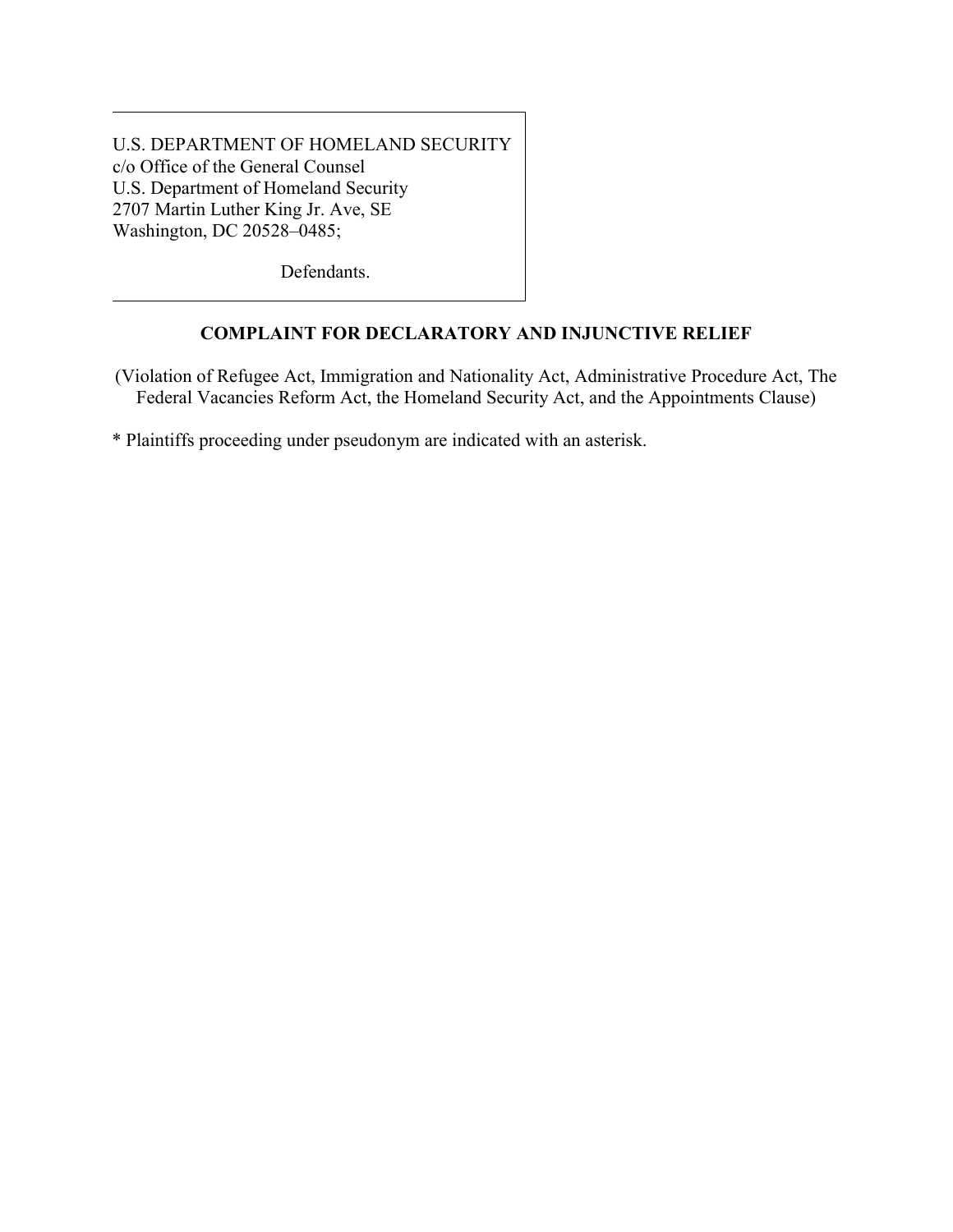U.S. DEPARTMENT OF HOMELAND SECURITY
c/o Office of the General Counsel
U.S. Department of Homeland Security
2707 Martin Luther King Jr. Ave, SE
Washington, DC 20528–0485;

Defendants.

**COMPLAINT FOR DECLARATORY AND INJUNCTIVE RELIEF**

(Violation of Refugee Act, Immigration and Nationality Act, Administrative Procedure Act, The Federal Vacancies Reform Act, the Homeland Security Act, and the Appointments Clause)

* Plaintiffs proceeding under pseudonym are indicated with an asterisk.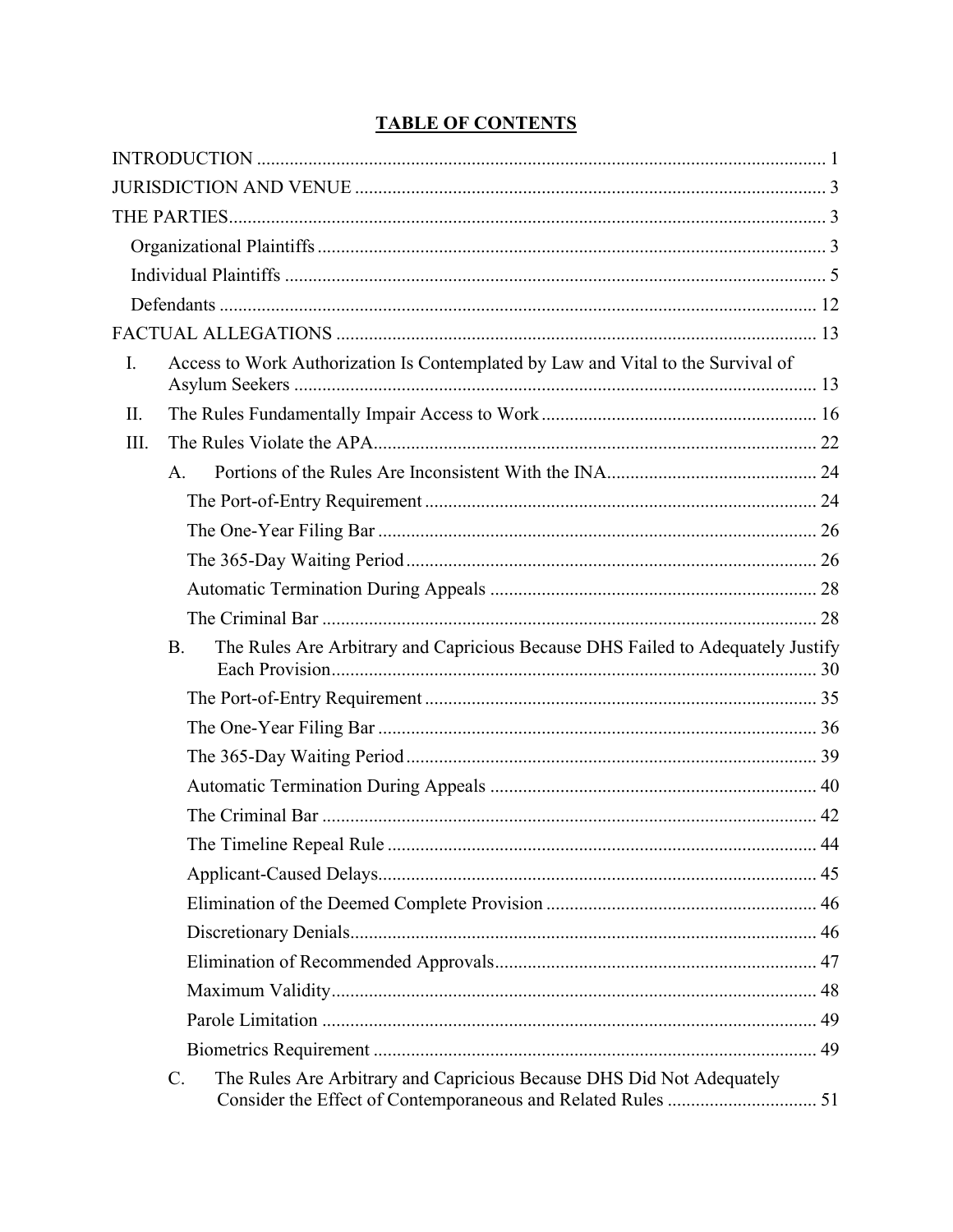# TABLE OF CONTENTS

INTRODUCTION ........................................................................................................................ 1

JURISDICTION AND VENUE ................................................................................................... 3

THE PARTIES............................................................................................................................. 3

- Organizational Plaintiffs ........................................................................................................... 3
- Individual Plaintiffs .................................................................................................................. 5
- Defendants ............................................................................................................................... 12

FACTUAL ALLEGATIONS ..................................................................................................... 13

- I. Access to Work Authorization Is Contemplated by Law and Vital to the Survival of Asylum Seekers ............................................................................................................... 13
- II. The Rules Fundamentally Impair Access to Work .......................................................... 16
- III. The Rules Violate the APA.............................................................................................. 22
  - A. Portions of the Rules Are Inconsistent With the INA............................................ 24
    - The Port-of-Entry Requirement .................................................................................. 24
    - The One-Year Filing Bar ............................................................................................ 26
    - The 365-Day Waiting Period ...................................................................................... 26
    - Automatic Termination During Appeals ..................................................................... 28
    - The Criminal Bar ........................................................................................................ 28
  - B. The Rules Are Arbitrary and Capricious Because DHS Failed to Adequately Justify Each Provision....................................................................................................... 30
    - The Port-of-Entry Requirement .................................................................................. 35
    - The One-Year Filing Bar ............................................................................................ 36
    - The 365-Day Waiting Period ...................................................................................... 39
    - Automatic Termination During Appeals ..................................................................... 40
    - The Criminal Bar ........................................................................................................ 42
    - The Timeline Repeal Rule .......................................................................................... 44
    - Applicant-Caused Delays............................................................................................ 45
    - Elimination of the Deemed Complete Provision ......................................................... 46
    - Discretionary Denials.................................................................................................. 46
    - Elimination of Recommended Approvals.................................................................... 47
    - Maximum Validity...................................................................................................... 48
    - Parole Limitation ........................................................................................................ 49
    - Biometrics Requirement ............................................................................................. 49
  - C. The Rules Are Arbitrary and Capricious Because DHS Did Not Adequately Consider the Effect of Contemporaneous and Related Rules ............................... 51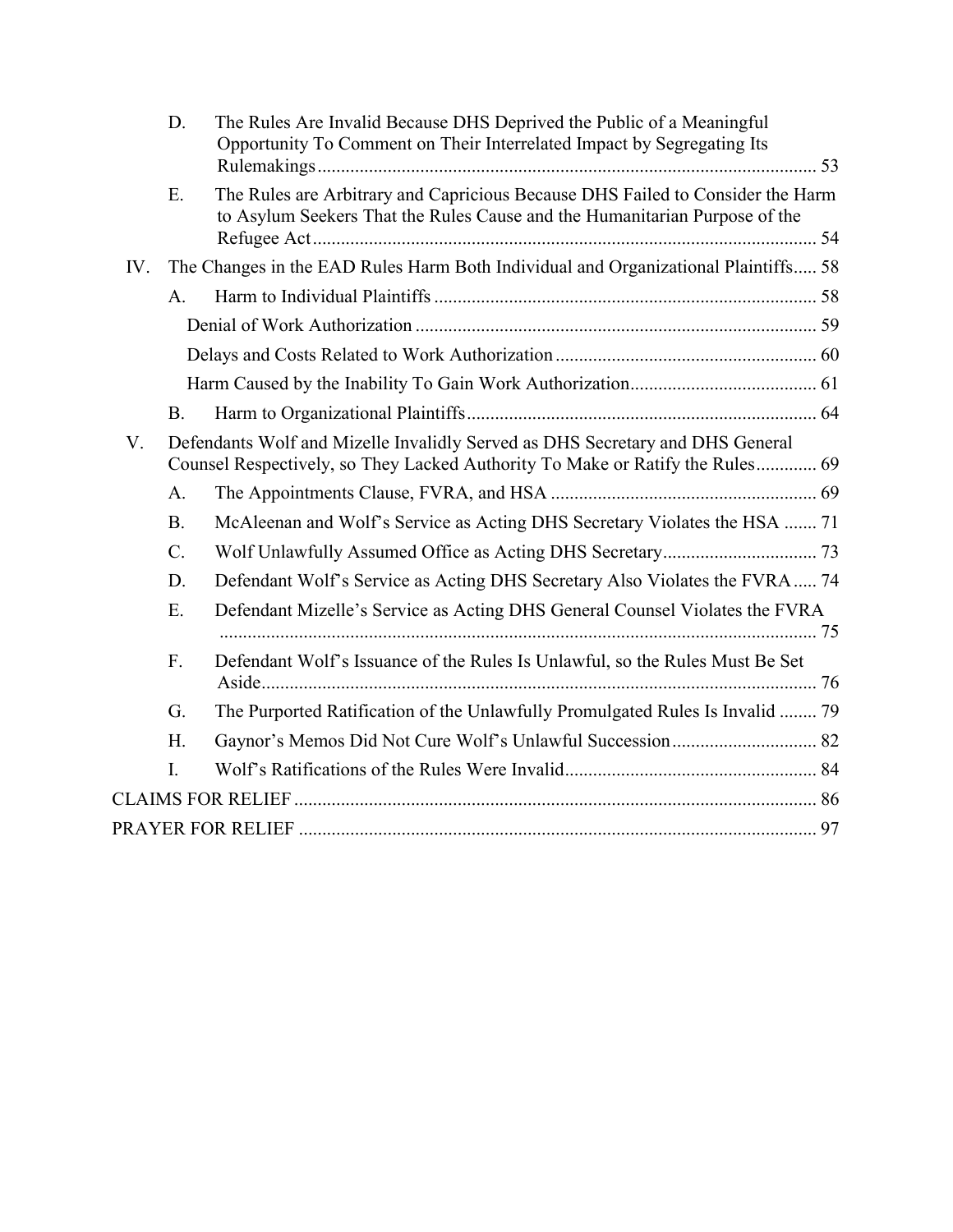D. The Rules Are Invalid Because DHS Deprived the Public of a Meaningful Opportunity To Comment on Their Interrelated Impact by Segregating Its Rulemakings ........................................................................................................ 53

E. The Rules are Arbitrary and Capricious Because DHS Failed to Consider the Harm to Asylum Seekers That the Rules Cause and the Humanitarian Purpose of the Refugee Act ........................................................................................................ 54

IV. The Changes in the EAD Rules Harm Both Individual and Organizational Plaintiffs..... 58

A. Harm to Individual Plaintiffs ................................................................................ 58

Denial of Work Authorization .................................................................................... 59

Delays and Costs Related to Work Authorization ...................................................... 60

Harm Caused by the Inability To Gain Work Authorization....................................... 61

B. Harm to Organizational Plaintiffs .......................................................................... 64

V. Defendants Wolf and Mizelle Invalidly Served as DHS Secretary and DHS General Counsel Respectively, so They Lacked Authority To Make or Ratify the Rules............. 69

A. The Appointments Clause, FVRA, and HSA ......................................................... 69

B. McAleenan and Wolf's Service as Acting DHS Secretary Violates the HSA ....... 71

C. Wolf Unlawfully Assumed Office as Acting DHS Secretary................................. 73

D. Defendant Wolf's Service as Acting DHS Secretary Also Violates the FVRA..... 74

E. Defendant Mizelle's Service as Acting DHS General Counsel Violates the FVRA ............................................................................................................................... 75

F. Defendant Wolf's Issuance of the Rules Is Unlawful, so the Rules Must Be Set Aside...................................................................................................................... 76

G. The Purported Ratification of the Unlawfully Promulgated Rules Is Invalid ........ 79

H. Gaynor's Memos Did Not Cure Wolf's Unlawful Succession............................... 82

I. Wolf's Ratifications of the Rules Were Invalid...................................................... 84

CLAIMS FOR RELIEF ............................................................................................................... 86

PRAYER FOR RELIEF .............................................................................................................. 97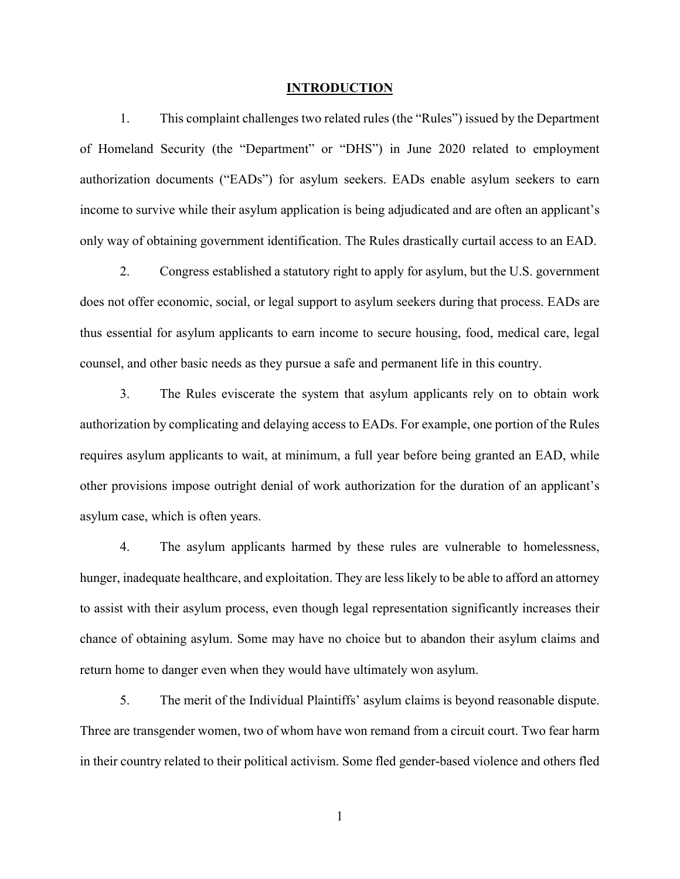## INTRODUCTION

1. This complaint challenges two related rules (the "Rules") issued by the Department of Homeland Security (the "Department" or "DHS") in June 2020 related to employment authorization documents ("EADs") for asylum seekers. EADs enable asylum seekers to earn income to survive while their asylum application is being adjudicated and are often an applicant's only way of obtaining government identification. The Rules drastically curtail access to an EAD.

2. Congress established a statutory right to apply for asylum, but the U.S. government does not offer economic, social, or legal support to asylum seekers during that process. EADs are thus essential for asylum applicants to earn income to secure housing, food, medical care, legal counsel, and other basic needs as they pursue a safe and permanent life in this country.

3. The Rules eviscerate the system that asylum applicants rely on to obtain work authorization by complicating and delaying access to EADs. For example, one portion of the Rules requires asylum applicants to wait, at minimum, a full year before being granted an EAD, while other provisions impose outright denial of work authorization for the duration of an applicant's asylum case, which is often years.

4. The asylum applicants harmed by these rules are vulnerable to homelessness, hunger, inadequate healthcare, and exploitation. They are less likely to be able to afford an attorney to assist with their asylum process, even though legal representation significantly increases their chance of obtaining asylum. Some may have no choice but to abandon their asylum claims and return home to danger even when they would have ultimately won asylum.

5. The merit of the Individual Plaintiffs' asylum claims is beyond reasonable dispute. Three are transgender women, two of whom have won remand from a circuit court. Two fear harm in their country related to their political activism. Some fled gender-based violence and others fled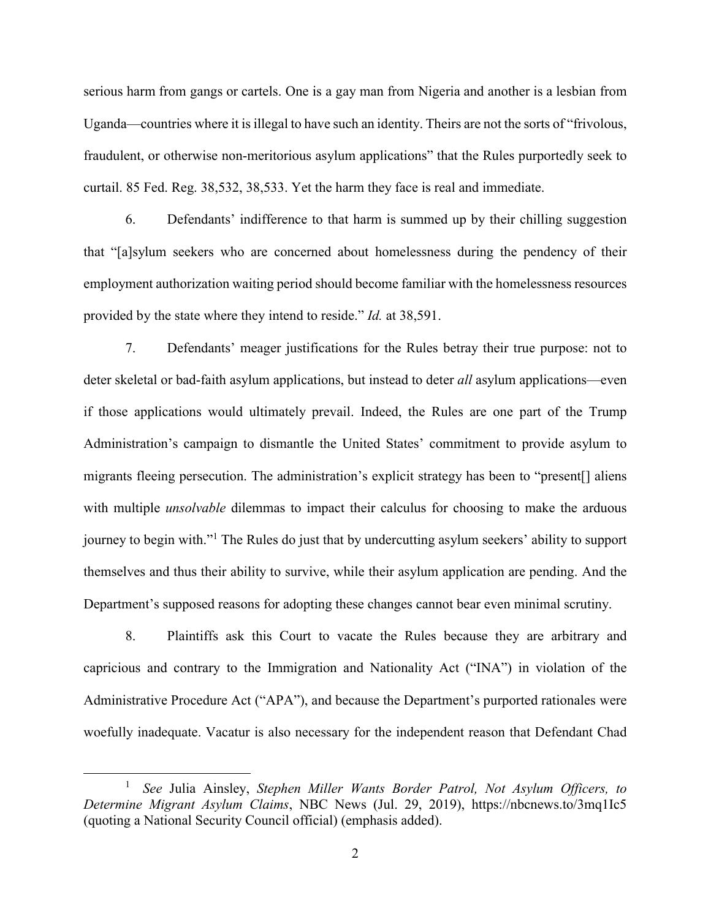serious harm from gangs or cartels. One is a gay man from Nigeria and another is a lesbian from Uganda—countries where it is illegal to have such an identity. Theirs are not the sorts of "frivolous, fraudulent, or otherwise non-meritorious asylum applications" that the Rules purportedly seek to curtail. 85 Fed. Reg. 38,532, 38,533. Yet the harm they face is real and immediate.

6. Defendants' indifference to that harm is summed up by their chilling suggestion that "[a]sylum seekers who are concerned about homelessness during the pendency of their employment authorization waiting period should become familiar with the homelessness resources provided by the state where they intend to reside." *Id.* at 38,591.

7. Defendants' meager justifications for the Rules betray their true purpose: not to deter skeletal or bad-faith asylum applications, but instead to deter *all* asylum applications—even if those applications would ultimately prevail. Indeed, the Rules are one part of the Trump Administration's campaign to dismantle the United States' commitment to provide asylum to migrants fleeing persecution. The administration's explicit strategy has been to "present[] aliens with multiple *unsolvable* dilemmas to impact their calculus for choosing to make the arduous journey to begin with."[1] The Rules do just that by undercutting asylum seekers' ability to support themselves and thus their ability to survive, while their asylum application are pending. And the Department's supposed reasons for adopting these changes cannot bear even minimal scrutiny.

8. Plaintiffs ask this Court to vacate the Rules because they are arbitrary and capricious and contrary to the Immigration and Nationality Act ("INA") in violation of the Administrative Procedure Act ("APA"), and because the Department's purported rationales were woefully inadequate. Vacatur is also necessary for the independent reason that Defendant Chad

---

[1] *See* Julia Ainsley, *Stephen Miller Wants Border Patrol, Not Asylum Officers, to Determine Migrant Asylum Claims*, NBC News (Jul. 29, 2019), https://nbcnews.to/3mq1Ic5 (quoting a National Security Council official) (emphasis added).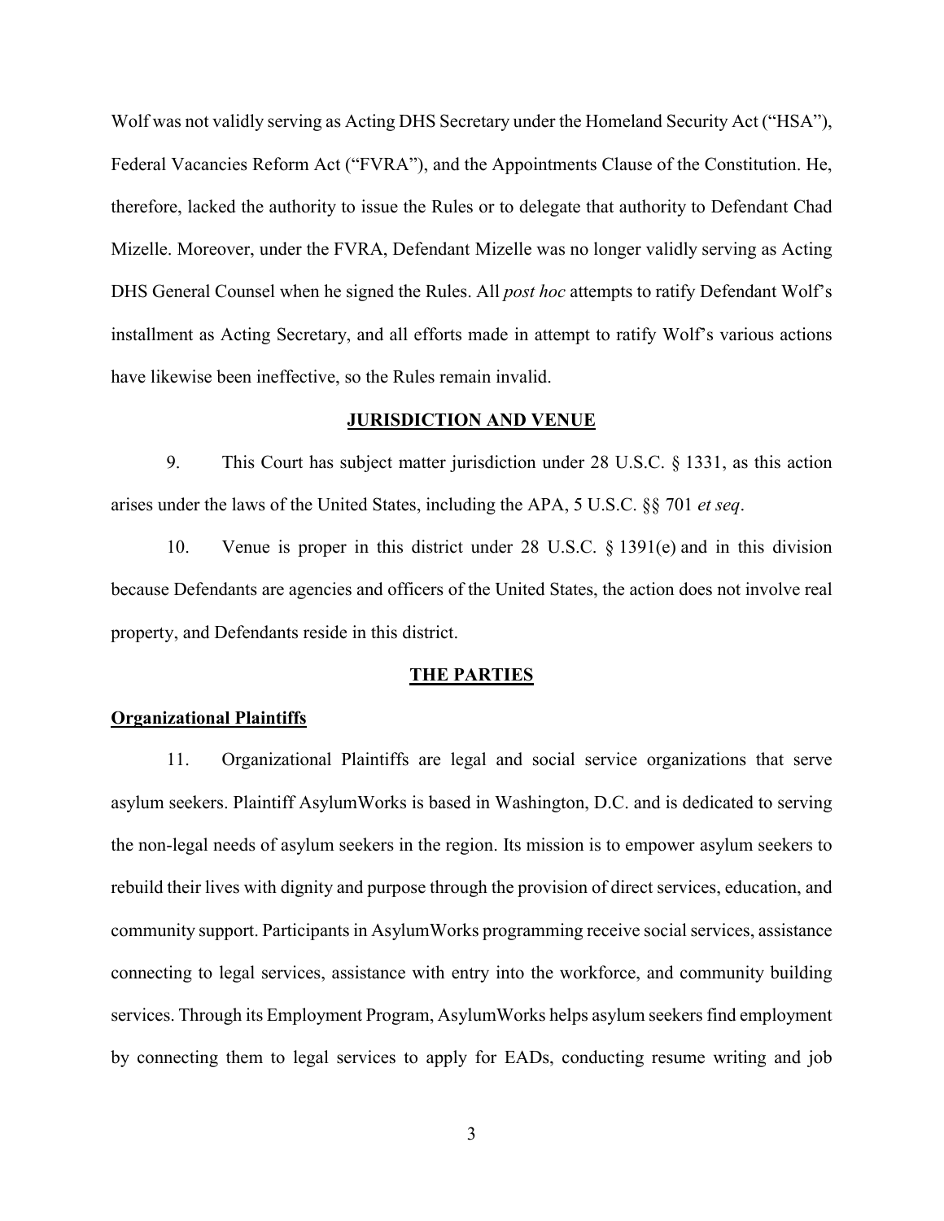Wolf was not validly serving as Acting DHS Secretary under the Homeland Security Act ("HSA"), Federal Vacancies Reform Act ("FVRA"), and the Appointments Clause of the Constitution. He, therefore, lacked the authority to issue the Rules or to delegate that authority to Defendant Chad Mizelle. Moreover, under the FVRA, Defendant Mizelle was no longer validly serving as Acting DHS General Counsel when he signed the Rules. All *post hoc* attempts to ratify Defendant Wolf's installment as Acting Secretary, and all efforts made in attempt to ratify Wolf's various actions have likewise been ineffective, so the Rules remain invalid.

## JURISDICTION AND VENUE

9. This Court has subject matter jurisdiction under 28 U.S.C. § 1331, as this action arises under the laws of the United States, including the APA, 5 U.S.C. §§ 701 *et seq*.

10. Venue is proper in this district under 28 U.S.C. § 1391(e) and in this division because Defendants are agencies and officers of the United States, the action does not involve real property, and Defendants reside in this district.

## THE PARTIES

### Organizational Plaintiffs

11. Organizational Plaintiffs are legal and social service organizations that serve asylum seekers. Plaintiff AsylumWorks is based in Washington, D.C. and is dedicated to serving the non-legal needs of asylum seekers in the region. Its mission is to empower asylum seekers to rebuild their lives with dignity and purpose through the provision of direct services, education, and community support. Participants in AsylumWorks programming receive social services, assistance connecting to legal services, assistance with entry into the workforce, and community building services. Through its Employment Program, AsylumWorks helps asylum seekers find employment by connecting them to legal services to apply for EADs, conducting resume writing and job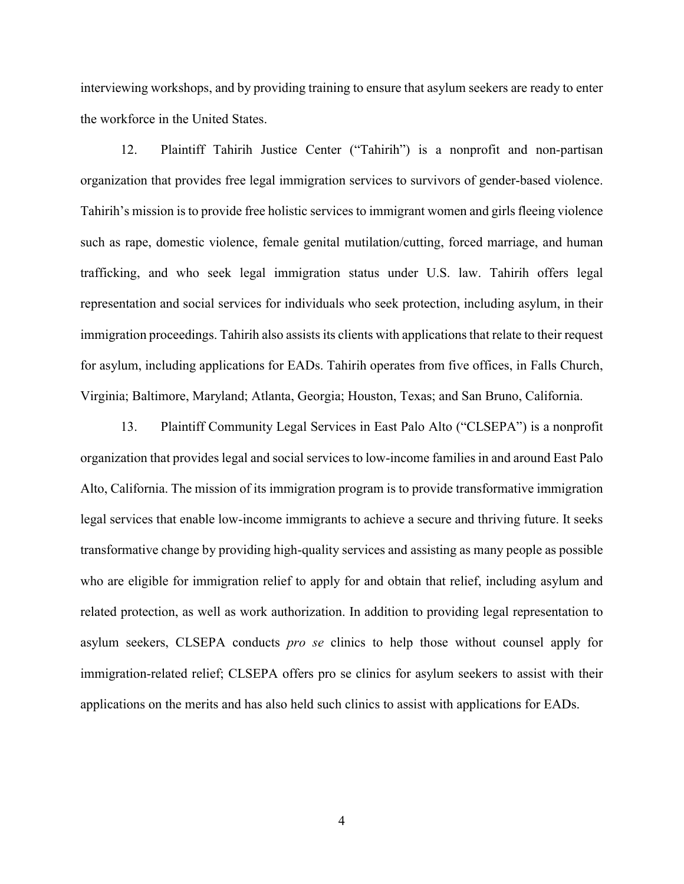interviewing workshops, and by providing training to ensure that asylum seekers are ready to enter the workforce in the United States.

12. Plaintiff Tahirih Justice Center ("Tahirih") is a nonprofit and non-partisan organization that provides free legal immigration services to survivors of gender-based violence. Tahirih's mission is to provide free holistic services to immigrant women and girls fleeing violence such as rape, domestic violence, female genital mutilation/cutting, forced marriage, and human trafficking, and who seek legal immigration status under U.S. law. Tahirih offers legal representation and social services for individuals who seek protection, including asylum, in their immigration proceedings. Tahirih also assists its clients with applications that relate to their request for asylum, including applications for EADs. Tahirih operates from five offices, in Falls Church, Virginia; Baltimore, Maryland; Atlanta, Georgia; Houston, Texas; and San Bruno, California.

13. Plaintiff Community Legal Services in East Palo Alto ("CLSEPA") is a nonprofit organization that provides legal and social services to low-income families in and around East Palo Alto, California. The mission of its immigration program is to provide transformative immigration legal services that enable low-income immigrants to achieve a secure and thriving future. It seeks transformative change by providing high-quality services and assisting as many people as possible who are eligible for immigration relief to apply for and obtain that relief, including asylum and related protection, as well as work authorization. In addition to providing legal representation to asylum seekers, CLSEPA conducts *pro se* clinics to help those without counsel apply for immigration-related relief; CLSEPA offers pro se clinics for asylum seekers to assist with their applications on the merits and has also held such clinics to assist with applications for EADs.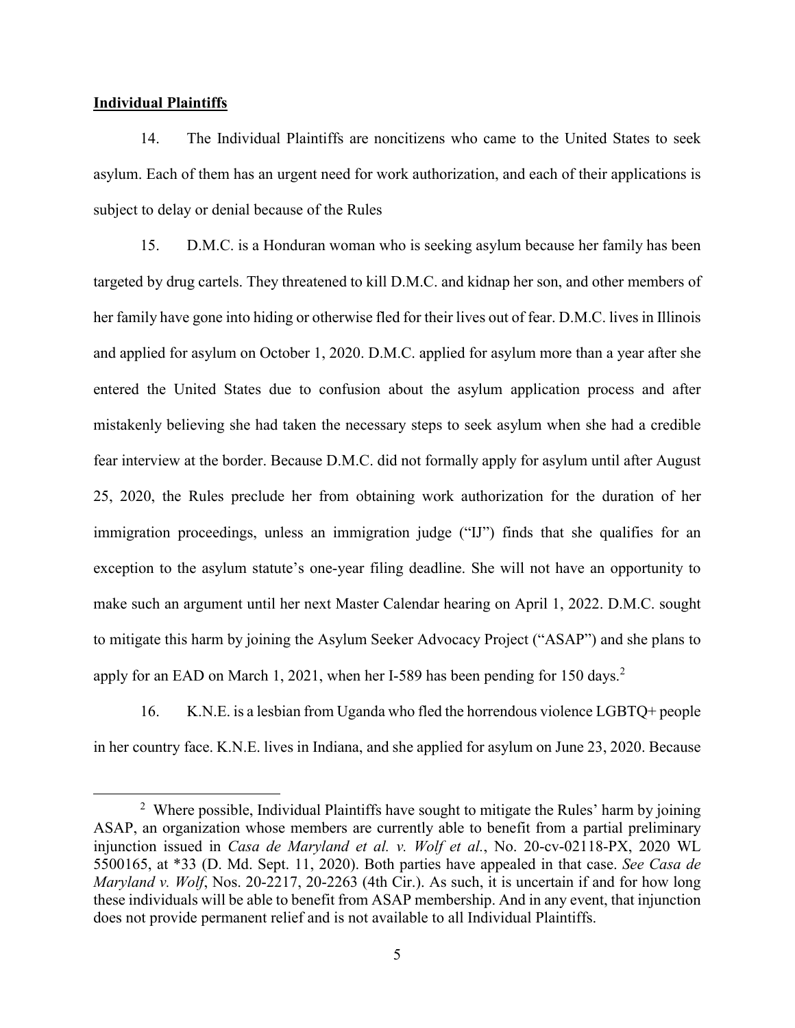**Individual Plaintiffs**

14. The Individual Plaintiffs are noncitizens who came to the United States to seek asylum. Each of them has an urgent need for work authorization, and each of their applications is subject to delay or denial because of the Rules

15. D.M.C. is a Honduran woman who is seeking asylum because her family has been targeted by drug cartels. They threatened to kill D.M.C. and kidnap her son, and other members of her family have gone into hiding or otherwise fled for their lives out of fear. D.M.C. lives in Illinois and applied for asylum on October 1, 2020. D.M.C. applied for asylum more than a year after she entered the United States due to confusion about the asylum application process and after mistakenly believing she had taken the necessary steps to seek asylum when she had a credible fear interview at the border. Because D.M.C. did not formally apply for asylum until after August 25, 2020, the Rules preclude her from obtaining work authorization for the duration of her immigration proceedings, unless an immigration judge ("IJ") finds that she qualifies for an exception to the asylum statute's one-year filing deadline. She will not have an opportunity to make such an argument until her next Master Calendar hearing on April 1, 2022. D.M.C. sought to mitigate this harm by joining the Asylum Seeker Advocacy Project ("ASAP") and she plans to apply for an EAD on March 1, 2021, when her I-589 has been pending for 150 days.[2]

16. K.N.E. is a lesbian from Uganda who fled the horrendous violence LGBTQ+ people in her country face. K.N.E. lives in Indiana, and she applied for asylum on June 23, 2020. Because

[2] Where possible, Individual Plaintiffs have sought to mitigate the Rules' harm by joining ASAP, an organization whose members are currently able to benefit from a partial preliminary injunction issued in *Casa de Maryland et al. v. Wolf et al.*, No. 20-cv-02118-PX, 2020 WL 5500165, at *33 (D. Md. Sept. 11, 2020). Both parties have appealed in that case. *See Casa de Maryland v. Wolf*, Nos. 20-2217, 20-2263 (4th Cir.). As such, it is uncertain if and for how long these individuals will be able to benefit from ASAP membership. And in any event, that injunction does not provide permanent relief and is not available to all Individual Plaintiffs.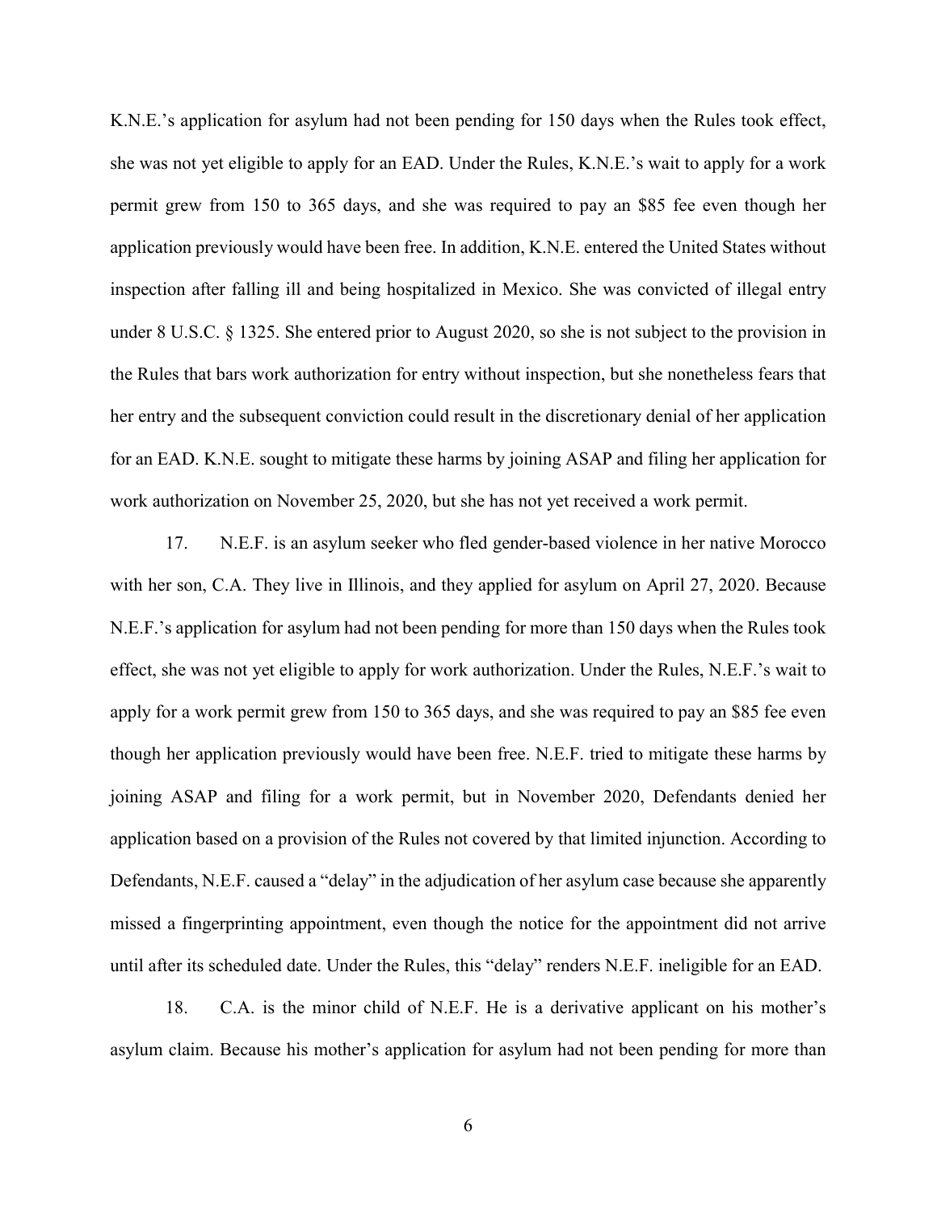K.N.E.'s application for asylum had not been pending for 150 days when the Rules took effect, she was not yet eligible to apply for an EAD. Under the Rules, K.N.E.'s wait to apply for a work permit grew from 150 to 365 days, and she was required to pay an $85 fee even though her application previously would have been free. In addition, K.N.E. entered the United States without inspection after falling ill and being hospitalized in Mexico. She was convicted of illegal entry under 8 U.S.C. § 1325. She entered prior to August 2020, so she is not subject to the provision in the Rules that bars work authorization for entry without inspection, but she nonetheless fears that her entry and the subsequent conviction could result in the discretionary denial of her application for an EAD. K.N.E. sought to mitigate these harms by joining ASAP and filing her application for work authorization on November 25, 2020, but she has not yet received a work permit.

17. N.E.F. is an asylum seeker who fled gender-based violence in her native Morocco with her son, C.A. They live in Illinois, and they applied for asylum on April 27, 2020. Because N.E.F.'s application for asylum had not been pending for more than 150 days when the Rules took effect, she was not yet eligible to apply for work authorization. Under the Rules, N.E.F.'s wait to apply for a work permit grew from 150 to 365 days, and she was required to pay an $85 fee even though her application previously would have been free. N.E.F. tried to mitigate these harms by joining ASAP and filing for a work permit, but in November 2020, Defendants denied her application based on a provision of the Rules not covered by that limited injunction. According to Defendants, N.E.F. caused a "delay" in the adjudication of her asylum case because she apparently missed a fingerprinting appointment, even though the notice for the appointment did not arrive until after its scheduled date. Under the Rules, this "delay" renders N.E.F. ineligible for an EAD.

18. C.A. is the minor child of N.E.F. He is a derivative applicant on his mother's asylum claim. Because his mother's application for asylum had not been pending for more than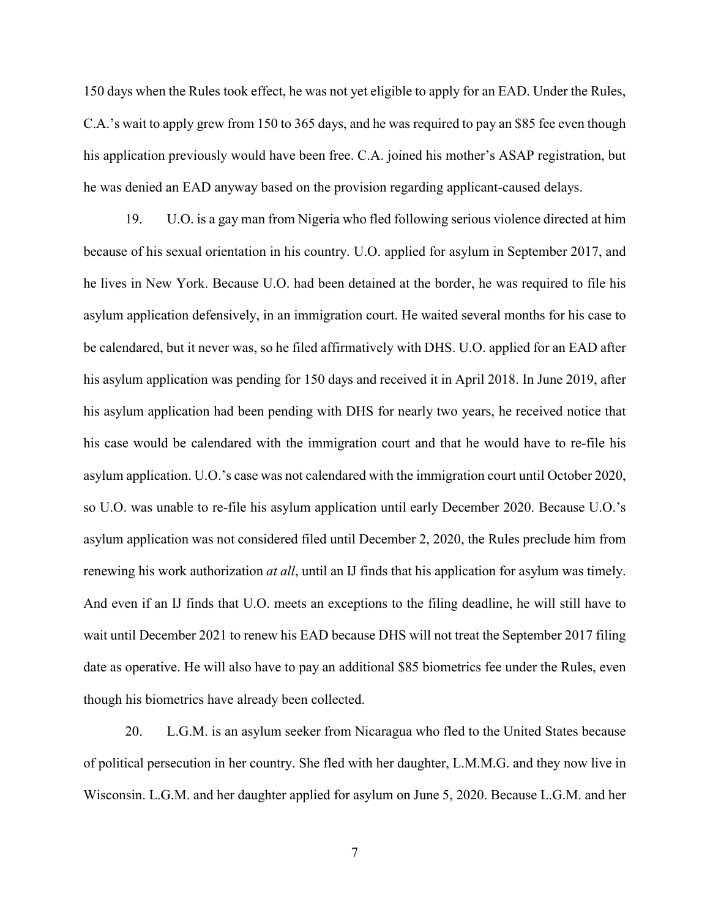150 days when the Rules took effect, he was not yet eligible to apply for an EAD. Under the Rules, C.A.'s wait to apply grew from 150 to 365 days, and he was required to pay an $85 fee even though his application previously would have been free. C.A. joined his mother's ASAP registration, but he was denied an EAD anyway based on the provision regarding applicant-caused delays.

19. U.O. is a gay man from Nigeria who fled following serious violence directed at him because of his sexual orientation in his country. U.O. applied for asylum in September 2017, and he lives in New York. Because U.O. had been detained at the border, he was required to file his asylum application defensively, in an immigration court. He waited several months for his case to be calendared, but it never was, so he filed affirmatively with DHS. U.O. applied for an EAD after his asylum application was pending for 150 days and received it in April 2018. In June 2019, after his asylum application had been pending with DHS for nearly two years, he received notice that his case would be calendared with the immigration court and that he would have to re-file his asylum application. U.O.'s case was not calendared with the immigration court until October 2020, so U.O. was unable to re-file his asylum application until early December 2020. Because U.O.'s asylum application was not considered filed until December 2, 2020, the Rules preclude him from renewing his work authorization *at all*, until an IJ finds that his application for asylum was timely. And even if an IJ finds that U.O. meets an exceptions to the filing deadline, he will still have to wait until December 2021 to renew his EAD because DHS will not treat the September 2017 filing date as operative. He will also have to pay an additional $85 biometrics fee under the Rules, even though his biometrics have already been collected.

20. L.G.M. is an asylum seeker from Nicaragua who fled to the United States because of political persecution in her country. She fled with her daughter, L.M.M.G. and they now live in Wisconsin. L.G.M. and her daughter applied for asylum on June 5, 2020. Because L.G.M. and her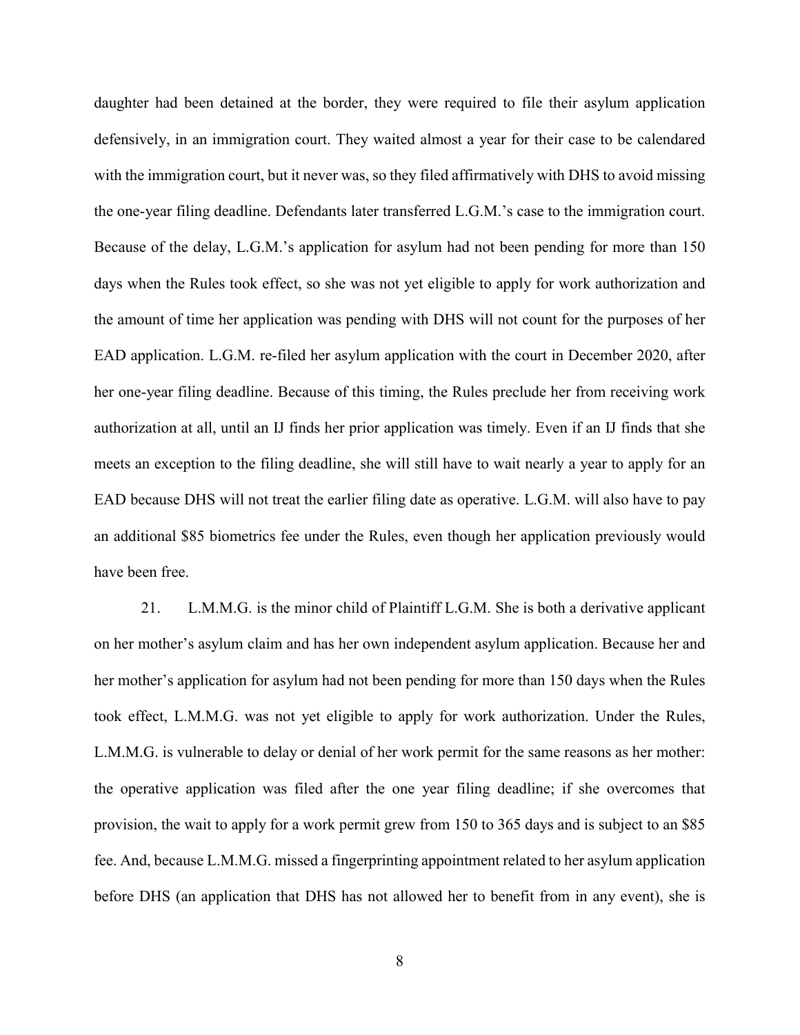daughter had been detained at the border, they were required to file their asylum application defensively, in an immigration court. They waited almost a year for their case to be calendared with the immigration court, but it never was, so they filed affirmatively with DHS to avoid missing the one-year filing deadline. Defendants later transferred L.G.M.'s case to the immigration court. Because of the delay, L.G.M.'s application for asylum had not been pending for more than 150 days when the Rules took effect, so she was not yet eligible to apply for work authorization and the amount of time her application was pending with DHS will not count for the purposes of her EAD application. L.G.M. re-filed her asylum application with the court in December 2020, after her one-year filing deadline. Because of this timing, the Rules preclude her from receiving work authorization at all, until an IJ finds her prior application was timely. Even if an IJ finds that she meets an exception to the filing deadline, she will still have to wait nearly a year to apply for an EAD because DHS will not treat the earlier filing date as operative. L.G.M. will also have to pay an additional $85 biometrics fee under the Rules, even though her application previously would have been free.

21. L.M.M.G. is the minor child of Plaintiff L.G.M. She is both a derivative applicant on her mother's asylum claim and has her own independent asylum application. Because her and her mother's application for asylum had not been pending for more than 150 days when the Rules took effect, L.M.M.G. was not yet eligible to apply for work authorization. Under the Rules, L.M.M.G. is vulnerable to delay or denial of her work permit for the same reasons as her mother: the operative application was filed after the one year filing deadline; if she overcomes that provision, the wait to apply for a work permit grew from 150 to 365 days and is subject to an $85 fee. And, because L.M.M.G. missed a fingerprinting appointment related to her asylum application before DHS (an application that DHS has not allowed her to benefit from in any event), she is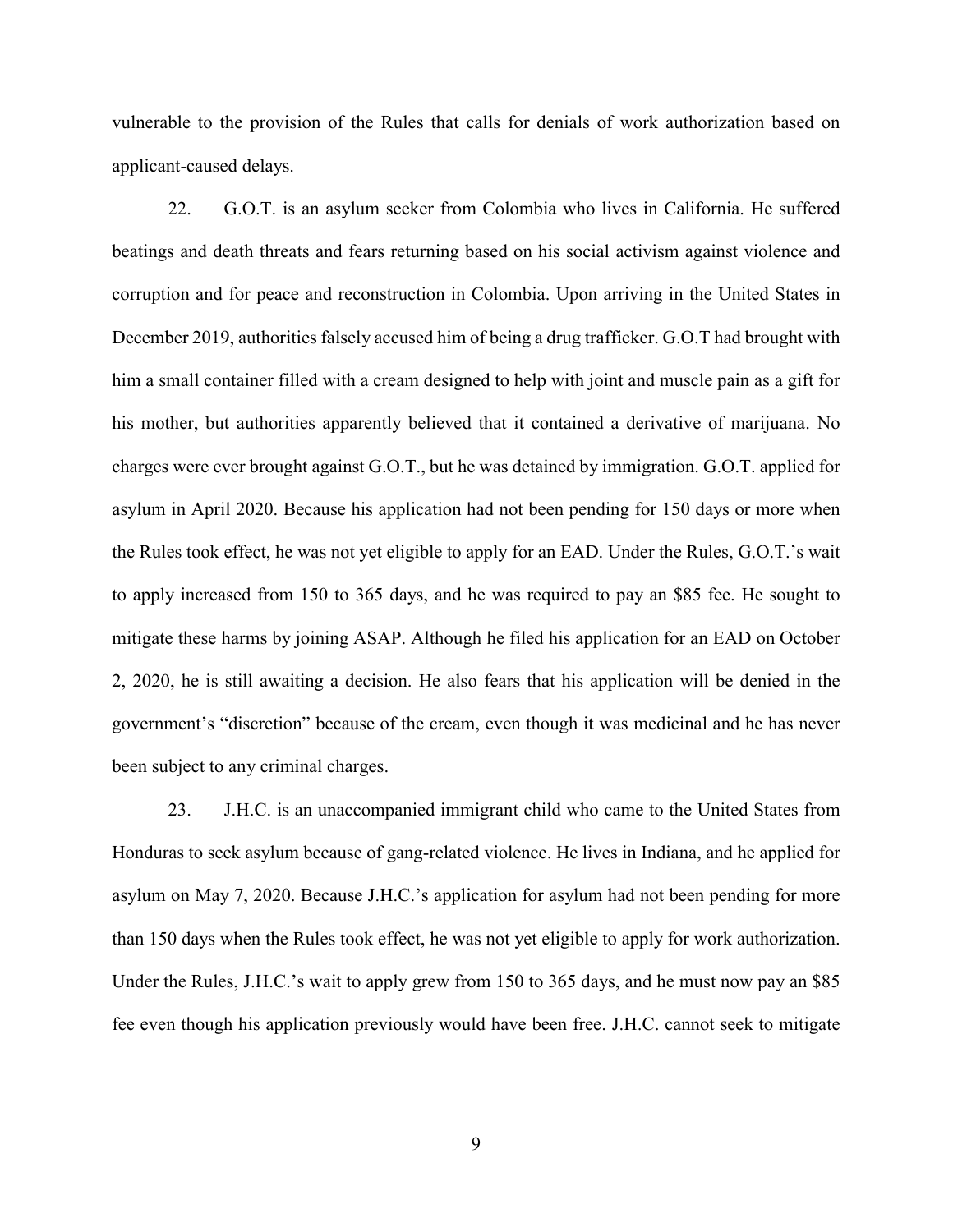vulnerable to the provision of the Rules that calls for denials of work authorization based on applicant-caused delays.

22. G.O.T. is an asylum seeker from Colombia who lives in California. He suffered beatings and death threats and fears returning based on his social activism against violence and corruption and for peace and reconstruction in Colombia. Upon arriving in the United States in December 2019, authorities falsely accused him of being a drug trafficker. G.O.T had brought with him a small container filled with a cream designed to help with joint and muscle pain as a gift for his mother, but authorities apparently believed that it contained a derivative of marijuana. No charges were ever brought against G.O.T., but he was detained by immigration. G.O.T. applied for asylum in April 2020. Because his application had not been pending for 150 days or more when the Rules took effect, he was not yet eligible to apply for an EAD. Under the Rules, G.O.T.'s wait to apply increased from 150 to 365 days, and he was required to pay an $85 fee. He sought to mitigate these harms by joining ASAP. Although he filed his application for an EAD on October 2, 2020, he is still awaiting a decision. He also fears that his application will be denied in the government's "discretion" because of the cream, even though it was medicinal and he has never been subject to any criminal charges.

23. J.H.C. is an unaccompanied immigrant child who came to the United States from Honduras to seek asylum because of gang-related violence. He lives in Indiana, and he applied for asylum on May 7, 2020. Because J.H.C.'s application for asylum had not been pending for more than 150 days when the Rules took effect, he was not yet eligible to apply for work authorization. Under the Rules, J.H.C.'s wait to apply grew from 150 to 365 days, and he must now pay an $85 fee even though his application previously would have been free. J.H.C. cannot seek to mitigate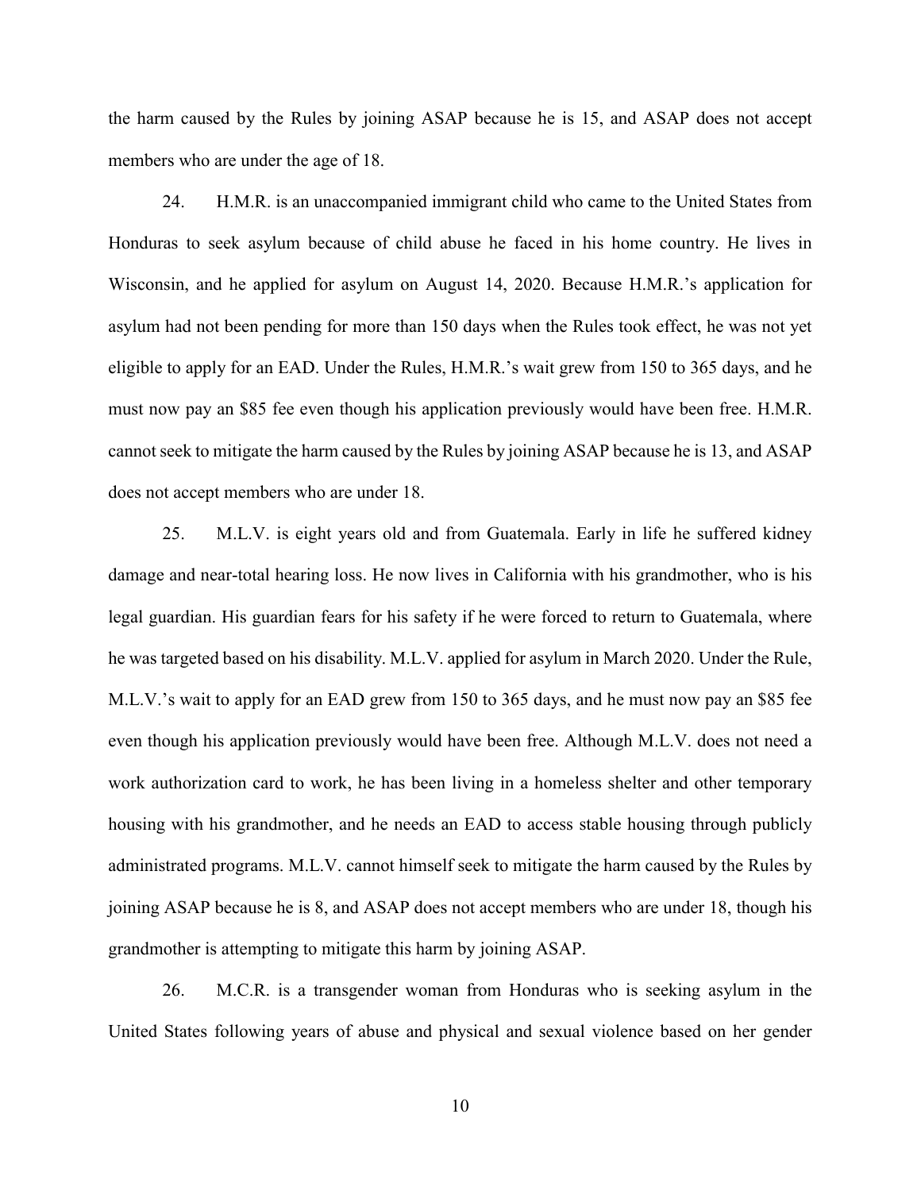the harm caused by the Rules by joining ASAP because he is 15, and ASAP does not accept members who are under the age of 18.

24. H.M.R. is an unaccompanied immigrant child who came to the United States from Honduras to seek asylum because of child abuse he faced in his home country. He lives in Wisconsin, and he applied for asylum on August 14, 2020. Because H.M.R.'s application for asylum had not been pending for more than 150 days when the Rules took effect, he was not yet eligible to apply for an EAD. Under the Rules, H.M.R.'s wait grew from 150 to 365 days, and he must now pay an $85 fee even though his application previously would have been free. H.M.R. cannot seek to mitigate the harm caused by the Rules by joining ASAP because he is 13, and ASAP does not accept members who are under 18.

25. M.L.V. is eight years old and from Guatemala. Early in life he suffered kidney damage and near-total hearing loss. He now lives in California with his grandmother, who is his legal guardian. His guardian fears for his safety if he were forced to return to Guatemala, where he was targeted based on his disability. M.L.V. applied for asylum in March 2020. Under the Rule, M.L.V.'s wait to apply for an EAD grew from 150 to 365 days, and he must now pay an $85 fee even though his application previously would have been free. Although M.L.V. does not need a work authorization card to work, he has been living in a homeless shelter and other temporary housing with his grandmother, and he needs an EAD to access stable housing through publicly administrated programs. M.L.V. cannot himself seek to mitigate the harm caused by the Rules by joining ASAP because he is 8, and ASAP does not accept members who are under 18, though his grandmother is attempting to mitigate this harm by joining ASAP.

26. M.C.R. is a transgender woman from Honduras who is seeking asylum in the United States following years of abuse and physical and sexual violence based on her gender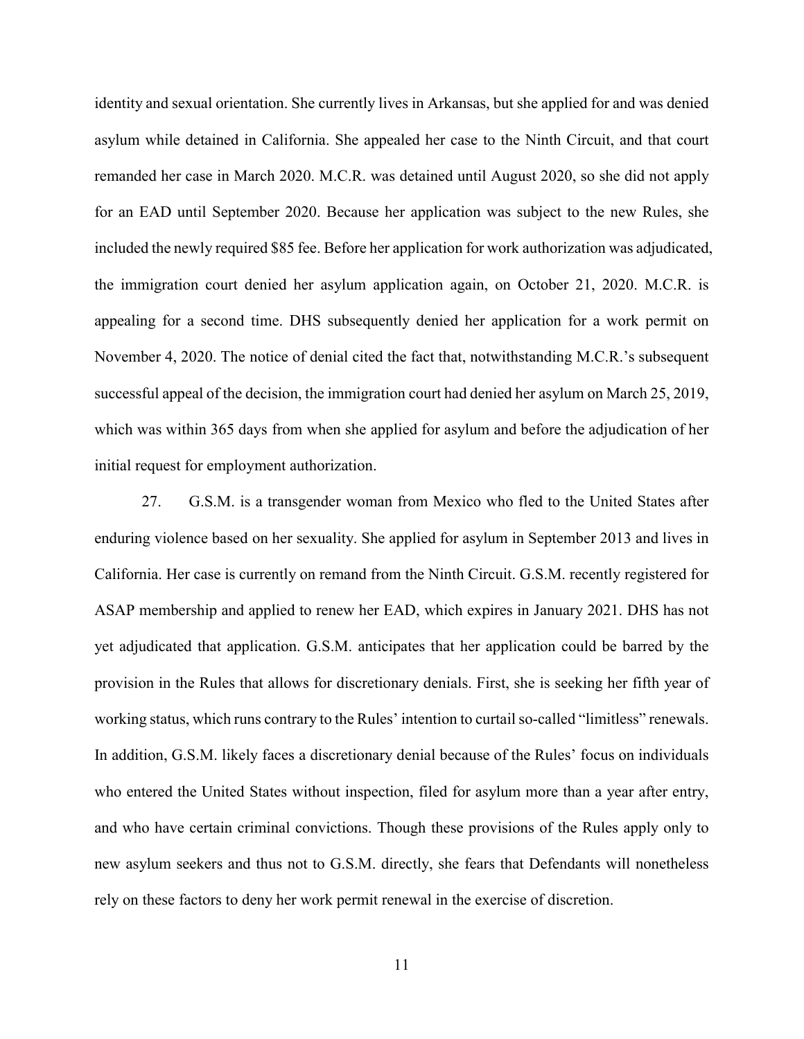identity and sexual orientation. She currently lives in Arkansas, but she applied for and was denied asylum while detained in California. She appealed her case to the Ninth Circuit, and that court remanded her case in March 2020. M.C.R. was detained until August 2020, so she did not apply for an EAD until September 2020. Because her application was subject to the new Rules, she included the newly required $85 fee. Before her application for work authorization was adjudicated, the immigration court denied her asylum application again, on October 21, 2020. M.C.R. is appealing for a second time. DHS subsequently denied her application for a work permit on November 4, 2020. The notice of denial cited the fact that, notwithstanding M.C.R.'s subsequent successful appeal of the decision, the immigration court had denied her asylum on March 25, 2019, which was within 365 days from when she applied for asylum and before the adjudication of her initial request for employment authorization.

27. G.S.M. is a transgender woman from Mexico who fled to the United States after enduring violence based on her sexuality. She applied for asylum in September 2013 and lives in California. Her case is currently on remand from the Ninth Circuit. G.S.M. recently registered for ASAP membership and applied to renew her EAD, which expires in January 2021. DHS has not yet adjudicated that application. G.S.M. anticipates that her application could be barred by the provision in the Rules that allows for discretionary denials. First, she is seeking her fifth year of working status, which runs contrary to the Rules' intention to curtail so-called "limitless" renewals. In addition, G.S.M. likely faces a discretionary denial because of the Rules' focus on individuals who entered the United States without inspection, filed for asylum more than a year after entry, and who have certain criminal convictions. Though these provisions of the Rules apply only to new asylum seekers and thus not to G.S.M. directly, she fears that Defendants will nonetheless rely on these factors to deny her work permit renewal in the exercise of discretion.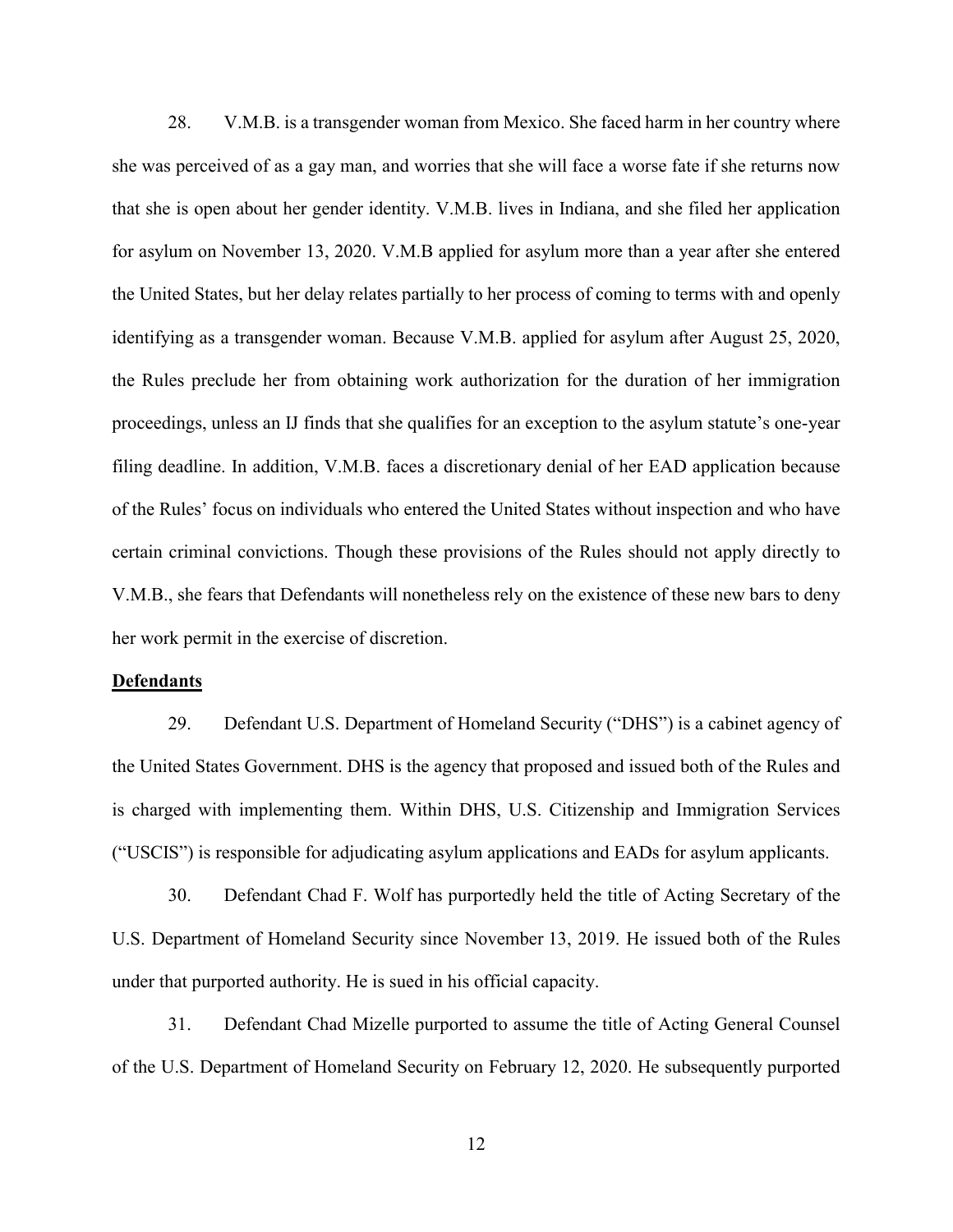28. V.M.B. is a transgender woman from Mexico. She faced harm in her country where she was perceived of as a gay man, and worries that she will face a worse fate if she returns now that she is open about her gender identity. V.M.B. lives in Indiana, and she filed her application for asylum on November 13, 2020. V.M.B applied for asylum more than a year after she entered the United States, but her delay relates partially to her process of coming to terms with and openly identifying as a transgender woman. Because V.M.B. applied for asylum after August 25, 2020, the Rules preclude her from obtaining work authorization for the duration of her immigration proceedings, unless an IJ finds that she qualifies for an exception to the asylum statute's one-year filing deadline. In addition, V.M.B. faces a discretionary denial of her EAD application because of the Rules' focus on individuals who entered the United States without inspection and who have certain criminal convictions. Though these provisions of the Rules should not apply directly to V.M.B., she fears that Defendants will nonetheless rely on the existence of these new bars to deny her work permit in the exercise of discretion.

**Defendants**

29. Defendant U.S. Department of Homeland Security ("DHS") is a cabinet agency of the United States Government. DHS is the agency that proposed and issued both of the Rules and is charged with implementing them. Within DHS, U.S. Citizenship and Immigration Services ("USCIS") is responsible for adjudicating asylum applications and EADs for asylum applicants.

30. Defendant Chad F. Wolf has purportedly held the title of Acting Secretary of the U.S. Department of Homeland Security since November 13, 2019. He issued both of the Rules under that purported authority. He is sued in his official capacity.

31. Defendant Chad Mizelle purported to assume the title of Acting General Counsel of the U.S. Department of Homeland Security on February 12, 2020. He subsequently purported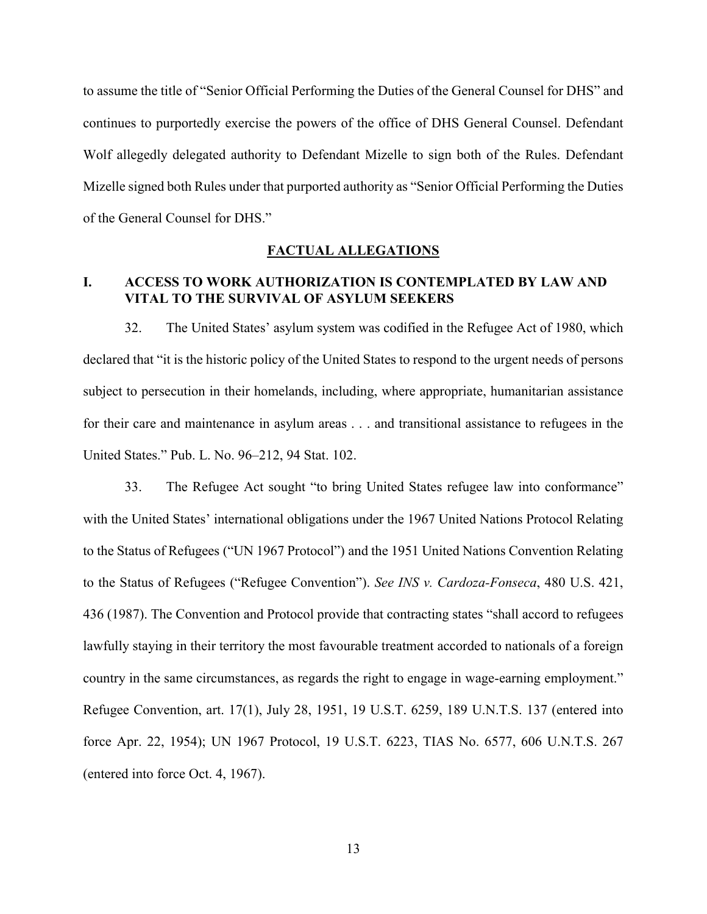to assume the title of "Senior Official Performing the Duties of the General Counsel for DHS" and continues to purportedly exercise the powers of the office of DHS General Counsel. Defendant Wolf allegedly delegated authority to Defendant Mizelle to sign both of the Rules. Defendant Mizelle signed both Rules under that purported authority as "Senior Official Performing the Duties of the General Counsel for DHS."

## FACTUAL ALLEGATIONS

### I. ACCESS TO WORK AUTHORIZATION IS CONTEMPLATED BY LAW AND VITAL TO THE SURVIVAL OF ASYLUM SEEKERS

32. The United States' asylum system was codified in the Refugee Act of 1980, which declared that "it is the historic policy of the United States to respond to the urgent needs of persons subject to persecution in their homelands, including, where appropriate, humanitarian assistance for their care and maintenance in asylum areas . . . and transitional assistance to refugees in the United States." Pub. L. No. 96–212, 94 Stat. 102.

33. The Refugee Act sought "to bring United States refugee law into conformance" with the United States' international obligations under the 1967 United Nations Protocol Relating to the Status of Refugees ("UN 1967 Protocol") and the 1951 United Nations Convention Relating to the Status of Refugees ("Refugee Convention"). *See INS v. Cardoza-Fonseca*, 480 U.S. 421, 436 (1987). The Convention and Protocol provide that contracting states "shall accord to refugees lawfully staying in their territory the most favourable treatment accorded to nationals of a foreign country in the same circumstances, as regards the right to engage in wage-earning employment." Refugee Convention, art. 17(1), July 28, 1951, 19 U.S.T. 6259, 189 U.N.T.S. 137 (entered into force Apr. 22, 1954); UN 1967 Protocol, 19 U.S.T. 6223, TIAS No. 6577, 606 U.N.T.S. 267 (entered into force Oct. 4, 1967).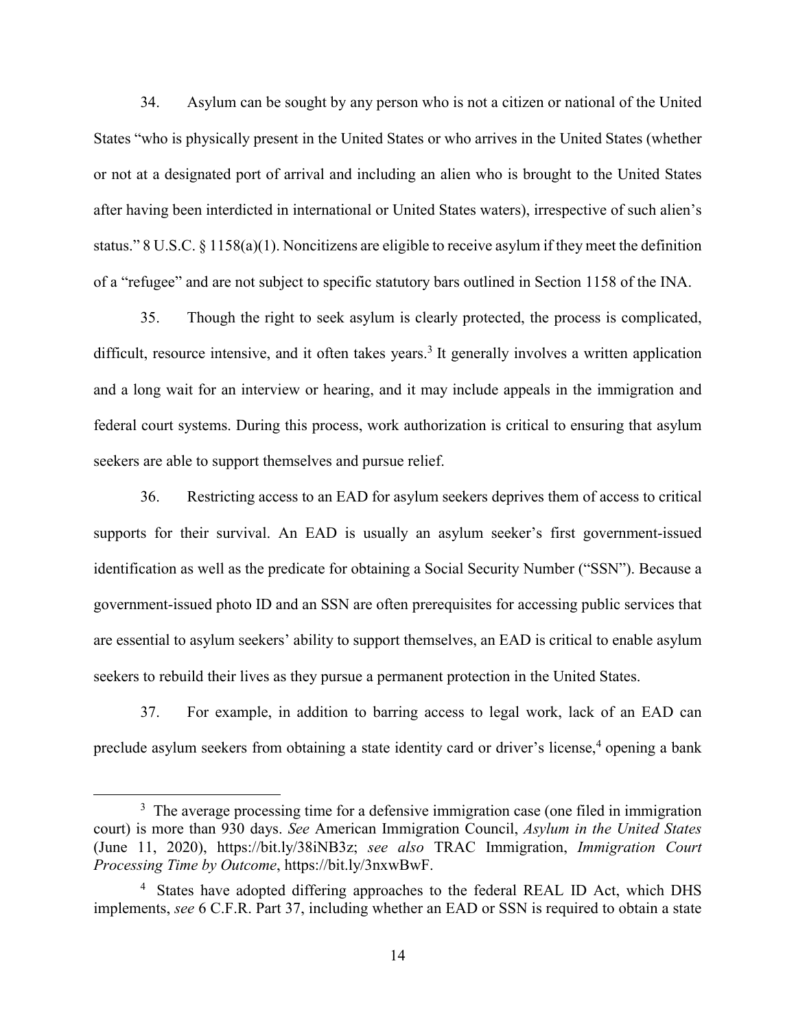34. Asylum can be sought by any person who is not a citizen or national of the United States "who is physically present in the United States or who arrives in the United States (whether or not at a designated port of arrival and including an alien who is brought to the United States after having been interdicted in international or United States waters), irrespective of such alien's status." 8 U.S.C. § 1158(a)(1). Noncitizens are eligible to receive asylum if they meet the definition of a "refugee" and are not subject to specific statutory bars outlined in Section 1158 of the INA.

35. Though the right to seek asylum is clearly protected, the process is complicated, difficult, resource intensive, and it often takes years.[3] It generally involves a written application and a long wait for an interview or hearing, and it may include appeals in the immigration and federal court systems. During this process, work authorization is critical to ensuring that asylum seekers are able to support themselves and pursue relief.

36. Restricting access to an EAD for asylum seekers deprives them of access to critical supports for their survival. An EAD is usually an asylum seeker's first government-issued identification as well as the predicate for obtaining a Social Security Number ("SSN"). Because a government-issued photo ID and an SSN are often prerequisites for accessing public services that are essential to asylum seekers' ability to support themselves, an EAD is critical to enable asylum seekers to rebuild their lives as they pursue a permanent protection in the United States.

37. For example, in addition to barring access to legal work, lack of an EAD can preclude asylum seekers from obtaining a state identity card or driver's license,[4] opening a bank

---

[3] The average processing time for a defensive immigration case (one filed in immigration court) is more than 930 days. *See* American Immigration Council, *Asylum in the United States* (June 11, 2020), https://bit.ly/38iNB3z; *see also* TRAC Immigration, *Immigration Court Processing Time by Outcome*, https://bit.ly/3nxwBwF.

[4] States have adopted differing approaches to the federal REAL ID Act, which DHS implements, *see* 6 C.F.R. Part 37, including whether an EAD or SSN is required to obtain a state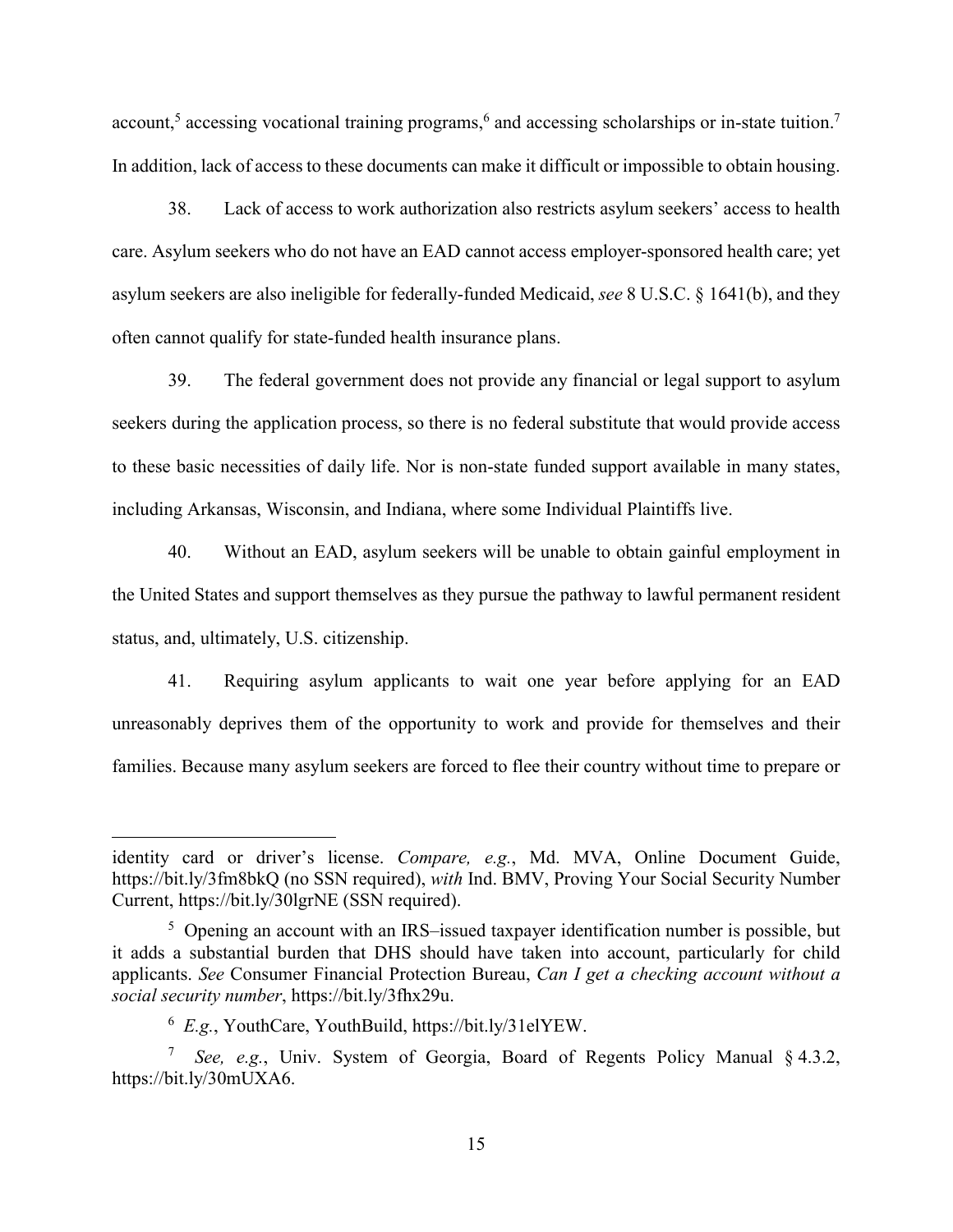account,[5] accessing vocational training programs,[6] and accessing scholarships or in-state tuition.[7] In addition, lack of access to these documents can make it difficult or impossible to obtain housing.

38. Lack of access to work authorization also restricts asylum seekers' access to health care. Asylum seekers who do not have an EAD cannot access employer-sponsored health care; yet asylum seekers are also ineligible for federally-funded Medicaid, *see* 8 U.S.C. § 1641(b), and they often cannot qualify for state-funded health insurance plans.

39. The federal government does not provide any financial or legal support to asylum seekers during the application process, so there is no federal substitute that would provide access to these basic necessities of daily life. Nor is non-state funded support available in many states, including Arkansas, Wisconsin, and Indiana, where some Individual Plaintiffs live.

40. Without an EAD, asylum seekers will be unable to obtain gainful employment in the United States and support themselves as they pursue the pathway to lawful permanent resident status, and, ultimately, U.S. citizenship.

41. Requiring asylum applicants to wait one year before applying for an EAD unreasonably deprives them of the opportunity to work and provide for themselves and their families. Because many asylum seekers are forced to flee their country without time to prepare or

---

identity card or driver's license. *Compare, e.g.*, Md. MVA, Online Document Guide, https://bit.ly/3fm8bkQ (no SSN required), *with* Ind. BMV, Proving Your Social Security Number Current, https://bit.ly/30lgrNE (SSN required).

[5] Opening an account with an IRS–issued taxpayer identification number is possible, but it adds a substantial burden that DHS should have taken into account, particularly for child applicants. *See* Consumer Financial Protection Bureau, *Can I get a checking account without a social security number*, https://bit.ly/3fhx29u.

[6] *E.g.*, YouthCare, YouthBuild, https://bit.ly/31elYEW.

[7] *See, e.g.*, Univ. System of Georgia, Board of Regents Policy Manual § 4.3.2, https://bit.ly/30mUXA6.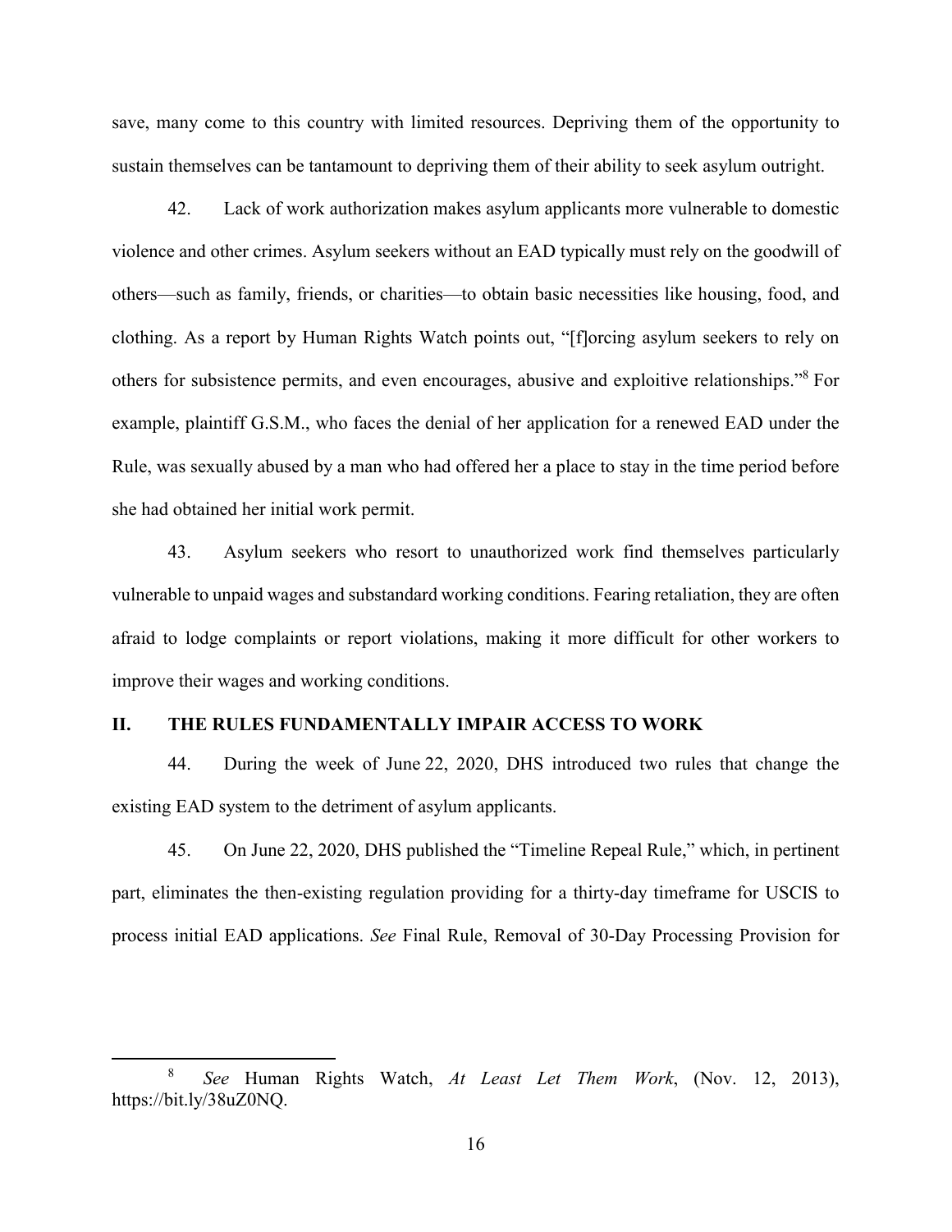save, many come to this country with limited resources. Depriving them of the opportunity to sustain themselves can be tantamount to depriving them of their ability to seek asylum outright.

42. Lack of work authorization makes asylum applicants more vulnerable to domestic violence and other crimes. Asylum seekers without an EAD typically must rely on the goodwill of others—such as family, friends, or charities—to obtain basic necessities like housing, food, and clothing. As a report by Human Rights Watch points out, "[f]orcing asylum seekers to rely on others for subsistence permits, and even encourages, abusive and exploitive relationships."[8] For example, plaintiff G.S.M., who faces the denial of her application for a renewed EAD under the Rule, was sexually abused by a man who had offered her a place to stay in the time period before she had obtained her initial work permit.

43. Asylum seekers who resort to unauthorized work find themselves particularly vulnerable to unpaid wages and substandard working conditions. Fearing retaliation, they are often afraid to lodge complaints or report violations, making it more difficult for other workers to improve their wages and working conditions.

## II. THE RULES FUNDAMENTALLY IMPAIR ACCESS TO WORK

44. During the week of June 22, 2020, DHS introduced two rules that change the existing EAD system to the detriment of asylum applicants.

45. On June 22, 2020, DHS published the "Timeline Repeal Rule," which, in pertinent part, eliminates the then-existing regulation providing for a thirty-day timeframe for USCIS to process initial EAD applications. *See* Final Rule, Removal of 30-Day Processing Provision for

---

[8] *See* Human Rights Watch, *At Least Let Them Work*, (Nov. 12, 2013), https://bit.ly/38uZ0NQ.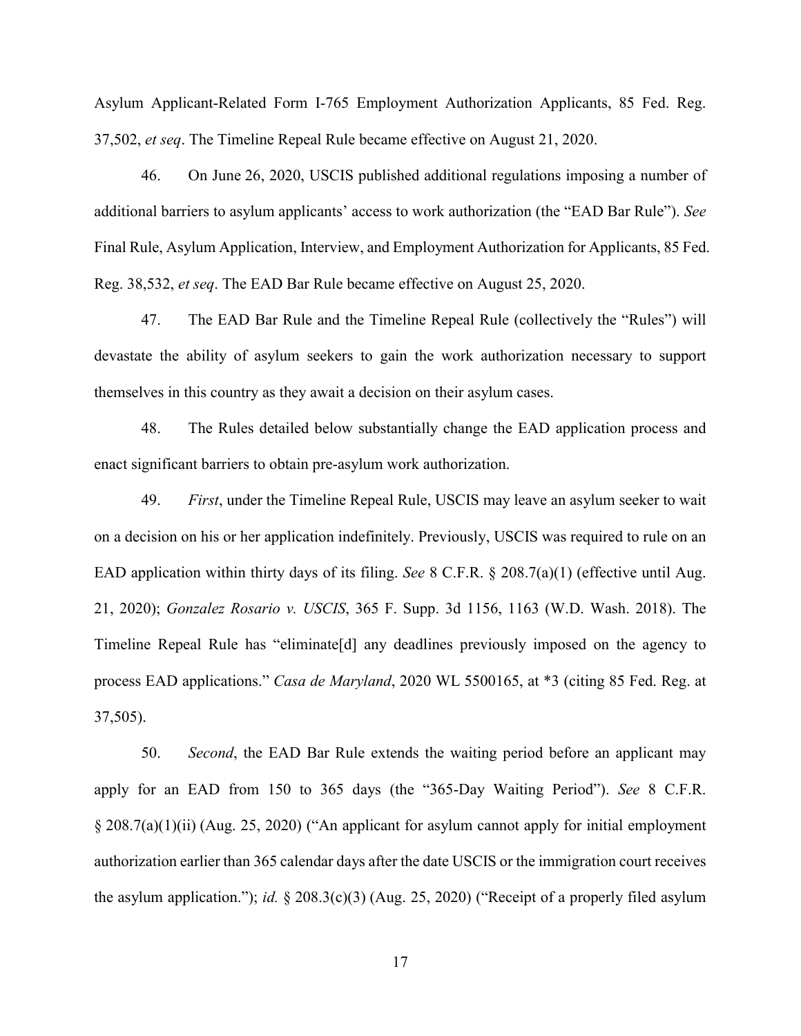Asylum Applicant-Related Form I-765 Employment Authorization Applicants, 85 Fed. Reg. 37,502, *et seq*. The Timeline Repeal Rule became effective on August 21, 2020.

46. On June 26, 2020, USCIS published additional regulations imposing a number of additional barriers to asylum applicants' access to work authorization (the "EAD Bar Rule"). *See* Final Rule, Asylum Application, Interview, and Employment Authorization for Applicants, 85 Fed. Reg. 38,532, *et seq*. The EAD Bar Rule became effective on August 25, 2020.

47. The EAD Bar Rule and the Timeline Repeal Rule (collectively the "Rules") will devastate the ability of asylum seekers to gain the work authorization necessary to support themselves in this country as they await a decision on their asylum cases.

48. The Rules detailed below substantially change the EAD application process and enact significant barriers to obtain pre-asylum work authorization.

49. *First*, under the Timeline Repeal Rule, USCIS may leave an asylum seeker to wait on a decision on his or her application indefinitely. Previously, USCIS was required to rule on an EAD application within thirty days of its filing. *See* 8 C.F.R. § 208.7(a)(1) (effective until Aug. 21, 2020); *Gonzalez Rosario v. USCIS*, 365 F. Supp. 3d 1156, 1163 (W.D. Wash. 2018). The Timeline Repeal Rule has "eliminate[d] any deadlines previously imposed on the agency to process EAD applications." *Casa de Maryland*, 2020 WL 5500165, at *3 (citing 85 Fed. Reg. at 37,505).

50. *Second*, the EAD Bar Rule extends the waiting period before an applicant may apply for an EAD from 150 to 365 days (the "365-Day Waiting Period"). *See* 8 C.F.R. § 208.7(a)(1)(ii) (Aug. 25, 2020) ("An applicant for asylum cannot apply for initial employment authorization earlier than 365 calendar days after the date USCIS or the immigration court receives the asylum application."); *id.* § 208.3(c)(3) (Aug. 25, 2020) ("Receipt of a properly filed asylum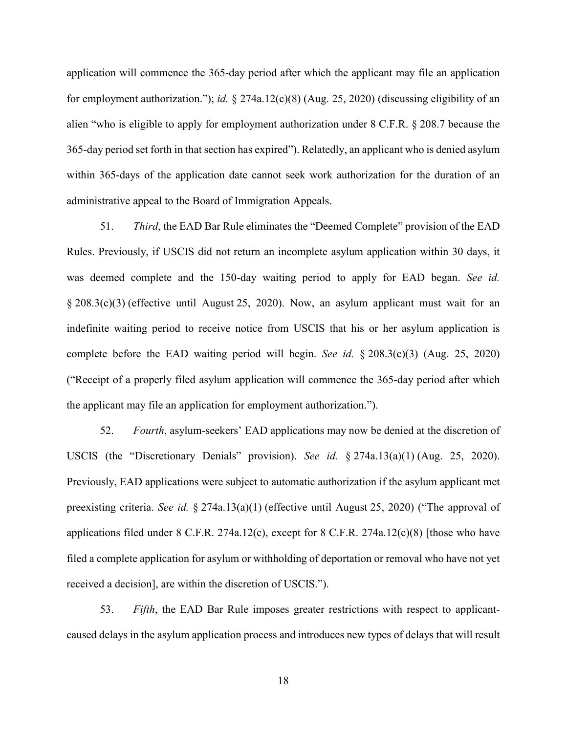application will commence the 365-day period after which the applicant may file an application for employment authorization."); *id.* § 274a.12(c)(8) (Aug. 25, 2020) (discussing eligibility of an alien "who is eligible to apply for employment authorization under 8 C.F.R. § 208.7 because the 365-day period set forth in that section has expired"). Relatedly, an applicant who is denied asylum within 365-days of the application date cannot seek work authorization for the duration of an administrative appeal to the Board of Immigration Appeals.

51. *Third*, the EAD Bar Rule eliminates the "Deemed Complete" provision of the EAD Rules. Previously, if USCIS did not return an incomplete asylum application within 30 days, it was deemed complete and the 150-day waiting period to apply for EAD began. *See id.* § 208.3(c)(3) (effective until August 25, 2020). Now, an asylum applicant must wait for an indefinite waiting period to receive notice from USCIS that his or her asylum application is complete before the EAD waiting period will begin. *See id.* § 208.3(c)(3) (Aug. 25, 2020) ("Receipt of a properly filed asylum application will commence the 365-day period after which the applicant may file an application for employment authorization.").

52. *Fourth*, asylum-seekers' EAD applications may now be denied at the discretion of USCIS (the "Discretionary Denials" provision). *See id.* § 274a.13(a)(1) (Aug. 25, 2020). Previously, EAD applications were subject to automatic authorization if the asylum applicant met preexisting criteria. *See id.* § 274a.13(a)(1) (effective until August 25, 2020) ("The approval of applications filed under 8 C.F.R. 274a.12(c), except for 8 C.F.R. 274a.12(c)(8) [those who have filed a complete application for asylum or withholding of deportation or removal who have not yet received a decision], are within the discretion of USCIS.").

53. *Fifth*, the EAD Bar Rule imposes greater restrictions with respect to applicant-caused delays in the asylum application process and introduces new types of delays that will result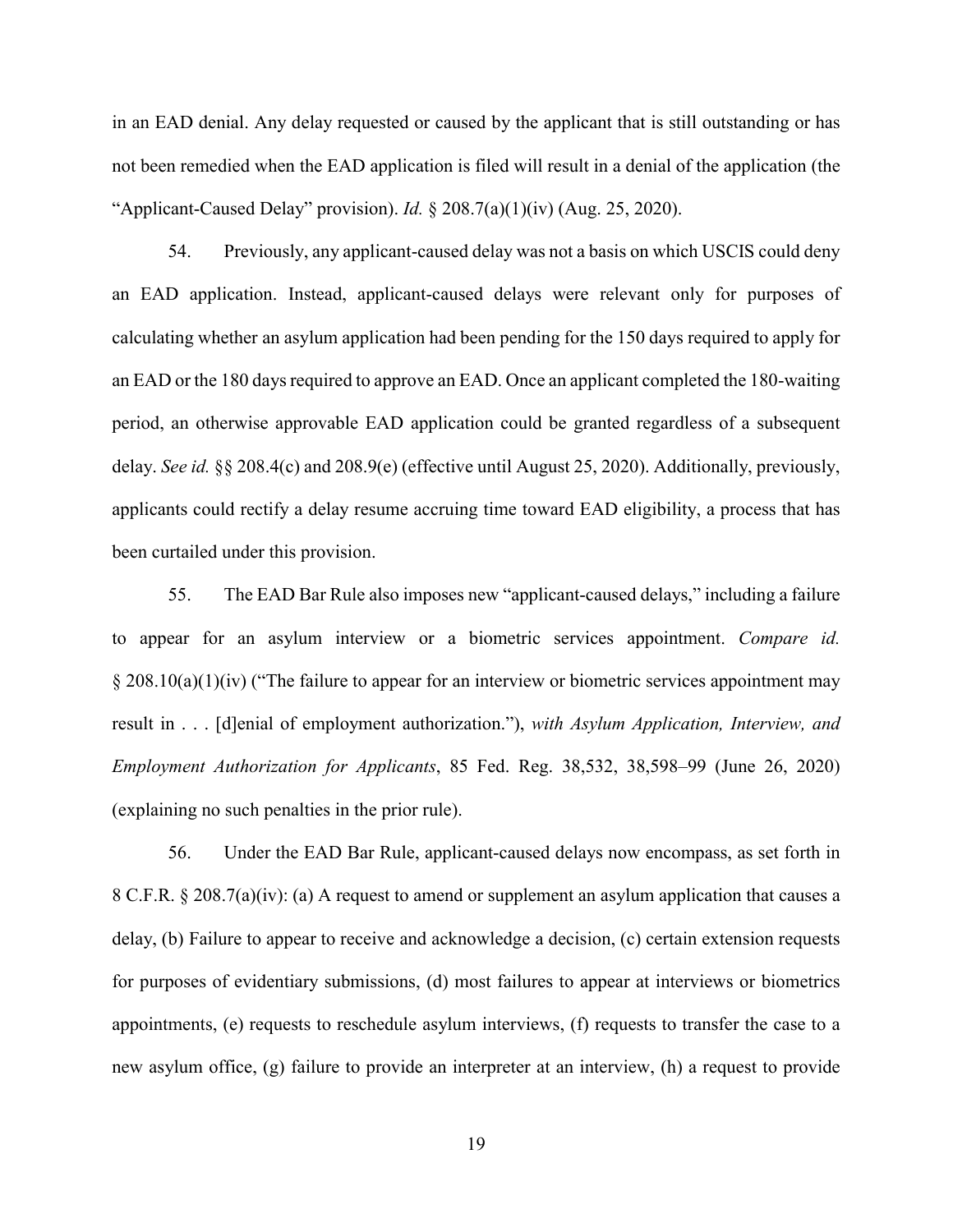in an EAD denial. Any delay requested or caused by the applicant that is still outstanding or has not been remedied when the EAD application is filed will result in a denial of the application (the "Applicant-Caused Delay" provision). *Id.* § 208.7(a)(1)(iv) (Aug. 25, 2020).

54. Previously, any applicant-caused delay was not a basis on which USCIS could deny an EAD application. Instead, applicant-caused delays were relevant only for purposes of calculating whether an asylum application had been pending for the 150 days required to apply for an EAD or the 180 days required to approve an EAD. Once an applicant completed the 180-waiting period, an otherwise approvable EAD application could be granted regardless of a subsequent delay. *See id.* §§ 208.4(c) and 208.9(e) (effective until August 25, 2020). Additionally, previously, applicants could rectify a delay resume accruing time toward EAD eligibility, a process that has been curtailed under this provision.

55. The EAD Bar Rule also imposes new "applicant-caused delays," including a failure to appear for an asylum interview or a biometric services appointment. *Compare id.* § 208.10(a)(1)(iv) ("The failure to appear for an interview or biometric services appointment may result in . . . [d]enial of employment authorization."), *with Asylum Application, Interview, and Employment Authorization for Applicants*, 85 Fed. Reg. 38,532, 38,598–99 (June 26, 2020) (explaining no such penalties in the prior rule).

56. Under the EAD Bar Rule, applicant-caused delays now encompass, as set forth in 8 C.F.R. § 208.7(a)(iv): (a) A request to amend or supplement an asylum application that causes a delay, (b) Failure to appear to receive and acknowledge a decision, (c) certain extension requests for purposes of evidentiary submissions, (d) most failures to appear at interviews or biometrics appointments, (e) requests to reschedule asylum interviews, (f) requests to transfer the case to a new asylum office, (g) failure to provide an interpreter at an interview, (h) a request to provide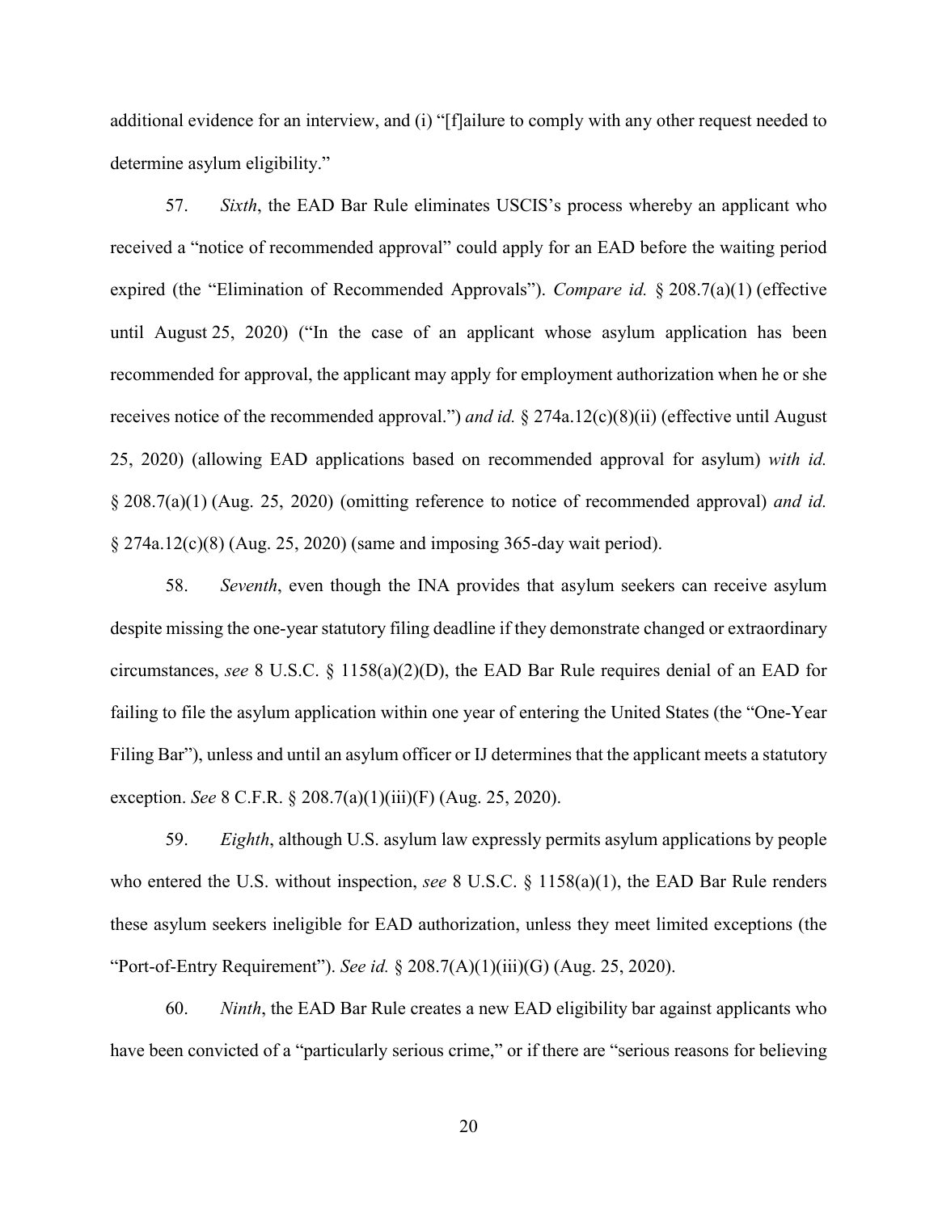additional evidence for an interview, and (i) "[f]ailure to comply with any other request needed to determine asylum eligibility."

57. *Sixth*, the EAD Bar Rule eliminates USCIS's process whereby an applicant who received a "notice of recommended approval" could apply for an EAD before the waiting period expired (the "Elimination of Recommended Approvals"). *Compare id.* § 208.7(a)(1) (effective until August 25, 2020) ("In the case of an applicant whose asylum application has been recommended for approval, the applicant may apply for employment authorization when he or she receives notice of the recommended approval.") *and id.* § 274a.12(c)(8)(ii) (effective until August 25, 2020) (allowing EAD applications based on recommended approval for asylum) *with id.* § 208.7(a)(1) (Aug. 25, 2020) (omitting reference to notice of recommended approval) *and id.* § 274a.12(c)(8) (Aug. 25, 2020) (same and imposing 365-day wait period).

58. *Seventh*, even though the INA provides that asylum seekers can receive asylum despite missing the one-year statutory filing deadline if they demonstrate changed or extraordinary circumstances, *see* 8 U.S.C. § 1158(a)(2)(D), the EAD Bar Rule requires denial of an EAD for failing to file the asylum application within one year of entering the United States (the "One-Year Filing Bar"), unless and until an asylum officer or IJ determines that the applicant meets a statutory exception. *See* 8 C.F.R. § 208.7(a)(1)(iii)(F) (Aug. 25, 2020).

59. *Eighth*, although U.S. asylum law expressly permits asylum applications by people who entered the U.S. without inspection, *see* 8 U.S.C. § 1158(a)(1), the EAD Bar Rule renders these asylum seekers ineligible for EAD authorization, unless they meet limited exceptions (the "Port-of-Entry Requirement"). *See id.* § 208.7(A)(1)(iii)(G) (Aug. 25, 2020).

60. *Ninth*, the EAD Bar Rule creates a new EAD eligibility bar against applicants who have been convicted of a "particularly serious crime," or if there are "serious reasons for believing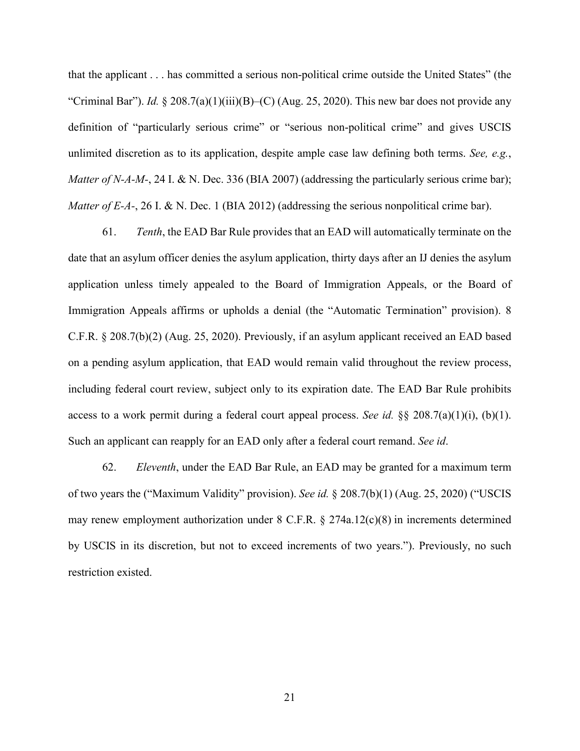that the applicant . . . has committed a serious non-political crime outside the United States" (the "Criminal Bar"). *Id.* § 208.7(a)(1)(iii)(B)–(C) (Aug. 25, 2020). This new bar does not provide any definition of "particularly serious crime" or "serious non-political crime" and gives USCIS unlimited discretion as to its application, despite ample case law defining both terms. *See, e.g.*, *Matter of N-A-M-*, 24 I. & N. Dec. 336 (BIA 2007) (addressing the particularly serious crime bar); *Matter of E-A-*, 26 I. & N. Dec. 1 (BIA 2012) (addressing the serious nonpolitical crime bar).

61. *Tenth*, the EAD Bar Rule provides that an EAD will automatically terminate on the date that an asylum officer denies the asylum application, thirty days after an IJ denies the asylum application unless timely appealed to the Board of Immigration Appeals, or the Board of Immigration Appeals affirms or upholds a denial (the "Automatic Termination" provision). 8 C.F.R. § 208.7(b)(2) (Aug. 25, 2020). Previously, if an asylum applicant received an EAD based on a pending asylum application, that EAD would remain valid throughout the review process, including federal court review, subject only to its expiration date. The EAD Bar Rule prohibits access to a work permit during a federal court appeal process. *See id.* §§ 208.7(a)(1)(i), (b)(1). Such an applicant can reapply for an EAD only after a federal court remand. *See id*.

62. *Eleventh*, under the EAD Bar Rule, an EAD may be granted for a maximum term of two years the ("Maximum Validity" provision). *See id.* § 208.7(b)(1) (Aug. 25, 2020) ("USCIS may renew employment authorization under 8 C.F.R. § 274a.12(c)(8) in increments determined by USCIS in its discretion, but not to exceed increments of two years."). Previously, no such restriction existed.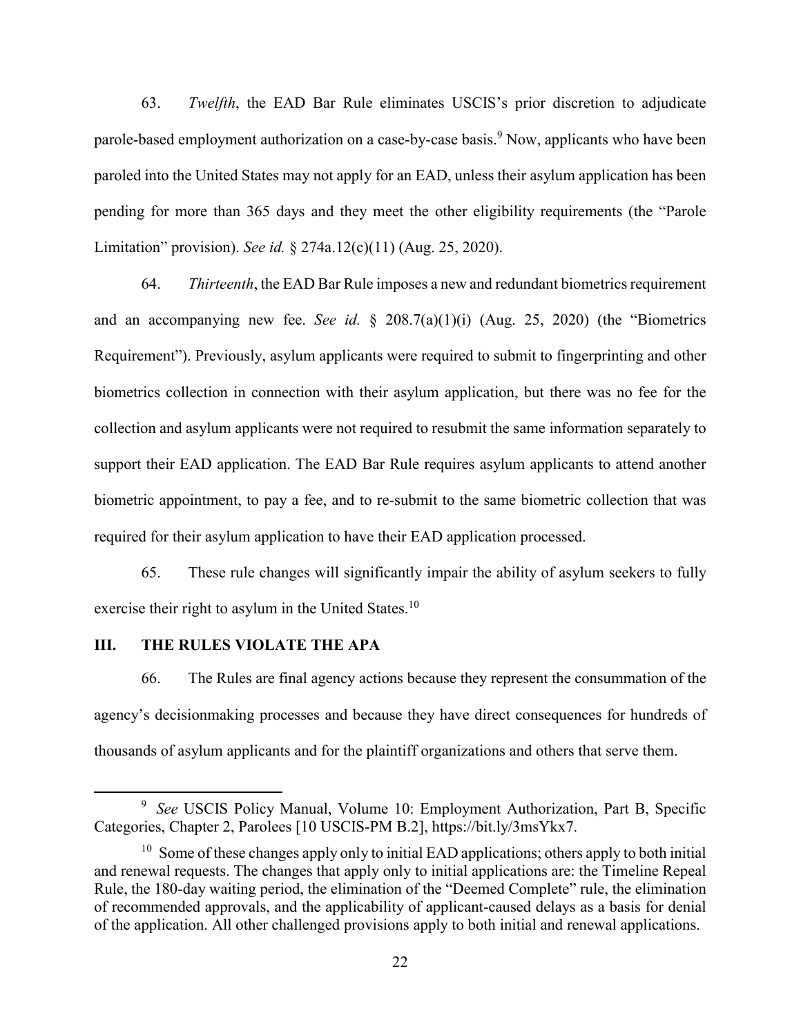63. *Twelfth*, the EAD Bar Rule eliminates USCIS's prior discretion to adjudicate parole-based employment authorization on a case-by-case basis.[9] Now, applicants who have been paroled into the United States may not apply for an EAD, unless their asylum application has been pending for more than 365 days and they meet the other eligibility requirements (the "Parole Limitation" provision). *See id.* § 274a.12(c)(11) (Aug. 25, 2020).

64. *Thirteenth*, the EAD Bar Rule imposes a new and redundant biometrics requirement and an accompanying new fee. *See id.* § 208.7(a)(1)(i) (Aug. 25, 2020) (the "Biometrics Requirement"). Previously, asylum applicants were required to submit to fingerprinting and other biometrics collection in connection with their asylum application, but there was no fee for the collection and asylum applicants were not required to resubmit the same information separately to support their EAD application. The EAD Bar Rule requires asylum applicants to attend another biometric appointment, to pay a fee, and to re-submit to the same biometric collection that was required for their asylum application to have their EAD application processed.

65. These rule changes will significantly impair the ability of asylum seekers to fully exercise their right to asylum in the United States.[10]

## III. THE RULES VIOLATE THE APA

66. The Rules are final agency actions because they represent the consummation of the agency's decisionmaking processes and because they have direct consequences for hundreds of thousands of asylum applicants and for the plaintiff organizations and others that serve them.

---

[9] *See* USCIS Policy Manual, Volume 10: Employment Authorization, Part B, Specific Categories, Chapter 2, Parolees [10 USCIS-PM B.2], https://bit.ly/3msYkx7.

[10] Some of these changes apply only to initial EAD applications; others apply to both initial and renewal requests. The changes that apply only to initial applications are: the Timeline Repeal Rule, the 180-day waiting period, the elimination of the "Deemed Complete" rule, the elimination of recommended approvals, and the applicability of applicant-caused delays as a basis for denial of the application. All other challenged provisions apply to both initial and renewal applications.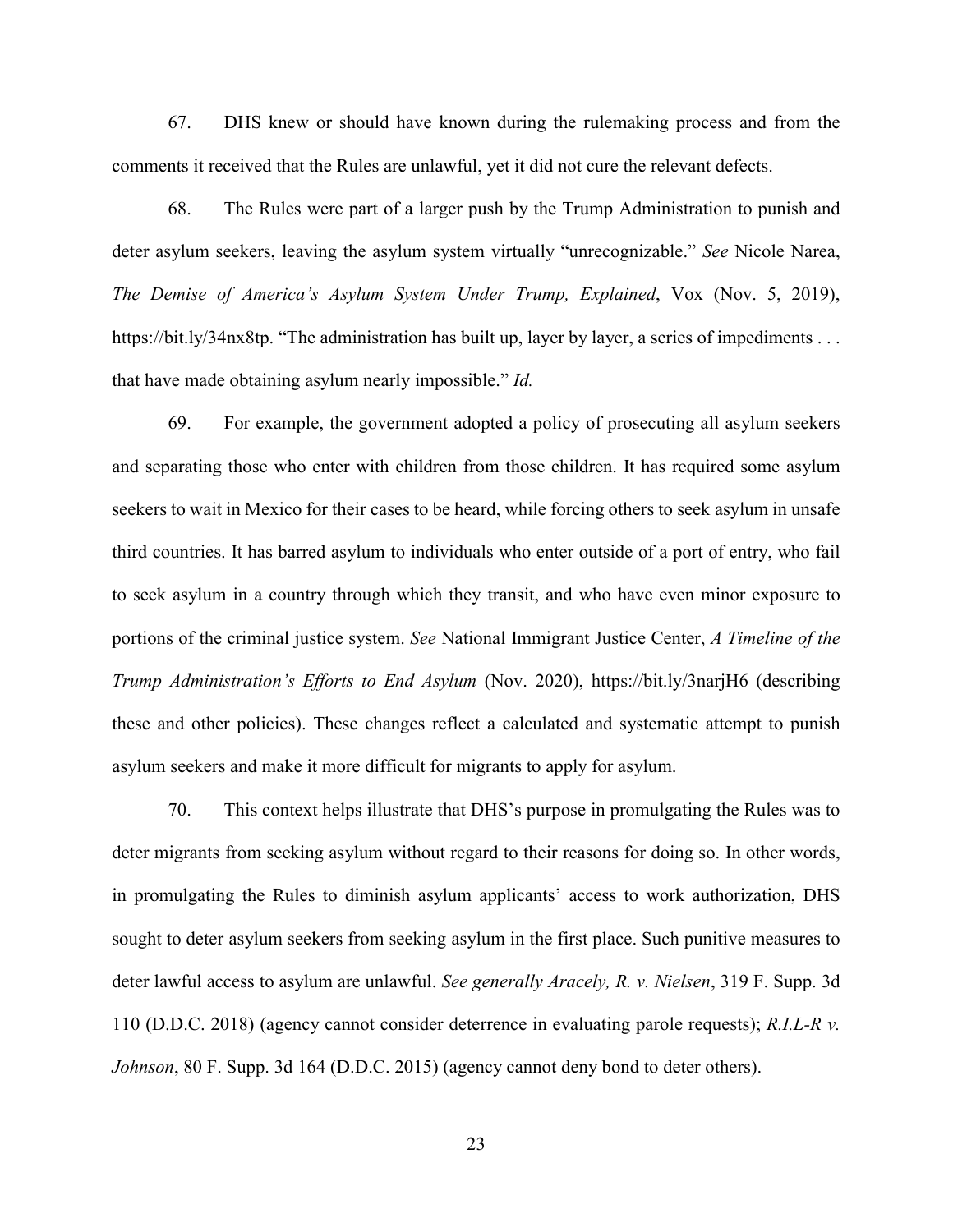67. DHS knew or should have known during the rulemaking process and from the comments it received that the Rules are unlawful, yet it did not cure the relevant defects.

68. The Rules were part of a larger push by the Trump Administration to punish and deter asylum seekers, leaving the asylum system virtually "unrecognizable." *See* Nicole Narea, *The Demise of America's Asylum System Under Trump, Explained*, Vox (Nov. 5, 2019), https://bit.ly/34nx8tp. "The administration has built up, layer by layer, a series of impediments . . . that have made obtaining asylum nearly impossible." *Id.*

69. For example, the government adopted a policy of prosecuting all asylum seekers and separating those who enter with children from those children. It has required some asylum seekers to wait in Mexico for their cases to be heard, while forcing others to seek asylum in unsafe third countries. It has barred asylum to individuals who enter outside of a port of entry, who fail to seek asylum in a country through which they transit, and who have even minor exposure to portions of the criminal justice system. *See* National Immigrant Justice Center, *A Timeline of the Trump Administration's Efforts to End Asylum* (Nov. 2020), https://bit.ly/3narjH6 (describing these and other policies). These changes reflect a calculated and systematic attempt to punish asylum seekers and make it more difficult for migrants to apply for asylum.

70. This context helps illustrate that DHS's purpose in promulgating the Rules was to deter migrants from seeking asylum without regard to their reasons for doing so. In other words, in promulgating the Rules to diminish asylum applicants' access to work authorization, DHS sought to deter asylum seekers from seeking asylum in the first place. Such punitive measures to deter lawful access to asylum are unlawful. *See generally Aracely, R. v. Nielsen*, 319 F. Supp. 3d 110 (D.D.C. 2018) (agency cannot consider deterrence in evaluating parole requests); *R.I.L-R v. Johnson*, 80 F. Supp. 3d 164 (D.D.C. 2015) (agency cannot deny bond to deter others).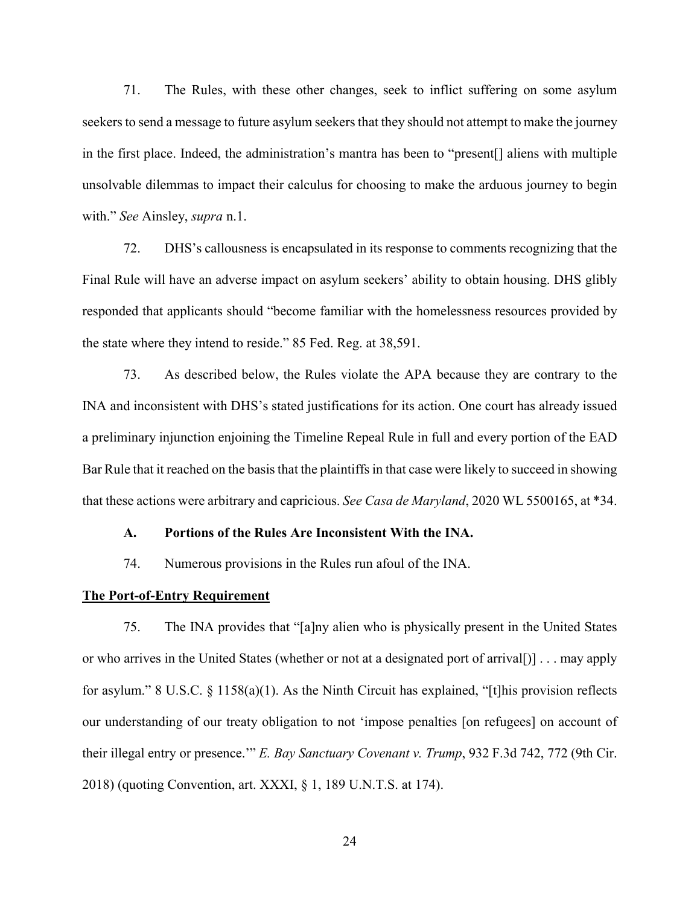71. The Rules, with these other changes, seek to inflict suffering on some asylum seekers to send a message to future asylum seekers that they should not attempt to make the journey in the first place. Indeed, the administration's mantra has been to "present[] aliens with multiple unsolvable dilemmas to impact their calculus for choosing to make the arduous journey to begin with." *See* Ainsley, *supra* n.1.

72. DHS's callousness is encapsulated in its response to comments recognizing that the Final Rule will have an adverse impact on asylum seekers' ability to obtain housing. DHS glibly responded that applicants should "become familiar with the homelessness resources provided by the state where they intend to reside." 85 Fed. Reg. at 38,591.

73. As described below, the Rules violate the APA because they are contrary to the INA and inconsistent with DHS's stated justifications for its action. One court has already issued a preliminary injunction enjoining the Timeline Repeal Rule in full and every portion of the EAD Bar Rule that it reached on the basis that the plaintiffs in that case were likely to succeed in showing that these actions were arbitrary and capricious. *See Casa de Maryland*, 2020 WL 5500165, at *34.

**A. Portions of the Rules Are Inconsistent With the INA.**

74. Numerous provisions in the Rules run afoul of the INA.

**The Port-of-Entry Requirement**

75. The INA provides that "[a]ny alien who is physically present in the United States or who arrives in the United States (whether or not at a designated port of arrival[)] . . . may apply for asylum." 8 U.S.C. § 1158(a)(1). As the Ninth Circuit has explained, "[t]his provision reflects our understanding of our treaty obligation to not 'impose penalties [on refugees] on account of their illegal entry or presence.'" *E. Bay Sanctuary Covenant v. Trump*, 932 F.3d 742, 772 (9th Cir. 2018) (quoting Convention, art. XXXI, § 1, 189 U.N.T.S. at 174).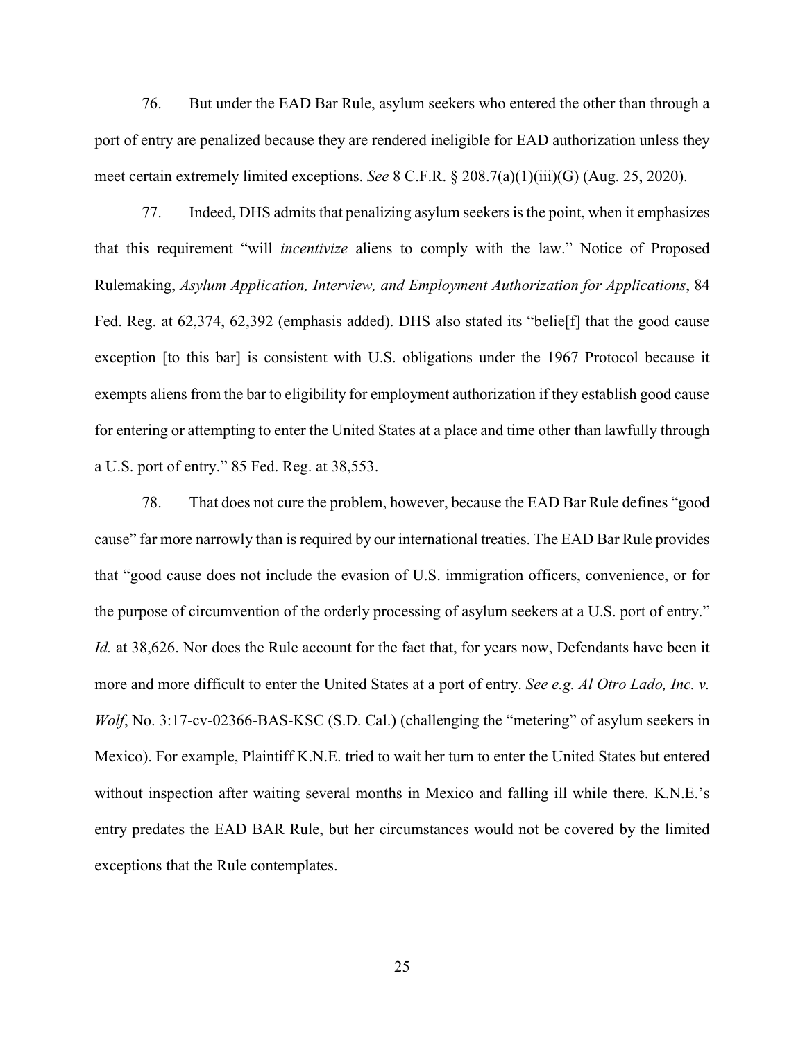76. But under the EAD Bar Rule, asylum seekers who entered the other than through a port of entry are penalized because they are rendered ineligible for EAD authorization unless they meet certain extremely limited exceptions. *See* 8 C.F.R. § 208.7(a)(1)(iii)(G) (Aug. 25, 2020).

77. Indeed, DHS admits that penalizing asylum seekers is the point, when it emphasizes that this requirement "will *incentivize* aliens to comply with the law." Notice of Proposed Rulemaking, *Asylum Application, Interview, and Employment Authorization for Applications*, 84 Fed. Reg. at 62,374, 62,392 (emphasis added). DHS also stated its "belie[f] that the good cause exception [to this bar] is consistent with U.S. obligations under the 1967 Protocol because it exempts aliens from the bar to eligibility for employment authorization if they establish good cause for entering or attempting to enter the United States at a place and time other than lawfully through a U.S. port of entry." 85 Fed. Reg. at 38,553.

78. That does not cure the problem, however, because the EAD Bar Rule defines "good cause" far more narrowly than is required by our international treaties. The EAD Bar Rule provides that "good cause does not include the evasion of U.S. immigration officers, convenience, or for the purpose of circumvention of the orderly processing of asylum seekers at a U.S. port of entry." *Id.* at 38,626. Nor does the Rule account for the fact that, for years now, Defendants have been it more and more difficult to enter the United States at a port of entry. *See e.g. Al Otro Lado, Inc. v. Wolf*, No. 3:17-cv-02366-BAS-KSC (S.D. Cal.) (challenging the "metering" of asylum seekers in Mexico). For example, Plaintiff K.N.E. tried to wait her turn to enter the United States but entered without inspection after waiting several months in Mexico and falling ill while there. K.N.E.'s entry predates the EAD BAR Rule, but her circumstances would not be covered by the limited exceptions that the Rule contemplates.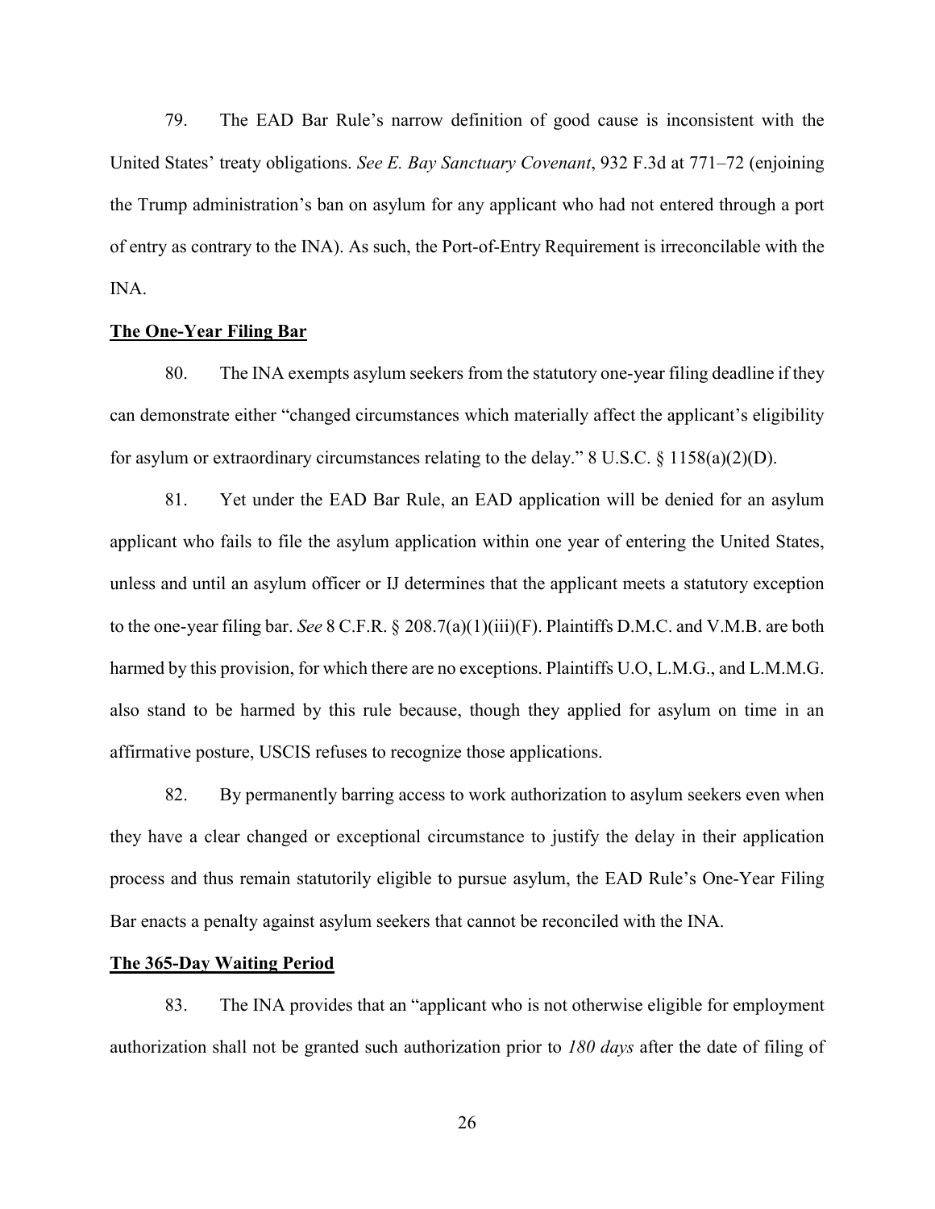79. The EAD Bar Rule's narrow definition of good cause is inconsistent with the United States' treaty obligations. *See E. Bay Sanctuary Covenant*, 932 F.3d at 771–72 (enjoining the Trump administration's ban on asylum for any applicant who had not entered through a port of entry as contrary to the INA). As such, the Port-of-Entry Requirement is irreconcilable with the INA.

**The One-Year Filing Bar**

80. The INA exempts asylum seekers from the statutory one-year filing deadline if they can demonstrate either "changed circumstances which materially affect the applicant's eligibility for asylum or extraordinary circumstances relating to the delay." 8 U.S.C. § 1158(a)(2)(D).

81. Yet under the EAD Bar Rule, an EAD application will be denied for an asylum applicant who fails to file the asylum application within one year of entering the United States, unless and until an asylum officer or IJ determines that the applicant meets a statutory exception to the one-year filing bar. *See* 8 C.F.R. § 208.7(a)(1)(iii)(F). Plaintiffs D.M.C. and V.M.B. are both harmed by this provision, for which there are no exceptions. Plaintiffs U.O, L.M.G., and L.M.M.G. also stand to be harmed by this rule because, though they applied for asylum on time in an affirmative posture, USCIS refuses to recognize those applications.

82. By permanently barring access to work authorization to asylum seekers even when they have a clear changed or exceptional circumstance to justify the delay in their application process and thus remain statutorily eligible to pursue asylum, the EAD Rule's One-Year Filing Bar enacts a penalty against asylum seekers that cannot be reconciled with the INA.

**The 365-Day Waiting Period**

83. The INA provides that an "applicant who is not otherwise eligible for employment authorization shall not be granted such authorization prior to *180 days* after the date of filing of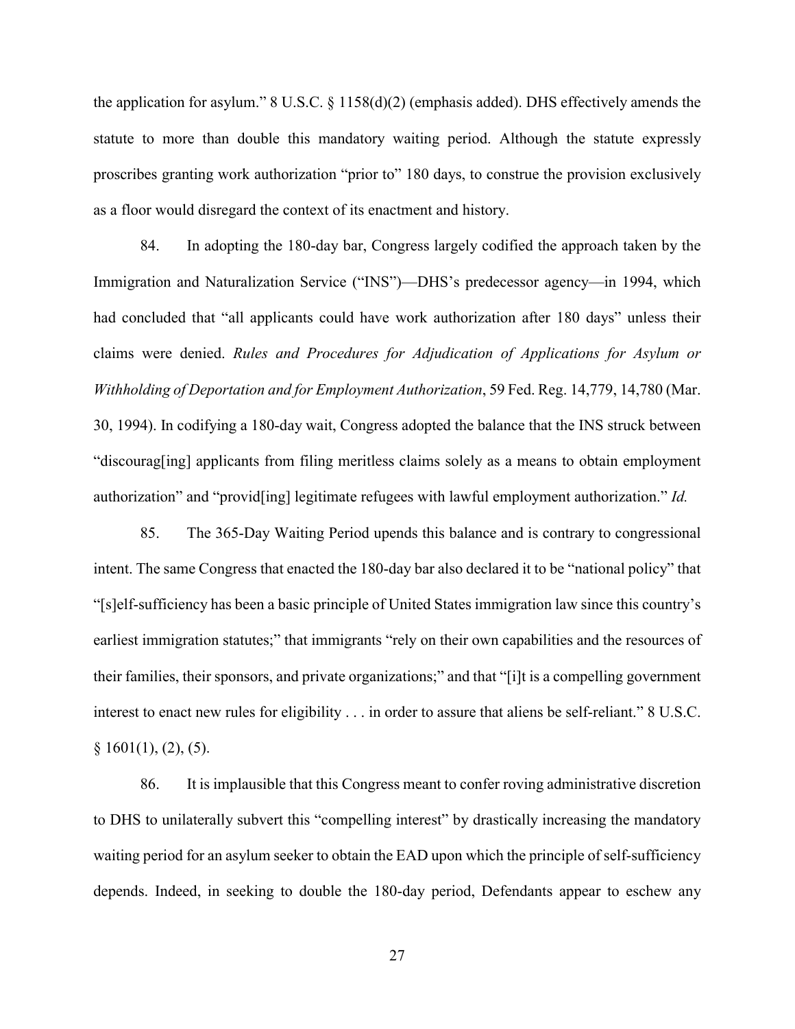the application for asylum." 8 U.S.C. § 1158(d)(2) (emphasis added). DHS effectively amends the statute to more than double this mandatory waiting period. Although the statute expressly proscribes granting work authorization "prior to" 180 days, to construe the provision exclusively as a floor would disregard the context of its enactment and history.

84. In adopting the 180-day bar, Congress largely codified the approach taken by the Immigration and Naturalization Service ("INS")—DHS's predecessor agency—in 1994, which had concluded that "all applicants could have work authorization after 180 days" unless their claims were denied. *Rules and Procedures for Adjudication of Applications for Asylum or Withholding of Deportation and for Employment Authorization*, 59 Fed. Reg. 14,779, 14,780 (Mar. 30, 1994). In codifying a 180-day wait, Congress adopted the balance that the INS struck between "discourag[ing] applicants from filing meritless claims solely as a means to obtain employment authorization" and "provid[ing] legitimate refugees with lawful employment authorization." *Id.*

85. The 365-Day Waiting Period upends this balance and is contrary to congressional intent. The same Congress that enacted the 180-day bar also declared it to be "national policy" that "[s]elf-sufficiency has been a basic principle of United States immigration law since this country's earliest immigration statutes;" that immigrants "rely on their own capabilities and the resources of their families, their sponsors, and private organizations;" and that "[i]t is a compelling government interest to enact new rules for eligibility . . . in order to assure that aliens be self-reliant." 8 U.S.C. § 1601(1), (2), (5).

86. It is implausible that this Congress meant to confer roving administrative discretion to DHS to unilaterally subvert this "compelling interest" by drastically increasing the mandatory waiting period for an asylum seeker to obtain the EAD upon which the principle of self-sufficiency depends. Indeed, in seeking to double the 180-day period, Defendants appear to eschew any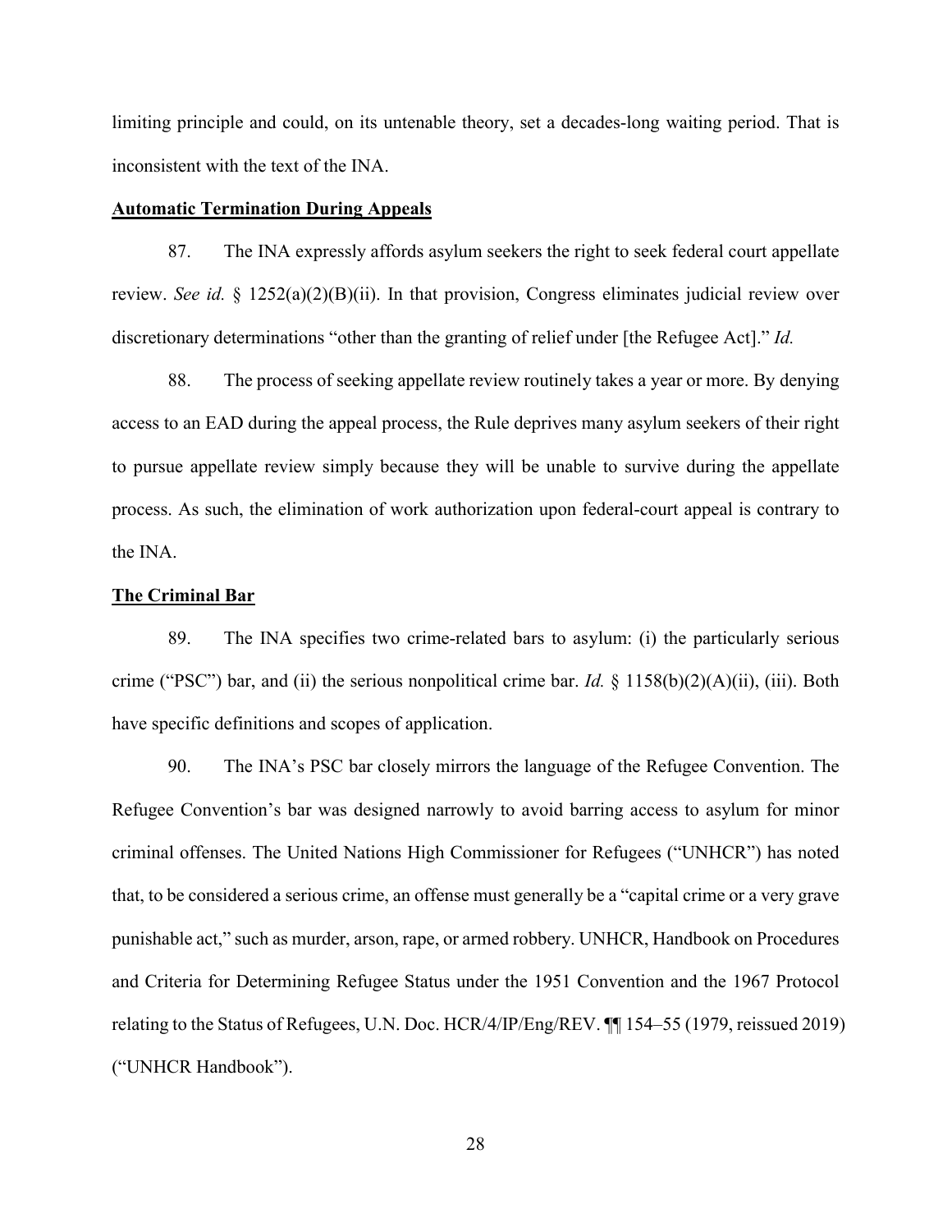limiting principle and could, on its untenable theory, set a decades-long waiting period. That is inconsistent with the text of the INA.

**Automatic Termination During Appeals**

87. The INA expressly affords asylum seekers the right to seek federal court appellate review. *See id.* § 1252(a)(2)(B)(ii). In that provision, Congress eliminates judicial review over discretionary determinations "other than the granting of relief under [the Refugee Act]." *Id.*

88. The process of seeking appellate review routinely takes a year or more. By denying access to an EAD during the appeal process, the Rule deprives many asylum seekers of their right to pursue appellate review simply because they will be unable to survive during the appellate process. As such, the elimination of work authorization upon federal-court appeal is contrary to the INA.

**The Criminal Bar**

89. The INA specifies two crime-related bars to asylum: (i) the particularly serious crime ("PSC") bar, and (ii) the serious nonpolitical crime bar. *Id.* § 1158(b)(2)(A)(ii), (iii). Both have specific definitions and scopes of application.

90. The INA's PSC bar closely mirrors the language of the Refugee Convention. The Refugee Convention's bar was designed narrowly to avoid barring access to asylum for minor criminal offenses. The United Nations High Commissioner for Refugees ("UNHCR") has noted that, to be considered a serious crime, an offense must generally be a "capital crime or a very grave punishable act," such as murder, arson, rape, or armed robbery. UNHCR, Handbook on Procedures and Criteria for Determining Refugee Status under the 1951 Convention and the 1967 Protocol relating to the Status of Refugees, U.N. Doc. HCR/4/IP/Eng/REV. ¶¶ 154–55 (1979, reissued 2019) ("UNHCR Handbook").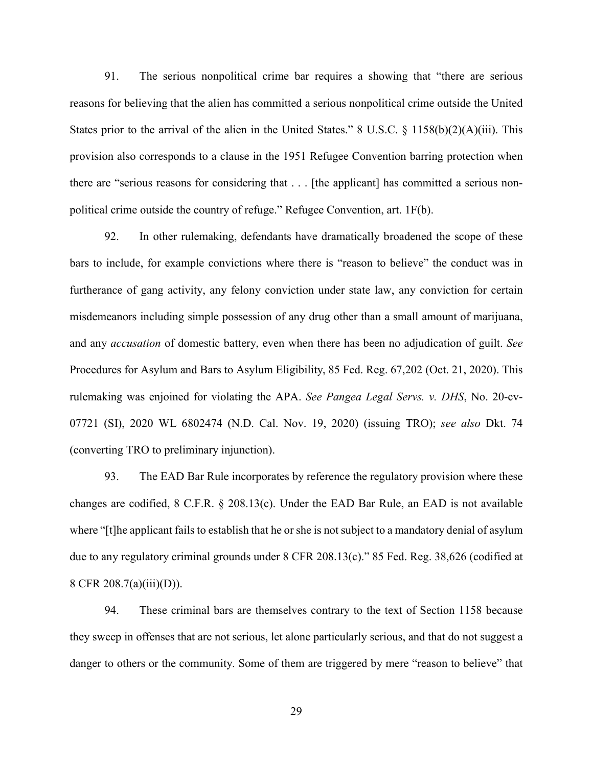91. The serious nonpolitical crime bar requires a showing that "there are serious reasons for believing that the alien has committed a serious nonpolitical crime outside the United States prior to the arrival of the alien in the United States." 8 U.S.C. § 1158(b)(2)(A)(iii). This provision also corresponds to a clause in the 1951 Refugee Convention barring protection when there are "serious reasons for considering that . . . [the applicant] has committed a serious non-political crime outside the country of refuge." Refugee Convention, art. 1F(b).

92. In other rulemaking, defendants have dramatically broadened the scope of these bars to include, for example convictions where there is "reason to believe" the conduct was in furtherance of gang activity, any felony conviction under state law, any conviction for certain misdemeanors including simple possession of any drug other than a small amount of marijuana, and any *accusation* of domestic battery, even when there has been no adjudication of guilt. *See* Procedures for Asylum and Bars to Asylum Eligibility, 85 Fed. Reg. 67,202 (Oct. 21, 2020). This rulemaking was enjoined for violating the APA. *See Pangea Legal Servs. v. DHS*, No. 20-cv-07721 (SI), 2020 WL 6802474 (N.D. Cal. Nov. 19, 2020) (issuing TRO); *see also* Dkt. 74 (converting TRO to preliminary injunction).

93. The EAD Bar Rule incorporates by reference the regulatory provision where these changes are codified, 8 C.F.R. § 208.13(c). Under the EAD Bar Rule, an EAD is not available where "[t]he applicant fails to establish that he or she is not subject to a mandatory denial of asylum due to any regulatory criminal grounds under 8 CFR 208.13(c)." 85 Fed. Reg. 38,626 (codified at 8 CFR 208.7(a)(iii)(D)).

94. These criminal bars are themselves contrary to the text of Section 1158 because they sweep in offenses that are not serious, let alone particularly serious, and that do not suggest a danger to others or the community. Some of them are triggered by mere "reason to believe" that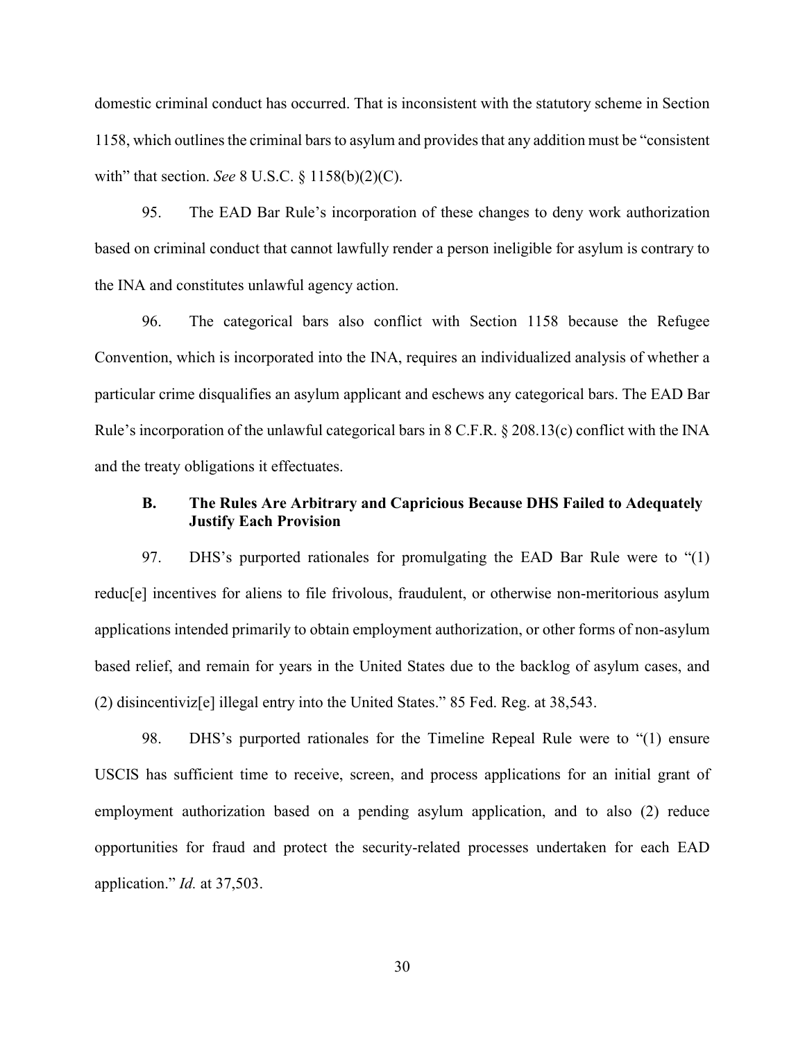domestic criminal conduct has occurred. That is inconsistent with the statutory scheme in Section 1158, which outlines the criminal bars to asylum and provides that any addition must be "consistent with" that section. *See* 8 U.S.C. § 1158(b)(2)(C).

95. The EAD Bar Rule's incorporation of these changes to deny work authorization based on criminal conduct that cannot lawfully render a person ineligible for asylum is contrary to the INA and constitutes unlawful agency action.

96. The categorical bars also conflict with Section 1158 because the Refugee Convention, which is incorporated into the INA, requires an individualized analysis of whether a particular crime disqualifies an asylum applicant and eschews any categorical bars. The EAD Bar Rule's incorporation of the unlawful categorical bars in 8 C.F.R. § 208.13(c) conflict with the INA and the treaty obligations it effectuates.

### B. The Rules Are Arbitrary and Capricious Because DHS Failed to Adequately Justify Each Provision

97. DHS's purported rationales for promulgating the EAD Bar Rule were to "(1) reduc[e] incentives for aliens to file frivolous, fraudulent, or otherwise non-meritorious asylum applications intended primarily to obtain employment authorization, or other forms of non-asylum based relief, and remain for years in the United States due to the backlog of asylum cases, and (2) disincentiviz[e] illegal entry into the United States." 85 Fed. Reg. at 38,543.

98. DHS's purported rationales for the Timeline Repeal Rule were to "(1) ensure USCIS has sufficient time to receive, screen, and process applications for an initial grant of employment authorization based on a pending asylum application, and to also (2) reduce opportunities for fraud and protect the security-related processes undertaken for each EAD application." *Id.* at 37,503.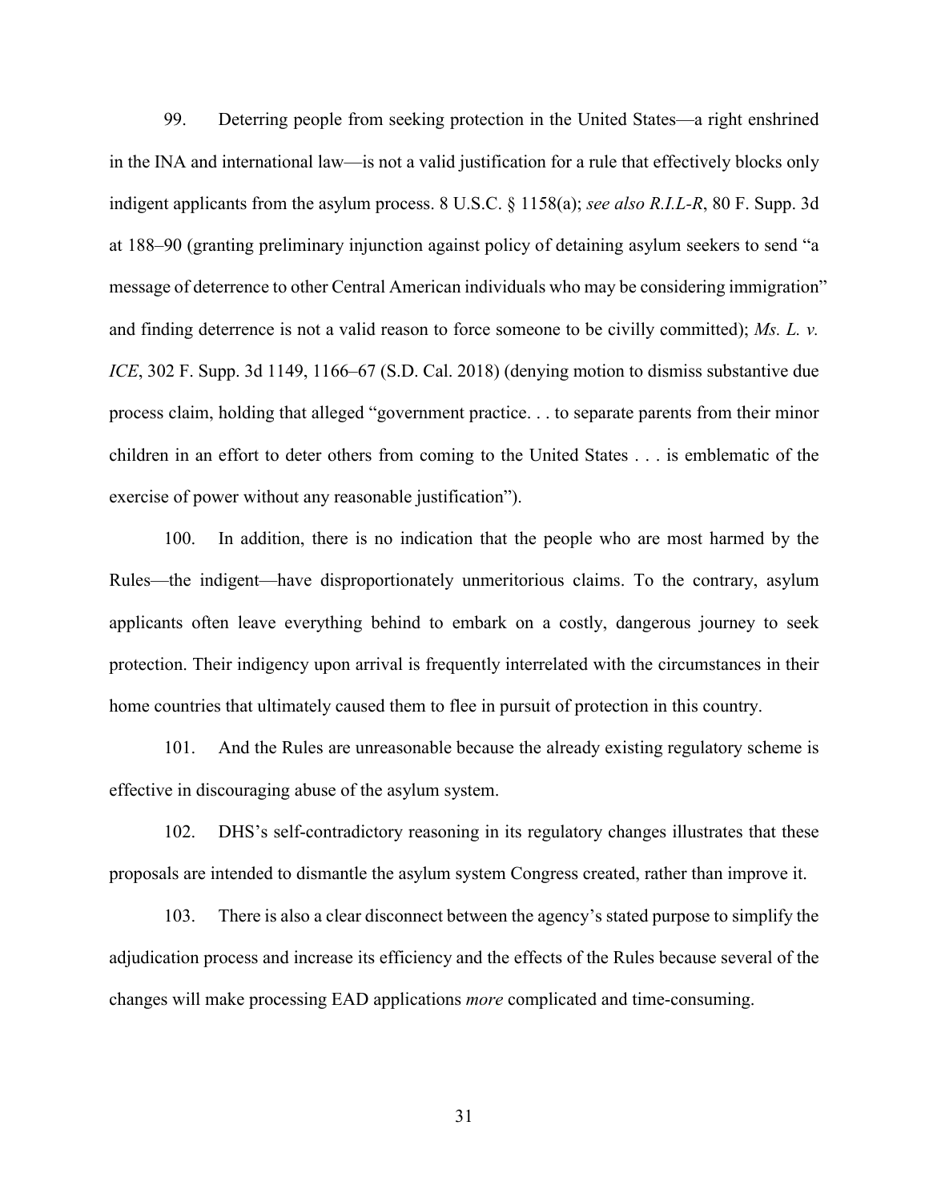99. Deterring people from seeking protection in the United States—a right enshrined in the INA and international law—is not a valid justification for a rule that effectively blocks only indigent applicants from the asylum process. 8 U.S.C. § 1158(a); *see also R.I.L-R*, 80 F. Supp. 3d at 188–90 (granting preliminary injunction against policy of detaining asylum seekers to send "a message of deterrence to other Central American individuals who may be considering immigration" and finding deterrence is not a valid reason to force someone to be civilly committed); *Ms. L. v. ICE*, 302 F. Supp. 3d 1149, 1166–67 (S.D. Cal. 2018) (denying motion to dismiss substantive due process claim, holding that alleged "government practice. . . to separate parents from their minor children in an effort to deter others from coming to the United States . . . is emblematic of the exercise of power without any reasonable justification").

100. In addition, there is no indication that the people who are most harmed by the Rules—the indigent—have disproportionately unmeritorious claims. To the contrary, asylum applicants often leave everything behind to embark on a costly, dangerous journey to seek protection. Their indigency upon arrival is frequently interrelated with the circumstances in their home countries that ultimately caused them to flee in pursuit of protection in this country.

101. And the Rules are unreasonable because the already existing regulatory scheme is effective in discouraging abuse of the asylum system.

102. DHS's self-contradictory reasoning in its regulatory changes illustrates that these proposals are intended to dismantle the asylum system Congress created, rather than improve it.

103. There is also a clear disconnect between the agency's stated purpose to simplify the adjudication process and increase its efficiency and the effects of the Rules because several of the changes will make processing EAD applications *more* complicated and time-consuming.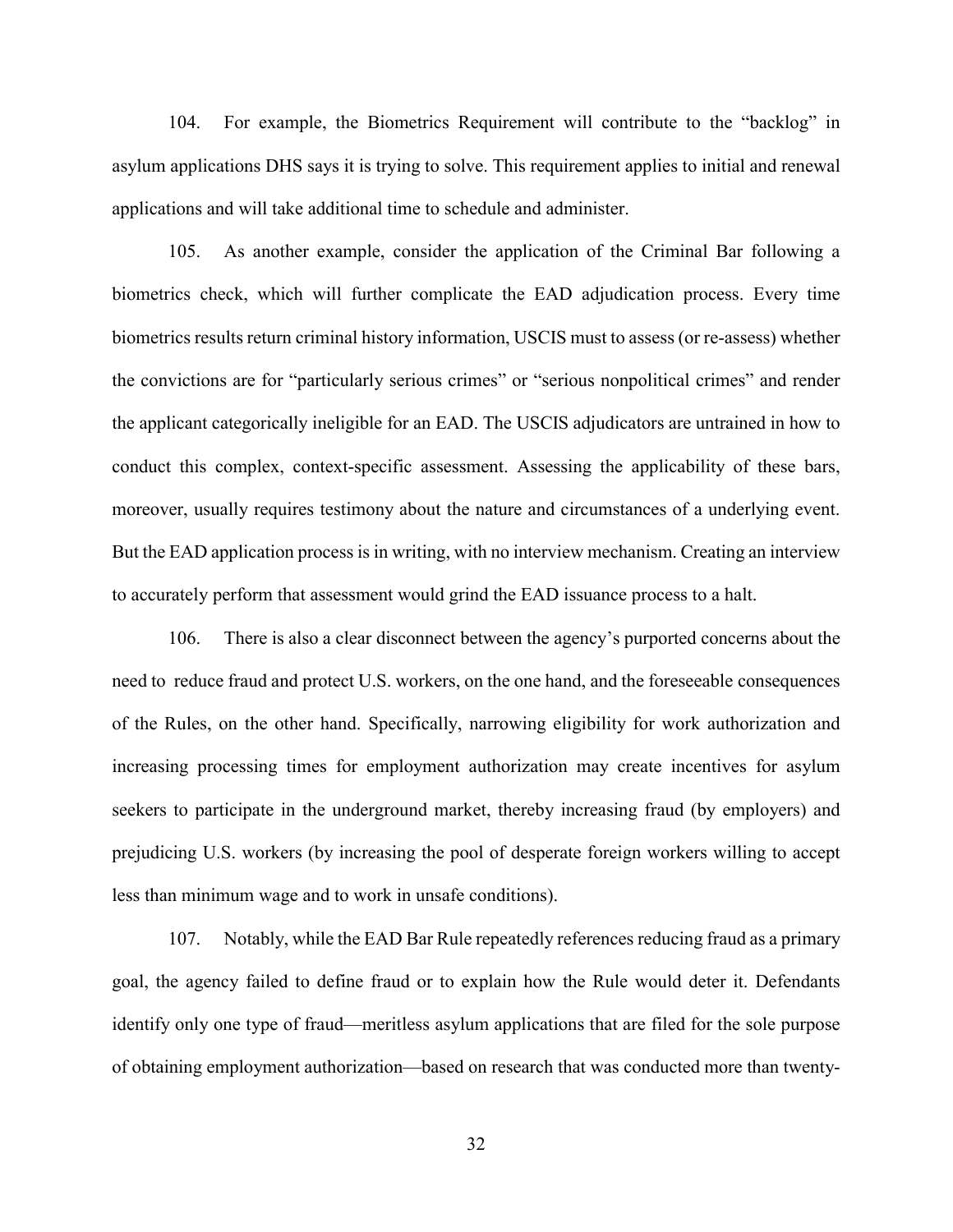104. For example, the Biometrics Requirement will contribute to the "backlog" in asylum applications DHS says it is trying to solve. This requirement applies to initial and renewal applications and will take additional time to schedule and administer.

105. As another example, consider the application of the Criminal Bar following a biometrics check, which will further complicate the EAD adjudication process. Every time biometrics results return criminal history information, USCIS must to assess (or re-assess) whether the convictions are for "particularly serious crimes" or "serious nonpolitical crimes" and render the applicant categorically ineligible for an EAD. The USCIS adjudicators are untrained in how to conduct this complex, context-specific assessment. Assessing the applicability of these bars, moreover, usually requires testimony about the nature and circumstances of a underlying event. But the EAD application process is in writing, with no interview mechanism. Creating an interview to accurately perform that assessment would grind the EAD issuance process to a halt.

106. There is also a clear disconnect between the agency's purported concerns about the need to reduce fraud and protect U.S. workers, on the one hand, and the foreseeable consequences of the Rules, on the other hand. Specifically, narrowing eligibility for work authorization and increasing processing times for employment authorization may create incentives for asylum seekers to participate in the underground market, thereby increasing fraud (by employers) and prejudicing U.S. workers (by increasing the pool of desperate foreign workers willing to accept less than minimum wage and to work in unsafe conditions).

107. Notably, while the EAD Bar Rule repeatedly references reducing fraud as a primary goal, the agency failed to define fraud or to explain how the Rule would deter it. Defendants identify only one type of fraud—meritless asylum applications that are filed for the sole purpose of obtaining employment authorization—based on research that was conducted more than twenty-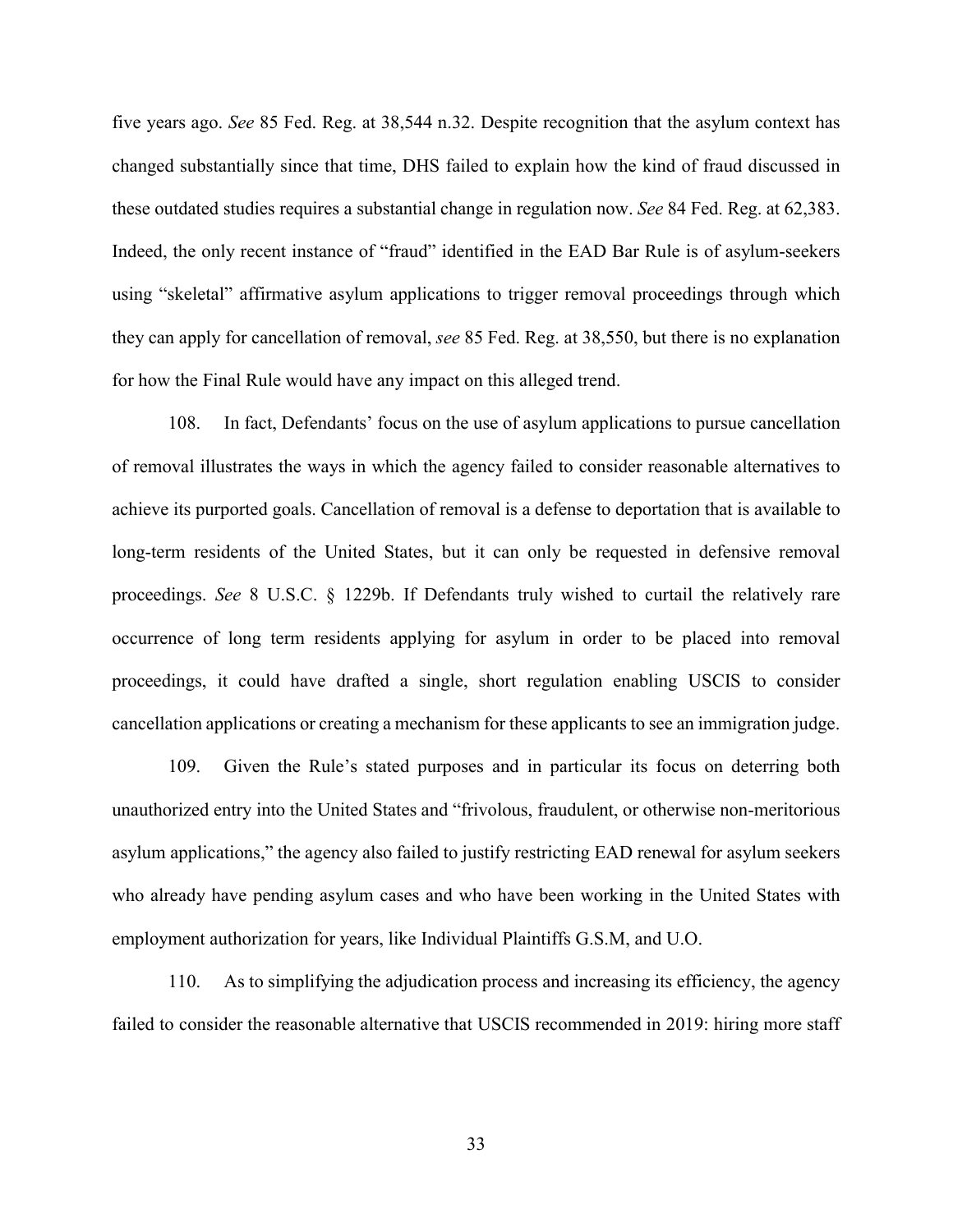five years ago. *See* 85 Fed. Reg. at 38,544 n.32. Despite recognition that the asylum context has changed substantially since that time, DHS failed to explain how the kind of fraud discussed in these outdated studies requires a substantial change in regulation now. *See* 84 Fed. Reg. at 62,383. Indeed, the only recent instance of "fraud" identified in the EAD Bar Rule is of asylum-seekers using "skeletal" affirmative asylum applications to trigger removal proceedings through which they can apply for cancellation of removal, *see* 85 Fed. Reg. at 38,550, but there is no explanation for how the Final Rule would have any impact on this alleged trend.

108. In fact, Defendants' focus on the use of asylum applications to pursue cancellation of removal illustrates the ways in which the agency failed to consider reasonable alternatives to achieve its purported goals. Cancellation of removal is a defense to deportation that is available to long-term residents of the United States, but it can only be requested in defensive removal proceedings. *See* 8 U.S.C. § 1229b. If Defendants truly wished to curtail the relatively rare occurrence of long term residents applying for asylum in order to be placed into removal proceedings, it could have drafted a single, short regulation enabling USCIS to consider cancellation applications or creating a mechanism for these applicants to see an immigration judge.

109. Given the Rule's stated purposes and in particular its focus on deterring both unauthorized entry into the United States and "frivolous, fraudulent, or otherwise non-meritorious asylum applications," the agency also failed to justify restricting EAD renewal for asylum seekers who already have pending asylum cases and who have been working in the United States with employment authorization for years, like Individual Plaintiffs G.S.M, and U.O.

110. As to simplifying the adjudication process and increasing its efficiency, the agency failed to consider the reasonable alternative that USCIS recommended in 2019: hiring more staff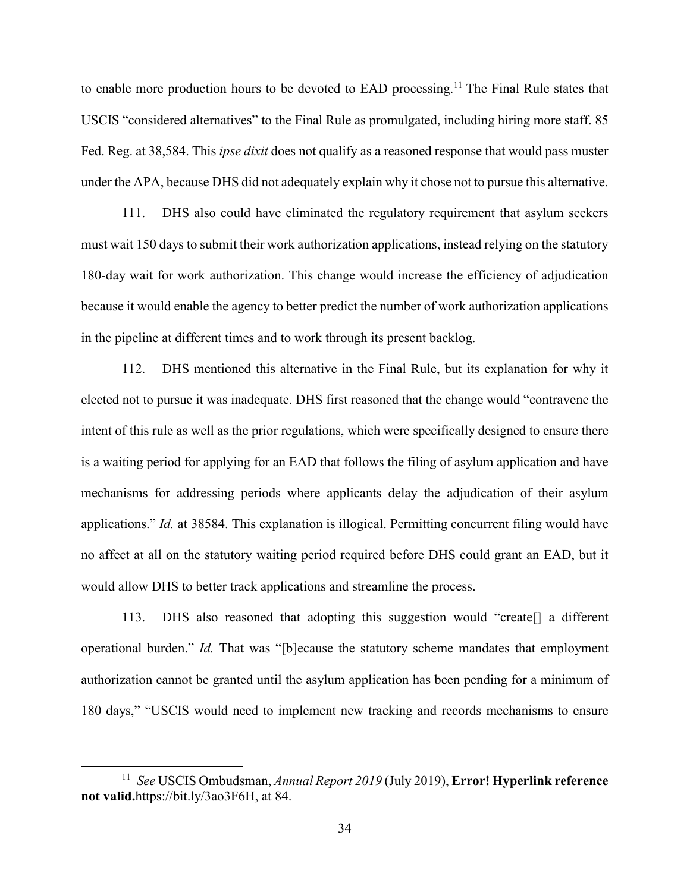to enable more production hours to be devoted to EAD processing.[11] The Final Rule states that USCIS "considered alternatives" to the Final Rule as promulgated, including hiring more staff. 85 Fed. Reg. at 38,584. This *ipse dixit* does not qualify as a reasoned response that would pass muster under the APA, because DHS did not adequately explain why it chose not to pursue this alternative.

111. DHS also could have eliminated the regulatory requirement that asylum seekers must wait 150 days to submit their work authorization applications, instead relying on the statutory 180-day wait for work authorization. This change would increase the efficiency of adjudication because it would enable the agency to better predict the number of work authorization applications in the pipeline at different times and to work through its present backlog.

112. DHS mentioned this alternative in the Final Rule, but its explanation for why it elected not to pursue it was inadequate. DHS first reasoned that the change would "contravene the intent of this rule as well as the prior regulations, which were specifically designed to ensure there is a waiting period for applying for an EAD that follows the filing of asylum application and have mechanisms for addressing periods where applicants delay the adjudication of their asylum applications." *Id.* at 38584. This explanation is illogical. Permitting concurrent filing would have no affect at all on the statutory waiting period required before DHS could grant an EAD, but it would allow DHS to better track applications and streamline the process.

113. DHS also reasoned that adopting this suggestion would "create[] a different operational burden." *Id.* That was "[b]ecause the statutory scheme mandates that employment authorization cannot be granted until the asylum application has been pending for a minimum of 180 days," "USCIS would need to implement new tracking and records mechanisms to ensure

---

[11] *See* USCIS Ombudsman, *Annual Report 2019* (July 2019), **Error! Hyperlink reference not valid.**https://bit.ly/3ao3F6H, at 84.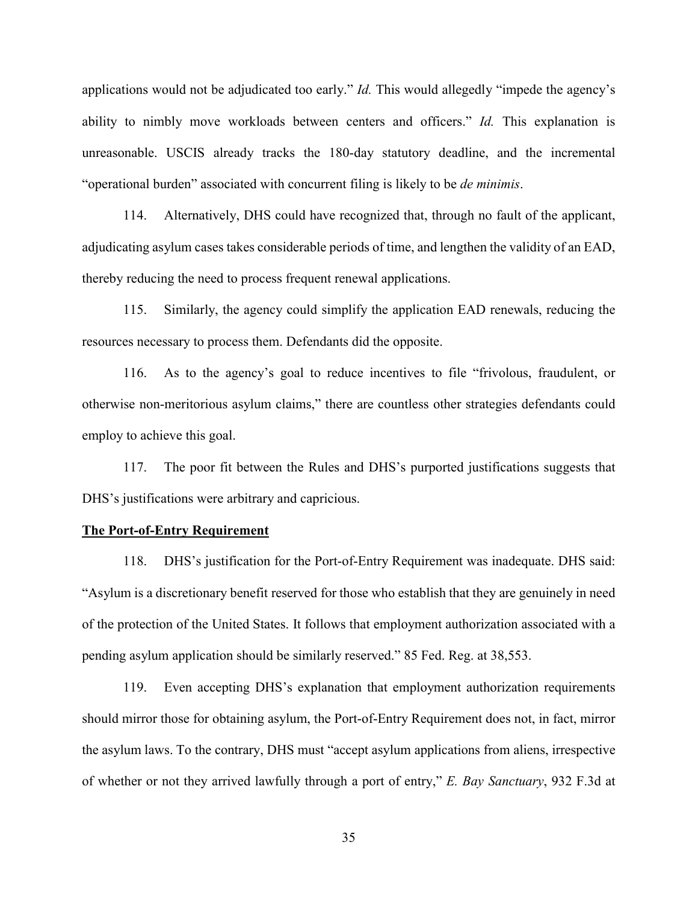applications would not be adjudicated too early." *Id.* This would allegedly "impede the agency's ability to nimbly move workloads between centers and officers." *Id.* This explanation is unreasonable. USCIS already tracks the 180-day statutory deadline, and the incremental "operational burden" associated with concurrent filing is likely to be *de minimis*.

114. Alternatively, DHS could have recognized that, through no fault of the applicant, adjudicating asylum cases takes considerable periods of time, and lengthen the validity of an EAD, thereby reducing the need to process frequent renewal applications.

115. Similarly, the agency could simplify the application EAD renewals, reducing the resources necessary to process them. Defendants did the opposite.

116. As to the agency's goal to reduce incentives to file "frivolous, fraudulent, or otherwise non-meritorious asylum claims," there are countless other strategies defendants could employ to achieve this goal.

117. The poor fit between the Rules and DHS's purported justifications suggests that DHS's justifications were arbitrary and capricious.

**The Port-of-Entry Requirement**

118. DHS's justification for the Port-of-Entry Requirement was inadequate. DHS said: "Asylum is a discretionary benefit reserved for those who establish that they are genuinely in need of the protection of the United States. It follows that employment authorization associated with a pending asylum application should be similarly reserved." 85 Fed. Reg. at 38,553.

119. Even accepting DHS's explanation that employment authorization requirements should mirror those for obtaining asylum, the Port-of-Entry Requirement does not, in fact, mirror the asylum laws. To the contrary, DHS must "accept asylum applications from aliens, irrespective of whether or not they arrived lawfully through a port of entry," *E. Bay Sanctuary*, 932 F.3d at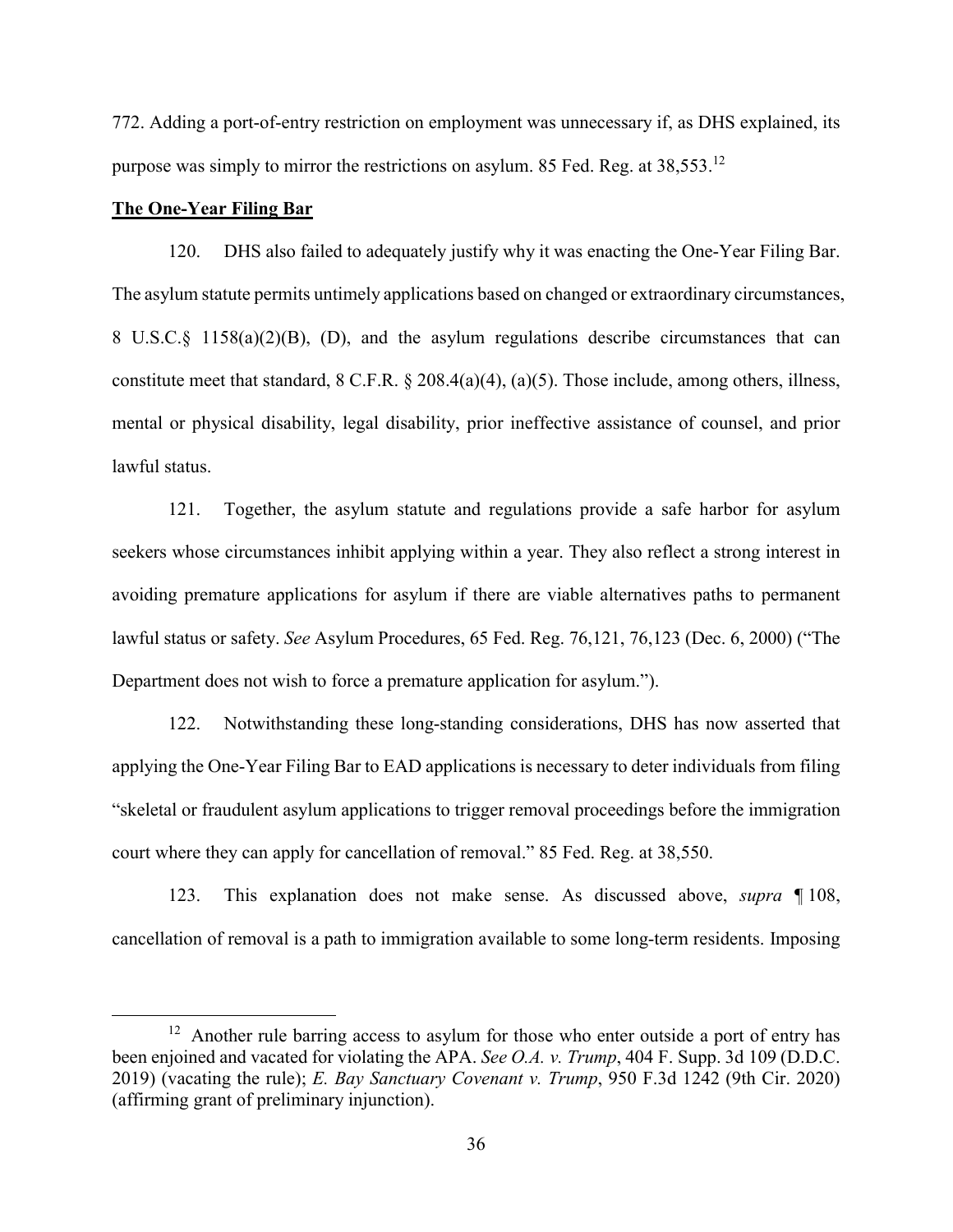772. Adding a port-of-entry restriction on employment was unnecessary if, as DHS explained, its purpose was simply to mirror the restrictions on asylum. 85 Fed. Reg. at 38,553.[12]

**The One-Year Filing Bar**

120. DHS also failed to adequately justify why it was enacting the One-Year Filing Bar. The asylum statute permits untimely applications based on changed or extraordinary circumstances, 8 U.S.C.§ 1158(a)(2)(B), (D), and the asylum regulations describe circumstances that can constitute meet that standard, 8 C.F.R. § 208.4(a)(4), (a)(5). Those include, among others, illness, mental or physical disability, legal disability, prior ineffective assistance of counsel, and prior lawful status.

121. Together, the asylum statute and regulations provide a safe harbor for asylum seekers whose circumstances inhibit applying within a year. They also reflect a strong interest in avoiding premature applications for asylum if there are viable alternatives paths to permanent lawful status or safety. *See* Asylum Procedures, 65 Fed. Reg. 76,121, 76,123 (Dec. 6, 2000) ("The Department does not wish to force a premature application for asylum.").

122. Notwithstanding these long-standing considerations, DHS has now asserted that applying the One-Year Filing Bar to EAD applications is necessary to deter individuals from filing "skeletal or fraudulent asylum applications to trigger removal proceedings before the immigration court where they can apply for cancellation of removal." 85 Fed. Reg. at 38,550.

123. This explanation does not make sense. As discussed above, *supra* ¶ 108, cancellation of removal is a path to immigration available to some long-term residents. Imposing

[12] Another rule barring access to asylum for those who enter outside a port of entry has been enjoined and vacated for violating the APA. *See O.A. v. Trump*, 404 F. Supp. 3d 109 (D.D.C. 2019) (vacating the rule); *E. Bay Sanctuary Covenant v. Trump*, 950 F.3d 1242 (9th Cir. 2020) (affirming grant of preliminary injunction).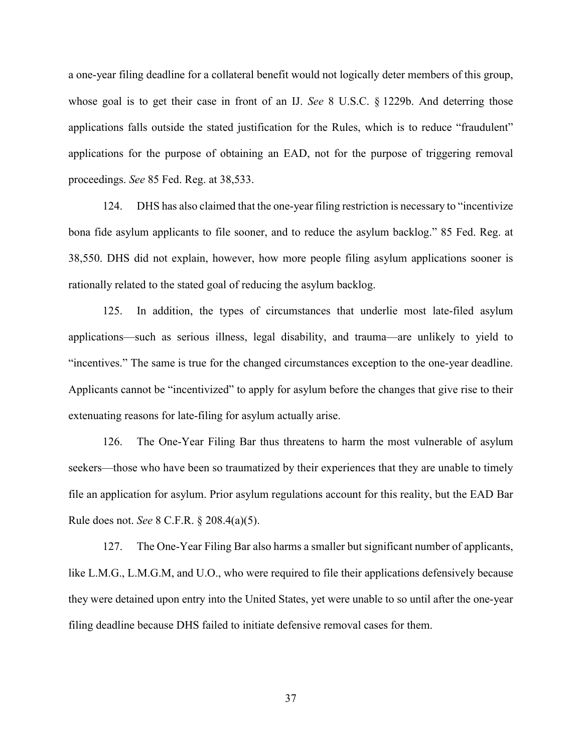a one-year filing deadline for a collateral benefit would not logically deter members of this group, whose goal is to get their case in front of an IJ. *See* 8 U.S.C. § 1229b. And deterring those applications falls outside the stated justification for the Rules, which is to reduce "fraudulent" applications for the purpose of obtaining an EAD, not for the purpose of triggering removal proceedings. *See* 85 Fed. Reg. at 38,533.

124. DHS has also claimed that the one-year filing restriction is necessary to "incentivize bona fide asylum applicants to file sooner, and to reduce the asylum backlog." 85 Fed. Reg. at 38,550. DHS did not explain, however, how more people filing asylum applications sooner is rationally related to the stated goal of reducing the asylum backlog.

125. In addition, the types of circumstances that underlie most late-filed asylum applications—such as serious illness, legal disability, and trauma—are unlikely to yield to "incentives." The same is true for the changed circumstances exception to the one-year deadline. Applicants cannot be "incentivized" to apply for asylum before the changes that give rise to their extenuating reasons for late-filing for asylum actually arise.

126. The One-Year Filing Bar thus threatens to harm the most vulnerable of asylum seekers—those who have been so traumatized by their experiences that they are unable to timely file an application for asylum. Prior asylum regulations account for this reality, but the EAD Bar Rule does not. *See* 8 C.F.R. § 208.4(a)(5).

127. The One-Year Filing Bar also harms a smaller but significant number of applicants, like L.M.G., L.M.G.M, and U.O., who were required to file their applications defensively because they were detained upon entry into the United States, yet were unable to so until after the one-year filing deadline because DHS failed to initiate defensive removal cases for them.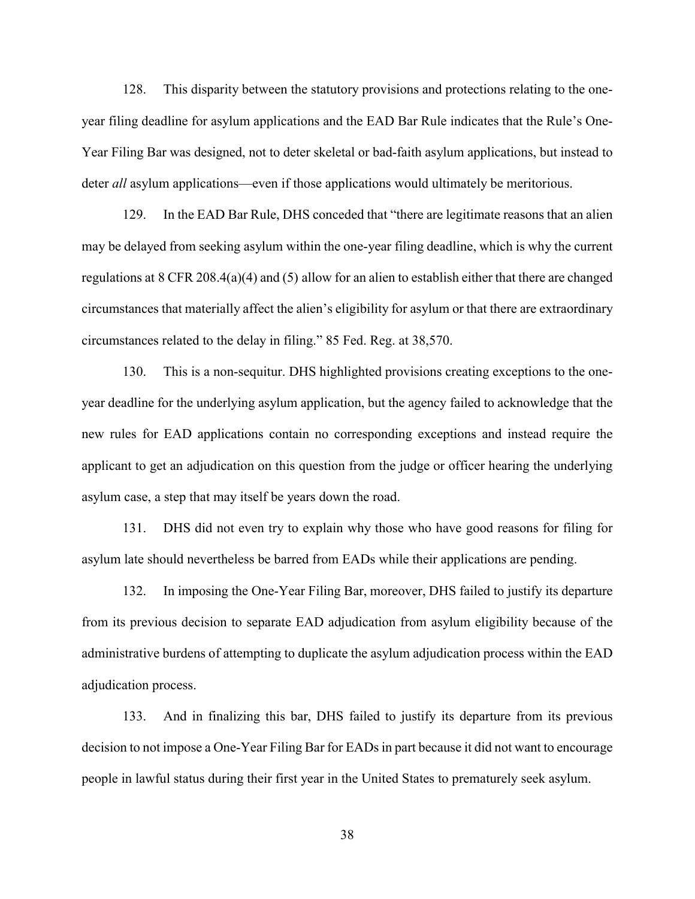128. This disparity between the statutory provisions and protections relating to the one-year filing deadline for asylum applications and the EAD Bar Rule indicates that the Rule's One-Year Filing Bar was designed, not to deter skeletal or bad-faith asylum applications, but instead to deter *all* asylum applications—even if those applications would ultimately be meritorious.

129. In the EAD Bar Rule, DHS conceded that "there are legitimate reasons that an alien may be delayed from seeking asylum within the one-year filing deadline, which is why the current regulations at 8 CFR 208.4(a)(4) and (5) allow for an alien to establish either that there are changed circumstances that materially affect the alien's eligibility for asylum or that there are extraordinary circumstances related to the delay in filing." 85 Fed. Reg. at 38,570.

130. This is a non-sequitur. DHS highlighted provisions creating exceptions to the one-year deadline for the underlying asylum application, but the agency failed to acknowledge that the new rules for EAD applications contain no corresponding exceptions and instead require the applicant to get an adjudication on this question from the judge or officer hearing the underlying asylum case, a step that may itself be years down the road.

131. DHS did not even try to explain why those who have good reasons for filing for asylum late should nevertheless be barred from EADs while their applications are pending.

132. In imposing the One-Year Filing Bar, moreover, DHS failed to justify its departure from its previous decision to separate EAD adjudication from asylum eligibility because of the administrative burdens of attempting to duplicate the asylum adjudication process within the EAD adjudication process.

133. And in finalizing this bar, DHS failed to justify its departure from its previous decision to not impose a One-Year Filing Bar for EADs in part because it did not want to encourage people in lawful status during their first year in the United States to prematurely seek asylum.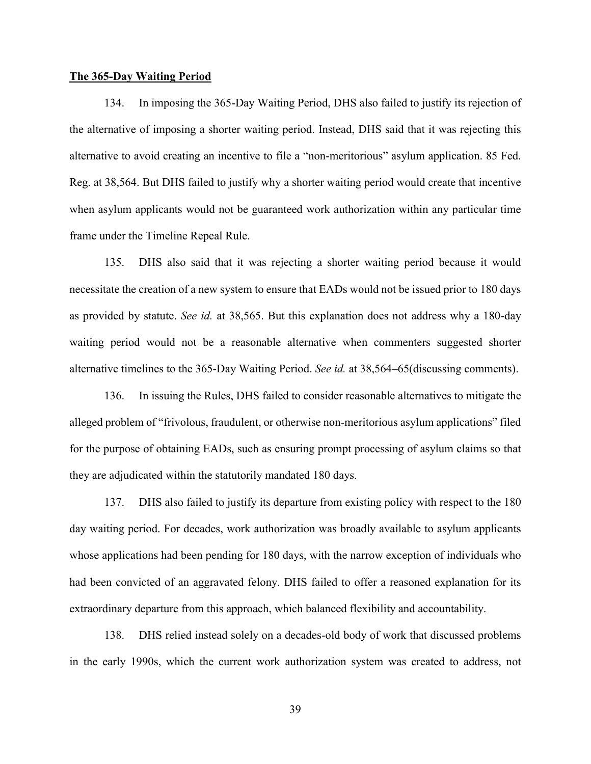**The 365-Day Waiting Period**

134. In imposing the 365-Day Waiting Period, DHS also failed to justify its rejection of the alternative of imposing a shorter waiting period. Instead, DHS said that it was rejecting this alternative to avoid creating an incentive to file a "non-meritorious" asylum application. 85 Fed. Reg. at 38,564. But DHS failed to justify why a shorter waiting period would create that incentive when asylum applicants would not be guaranteed work authorization within any particular time frame under the Timeline Repeal Rule.

135. DHS also said that it was rejecting a shorter waiting period because it would necessitate the creation of a new system to ensure that EADs would not be issued prior to 180 days as provided by statute. *See id.* at 38,565. But this explanation does not address why a 180-day waiting period would not be a reasonable alternative when commenters suggested shorter alternative timelines to the 365-Day Waiting Period. *See id.* at 38,564–65(discussing comments).

136. In issuing the Rules, DHS failed to consider reasonable alternatives to mitigate the alleged problem of "frivolous, fraudulent, or otherwise non-meritorious asylum applications" filed for the purpose of obtaining EADs, such as ensuring prompt processing of asylum claims so that they are adjudicated within the statutorily mandated 180 days.

137. DHS also failed to justify its departure from existing policy with respect to the 180 day waiting period. For decades, work authorization was broadly available to asylum applicants whose applications had been pending for 180 days, with the narrow exception of individuals who had been convicted of an aggravated felony. DHS failed to offer a reasoned explanation for its extraordinary departure from this approach, which balanced flexibility and accountability.

138. DHS relied instead solely on a decades-old body of work that discussed problems in the early 1990s, which the current work authorization system was created to address, not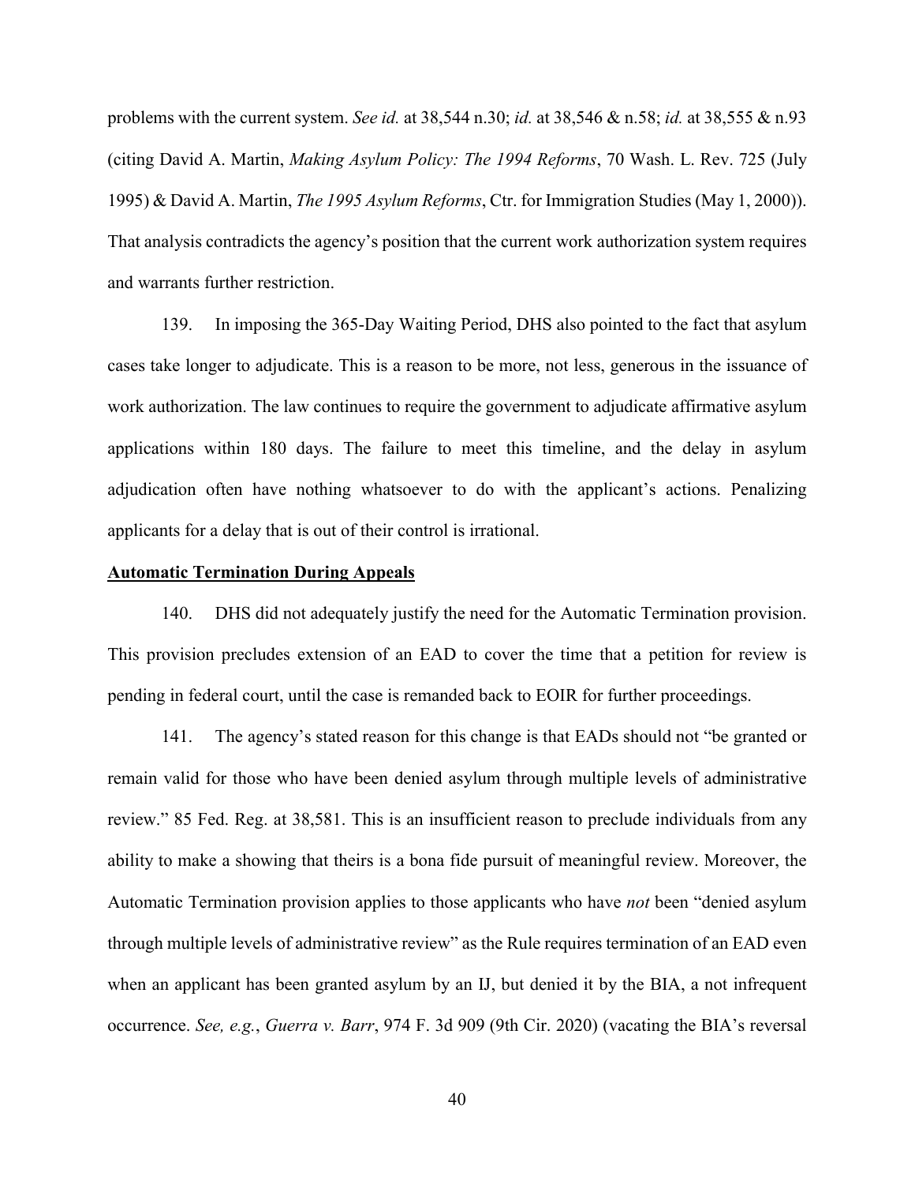problems with the current system. *See id.* at 38,544 n.30; *id.* at 38,546 & n.58; *id.* at 38,555 & n.93 (citing David A. Martin, *Making Asylum Policy: The 1994 Reforms*, 70 Wash. L. Rev. 725 (July 1995) & David A. Martin, *The 1995 Asylum Reforms*, Ctr. for Immigration Studies (May 1, 2000)). That analysis contradicts the agency's position that the current work authorization system requires and warrants further restriction.

139. In imposing the 365-Day Waiting Period, DHS also pointed to the fact that asylum cases take longer to adjudicate. This is a reason to be more, not less, generous in the issuance of work authorization. The law continues to require the government to adjudicate affirmative asylum applications within 180 days. The failure to meet this timeline, and the delay in asylum adjudication often have nothing whatsoever to do with the applicant's actions. Penalizing applicants for a delay that is out of their control is irrational.

**Automatic Termination During Appeals**

140. DHS did not adequately justify the need for the Automatic Termination provision. This provision precludes extension of an EAD to cover the time that a petition for review is pending in federal court, until the case is remanded back to EOIR for further proceedings.

141. The agency's stated reason for this change is that EADs should not "be granted or remain valid for those who have been denied asylum through multiple levels of administrative review." 85 Fed. Reg. at 38,581. This is an insufficient reason to preclude individuals from any ability to make a showing that theirs is a bona fide pursuit of meaningful review. Moreover, the Automatic Termination provision applies to those applicants who have *not* been "denied asylum through multiple levels of administrative review" as the Rule requires termination of an EAD even when an applicant has been granted asylum by an IJ, but denied it by the BIA, a not infrequent occurrence. *See, e.g.*, *Guerra v. Barr*, 974 F. 3d 909 (9th Cir. 2020) (vacating the BIA's reversal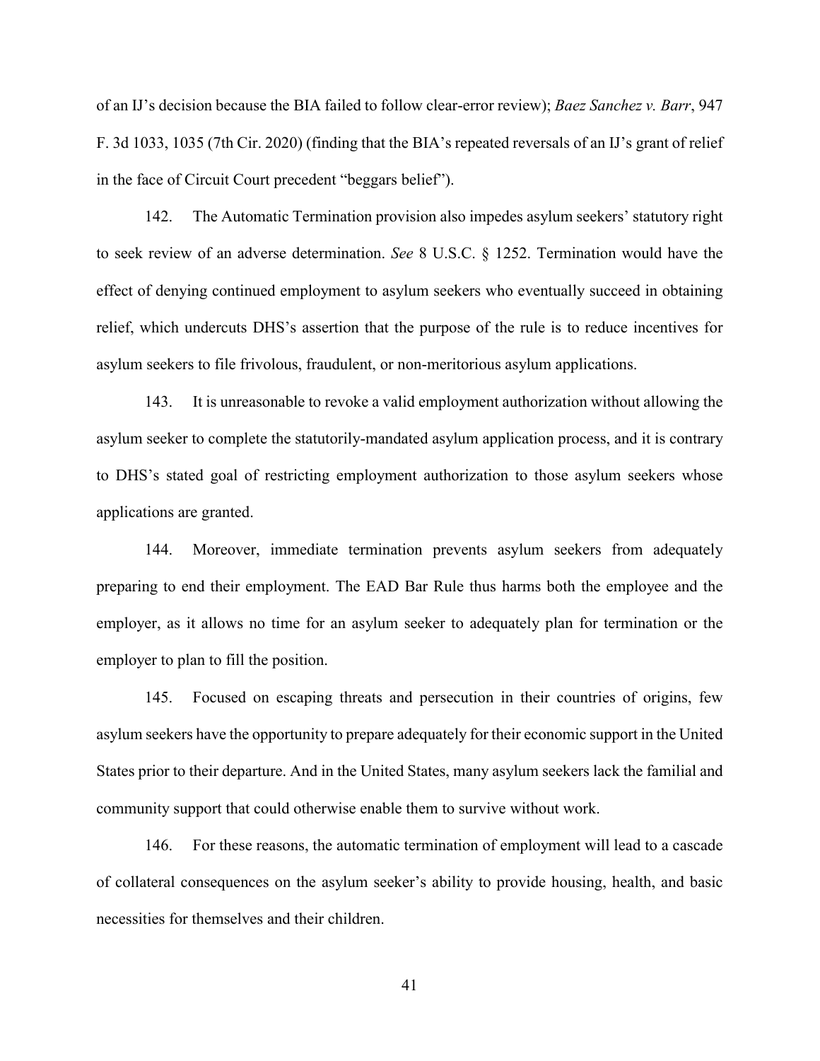of an IJ's decision because the BIA failed to follow clear-error review); *Baez Sanchez v. Barr*, 947 F. 3d 1033, 1035 (7th Cir. 2020) (finding that the BIA's repeated reversals of an IJ's grant of relief in the face of Circuit Court precedent "beggars belief").

142. The Automatic Termination provision also impedes asylum seekers' statutory right to seek review of an adverse determination. *See* 8 U.S.C. § 1252. Termination would have the effect of denying continued employment to asylum seekers who eventually succeed in obtaining relief, which undercuts DHS's assertion that the purpose of the rule is to reduce incentives for asylum seekers to file frivolous, fraudulent, or non-meritorious asylum applications.

143. It is unreasonable to revoke a valid employment authorization without allowing the asylum seeker to complete the statutorily-mandated asylum application process, and it is contrary to DHS's stated goal of restricting employment authorization to those asylum seekers whose applications are granted.

144. Moreover, immediate termination prevents asylum seekers from adequately preparing to end their employment. The EAD Bar Rule thus harms both the employee and the employer, as it allows no time for an asylum seeker to adequately plan for termination or the employer to plan to fill the position.

145. Focused on escaping threats and persecution in their countries of origins, few asylum seekers have the opportunity to prepare adequately for their economic support in the United States prior to their departure. And in the United States, many asylum seekers lack the familial and community support that could otherwise enable them to survive without work.

146. For these reasons, the automatic termination of employment will lead to a cascade of collateral consequences on the asylum seeker's ability to provide housing, health, and basic necessities for themselves and their children.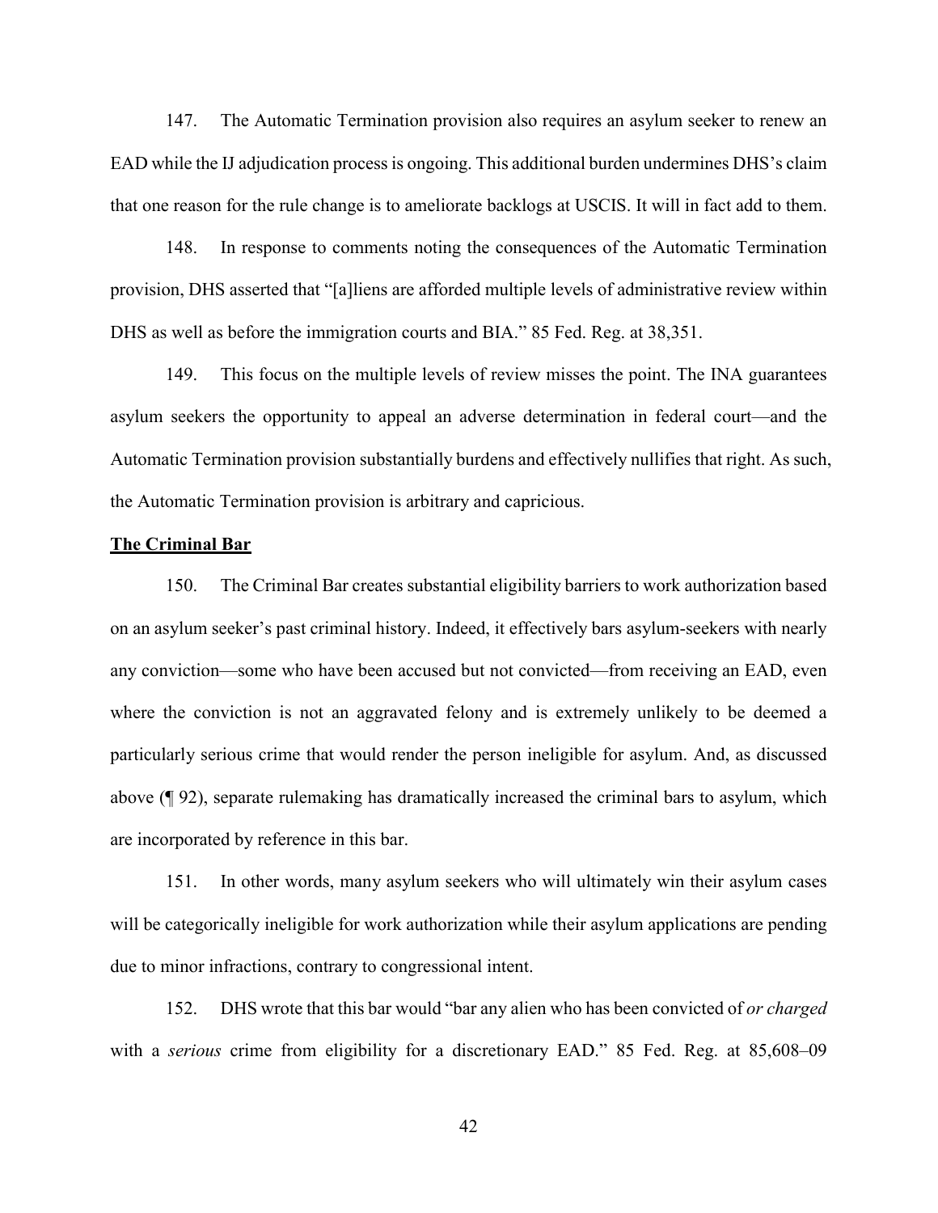147. The Automatic Termination provision also requires an asylum seeker to renew an EAD while the IJ adjudication process is ongoing. This additional burden undermines DHS's claim that one reason for the rule change is to ameliorate backlogs at USCIS. It will in fact add to them.

148. In response to comments noting the consequences of the Automatic Termination provision, DHS asserted that "[a]liens are afforded multiple levels of administrative review within DHS as well as before the immigration courts and BIA." 85 Fed. Reg. at 38,351.

149. This focus on the multiple levels of review misses the point. The INA guarantees asylum seekers the opportunity to appeal an adverse determination in federal court—and the Automatic Termination provision substantially burdens and effectively nullifies that right. As such, the Automatic Termination provision is arbitrary and capricious.

**The Criminal Bar**

150. The Criminal Bar creates substantial eligibility barriers to work authorization based on an asylum seeker's past criminal history. Indeed, it effectively bars asylum-seekers with nearly any conviction—some who have been accused but not convicted—from receiving an EAD, even where the conviction is not an aggravated felony and is extremely unlikely to be deemed a particularly serious crime that would render the person ineligible for asylum. And, as discussed above (¶ 92), separate rulemaking has dramatically increased the criminal bars to asylum, which are incorporated by reference in this bar.

151. In other words, many asylum seekers who will ultimately win their asylum cases will be categorically ineligible for work authorization while their asylum applications are pending due to minor infractions, contrary to congressional intent.

152. DHS wrote that this bar would "bar any alien who has been convicted of *or charged* with a *serious* crime from eligibility for a discretionary EAD." 85 Fed. Reg. at 85,608–09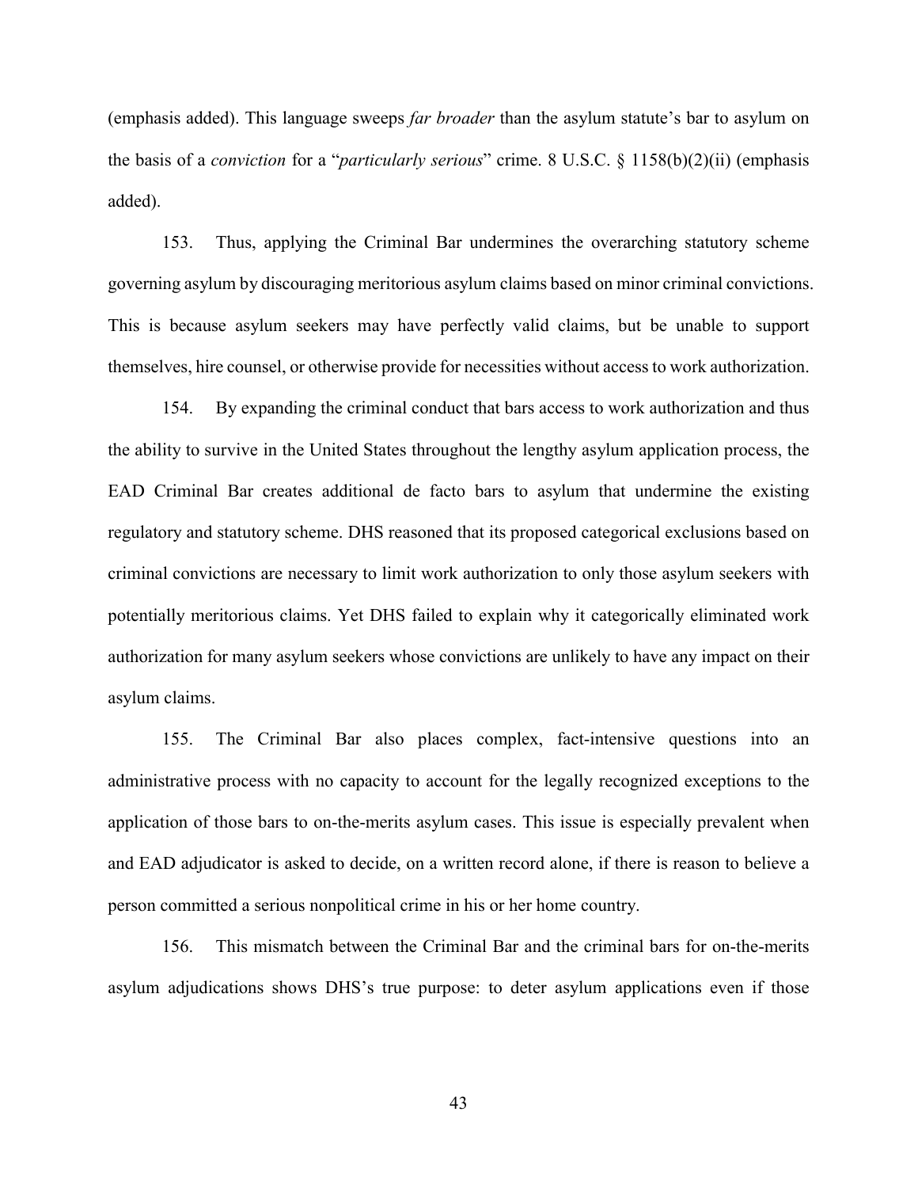(emphasis added). This language sweeps *far broader* than the asylum statute's bar to asylum on the basis of a *conviction* for a "*particularly serious*" crime. 8 U.S.C. § 1158(b)(2)(ii) (emphasis added).

153. Thus, applying the Criminal Bar undermines the overarching statutory scheme governing asylum by discouraging meritorious asylum claims based on minor criminal convictions. This is because asylum seekers may have perfectly valid claims, but be unable to support themselves, hire counsel, or otherwise provide for necessities without access to work authorization.

154. By expanding the criminal conduct that bars access to work authorization and thus the ability to survive in the United States throughout the lengthy asylum application process, the EAD Criminal Bar creates additional de facto bars to asylum that undermine the existing regulatory and statutory scheme. DHS reasoned that its proposed categorical exclusions based on criminal convictions are necessary to limit work authorization to only those asylum seekers with potentially meritorious claims. Yet DHS failed to explain why it categorically eliminated work authorization for many asylum seekers whose convictions are unlikely to have any impact on their asylum claims.

155. The Criminal Bar also places complex, fact-intensive questions into an administrative process with no capacity to account for the legally recognized exceptions to the application of those bars to on-the-merits asylum cases. This issue is especially prevalent when and EAD adjudicator is asked to decide, on a written record alone, if there is reason to believe a person committed a serious nonpolitical crime in his or her home country.

156. This mismatch between the Criminal Bar and the criminal bars for on-the-merits asylum adjudications shows DHS's true purpose: to deter asylum applications even if those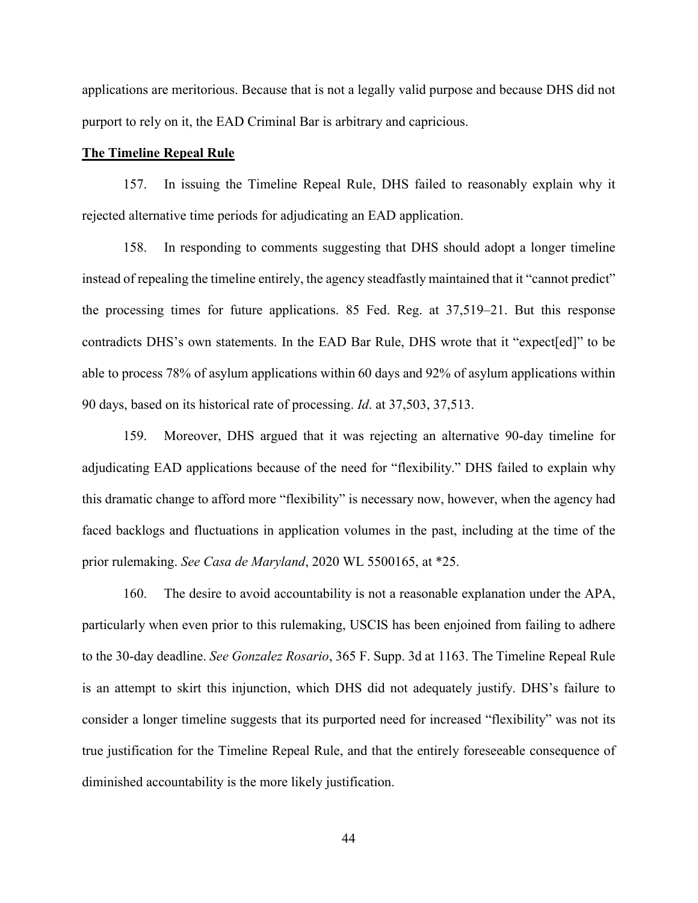applications are meritorious. Because that is not a legally valid purpose and because DHS did not purport to rely on it, the EAD Criminal Bar is arbitrary and capricious.

**The Timeline Repeal Rule**

157. In issuing the Timeline Repeal Rule, DHS failed to reasonably explain why it rejected alternative time periods for adjudicating an EAD application.

158. In responding to comments suggesting that DHS should adopt a longer timeline instead of repealing the timeline entirely, the agency steadfastly maintained that it "cannot predict" the processing times for future applications. 85 Fed. Reg. at 37,519–21. But this response contradicts DHS's own statements. In the EAD Bar Rule, DHS wrote that it "expect[ed]" to be able to process 78% of asylum applications within 60 days and 92% of asylum applications within 90 days, based on its historical rate of processing. *Id*. at 37,503, 37,513.

159. Moreover, DHS argued that it was rejecting an alternative 90-day timeline for adjudicating EAD applications because of the need for "flexibility." DHS failed to explain why this dramatic change to afford more "flexibility" is necessary now, however, when the agency had faced backlogs and fluctuations in application volumes in the past, including at the time of the prior rulemaking. *See Casa de Maryland*, 2020 WL 5500165, at *25.

160. The desire to avoid accountability is not a reasonable explanation under the APA, particularly when even prior to this rulemaking, USCIS has been enjoined from failing to adhere to the 30-day deadline. *See Gonzalez Rosario*, 365 F. Supp. 3d at 1163. The Timeline Repeal Rule is an attempt to skirt this injunction, which DHS did not adequately justify. DHS's failure to consider a longer timeline suggests that its purported need for increased "flexibility" was not its true justification for the Timeline Repeal Rule, and that the entirely foreseeable consequence of diminished accountability is the more likely justification.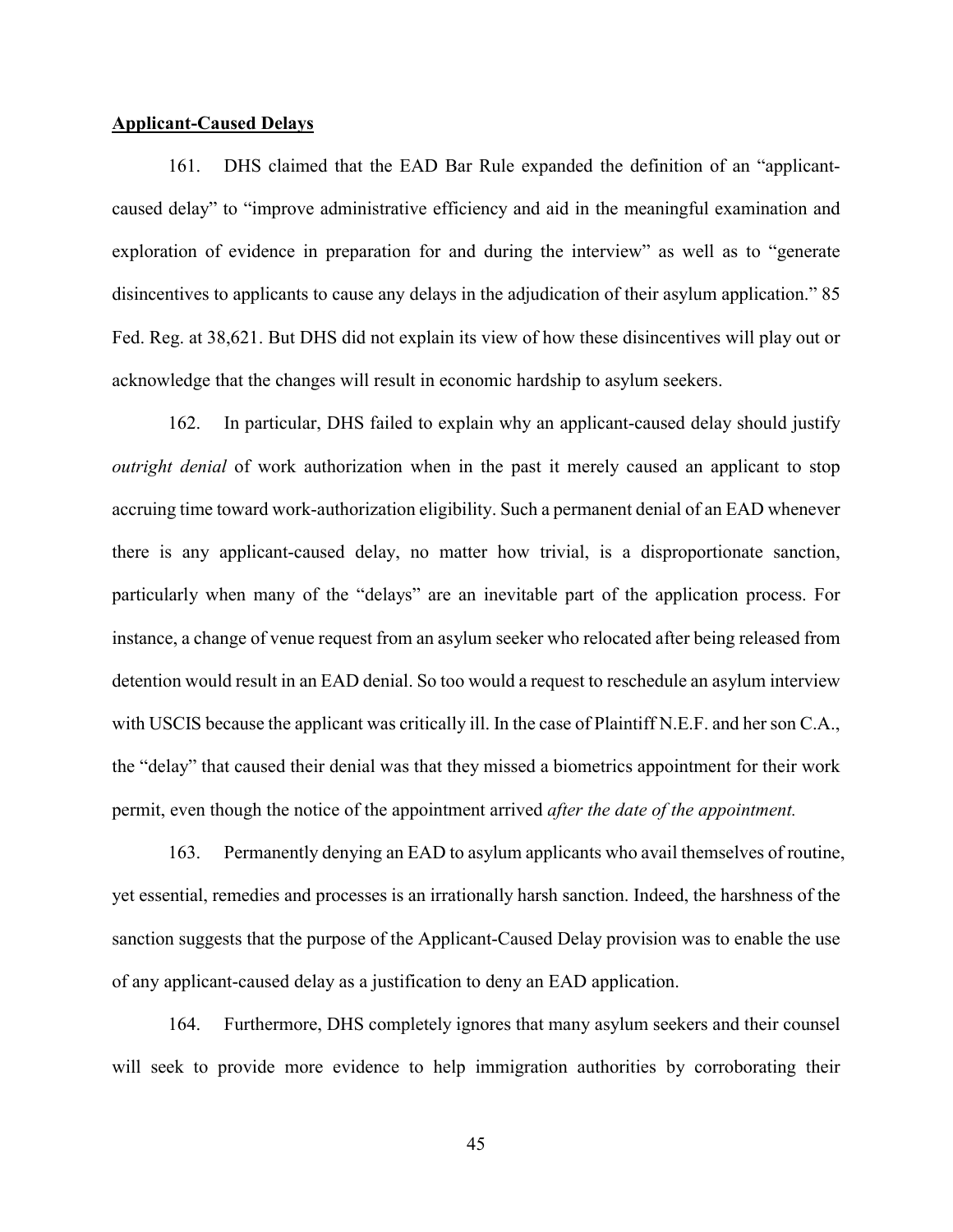**Applicant-Caused Delays**

161. DHS claimed that the EAD Bar Rule expanded the definition of an "applicant-caused delay" to "improve administrative efficiency and aid in the meaningful examination and exploration of evidence in preparation for and during the interview" as well as to "generate disincentives to applicants to cause any delays in the adjudication of their asylum application." 85 Fed. Reg. at 38,621. But DHS did not explain its view of how these disincentives will play out or acknowledge that the changes will result in economic hardship to asylum seekers.

162. In particular, DHS failed to explain why an applicant-caused delay should justify *outright denial* of work authorization when in the past it merely caused an applicant to stop accruing time toward work-authorization eligibility. Such a permanent denial of an EAD whenever there is any applicant-caused delay, no matter how trivial, is a disproportionate sanction, particularly when many of the "delays" are an inevitable part of the application process. For instance, a change of venue request from an asylum seeker who relocated after being released from detention would result in an EAD denial. So too would a request to reschedule an asylum interview with USCIS because the applicant was critically ill. In the case of Plaintiff N.E.F. and her son C.A., the "delay" that caused their denial was that they missed a biometrics appointment for their work permit, even though the notice of the appointment arrived *after the date of the appointment.*

163. Permanently denying an EAD to asylum applicants who avail themselves of routine, yet essential, remedies and processes is an irrationally harsh sanction. Indeed, the harshness of the sanction suggests that the purpose of the Applicant-Caused Delay provision was to enable the use of any applicant-caused delay as a justification to deny an EAD application.

164. Furthermore, DHS completely ignores that many asylum seekers and their counsel will seek to provide more evidence to help immigration authorities by corroborating their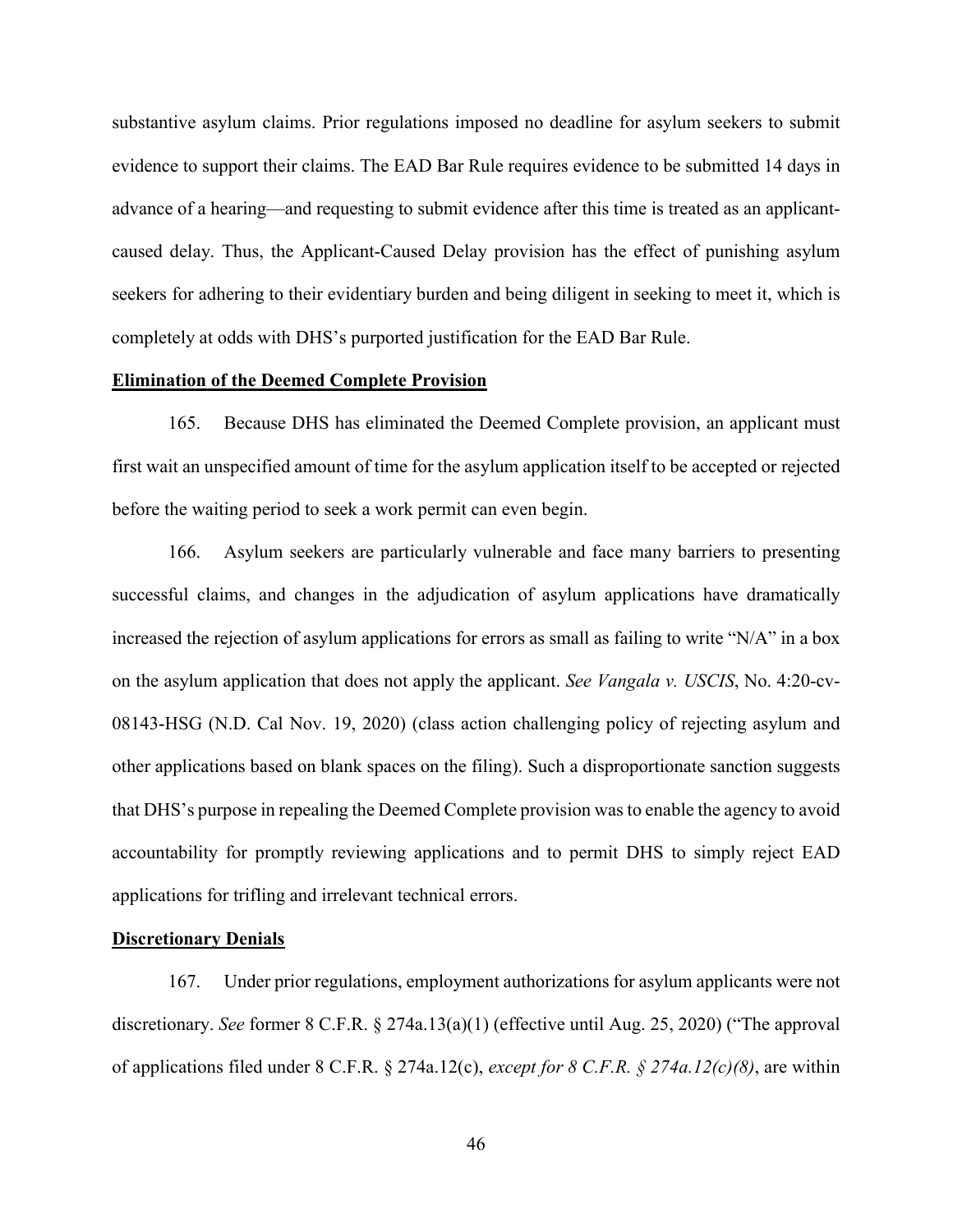substantive asylum claims. Prior regulations imposed no deadline for asylum seekers to submit evidence to support their claims. The EAD Bar Rule requires evidence to be submitted 14 days in advance of a hearing—and requesting to submit evidence after this time is treated as an applicant-caused delay. Thus, the Applicant-Caused Delay provision has the effect of punishing asylum seekers for adhering to their evidentiary burden and being diligent in seeking to meet it, which is completely at odds with DHS's purported justification for the EAD Bar Rule.

**Elimination of the Deemed Complete Provision**

165. Because DHS has eliminated the Deemed Complete provision, an applicant must first wait an unspecified amount of time for the asylum application itself to be accepted or rejected before the waiting period to seek a work permit can even begin.

166. Asylum seekers are particularly vulnerable and face many barriers to presenting successful claims, and changes in the adjudication of asylum applications have dramatically increased the rejection of asylum applications for errors as small as failing to write "N/A" in a box on the asylum application that does not apply the applicant. *See Vangala v. USCIS*, No. 4:20-cv-08143-HSG (N.D. Cal Nov. 19, 2020) (class action challenging policy of rejecting asylum and other applications based on blank spaces on the filing). Such a disproportionate sanction suggests that DHS's purpose in repealing the Deemed Complete provision was to enable the agency to avoid accountability for promptly reviewing applications and to permit DHS to simply reject EAD applications for trifling and irrelevant technical errors.

**Discretionary Denials**

167. Under prior regulations, employment authorizations for asylum applicants were not discretionary. *See* former 8 C.F.R. § 274a.13(a)(1) (effective until Aug. 25, 2020) ("The approval of applications filed under 8 C.F.R. § 274a.12(c), *except for 8 C.F.R. § 274a.12(c)(8)*, are within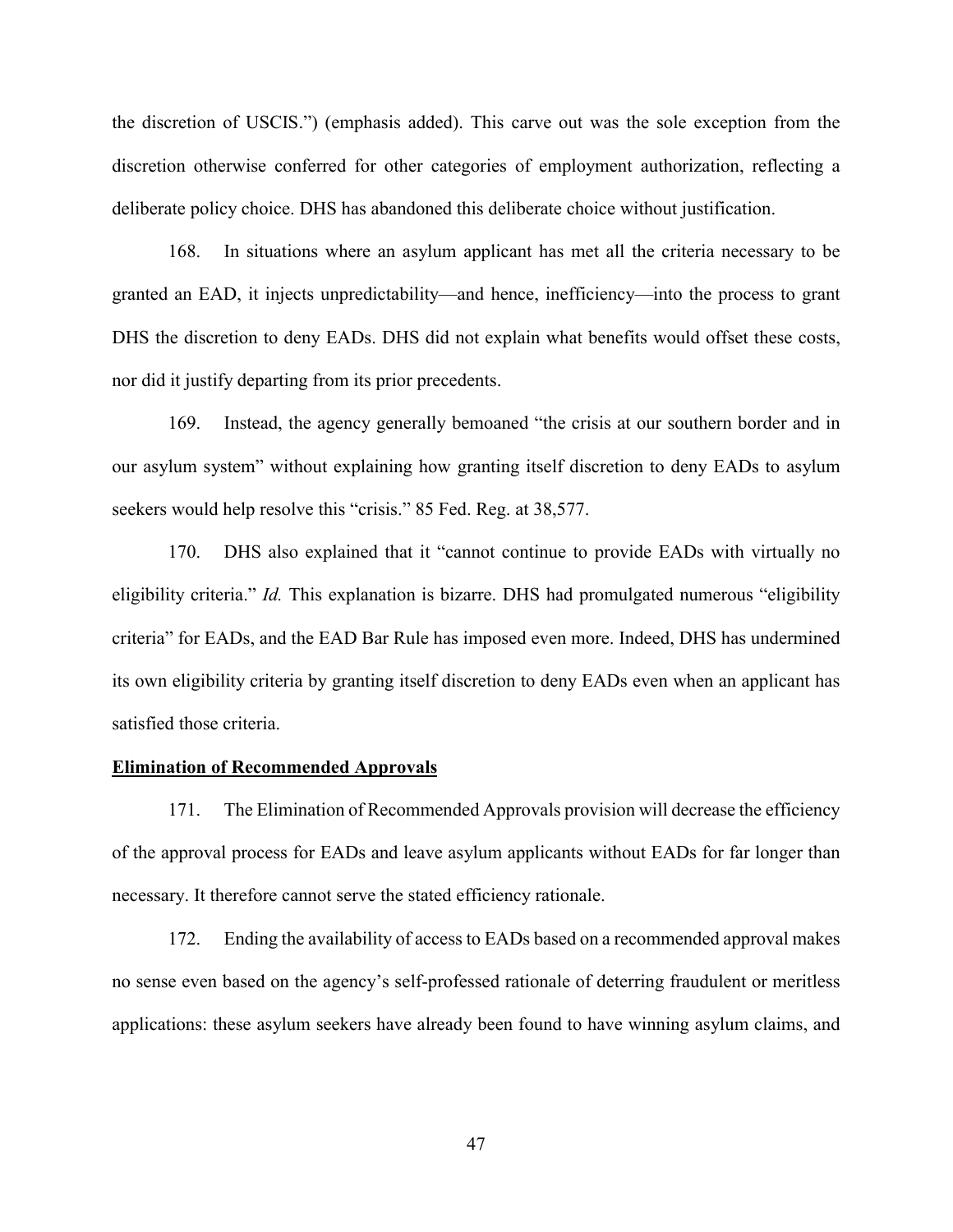the discretion of USCIS.") (emphasis added). This carve out was the sole exception from the discretion otherwise conferred for other categories of employment authorization, reflecting a deliberate policy choice. DHS has abandoned this deliberate choice without justification.

168. In situations where an asylum applicant has met all the criteria necessary to be granted an EAD, it injects unpredictability—and hence, inefficiency—into the process to grant DHS the discretion to deny EADs. DHS did not explain what benefits would offset these costs, nor did it justify departing from its prior precedents.

169. Instead, the agency generally bemoaned "the crisis at our southern border and in our asylum system" without explaining how granting itself discretion to deny EADs to asylum seekers would help resolve this "crisis." 85 Fed. Reg. at 38,577.

170. DHS also explained that it "cannot continue to provide EADs with virtually no eligibility criteria." *Id.* This explanation is bizarre. DHS had promulgated numerous "eligibility criteria" for EADs, and the EAD Bar Rule has imposed even more. Indeed, DHS has undermined its own eligibility criteria by granting itself discretion to deny EADs even when an applicant has satisfied those criteria.

**Elimination of Recommended Approvals**

171. The Elimination of Recommended Approvals provision will decrease the efficiency of the approval process for EADs and leave asylum applicants without EADs for far longer than necessary. It therefore cannot serve the stated efficiency rationale.

172. Ending the availability of access to EADs based on a recommended approval makes no sense even based on the agency's self-professed rationale of deterring fraudulent or meritless applications: these asylum seekers have already been found to have winning asylum claims, and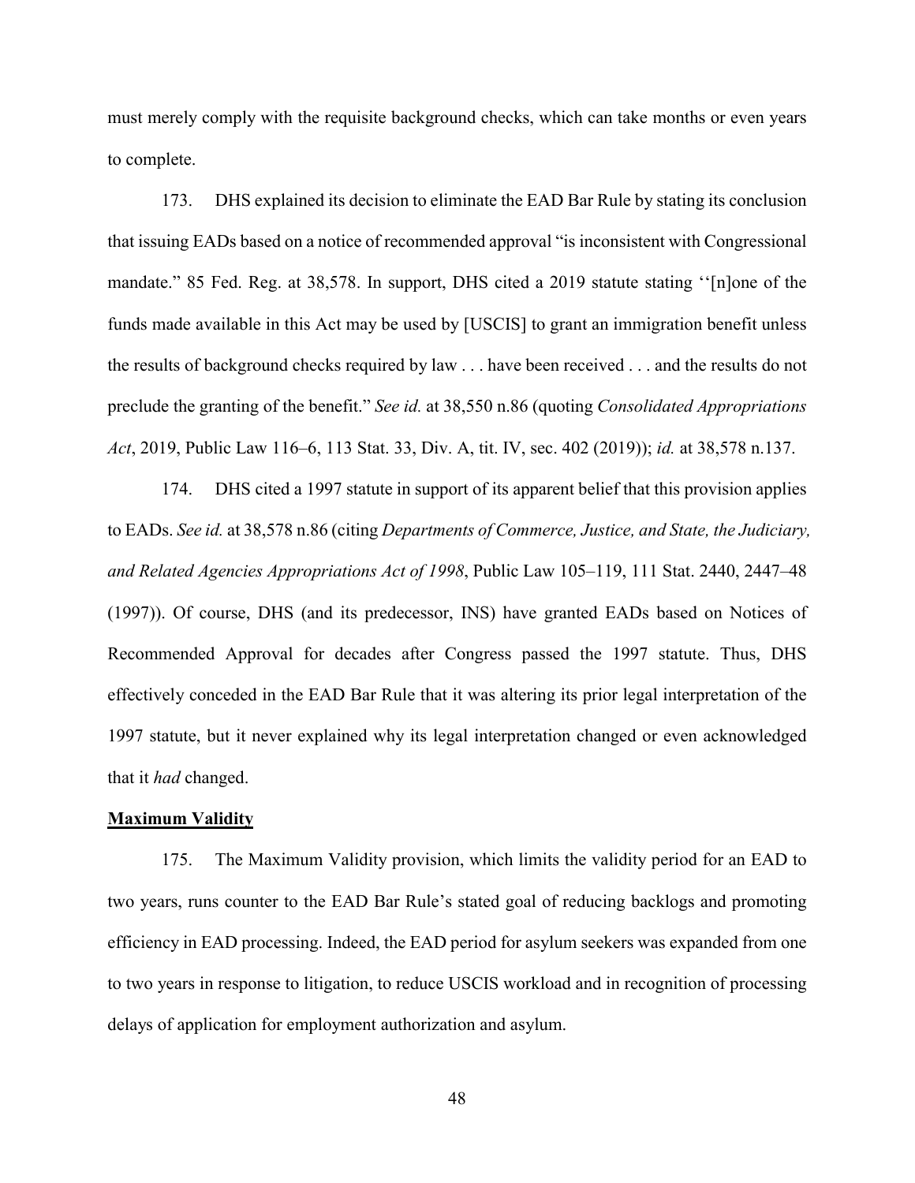must merely comply with the requisite background checks, which can take months or even years to complete.

173. DHS explained its decision to eliminate the EAD Bar Rule by stating its conclusion that issuing EADs based on a notice of recommended approval "is inconsistent with Congressional mandate." 85 Fed. Reg. at 38,578. In support, DHS cited a 2019 statute stating ''[n]one of the funds made available in this Act may be used by [USCIS] to grant an immigration benefit unless the results of background checks required by law . . . have been received . . . and the results do not preclude the granting of the benefit." *See id.* at 38,550 n.86 (quoting *Consolidated Appropriations Act*, 2019, Public Law 116–6, 113 Stat. 33, Div. A, tit. IV, sec. 402 (2019)); *id.* at 38,578 n.137.

174. DHS cited a 1997 statute in support of its apparent belief that this provision applies to EADs. *See id.* at 38,578 n.86 (citing *Departments of Commerce, Justice, and State, the Judiciary, and Related Agencies Appropriations Act of 1998*, Public Law 105–119, 111 Stat. 2440, 2447–48 (1997)). Of course, DHS (and its predecessor, INS) have granted EADs based on Notices of Recommended Approval for decades after Congress passed the 1997 statute. Thus, DHS effectively conceded in the EAD Bar Rule that it was altering its prior legal interpretation of the 1997 statute, but it never explained why its legal interpretation changed or even acknowledged that it *had* changed.

**Maximum Validity**

175. The Maximum Validity provision, which limits the validity period for an EAD to two years, runs counter to the EAD Bar Rule's stated goal of reducing backlogs and promoting efficiency in EAD processing. Indeed, the EAD period for asylum seekers was expanded from one to two years in response to litigation, to reduce USCIS workload and in recognition of processing delays of application for employment authorization and asylum.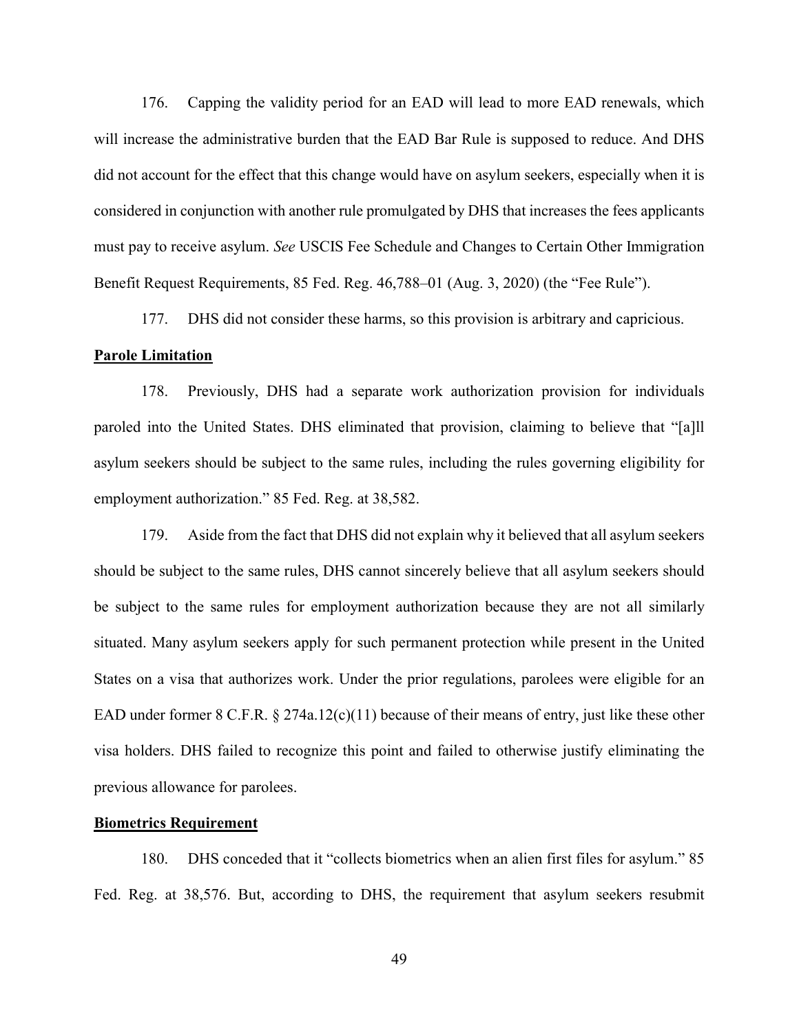176. Capping the validity period for an EAD will lead to more EAD renewals, which will increase the administrative burden that the EAD Bar Rule is supposed to reduce. And DHS did not account for the effect that this change would have on asylum seekers, especially when it is considered in conjunction with another rule promulgated by DHS that increases the fees applicants must pay to receive asylum. *See* USCIS Fee Schedule and Changes to Certain Other Immigration Benefit Request Requirements, 85 Fed. Reg. 46,788–01 (Aug. 3, 2020) (the "Fee Rule").

177. DHS did not consider these harms, so this provision is arbitrary and capricious.

**Parole Limitation**

178. Previously, DHS had a separate work authorization provision for individuals paroled into the United States. DHS eliminated that provision, claiming to believe that "[a]ll asylum seekers should be subject to the same rules, including the rules governing eligibility for employment authorization." 85 Fed. Reg. at 38,582.

179. Aside from the fact that DHS did not explain why it believed that all asylum seekers should be subject to the same rules, DHS cannot sincerely believe that all asylum seekers should be subject to the same rules for employment authorization because they are not all similarly situated. Many asylum seekers apply for such permanent protection while present in the United States on a visa that authorizes work. Under the prior regulations, parolees were eligible for an EAD under former 8 C.F.R. § 274a.12(c)(11) because of their means of entry, just like these other visa holders. DHS failed to recognize this point and failed to otherwise justify eliminating the previous allowance for parolees.

**Biometrics Requirement**

180. DHS conceded that it "collects biometrics when an alien first files for asylum." 85 Fed. Reg. at 38,576. But, according to DHS, the requirement that asylum seekers resubmit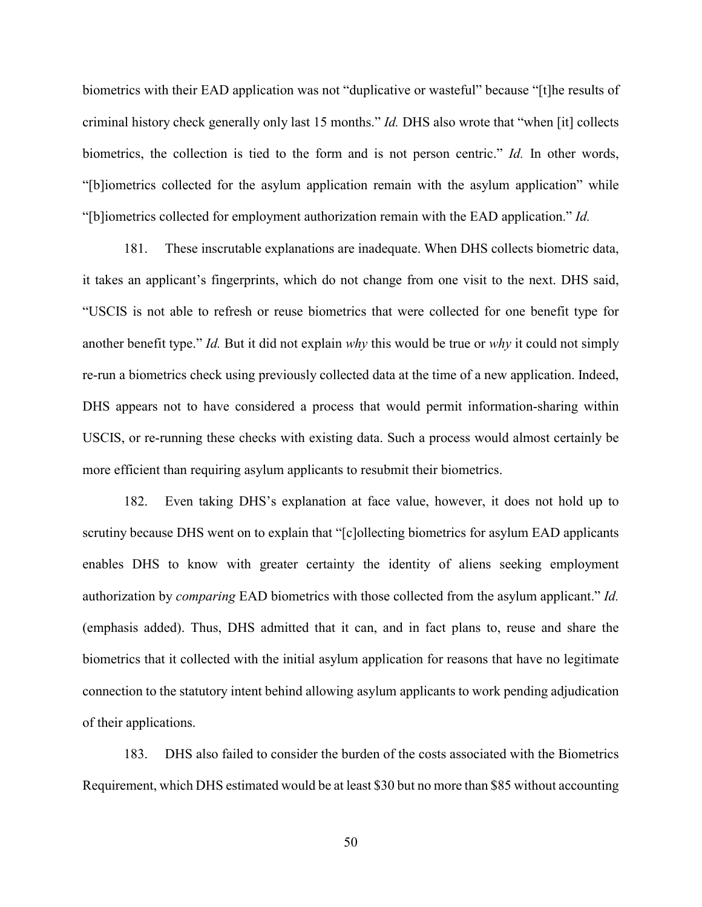biometrics with their EAD application was not "duplicative or wasteful" because "[t]he results of criminal history check generally only last 15 months." *Id.* DHS also wrote that "when [it] collects biometrics, the collection is tied to the form and is not person centric." *Id.* In other words, "[b]iometrics collected for the asylum application remain with the asylum application" while "[b]iometrics collected for employment authorization remain with the EAD application." *Id.*

181. These inscrutable explanations are inadequate. When DHS collects biometric data, it takes an applicant's fingerprints, which do not change from one visit to the next. DHS said, "USCIS is not able to refresh or reuse biometrics that were collected for one benefit type for another benefit type." *Id.* But it did not explain *why* this would be true or *why* it could not simply re-run a biometrics check using previously collected data at the time of a new application. Indeed, DHS appears not to have considered a process that would permit information-sharing within USCIS, or re-running these checks with existing data. Such a process would almost certainly be more efficient than requiring asylum applicants to resubmit their biometrics.

182. Even taking DHS's explanation at face value, however, it does not hold up to scrutiny because DHS went on to explain that "[c]ollecting biometrics for asylum EAD applicants enables DHS to know with greater certainty the identity of aliens seeking employment authorization by *comparing* EAD biometrics with those collected from the asylum applicant." *Id.* (emphasis added). Thus, DHS admitted that it can, and in fact plans to, reuse and share the biometrics that it collected with the initial asylum application for reasons that have no legitimate connection to the statutory intent behind allowing asylum applicants to work pending adjudication of their applications.

183. DHS also failed to consider the burden of the costs associated with the Biometrics Requirement, which DHS estimated would be at least $30 but no more than $85 without accounting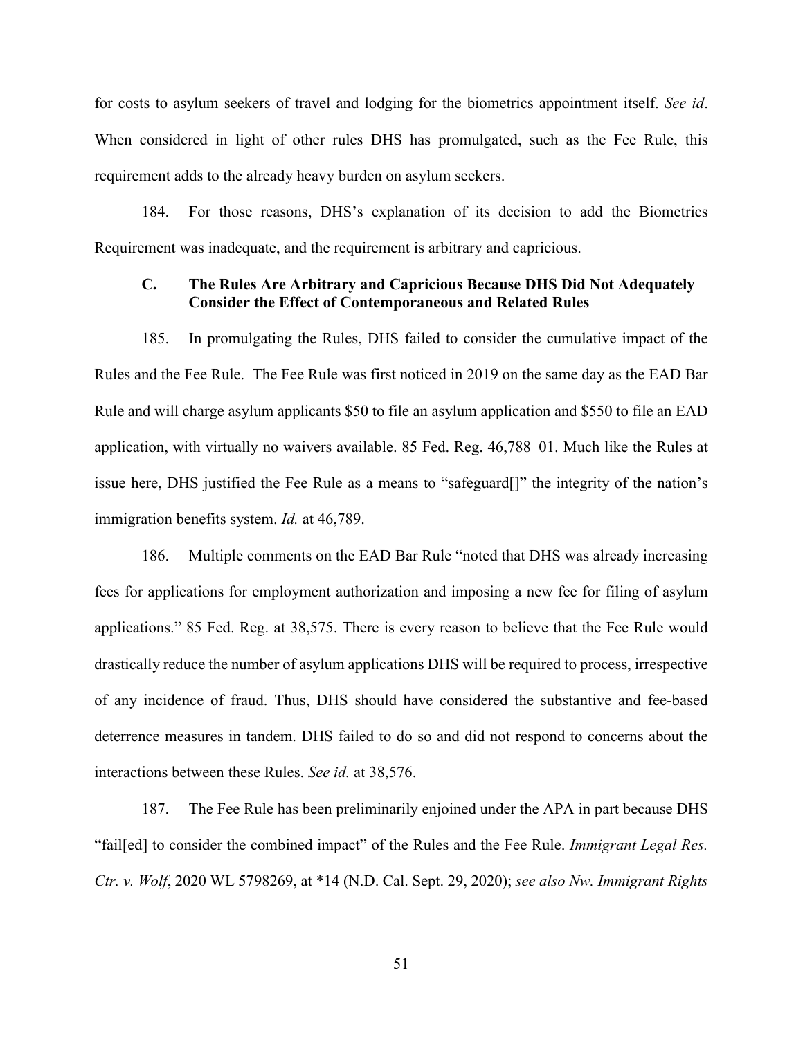for costs to asylum seekers of travel and lodging for the biometrics appointment itself. *See id*. When considered in light of other rules DHS has promulgated, such as the Fee Rule, this requirement adds to the already heavy burden on asylum seekers.

184. For those reasons, DHS's explanation of its decision to add the Biometrics Requirement was inadequate, and the requirement is arbitrary and capricious.

### C. The Rules Are Arbitrary and Capricious Because DHS Did Not Adequately Consider the Effect of Contemporaneous and Related Rules

185. In promulgating the Rules, DHS failed to consider the cumulative impact of the Rules and the Fee Rule. The Fee Rule was first noticed in 2019 on the same day as the EAD Bar Rule and will charge asylum applicants $50 to file an asylum application and $550 to file an EAD application, with virtually no waivers available. 85 Fed. Reg. 46,788–01. Much like the Rules at issue here, DHS justified the Fee Rule as a means to "safeguard[]" the integrity of the nation's immigration benefits system. *Id.* at 46,789.

186. Multiple comments on the EAD Bar Rule "noted that DHS was already increasing fees for applications for employment authorization and imposing a new fee for filing of asylum applications." 85 Fed. Reg. at 38,575. There is every reason to believe that the Fee Rule would drastically reduce the number of asylum applications DHS will be required to process, irrespective of any incidence of fraud. Thus, DHS should have considered the substantive and fee-based deterrence measures in tandem. DHS failed to do so and did not respond to concerns about the interactions between these Rules. *See id.* at 38,576.

187. The Fee Rule has been preliminarily enjoined under the APA in part because DHS "fail[ed] to consider the combined impact" of the Rules and the Fee Rule. *Immigrant Legal Res. Ctr. v. Wolf*, 2020 WL 5798269, at *14 (N.D. Cal. Sept. 29, 2020); *see also Nw. Immigrant Rights*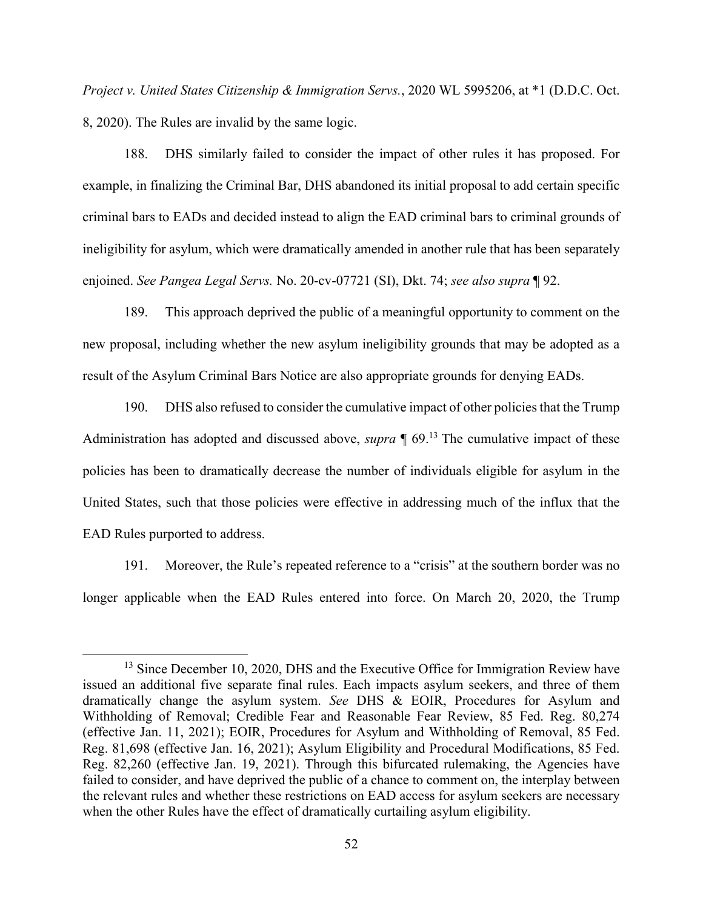*Project v. United States Citizenship & Immigration Servs.*, 2020 WL 5995206, at *1 (D.D.C. Oct. 8, 2020). The Rules are invalid by the same logic.

188. DHS similarly failed to consider the impact of other rules it has proposed. For example, in finalizing the Criminal Bar, DHS abandoned its initial proposal to add certain specific criminal bars to EADs and decided instead to align the EAD criminal bars to criminal grounds of ineligibility for asylum, which were dramatically amended in another rule that has been separately enjoined. *See Pangea Legal Servs.* No. 20-cv-07721 (SI), Dkt. 74; *see also supra* ¶ 92.

189. This approach deprived the public of a meaningful opportunity to comment on the new proposal, including whether the new asylum ineligibility grounds that may be adopted as a result of the Asylum Criminal Bars Notice are also appropriate grounds for denying EADs.

190. DHS also refused to consider the cumulative impact of other policies that the Trump Administration has adopted and discussed above, *supra* ¶ 69.[13] The cumulative impact of these policies has been to dramatically decrease the number of individuals eligible for asylum in the United States, such that those policies were effective in addressing much of the influx that the EAD Rules purported to address.

191. Moreover, the Rule's repeated reference to a "crisis" at the southern border was no longer applicable when the EAD Rules entered into force. On March 20, 2020, the Trump

---

[13] Since December 10, 2020, DHS and the Executive Office for Immigration Review have issued an additional five separate final rules. Each impacts asylum seekers, and three of them dramatically change the asylum system. *See* DHS & EOIR, Procedures for Asylum and Withholding of Removal; Credible Fear and Reasonable Fear Review, 85 Fed. Reg. 80,274 (effective Jan. 11, 2021); EOIR, Procedures for Asylum and Withholding of Removal, 85 Fed. Reg. 81,698 (effective Jan. 16, 2021); Asylum Eligibility and Procedural Modifications, 85 Fed. Reg. 82,260 (effective Jan. 19, 2021). Through this bifurcated rulemaking, the Agencies have failed to consider, and have deprived the public of a chance to comment on, the interplay between the relevant rules and whether these restrictions on EAD access for asylum seekers are necessary when the other Rules have the effect of dramatically curtailing asylum eligibility.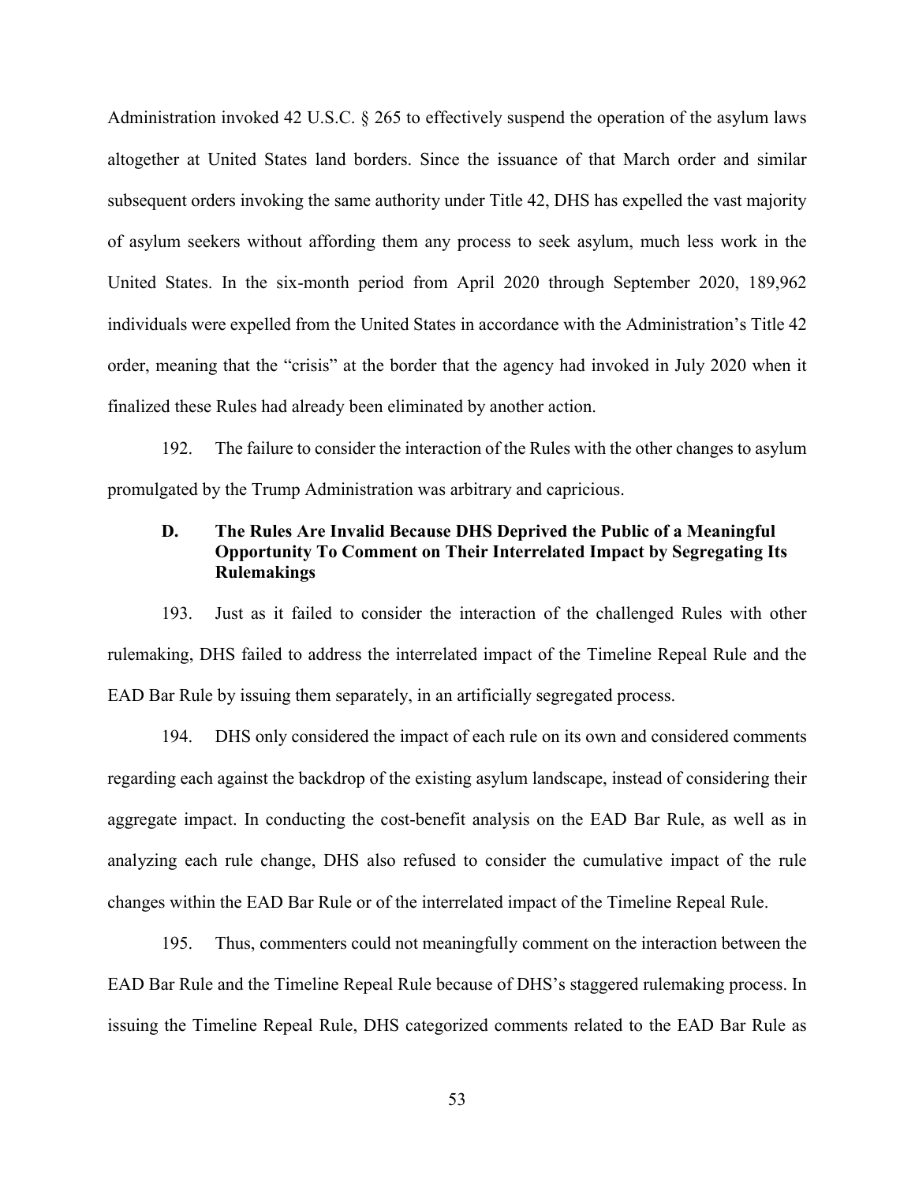Administration invoked 42 U.S.C. § 265 to effectively suspend the operation of the asylum laws altogether at United States land borders. Since the issuance of that March order and similar subsequent orders invoking the same authority under Title 42, DHS has expelled the vast majority of asylum seekers without affording them any process to seek asylum, much less work in the United States. In the six-month period from April 2020 through September 2020, 189,962 individuals were expelled from the United States in accordance with the Administration's Title 42 order, meaning that the "crisis" at the border that the agency had invoked in July 2020 when it finalized these Rules had already been eliminated by another action.

192. The failure to consider the interaction of the Rules with the other changes to asylum promulgated by the Trump Administration was arbitrary and capricious.

### D. The Rules Are Invalid Because DHS Deprived the Public of a Meaningful Opportunity To Comment on Their Interrelated Impact by Segregating Its Rulemakings

193. Just as it failed to consider the interaction of the challenged Rules with other rulemaking, DHS failed to address the interrelated impact of the Timeline Repeal Rule and the EAD Bar Rule by issuing them separately, in an artificially segregated process.

194. DHS only considered the impact of each rule on its own and considered comments regarding each against the backdrop of the existing asylum landscape, instead of considering their aggregate impact. In conducting the cost-benefit analysis on the EAD Bar Rule, as well as in analyzing each rule change, DHS also refused to consider the cumulative impact of the rule changes within the EAD Bar Rule or of the interrelated impact of the Timeline Repeal Rule.

195. Thus, commenters could not meaningfully comment on the interaction between the EAD Bar Rule and the Timeline Repeal Rule because of DHS's staggered rulemaking process. In issuing the Timeline Repeal Rule, DHS categorized comments related to the EAD Bar Rule as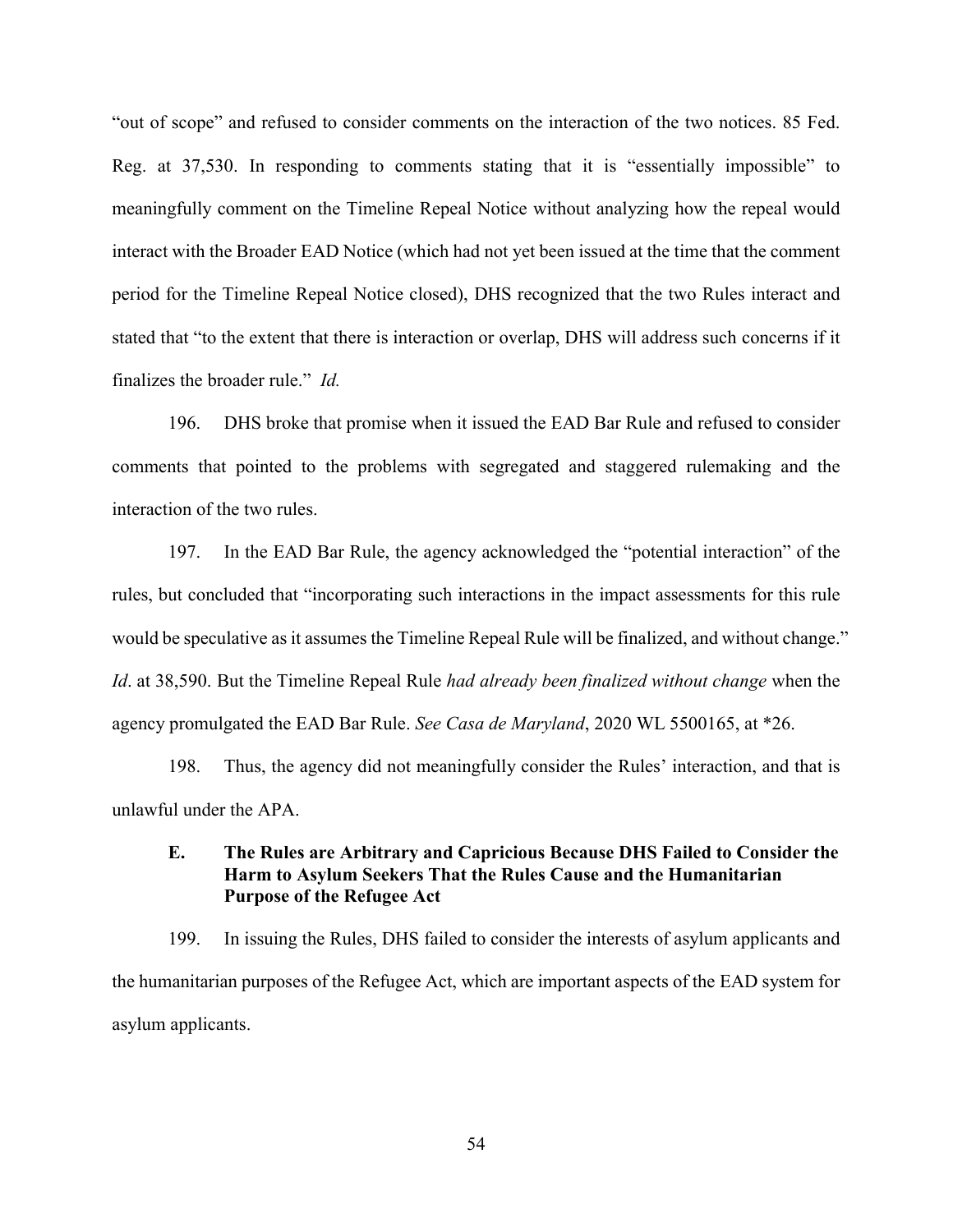"out of scope" and refused to consider comments on the interaction of the two notices. 85 Fed. Reg. at 37,530. In responding to comments stating that it is "essentially impossible" to meaningfully comment on the Timeline Repeal Notice without analyzing how the repeal would interact with the Broader EAD Notice (which had not yet been issued at the time that the comment period for the Timeline Repeal Notice closed), DHS recognized that the two Rules interact and stated that "to the extent that there is interaction or overlap, DHS will address such concerns if it finalizes the broader rule." *Id.*

196. DHS broke that promise when it issued the EAD Bar Rule and refused to consider comments that pointed to the problems with segregated and staggered rulemaking and the interaction of the two rules.

197. In the EAD Bar Rule, the agency acknowledged the "potential interaction" of the rules, but concluded that "incorporating such interactions in the impact assessments for this rule would be speculative as it assumes the Timeline Repeal Rule will be finalized, and without change." *Id*. at 38,590. But the Timeline Repeal Rule *had already been finalized without change* when the agency promulgated the EAD Bar Rule. *See Casa de Maryland*, 2020 WL 5500165, at *26.

198. Thus, the agency did not meaningfully consider the Rules' interaction, and that is unlawful under the APA.

### E. The Rules are Arbitrary and Capricious Because DHS Failed to Consider the Harm to Asylum Seekers That the Rules Cause and the Humanitarian Purpose of the Refugee Act

199. In issuing the Rules, DHS failed to consider the interests of asylum applicants and the humanitarian purposes of the Refugee Act, which are important aspects of the EAD system for asylum applicants.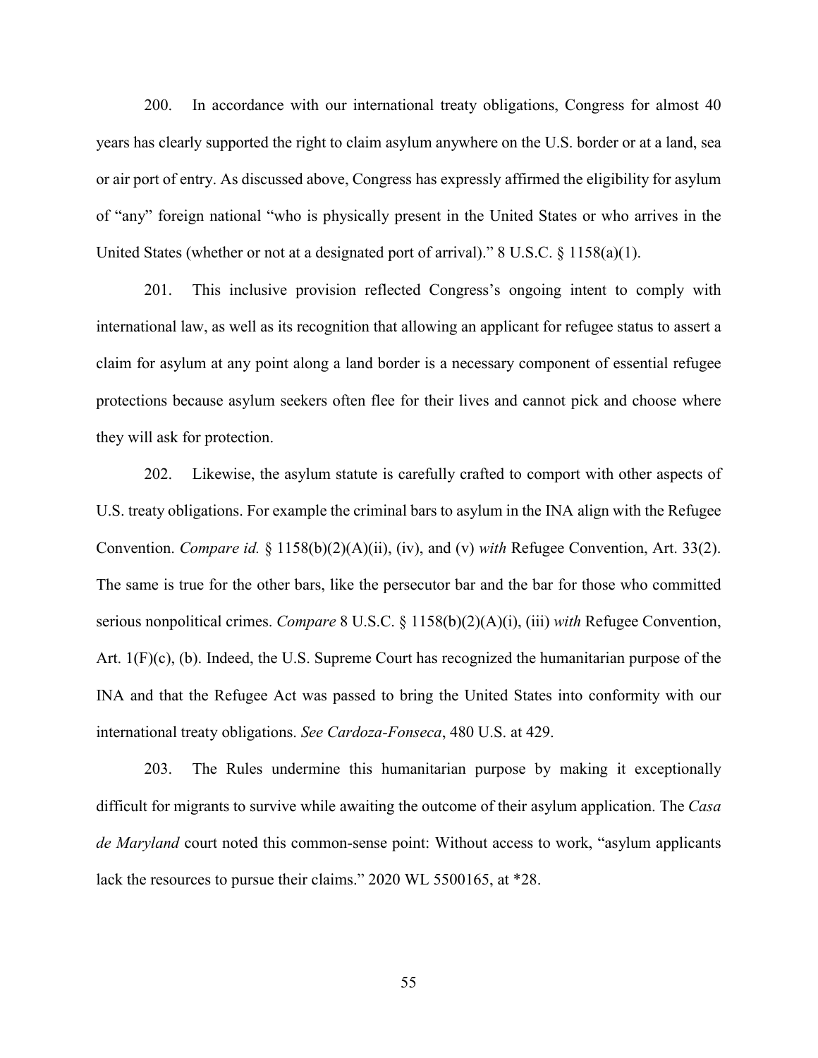200. In accordance with our international treaty obligations, Congress for almost 40 years has clearly supported the right to claim asylum anywhere on the U.S. border or at a land, sea or air port of entry. As discussed above, Congress has expressly affirmed the eligibility for asylum of "any" foreign national "who is physically present in the United States or who arrives in the United States (whether or not at a designated port of arrival)." 8 U.S.C. § 1158(a)(1).

201. This inclusive provision reflected Congress's ongoing intent to comply with international law, as well as its recognition that allowing an applicant for refugee status to assert a claim for asylum at any point along a land border is a necessary component of essential refugee protections because asylum seekers often flee for their lives and cannot pick and choose where they will ask for protection.

202. Likewise, the asylum statute is carefully crafted to comport with other aspects of U.S. treaty obligations. For example the criminal bars to asylum in the INA align with the Refugee Convention. *Compare id.* § 1158(b)(2)(A)(ii), (iv), and (v) *with* Refugee Convention, Art. 33(2). The same is true for the other bars, like the persecutor bar and the bar for those who committed serious nonpolitical crimes. *Compare* 8 U.S.C. § 1158(b)(2)(A)(i), (iii) *with* Refugee Convention, Art. 1(F)(c), (b). Indeed, the U.S. Supreme Court has recognized the humanitarian purpose of the INA and that the Refugee Act was passed to bring the United States into conformity with our international treaty obligations. *See Cardoza-Fonseca*, 480 U.S. at 429.

203. The Rules undermine this humanitarian purpose by making it exceptionally difficult for migrants to survive while awaiting the outcome of their asylum application. The *Casa de Maryland* court noted this common-sense point: Without access to work, "asylum applicants lack the resources to pursue their claims." 2020 WL 5500165, at *28.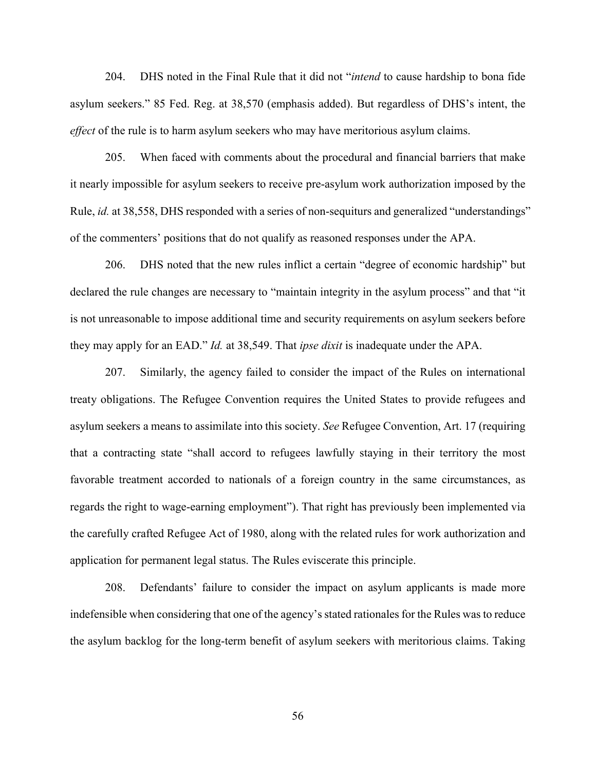204. DHS noted in the Final Rule that it did not "*intend* to cause hardship to bona fide asylum seekers." 85 Fed. Reg. at 38,570 (emphasis added). But regardless of DHS's intent, the *effect* of the rule is to harm asylum seekers who may have meritorious asylum claims.

205. When faced with comments about the procedural and financial barriers that make it nearly impossible for asylum seekers to receive pre-asylum work authorization imposed by the Rule, *id.* at 38,558, DHS responded with a series of non-sequiturs and generalized "understandings" of the commenters' positions that do not qualify as reasoned responses under the APA.

206. DHS noted that the new rules inflict a certain "degree of economic hardship" but declared the rule changes are necessary to "maintain integrity in the asylum process" and that "it is not unreasonable to impose additional time and security requirements on asylum seekers before they may apply for an EAD." *Id.* at 38,549. That *ipse dixit* is inadequate under the APA.

207. Similarly, the agency failed to consider the impact of the Rules on international treaty obligations. The Refugee Convention requires the United States to provide refugees and asylum seekers a means to assimilate into this society. *See* Refugee Convention, Art. 17 (requiring that a contracting state "shall accord to refugees lawfully staying in their territory the most favorable treatment accorded to nationals of a foreign country in the same circumstances, as regards the right to wage-earning employment"). That right has previously been implemented via the carefully crafted Refugee Act of 1980, along with the related rules for work authorization and application for permanent legal status. The Rules eviscerate this principle.

208. Defendants' failure to consider the impact on asylum applicants is made more indefensible when considering that one of the agency's stated rationales for the Rules was to reduce the asylum backlog for the long-term benefit of asylum seekers with meritorious claims. Taking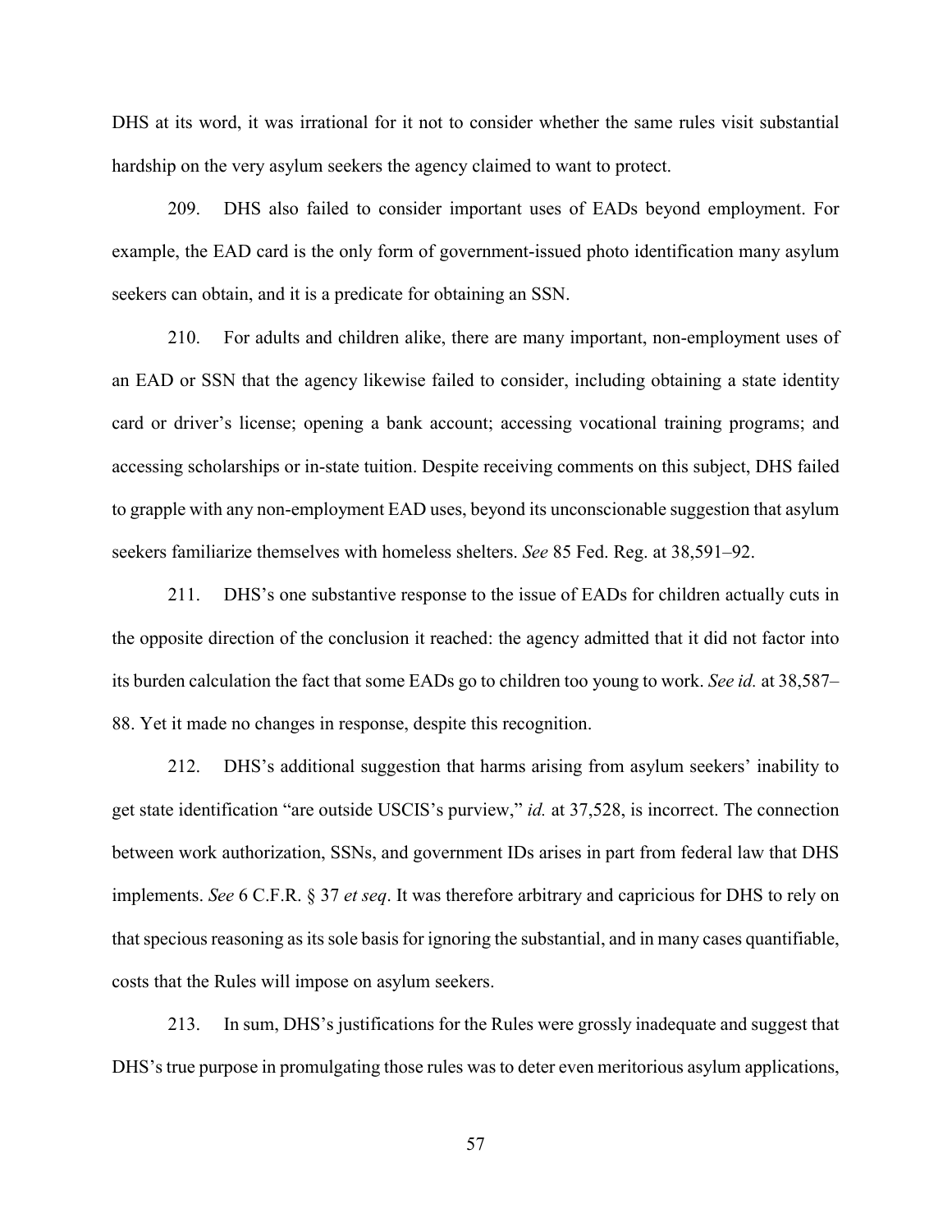DHS at its word, it was irrational for it not to consider whether the same rules visit substantial hardship on the very asylum seekers the agency claimed to want to protect.

209. DHS also failed to consider important uses of EADs beyond employment. For example, the EAD card is the only form of government-issued photo identification many asylum seekers can obtain, and it is a predicate for obtaining an SSN.

210. For adults and children alike, there are many important, non-employment uses of an EAD or SSN that the agency likewise failed to consider, including obtaining a state identity card or driver's license; opening a bank account; accessing vocational training programs; and accessing scholarships or in-state tuition. Despite receiving comments on this subject, DHS failed to grapple with any non-employment EAD uses, beyond its unconscionable suggestion that asylum seekers familiarize themselves with homeless shelters. *See* 85 Fed. Reg. at 38,591–92.

211. DHS's one substantive response to the issue of EADs for children actually cuts in the opposite direction of the conclusion it reached: the agency admitted that it did not factor into its burden calculation the fact that some EADs go to children too young to work. *See id.* at 38,587–88. Yet it made no changes in response, despite this recognition.

212. DHS's additional suggestion that harms arising from asylum seekers' inability to get state identification "are outside USCIS's purview," *id.* at 37,528, is incorrect. The connection between work authorization, SSNs, and government IDs arises in part from federal law that DHS implements. *See* 6 C.F.R. § 37 *et seq*. It was therefore arbitrary and capricious for DHS to rely on that specious reasoning as its sole basis for ignoring the substantial, and in many cases quantifiable, costs that the Rules will impose on asylum seekers.

213. In sum, DHS's justifications for the Rules were grossly inadequate and suggest that DHS's true purpose in promulgating those rules was to deter even meritorious asylum applications,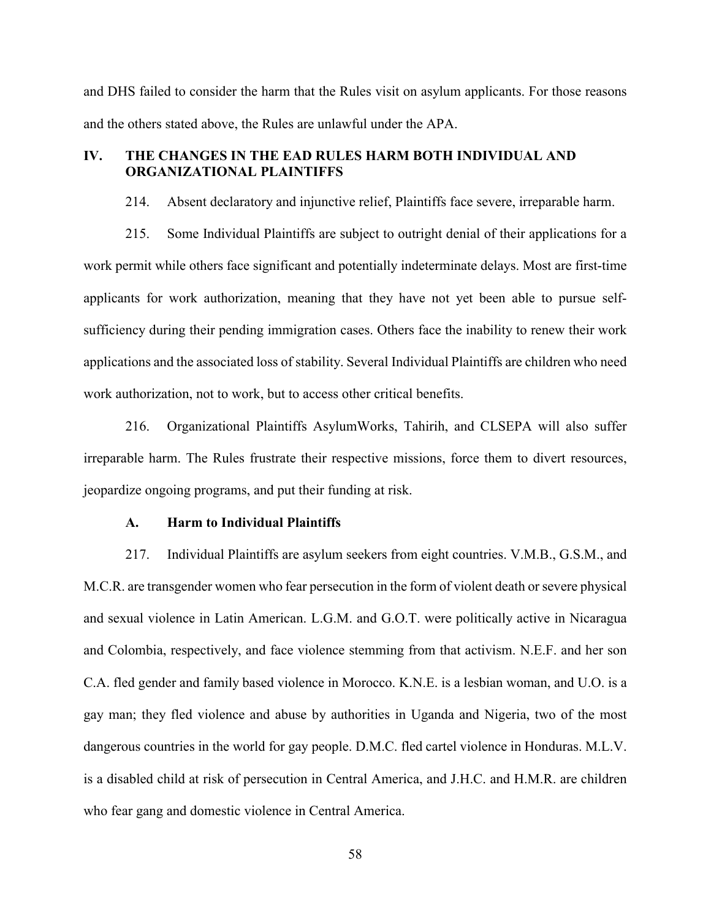and DHS failed to consider the harm that the Rules visit on asylum applicants. For those reasons and the others stated above, the Rules are unlawful under the APA.

## IV. THE CHANGES IN THE EAD RULES HARM BOTH INDIVIDUAL AND ORGANIZATIONAL PLAINTIFFS

214. Absent declaratory and injunctive relief, Plaintiffs face severe, irreparable harm.

215. Some Individual Plaintiffs are subject to outright denial of their applications for a work permit while others face significant and potentially indeterminate delays. Most are first-time applicants for work authorization, meaning that they have not yet been able to pursue self-sufficiency during their pending immigration cases. Others face the inability to renew their work applications and the associated loss of stability. Several Individual Plaintiffs are children who need work authorization, not to work, but to access other critical benefits.

216. Organizational Plaintiffs AsylumWorks, Tahirih, and CLSEPA will also suffer irreparable harm. The Rules frustrate their respective missions, force them to divert resources, jeopardize ongoing programs, and put their funding at risk.

### A. Harm to Individual Plaintiffs

217. Individual Plaintiffs are asylum seekers from eight countries. V.M.B., G.S.M., and M.C.R. are transgender women who fear persecution in the form of violent death or severe physical and sexual violence in Latin American. L.G.M. and G.O.T. were politically active in Nicaragua and Colombia, respectively, and face violence stemming from that activism. N.E.F. and her son C.A. fled gender and family based violence in Morocco. K.N.E. is a lesbian woman, and U.O. is a gay man; they fled violence and abuse by authorities in Uganda and Nigeria, two of the most dangerous countries in the world for gay people. D.M.C. fled cartel violence in Honduras. M.L.V. is a disabled child at risk of persecution in Central America, and J.H.C. and H.M.R. are children who fear gang and domestic violence in Central America.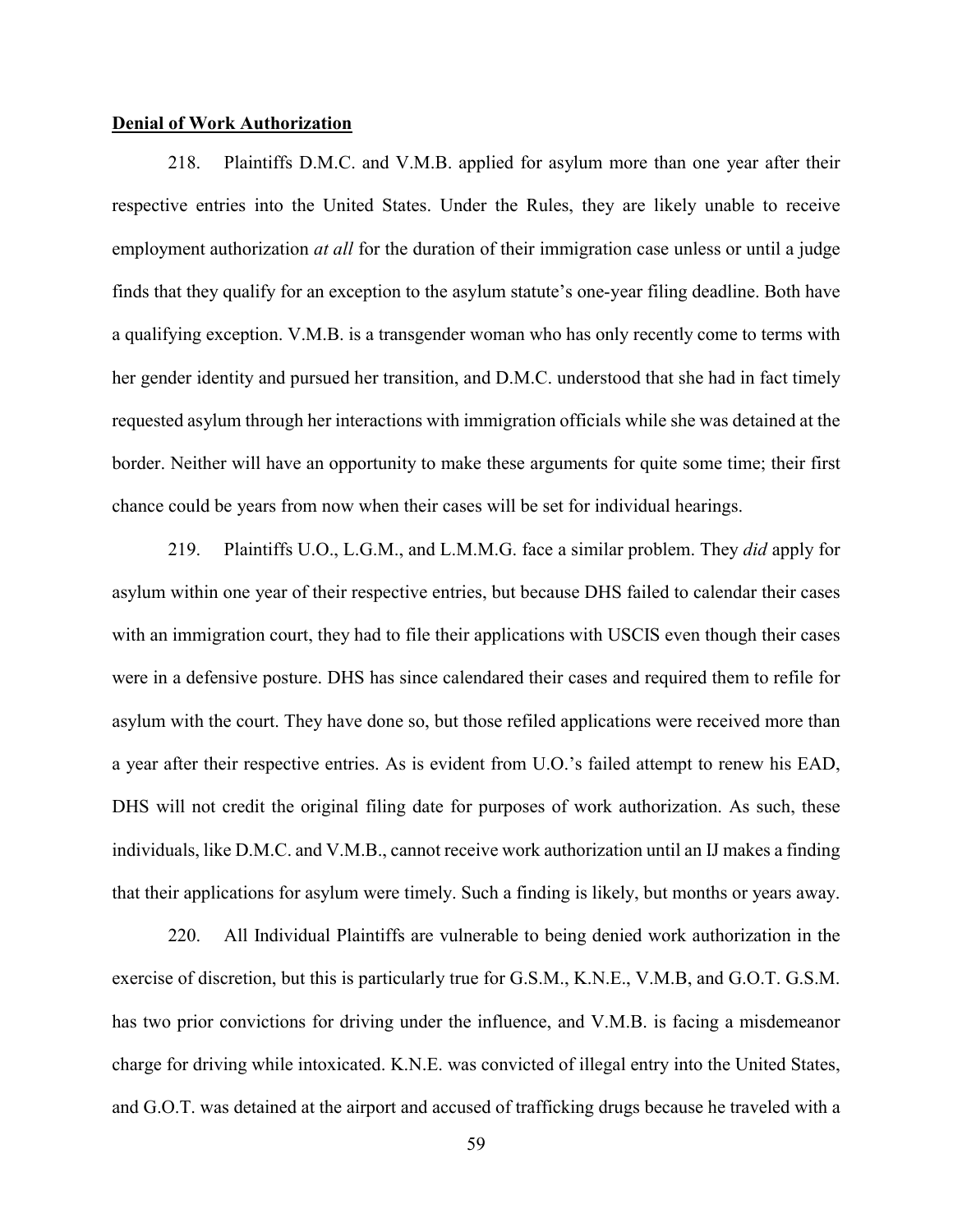**Denial of Work Authorization**

218. Plaintiffs D.M.C. and V.M.B. applied for asylum more than one year after their respective entries into the United States. Under the Rules, they are likely unable to receive employment authorization *at all* for the duration of their immigration case unless or until a judge finds that they qualify for an exception to the asylum statute's one-year filing deadline. Both have a qualifying exception. V.M.B. is a transgender woman who has only recently come to terms with her gender identity and pursued her transition, and D.M.C. understood that she had in fact timely requested asylum through her interactions with immigration officials while she was detained at the border. Neither will have an opportunity to make these arguments for quite some time; their first chance could be years from now when their cases will be set for individual hearings.

219. Plaintiffs U.O., L.G.M., and L.M.M.G. face a similar problem. They *did* apply for asylum within one year of their respective entries, but because DHS failed to calendar their cases with an immigration court, they had to file their applications with USCIS even though their cases were in a defensive posture. DHS has since calendared their cases and required them to refile for asylum with the court. They have done so, but those refiled applications were received more than a year after their respective entries. As is evident from U.O.'s failed attempt to renew his EAD, DHS will not credit the original filing date for purposes of work authorization. As such, these individuals, like D.M.C. and V.M.B., cannot receive work authorization until an IJ makes a finding that their applications for asylum were timely. Such a finding is likely, but months or years away.

220. All Individual Plaintiffs are vulnerable to being denied work authorization in the exercise of discretion, but this is particularly true for G.S.M., K.N.E., V.M.B, and G.O.T. G.S.M. has two prior convictions for driving under the influence, and V.M.B. is facing a misdemeanor charge for driving while intoxicated. K.N.E. was convicted of illegal entry into the United States, and G.O.T. was detained at the airport and accused of trafficking drugs because he traveled with a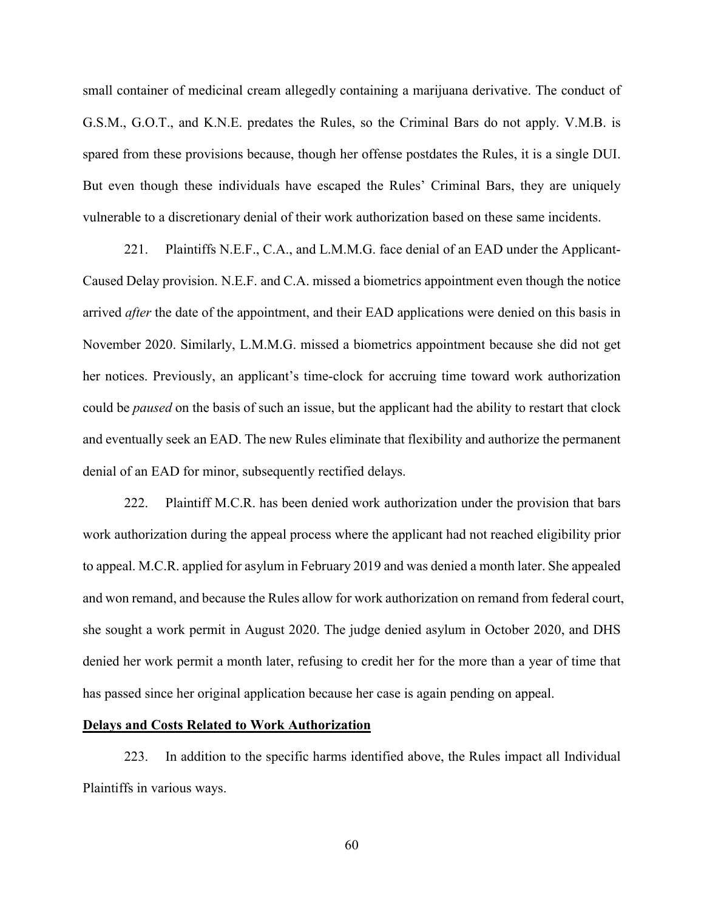small container of medicinal cream allegedly containing a marijuana derivative. The conduct of G.S.M., G.O.T., and K.N.E. predates the Rules, so the Criminal Bars do not apply. V.M.B. is spared from these provisions because, though her offense postdates the Rules, it is a single DUI. But even though these individuals have escaped the Rules' Criminal Bars, they are uniquely vulnerable to a discretionary denial of their work authorization based on these same incidents.

221. Plaintiffs N.E.F., C.A., and L.M.M.G. face denial of an EAD under the Applicant-Caused Delay provision. N.E.F. and C.A. missed a biometrics appointment even though the notice arrived *after* the date of the appointment, and their EAD applications were denied on this basis in November 2020. Similarly, L.M.M.G. missed a biometrics appointment because she did not get her notices. Previously, an applicant's time-clock for accruing time toward work authorization could be *paused* on the basis of such an issue, but the applicant had the ability to restart that clock and eventually seek an EAD. The new Rules eliminate that flexibility and authorize the permanent denial of an EAD for minor, subsequently rectified delays.

222. Plaintiff M.C.R. has been denied work authorization under the provision that bars work authorization during the appeal process where the applicant had not reached eligibility prior to appeal. M.C.R. applied for asylum in February 2019 and was denied a month later. She appealed and won remand, and because the Rules allow for work authorization on remand from federal court, she sought a work permit in August 2020. The judge denied asylum in October 2020, and DHS denied her work permit a month later, refusing to credit her for the more than a year of time that has passed since her original application because her case is again pending on appeal.

**Delays and Costs Related to Work Authorization**

223. In addition to the specific harms identified above, the Rules impact all Individual Plaintiffs in various ways.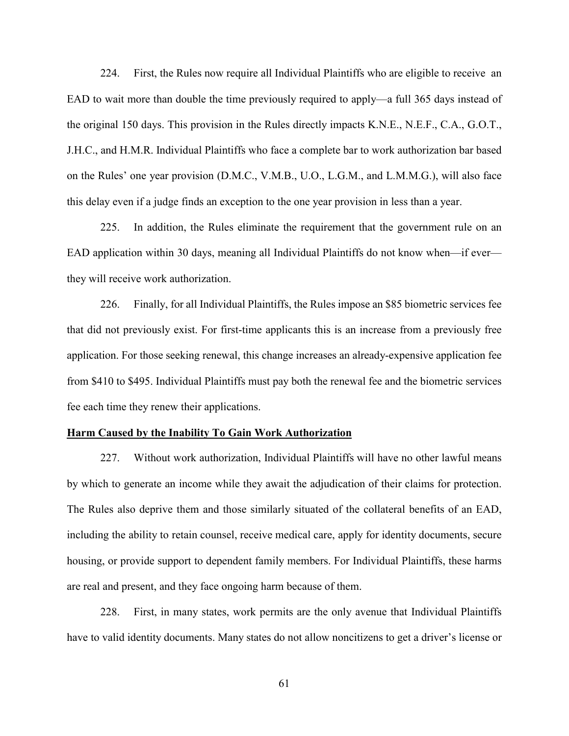224. First, the Rules now require all Individual Plaintiffs who are eligible to receive an EAD to wait more than double the time previously required to apply—a full 365 days instead of the original 150 days. This provision in the Rules directly impacts K.N.E., N.E.F., C.A., G.O.T., J.H.C., and H.M.R. Individual Plaintiffs who face a complete bar to work authorization bar based on the Rules' one year provision (D.M.C., V.M.B., U.O., L.G.M., and L.M.M.G.), will also face this delay even if a judge finds an exception to the one year provision in less than a year.

225. In addition, the Rules eliminate the requirement that the government rule on an EAD application within 30 days, meaning all Individual Plaintiffs do not know when—if ever—they will receive work authorization.

226. Finally, for all Individual Plaintiffs, the Rules impose an $85 biometric services fee that did not previously exist. For first-time applicants this is an increase from a previously free application. For those seeking renewal, this change increases an already-expensive application fee from $410 to $495. Individual Plaintiffs must pay both the renewal fee and the biometric services fee each time they renew their applications.

**Harm Caused by the Inability To Gain Work Authorization**

227. Without work authorization, Individual Plaintiffs will have no other lawful means by which to generate an income while they await the adjudication of their claims for protection. The Rules also deprive them and those similarly situated of the collateral benefits of an EAD, including the ability to retain counsel, receive medical care, apply for identity documents, secure housing, or provide support to dependent family members. For Individual Plaintiffs, these harms are real and present, and they face ongoing harm because of them.

228. First, in many states, work permits are the only avenue that Individual Plaintiffs have to valid identity documents. Many states do not allow noncitizens to get a driver's license or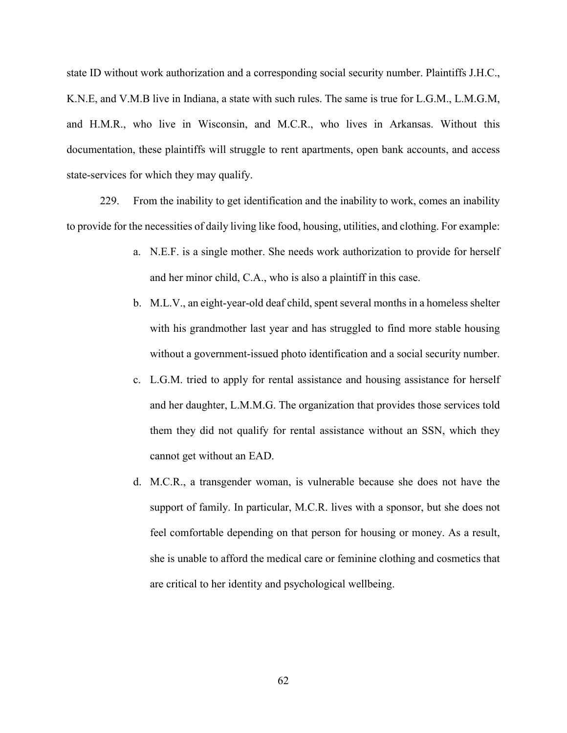state ID without work authorization and a corresponding social security number. Plaintiffs J.H.C., K.N.E, and V.M.B live in Indiana, a state with such rules. The same is true for L.G.M., L.M.G.M, and H.M.R., who live in Wisconsin, and M.C.R., who lives in Arkansas. Without this documentation, these plaintiffs will struggle to rent apartments, open bank accounts, and access state-services for which they may qualify.

229. From the inability to get identification and the inability to work, comes an inability to provide for the necessities of daily living like food, housing, utilities, and clothing. For example:

a. N.E.F. is a single mother. She needs work authorization to provide for herself and her minor child, C.A., who is also a plaintiff in this case.

b. M.L.V., an eight-year-old deaf child, spent several months in a homeless shelter with his grandmother last year and has struggled to find more stable housing without a government-issued photo identification and a social security number.

c. L.G.M. tried to apply for rental assistance and housing assistance for herself and her daughter, L.M.M.G. The organization that provides those services told them they did not qualify for rental assistance without an SSN, which they cannot get without an EAD.

d. M.C.R., a transgender woman, is vulnerable because she does not have the support of family. In particular, M.C.R. lives with a sponsor, but she does not feel comfortable depending on that person for housing or money. As a result, she is unable to afford the medical care or feminine clothing and cosmetics that are critical to her identity and psychological wellbeing.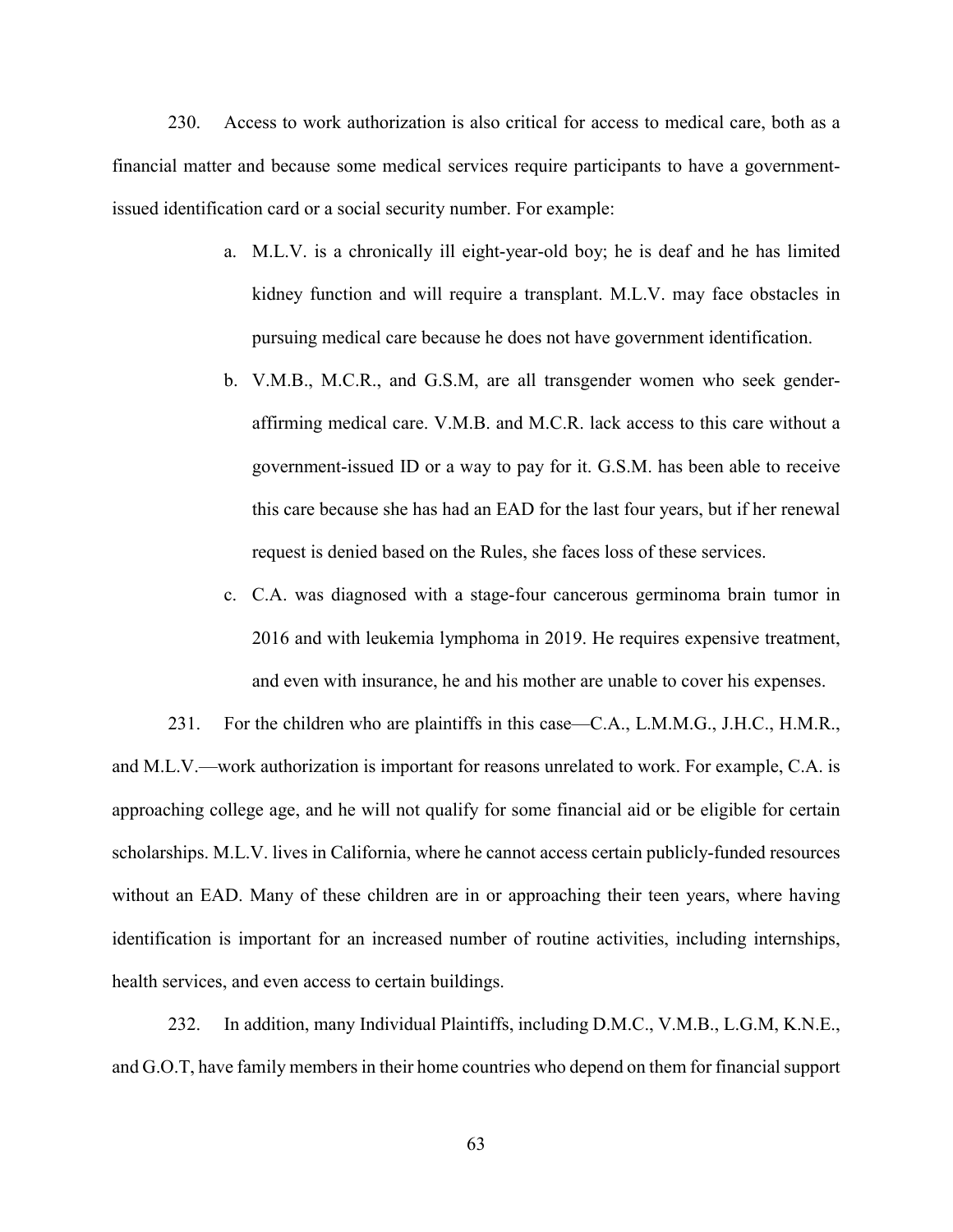230. Access to work authorization is also critical for access to medical care, both as a financial matter and because some medical services require participants to have a government-issued identification card or a social security number. For example:

a. M.L.V. is a chronically ill eight-year-old boy; he is deaf and he has limited kidney function and will require a transplant. M.L.V. may face obstacles in pursuing medical care because he does not have government identification.

b. V.M.B., M.C.R., and G.S.M, are all transgender women who seek gender-affirming medical care. V.M.B. and M.C.R. lack access to this care without a government-issued ID or a way to pay for it. G.S.M. has been able to receive this care because she has had an EAD for the last four years, but if her renewal request is denied based on the Rules, she faces loss of these services.

c. C.A. was diagnosed with a stage-four cancerous germinoma brain tumor in 2016 and with leukemia lymphoma in 2019. He requires expensive treatment, and even with insurance, he and his mother are unable to cover his expenses.

231. For the children who are plaintiffs in this case—C.A., L.M.M.G., J.H.C., H.M.R., and M.L.V.—work authorization is important for reasons unrelated to work. For example, C.A. is approaching college age, and he will not qualify for some financial aid or be eligible for certain scholarships. M.L.V. lives in California, where he cannot access certain publicly-funded resources without an EAD. Many of these children are in or approaching their teen years, where having identification is important for an increased number of routine activities, including internships, health services, and even access to certain buildings.

232. In addition, many Individual Plaintiffs, including D.M.C., V.M.B., L.G.M, K.N.E., and G.O.T, have family members in their home countries who depend on them for financial support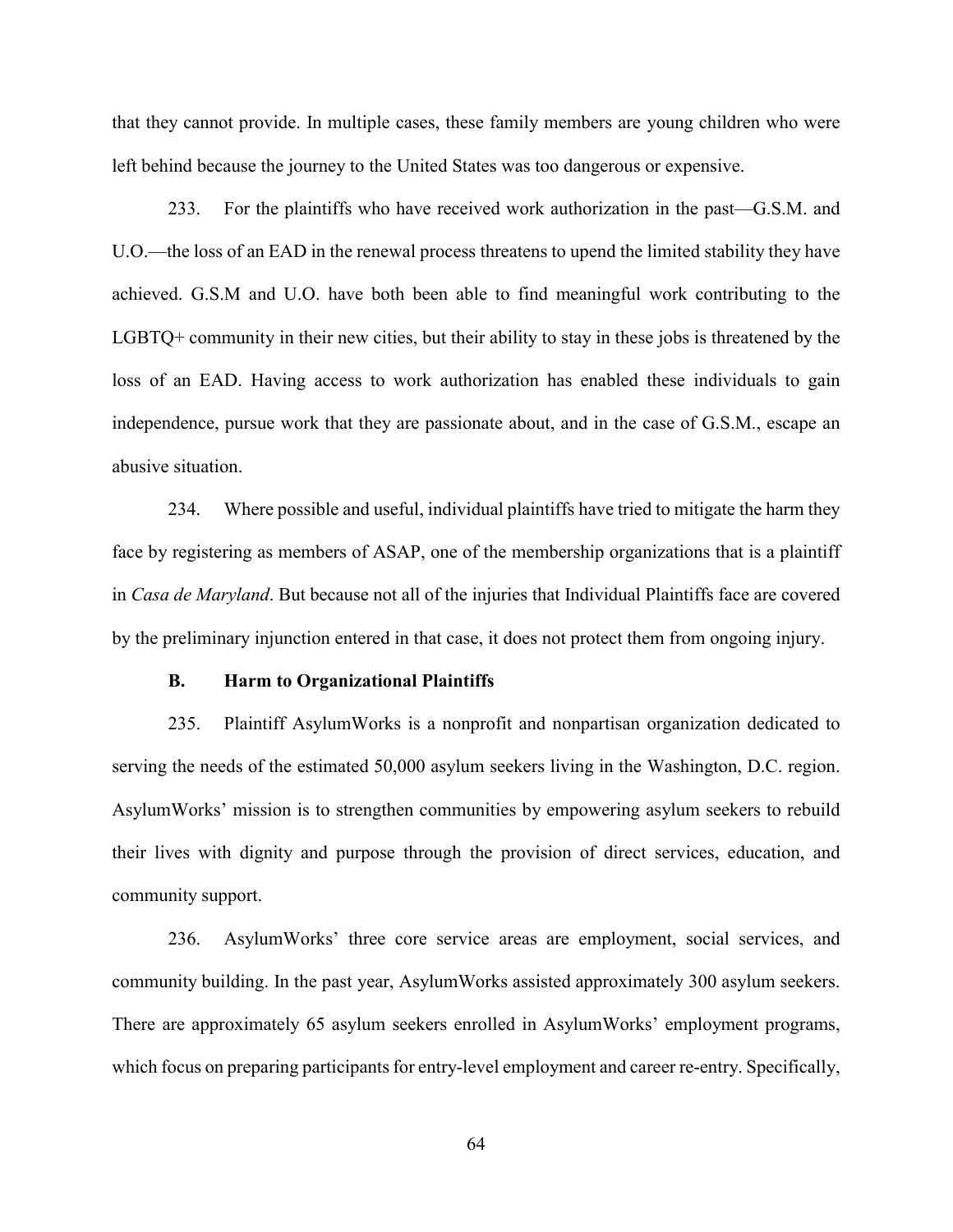that they cannot provide. In multiple cases, these family members are young children who were left behind because the journey to the United States was too dangerous or expensive.

233. For the plaintiffs who have received work authorization in the past—G.S.M. and U.O.—the loss of an EAD in the renewal process threatens to upend the limited stability they have achieved. G.S.M and U.O. have both been able to find meaningful work contributing to the LGBTQ+ community in their new cities, but their ability to stay in these jobs is threatened by the loss of an EAD. Having access to work authorization has enabled these individuals to gain independence, pursue work that they are passionate about, and in the case of G.S.M., escape an abusive situation.

234. Where possible and useful, individual plaintiffs have tried to mitigate the harm they face by registering as members of ASAP, one of the membership organizations that is a plaintiff in *Casa de Maryland*. But because not all of the injuries that Individual Plaintiffs face are covered by the preliminary injunction entered in that case, it does not protect them from ongoing injury.

### B. Harm to Organizational Plaintiffs

235. Plaintiff AsylumWorks is a nonprofit and nonpartisan organization dedicated to serving the needs of the estimated 50,000 asylum seekers living in the Washington, D.C. region. AsylumWorks' mission is to strengthen communities by empowering asylum seekers to rebuild their lives with dignity and purpose through the provision of direct services, education, and community support.

236. AsylumWorks' three core service areas are employment, social services, and community building. In the past year, AsylumWorks assisted approximately 300 asylum seekers. There are approximately 65 asylum seekers enrolled in AsylumWorks' employment programs, which focus on preparing participants for entry-level employment and career re-entry. Specifically,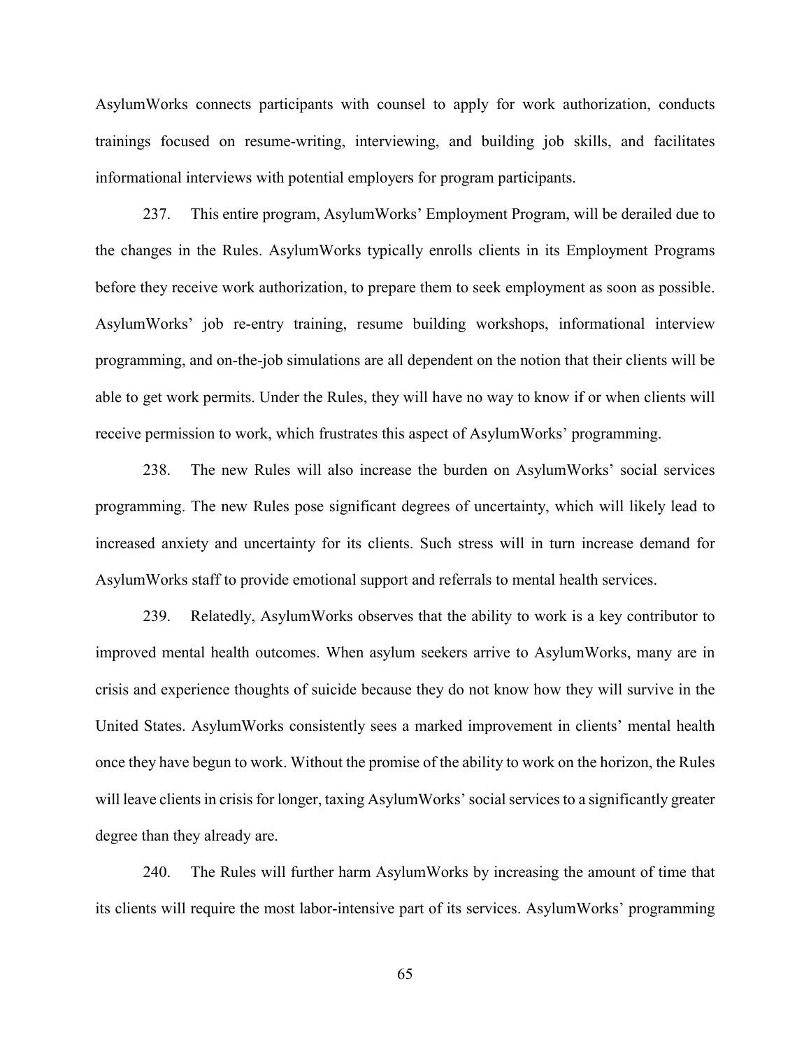AsylumWorks connects participants with counsel to apply for work authorization, conducts trainings focused on resume-writing, interviewing, and building job skills, and facilitates informational interviews with potential employers for program participants.

237. This entire program, AsylumWorks' Employment Program, will be derailed due to the changes in the Rules. AsylumWorks typically enrolls clients in its Employment Programs before they receive work authorization, to prepare them to seek employment as soon as possible. AsylumWorks' job re-entry training, resume building workshops, informational interview programming, and on-the-job simulations are all dependent on the notion that their clients will be able to get work permits. Under the Rules, they will have no way to know if or when clients will receive permission to work, which frustrates this aspect of AsylumWorks' programming.

238. The new Rules will also increase the burden on AsylumWorks' social services programming. The new Rules pose significant degrees of uncertainty, which will likely lead to increased anxiety and uncertainty for its clients. Such stress will in turn increase demand for AsylumWorks staff to provide emotional support and referrals to mental health services.

239. Relatedly, AsylumWorks observes that the ability to work is a key contributor to improved mental health outcomes. When asylum seekers arrive to AsylumWorks, many are in crisis and experience thoughts of suicide because they do not know how they will survive in the United States. AsylumWorks consistently sees a marked improvement in clients' mental health once they have begun to work. Without the promise of the ability to work on the horizon, the Rules will leave clients in crisis for longer, taxing AsylumWorks' social services to a significantly greater degree than they already are.

240. The Rules will further harm AsylumWorks by increasing the amount of time that its clients will require the most labor-intensive part of its services. AsylumWorks' programming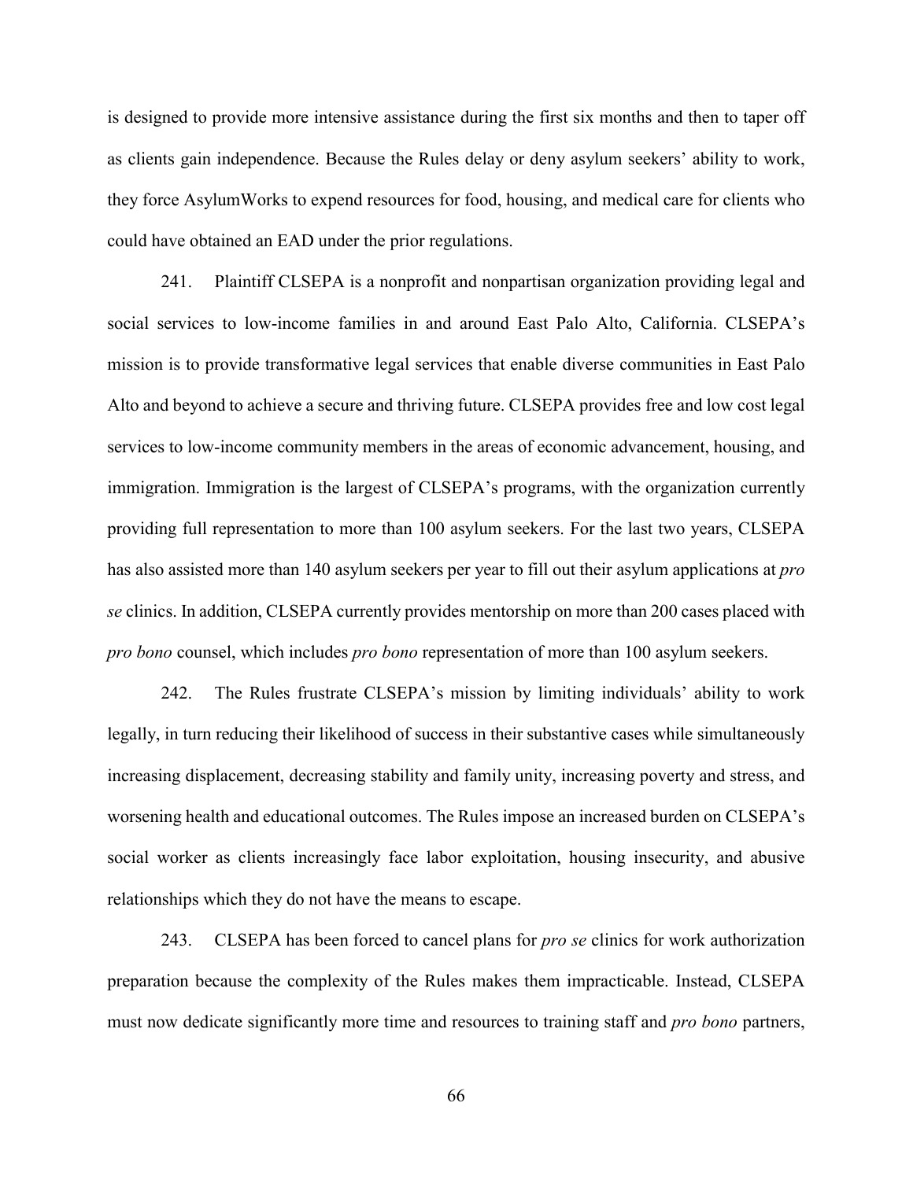is designed to provide more intensive assistance during the first six months and then to taper off as clients gain independence. Because the Rules delay or deny asylum seekers' ability to work, they force AsylumWorks to expend resources for food, housing, and medical care for clients who could have obtained an EAD under the prior regulations.

241. Plaintiff CLSEPA is a nonprofit and nonpartisan organization providing legal and social services to low-income families in and around East Palo Alto, California. CLSEPA's mission is to provide transformative legal services that enable diverse communities in East Palo Alto and beyond to achieve a secure and thriving future. CLSEPA provides free and low cost legal services to low-income community members in the areas of economic advancement, housing, and immigration. Immigration is the largest of CLSEPA's programs, with the organization currently providing full representation to more than 100 asylum seekers. For the last two years, CLSEPA has also assisted more than 140 asylum seekers per year to fill out their asylum applications at *pro se* clinics. In addition, CLSEPA currently provides mentorship on more than 200 cases placed with *pro bono* counsel, which includes *pro bono* representation of more than 100 asylum seekers.

242. The Rules frustrate CLSEPA's mission by limiting individuals' ability to work legally, in turn reducing their likelihood of success in their substantive cases while simultaneously increasing displacement, decreasing stability and family unity, increasing poverty and stress, and worsening health and educational outcomes. The Rules impose an increased burden on CLSEPA's social worker as clients increasingly face labor exploitation, housing insecurity, and abusive relationships which they do not have the means to escape.

243. CLSEPA has been forced to cancel plans for *pro se* clinics for work authorization preparation because the complexity of the Rules makes them impracticable. Instead, CLSEPA must now dedicate significantly more time and resources to training staff and *pro bono* partners,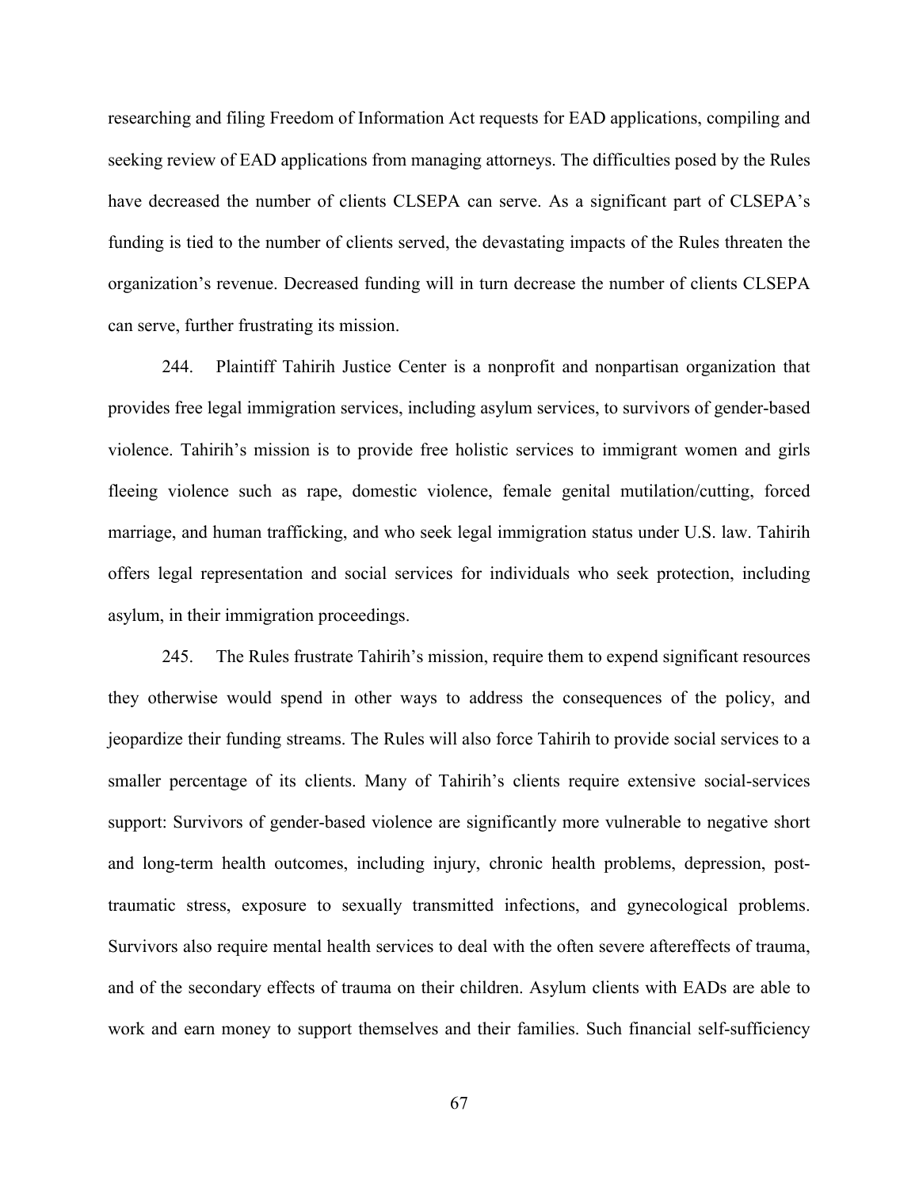researching and filing Freedom of Information Act requests for EAD applications, compiling and seeking review of EAD applications from managing attorneys. The difficulties posed by the Rules have decreased the number of clients CLSEPA can serve. As a significant part of CLSEPA's funding is tied to the number of clients served, the devastating impacts of the Rules threaten the organization's revenue. Decreased funding will in turn decrease the number of clients CLSEPA can serve, further frustrating its mission.

244. Plaintiff Tahirih Justice Center is a nonprofit and nonpartisan organization that provides free legal immigration services, including asylum services, to survivors of gender-based violence. Tahirih's mission is to provide free holistic services to immigrant women and girls fleeing violence such as rape, domestic violence, female genital mutilation/cutting, forced marriage, and human trafficking, and who seek legal immigration status under U.S. law. Tahirih offers legal representation and social services for individuals who seek protection, including asylum, in their immigration proceedings.

245. The Rules frustrate Tahirih's mission, require them to expend significant resources they otherwise would spend in other ways to address the consequences of the policy, and jeopardize their funding streams. The Rules will also force Tahirih to provide social services to a smaller percentage of its clients. Many of Tahirih's clients require extensive social-services support: Survivors of gender-based violence are significantly more vulnerable to negative short and long-term health outcomes, including injury, chronic health problems, depression, post-traumatic stress, exposure to sexually transmitted infections, and gynecological problems. Survivors also require mental health services to deal with the often severe aftereffects of trauma, and of the secondary effects of trauma on their children. Asylum clients with EADs are able to work and earn money to support themselves and their families. Such financial self-sufficiency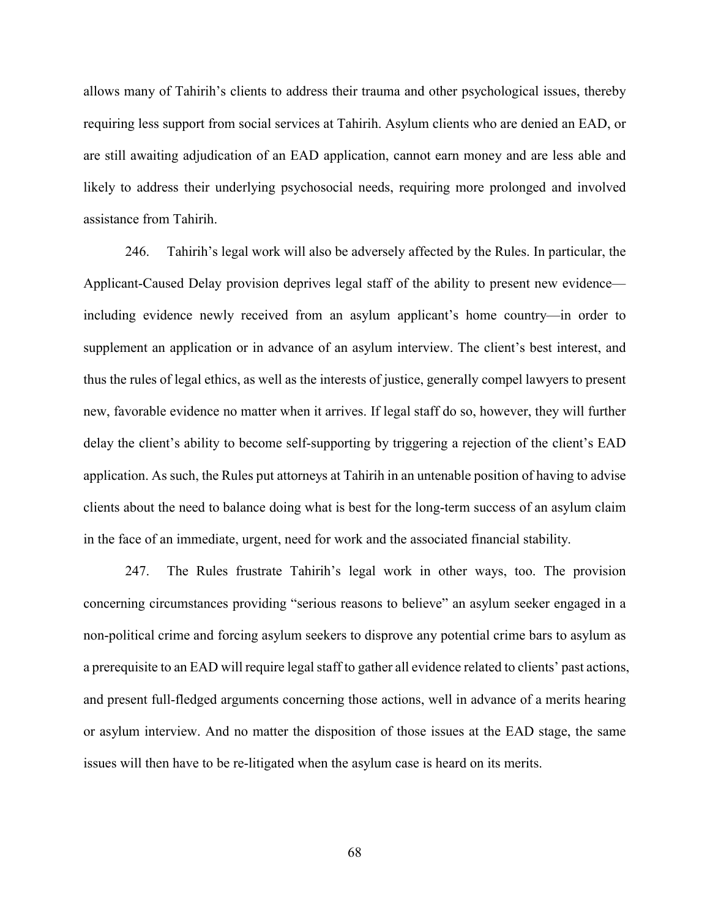allows many of Tahirih's clients to address their trauma and other psychological issues, thereby requiring less support from social services at Tahirih. Asylum clients who are denied an EAD, or are still awaiting adjudication of an EAD application, cannot earn money and are less able and likely to address their underlying psychosocial needs, requiring more prolonged and involved assistance from Tahirih.

246. Tahirih's legal work will also be adversely affected by the Rules. In particular, the Applicant-Caused Delay provision deprives legal staff of the ability to present new evidence—including evidence newly received from an asylum applicant's home country—in order to supplement an application or in advance of an asylum interview. The client's best interest, and thus the rules of legal ethics, as well as the interests of justice, generally compel lawyers to present new, favorable evidence no matter when it arrives. If legal staff do so, however, they will further delay the client's ability to become self-supporting by triggering a rejection of the client's EAD application. As such, the Rules put attorneys at Tahirih in an untenable position of having to advise clients about the need to balance doing what is best for the long-term success of an asylum claim in the face of an immediate, urgent, need for work and the associated financial stability.

247. The Rules frustrate Tahirih's legal work in other ways, too. The provision concerning circumstances providing "serious reasons to believe" an asylum seeker engaged in a non-political crime and forcing asylum seekers to disprove any potential crime bars to asylum as a prerequisite to an EAD will require legal staff to gather all evidence related to clients' past actions, and present full-fledged arguments concerning those actions, well in advance of a merits hearing or asylum interview. And no matter the disposition of those issues at the EAD stage, the same issues will then have to be re-litigated when the asylum case is heard on its merits.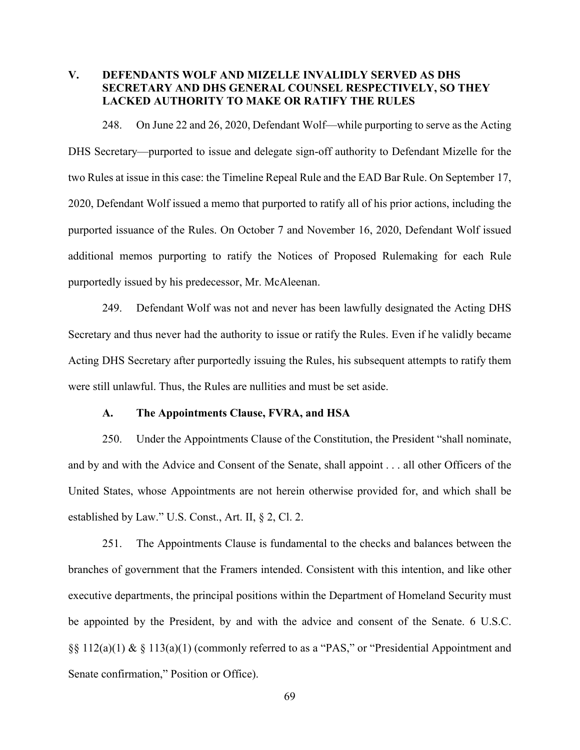## V. DEFENDANTS WOLF AND MIZELLE INVALIDLY SERVED AS DHS SECRETARY AND DHS GENERAL COUNSEL RESPECTIVELY, SO THEY LACKED AUTHORITY TO MAKE OR RATIFY THE RULES

248. On June 22 and 26, 2020, Defendant Wolf—while purporting to serve as the Acting DHS Secretary—purported to issue and delegate sign-off authority to Defendant Mizelle for the two Rules at issue in this case: the Timeline Repeal Rule and the EAD Bar Rule. On September 17, 2020, Defendant Wolf issued a memo that purported to ratify all of his prior actions, including the purported issuance of the Rules. On October 7 and November 16, 2020, Defendant Wolf issued additional memos purporting to ratify the Notices of Proposed Rulemaking for each Rule purportedly issued by his predecessor, Mr. McAleenan.

249. Defendant Wolf was not and never has been lawfully designated the Acting DHS Secretary and thus never had the authority to issue or ratify the Rules. Even if he validly became Acting DHS Secretary after purportedly issuing the Rules, his subsequent attempts to ratify them were still unlawful. Thus, the Rules are nullities and must be set aside.

### A. The Appointments Clause, FVRA, and HSA

250. Under the Appointments Clause of the Constitution, the President "shall nominate, and by and with the Advice and Consent of the Senate, shall appoint . . . all other Officers of the United States, whose Appointments are not herein otherwise provided for, and which shall be established by Law." U.S. Const., Art. II, § 2, Cl. 2.

251. The Appointments Clause is fundamental to the checks and balances between the branches of government that the Framers intended. Consistent with this intention, and like other executive departments, the principal positions within the Department of Homeland Security must be appointed by the President, by and with the advice and consent of the Senate. 6 U.S.C. §§ 112(a)(1) & § 113(a)(1) (commonly referred to as a "PAS," or "Presidential Appointment and Senate confirmation," Position or Office).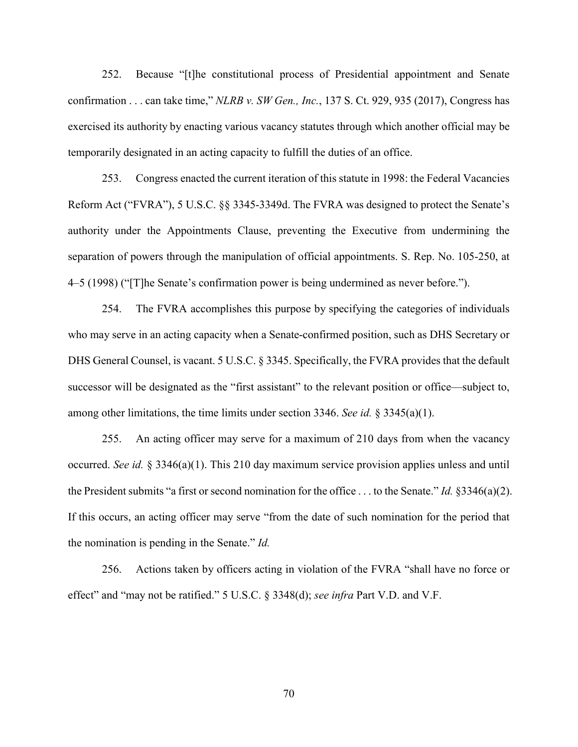252. Because "[t]he constitutional process of Presidential appointment and Senate confirmation . . . can take time," *NLRB v. SW Gen., Inc.*, 137 S. Ct. 929, 935 (2017), Congress has exercised its authority by enacting various vacancy statutes through which another official may be temporarily designated in an acting capacity to fulfill the duties of an office.

253. Congress enacted the current iteration of this statute in 1998: the Federal Vacancies Reform Act ("FVRA"), 5 U.S.C. §§ 3345-3349d. The FVRA was designed to protect the Senate's authority under the Appointments Clause, preventing the Executive from undermining the separation of powers through the manipulation of official appointments. S. Rep. No. 105-250, at 4–5 (1998) ("[T]he Senate's confirmation power is being undermined as never before.").

254. The FVRA accomplishes this purpose by specifying the categories of individuals who may serve in an acting capacity when a Senate-confirmed position, such as DHS Secretary or DHS General Counsel, is vacant. 5 U.S.C. § 3345. Specifically, the FVRA provides that the default successor will be designated as the "first assistant" to the relevant position or office—subject to, among other limitations, the time limits under section 3346. *See id.* § 3345(a)(1).

255. An acting officer may serve for a maximum of 210 days from when the vacancy occurred. *See id.* § 3346(a)(1). This 210 day maximum service provision applies unless and until the President submits "a first or second nomination for the office . . . to the Senate." *Id.* §3346(a)(2). If this occurs, an acting officer may serve "from the date of such nomination for the period that the nomination is pending in the Senate." *Id.*

256. Actions taken by officers acting in violation of the FVRA "shall have no force or effect" and "may not be ratified." 5 U.S.C. § 3348(d); *see infra* Part V.D. and V.F.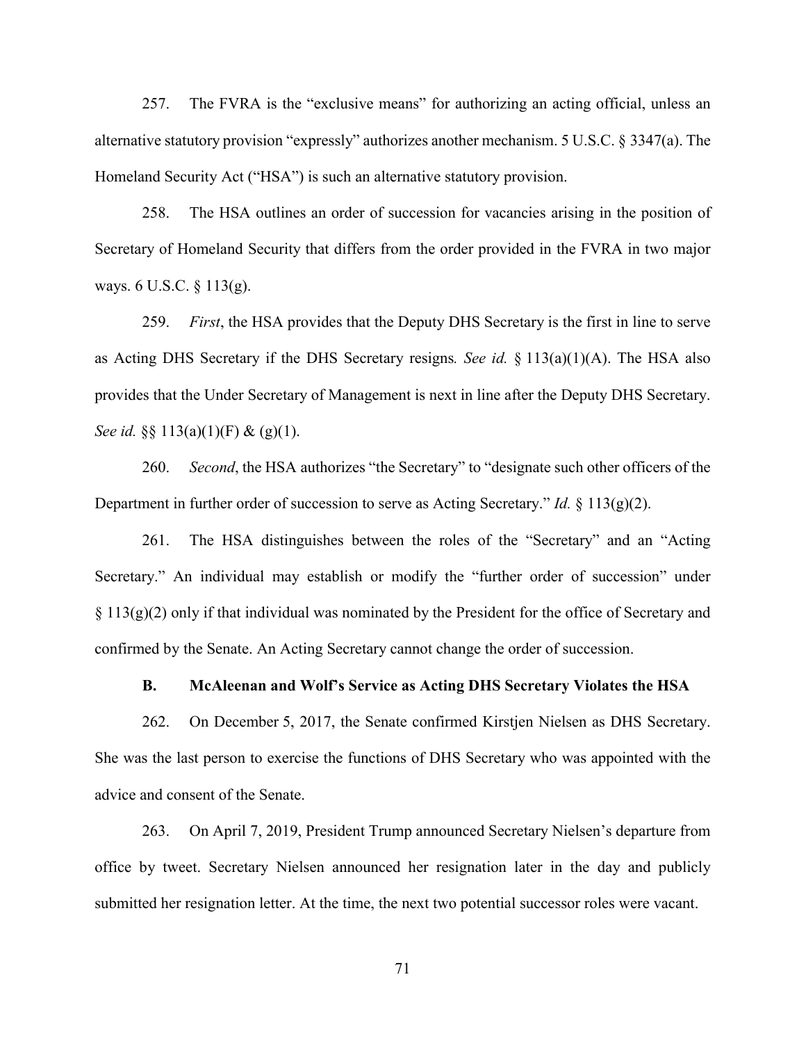257. The FVRA is the "exclusive means" for authorizing an acting official, unless an alternative statutory provision "expressly" authorizes another mechanism. 5 U.S.C. § 3347(a). The Homeland Security Act ("HSA") is such an alternative statutory provision.

258. The HSA outlines an order of succession for vacancies arising in the position of Secretary of Homeland Security that differs from the order provided in the FVRA in two major ways. 6 U.S.C. § 113(g).

259. *First*, the HSA provides that the Deputy DHS Secretary is the first in line to serve as Acting DHS Secretary if the DHS Secretary resigns*. See id.* § 113(a)(1)(A). The HSA also provides that the Under Secretary of Management is next in line after the Deputy DHS Secretary. *See id.* §§ 113(a)(1)(F) & (g)(1).

260. *Second*, the HSA authorizes "the Secretary" to "designate such other officers of the Department in further order of succession to serve as Acting Secretary." *Id.* § 113(g)(2).

261. The HSA distinguishes between the roles of the "Secretary" and an "Acting Secretary." An individual may establish or modify the "further order of succession" under § 113(g)(2) only if that individual was nominated by the President for the office of Secretary and confirmed by the Senate. An Acting Secretary cannot change the order of succession.

### B. McAleenan and Wolf's Service as Acting DHS Secretary Violates the HSA

262. On December 5, 2017, the Senate confirmed Kirstjen Nielsen as DHS Secretary. She was the last person to exercise the functions of DHS Secretary who was appointed with the advice and consent of the Senate.

263. On April 7, 2019, President Trump announced Secretary Nielsen's departure from office by tweet. Secretary Nielsen announced her resignation later in the day and publicly submitted her resignation letter. At the time, the next two potential successor roles were vacant.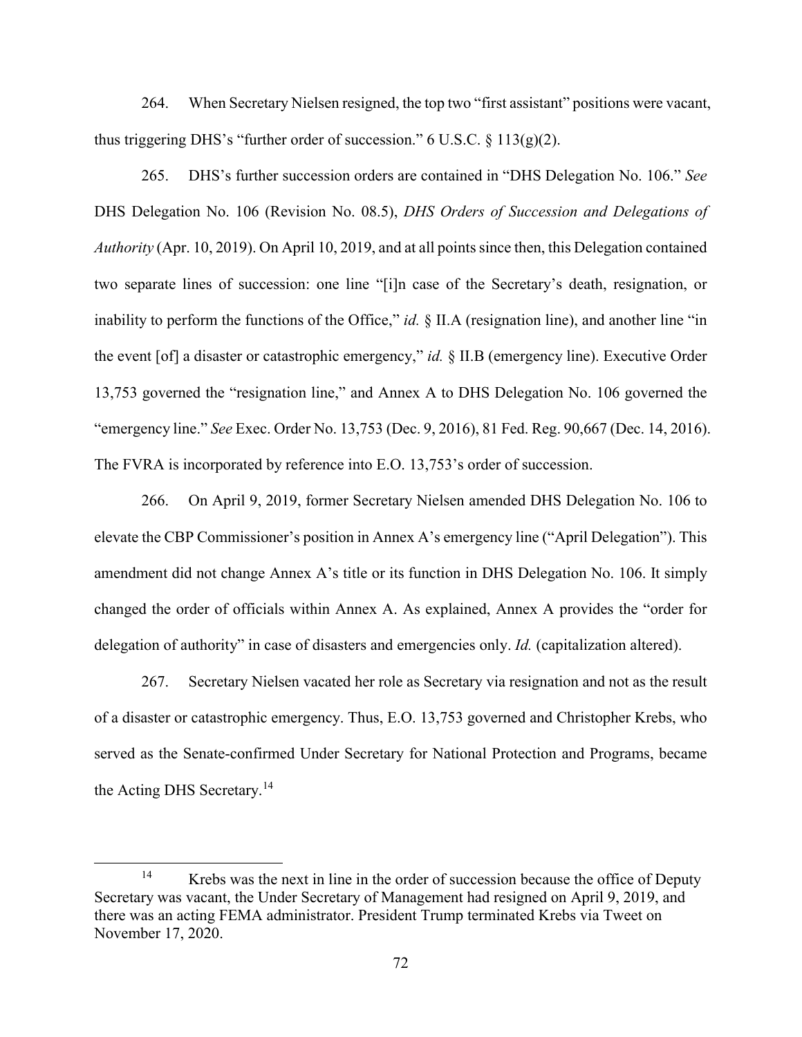264. When Secretary Nielsen resigned, the top two "first assistant" positions were vacant, thus triggering DHS's "further order of succession." 6 U.S.C. § 113(g)(2).

265. DHS's further succession orders are contained in "DHS Delegation No. 106." *See* DHS Delegation No. 106 (Revision No. 08.5), *DHS Orders of Succession and Delegations of Authority* (Apr. 10, 2019). On April 10, 2019, and at all points since then, this Delegation contained two separate lines of succession: one line "[i]n case of the Secretary's death, resignation, or inability to perform the functions of the Office," *id.* § II.A (resignation line), and another line "in the event [of] a disaster or catastrophic emergency," *id.* § II.B (emergency line). Executive Order 13,753 governed the "resignation line," and Annex A to DHS Delegation No. 106 governed the "emergency line." *See* Exec. Order No. 13,753 (Dec. 9, 2016), 81 Fed. Reg. 90,667 (Dec. 14, 2016). The FVRA is incorporated by reference into E.O. 13,753's order of succession.

266. On April 9, 2019, former Secretary Nielsen amended DHS Delegation No. 106 to elevate the CBP Commissioner's position in Annex A's emergency line ("April Delegation"). This amendment did not change Annex A's title or its function in DHS Delegation No. 106. It simply changed the order of officials within Annex A. As explained, Annex A provides the "order for delegation of authority" in case of disasters and emergencies only. *Id.* (capitalization altered).

267. Secretary Nielsen vacated her role as Secretary via resignation and not as the result of a disaster or catastrophic emergency. Thus, E.O. 13,753 governed and Christopher Krebs, who served as the Senate-confirmed Under Secretary for National Protection and Programs, became the Acting DHS Secretary.[14]

---

[14] Krebs was the next in line in the order of succession because the office of Deputy Secretary was vacant, the Under Secretary of Management had resigned on April 9, 2019, and there was an acting FEMA administrator. President Trump terminated Krebs via Tweet on November 17, 2020.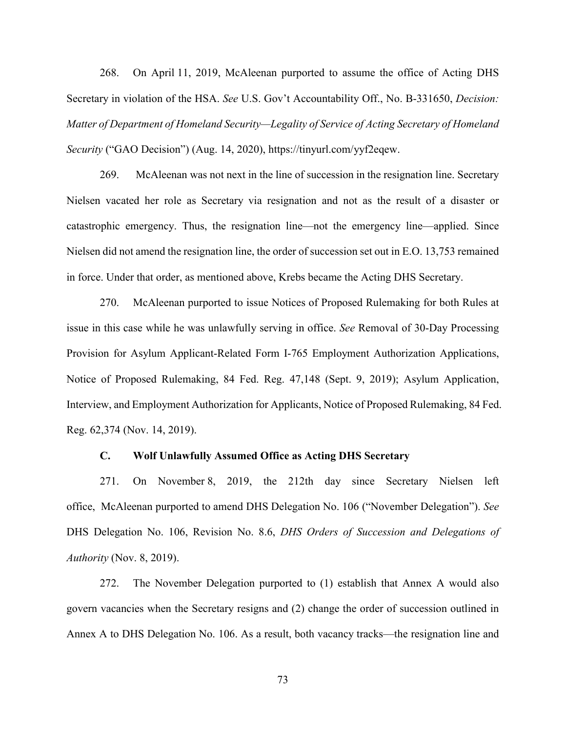268. On April 11, 2019, McAleenan purported to assume the office of Acting DHS Secretary in violation of the HSA. *See* U.S. Gov't Accountability Off., No. B-331650, *Decision: Matter of Department of Homeland Security—Legality of Service of Acting Secretary of Homeland Security* ("GAO Decision") (Aug. 14, 2020), https://tinyurl.com/yyf2eqew.

269. McAleenan was not next in the line of succession in the resignation line. Secretary Nielsen vacated her role as Secretary via resignation and not as the result of a disaster or catastrophic emergency. Thus, the resignation line—not the emergency line—applied. Since Nielsen did not amend the resignation line, the order of succession set out in E.O. 13,753 remained in force. Under that order, as mentioned above, Krebs became the Acting DHS Secretary.

270. McAleenan purported to issue Notices of Proposed Rulemaking for both Rules at issue in this case while he was unlawfully serving in office. *See* Removal of 30-Day Processing Provision for Asylum Applicant-Related Form I-765 Employment Authorization Applications, Notice of Proposed Rulemaking, 84 Fed. Reg. 47,148 (Sept. 9, 2019); Asylum Application, Interview, and Employment Authorization for Applicants, Notice of Proposed Rulemaking, 84 Fed. Reg. 62,374 (Nov. 14, 2019).

### C. Wolf Unlawfully Assumed Office as Acting DHS Secretary

271. On November 8, 2019, the 212th day since Secretary Nielsen left office, McAleenan purported to amend DHS Delegation No. 106 ("November Delegation"). *See* DHS Delegation No. 106, Revision No. 8.6, *DHS Orders of Succession and Delegations of Authority* (Nov. 8, 2019).

272. The November Delegation purported to (1) establish that Annex A would also govern vacancies when the Secretary resigns and (2) change the order of succession outlined in Annex A to DHS Delegation No. 106. As a result, both vacancy tracks—the resignation line and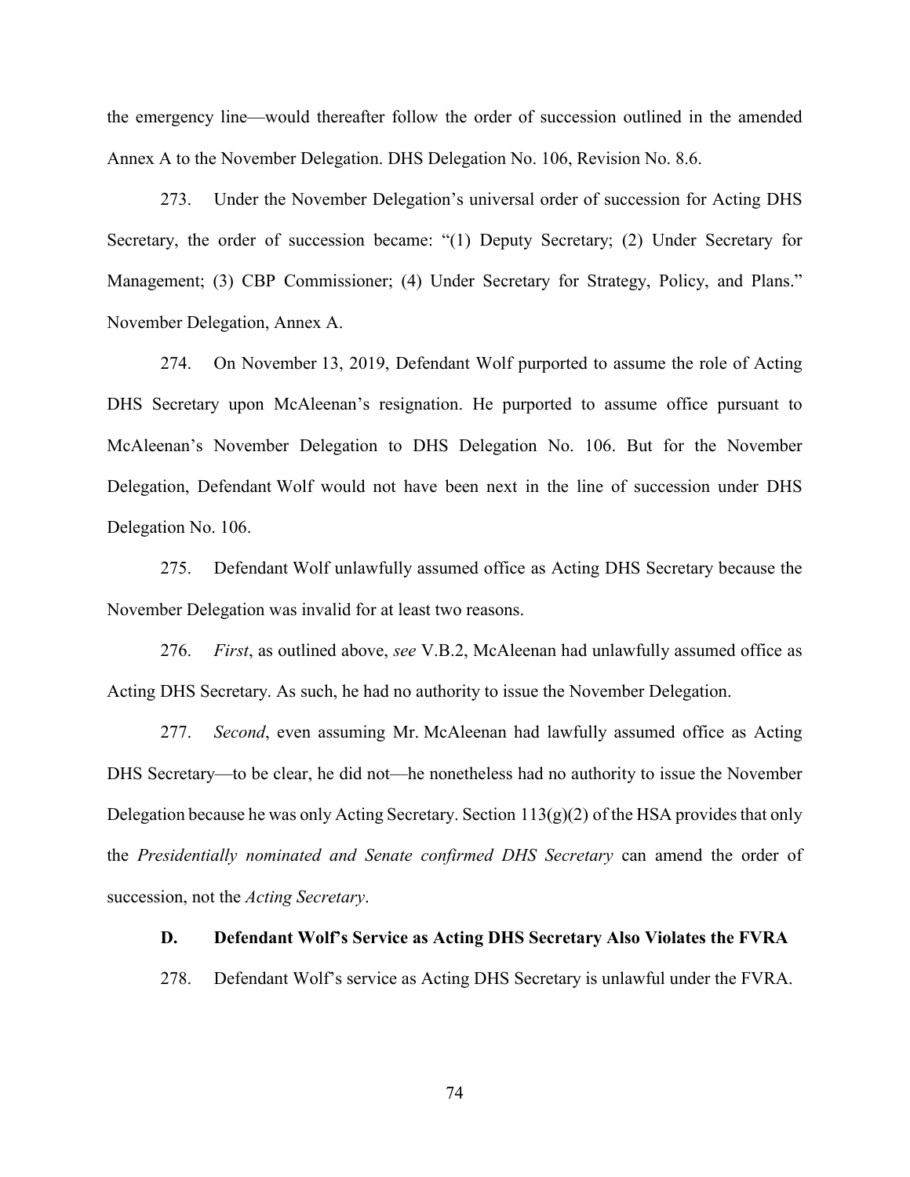the emergency line—would thereafter follow the order of succession outlined in the amended Annex A to the November Delegation. DHS Delegation No. 106, Revision No. 8.6.

273. Under the November Delegation's universal order of succession for Acting DHS Secretary, the order of succession became: "(1) Deputy Secretary; (2) Under Secretary for Management; (3) CBP Commissioner; (4) Under Secretary for Strategy, Policy, and Plans." November Delegation, Annex A.

274. On November 13, 2019, Defendant Wolf purported to assume the role of Acting DHS Secretary upon McAleenan's resignation. He purported to assume office pursuant to McAleenan's November Delegation to DHS Delegation No. 106. But for the November Delegation, Defendant Wolf would not have been next in the line of succession under DHS Delegation No. 106.

275. Defendant Wolf unlawfully assumed office as Acting DHS Secretary because the November Delegation was invalid for at least two reasons.

276. *First*, as outlined above, *see* V.B.2, McAleenan had unlawfully assumed office as Acting DHS Secretary. As such, he had no authority to issue the November Delegation.

277. *Second*, even assuming Mr. McAleenan had lawfully assumed office as Acting DHS Secretary—to be clear, he did not—he nonetheless had no authority to issue the November Delegation because he was only Acting Secretary. Section 113(g)(2) of the HSA provides that only the *Presidentially nominated and Senate confirmed DHS Secretary* can amend the order of succession, not the *Acting Secretary*.

### D. Defendant Wolf's Service as Acting DHS Secretary Also Violates the FVRA

278. Defendant Wolf's service as Acting DHS Secretary is unlawful under the FVRA.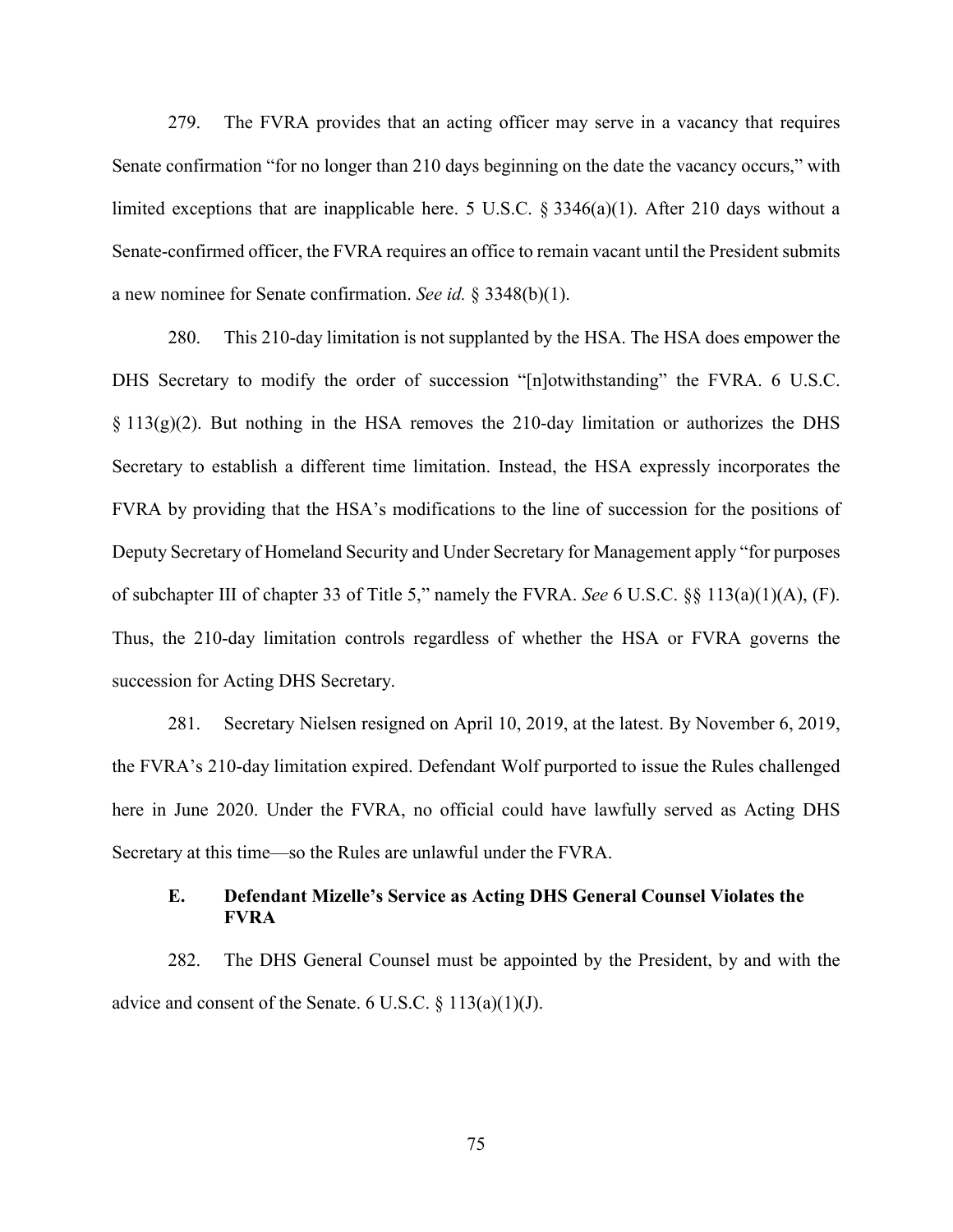279. The FVRA provides that an acting officer may serve in a vacancy that requires Senate confirmation "for no longer than 210 days beginning on the date the vacancy occurs," with limited exceptions that are inapplicable here. 5 U.S.C. § 3346(a)(1). After 210 days without a Senate-confirmed officer, the FVRA requires an office to remain vacant until the President submits a new nominee for Senate confirmation. *See id.* § 3348(b)(1).

280. This 210-day limitation is not supplanted by the HSA. The HSA does empower the DHS Secretary to modify the order of succession "[n]otwithstanding" the FVRA. 6 U.S.C. § 113(g)(2). But nothing in the HSA removes the 210-day limitation or authorizes the DHS Secretary to establish a different time limitation. Instead, the HSA expressly incorporates the FVRA by providing that the HSA's modifications to the line of succession for the positions of Deputy Secretary of Homeland Security and Under Secretary for Management apply "for purposes of subchapter III of chapter 33 of Title 5," namely the FVRA. *See* 6 U.S.C. §§ 113(a)(1)(A), (F). Thus, the 210-day limitation controls regardless of whether the HSA or FVRA governs the succession for Acting DHS Secretary.

281. Secretary Nielsen resigned on April 10, 2019, at the latest. By November 6, 2019, the FVRA's 210-day limitation expired. Defendant Wolf purported to issue the Rules challenged here in June 2020. Under the FVRA, no official could have lawfully served as Acting DHS Secretary at this time—so the Rules are unlawful under the FVRA.

### E. Defendant Mizelle's Service as Acting DHS General Counsel Violates the FVRA

282. The DHS General Counsel must be appointed by the President, by and with the advice and consent of the Senate. 6 U.S.C. § 113(a)(1)(J).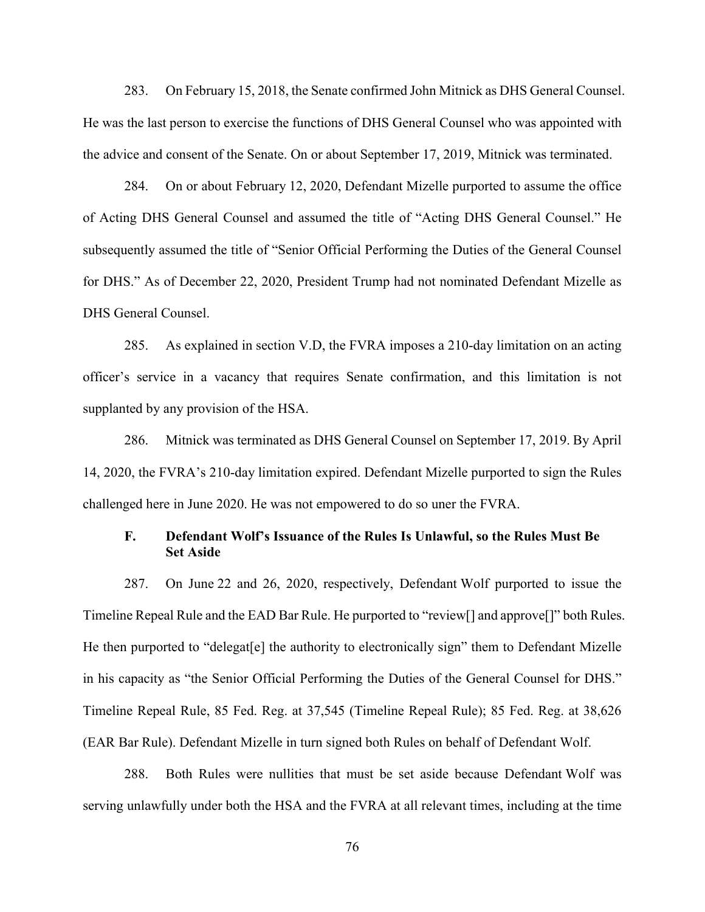283. On February 15, 2018, the Senate confirmed John Mitnick as DHS General Counsel. He was the last person to exercise the functions of DHS General Counsel who was appointed with the advice and consent of the Senate. On or about September 17, 2019, Mitnick was terminated.

284. On or about February 12, 2020, Defendant Mizelle purported to assume the office of Acting DHS General Counsel and assumed the title of "Acting DHS General Counsel." He subsequently assumed the title of "Senior Official Performing the Duties of the General Counsel for DHS." As of December 22, 2020, President Trump had not nominated Defendant Mizelle as DHS General Counsel.

285. As explained in section V.D, the FVRA imposes a 210-day limitation on an acting officer's service in a vacancy that requires Senate confirmation, and this limitation is not supplanted by any provision of the HSA.

286. Mitnick was terminated as DHS General Counsel on September 17, 2019. By April 14, 2020, the FVRA's 210-day limitation expired. Defendant Mizelle purported to sign the Rules challenged here in June 2020. He was not empowered to do so uner the FVRA.

### F. Defendant Wolf's Issuance of the Rules Is Unlawful, so the Rules Must Be Set Aside

287. On June 22 and 26, 2020, respectively, Defendant Wolf purported to issue the Timeline Repeal Rule and the EAD Bar Rule. He purported to "review[] and approve[]" both Rules. He then purported to "delegat[e] the authority to electronically sign" them to Defendant Mizelle in his capacity as "the Senior Official Performing the Duties of the General Counsel for DHS." Timeline Repeal Rule, 85 Fed. Reg. at 37,545 (Timeline Repeal Rule); 85 Fed. Reg. at 38,626 (EAR Bar Rule). Defendant Mizelle in turn signed both Rules on behalf of Defendant Wolf.

288. Both Rules were nullities that must be set aside because Defendant Wolf was serving unlawfully under both the HSA and the FVRA at all relevant times, including at the time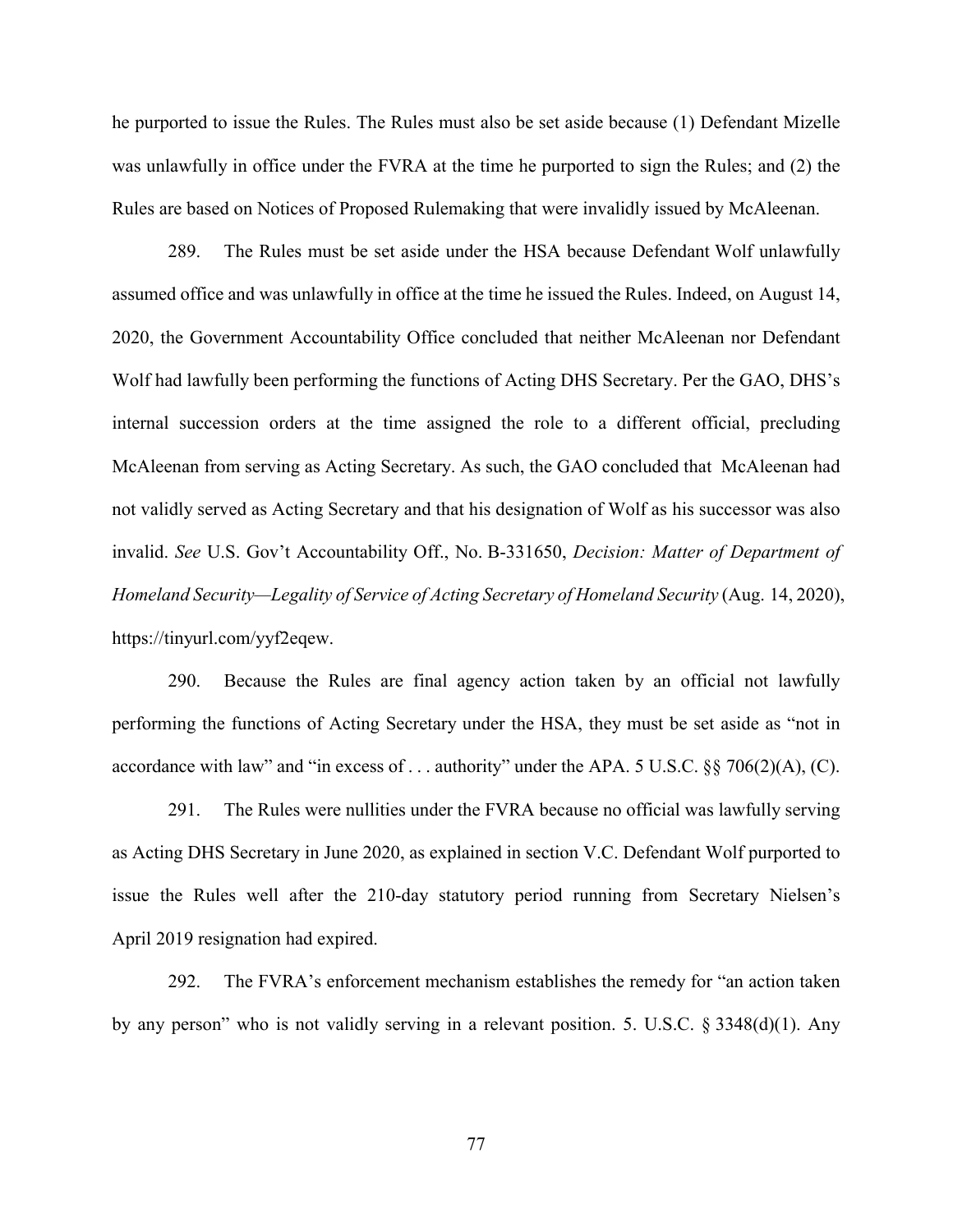he purported to issue the Rules. The Rules must also be set aside because (1) Defendant Mizelle was unlawfully in office under the FVRA at the time he purported to sign the Rules; and (2) the Rules are based on Notices of Proposed Rulemaking that were invalidly issued by McAleenan.

289. The Rules must be set aside under the HSA because Defendant Wolf unlawfully assumed office and was unlawfully in office at the time he issued the Rules. Indeed, on August 14, 2020, the Government Accountability Office concluded that neither McAleenan nor Defendant Wolf had lawfully been performing the functions of Acting DHS Secretary. Per the GAO, DHS's internal succession orders at the time assigned the role to a different official, precluding McAleenan from serving as Acting Secretary. As such, the GAO concluded that McAleenan had not validly served as Acting Secretary and that his designation of Wolf as his successor was also invalid. *See* U.S. Gov't Accountability Off., No. B-331650, *Decision: Matter of Department of Homeland Security—Legality of Service of Acting Secretary of Homeland Security* (Aug. 14, 2020), https://tinyurl.com/yyf2eqew.

290. Because the Rules are final agency action taken by an official not lawfully performing the functions of Acting Secretary under the HSA, they must be set aside as "not in accordance with law" and "in excess of . . . authority" under the APA. 5 U.S.C. §§ 706(2)(A), (C).

291. The Rules were nullities under the FVRA because no official was lawfully serving as Acting DHS Secretary in June 2020, as explained in section V.C. Defendant Wolf purported to issue the Rules well after the 210-day statutory period running from Secretary Nielsen's April 2019 resignation had expired.

292. The FVRA's enforcement mechanism establishes the remedy for "an action taken by any person" who is not validly serving in a relevant position. 5. U.S.C. § 3348(d)(1). Any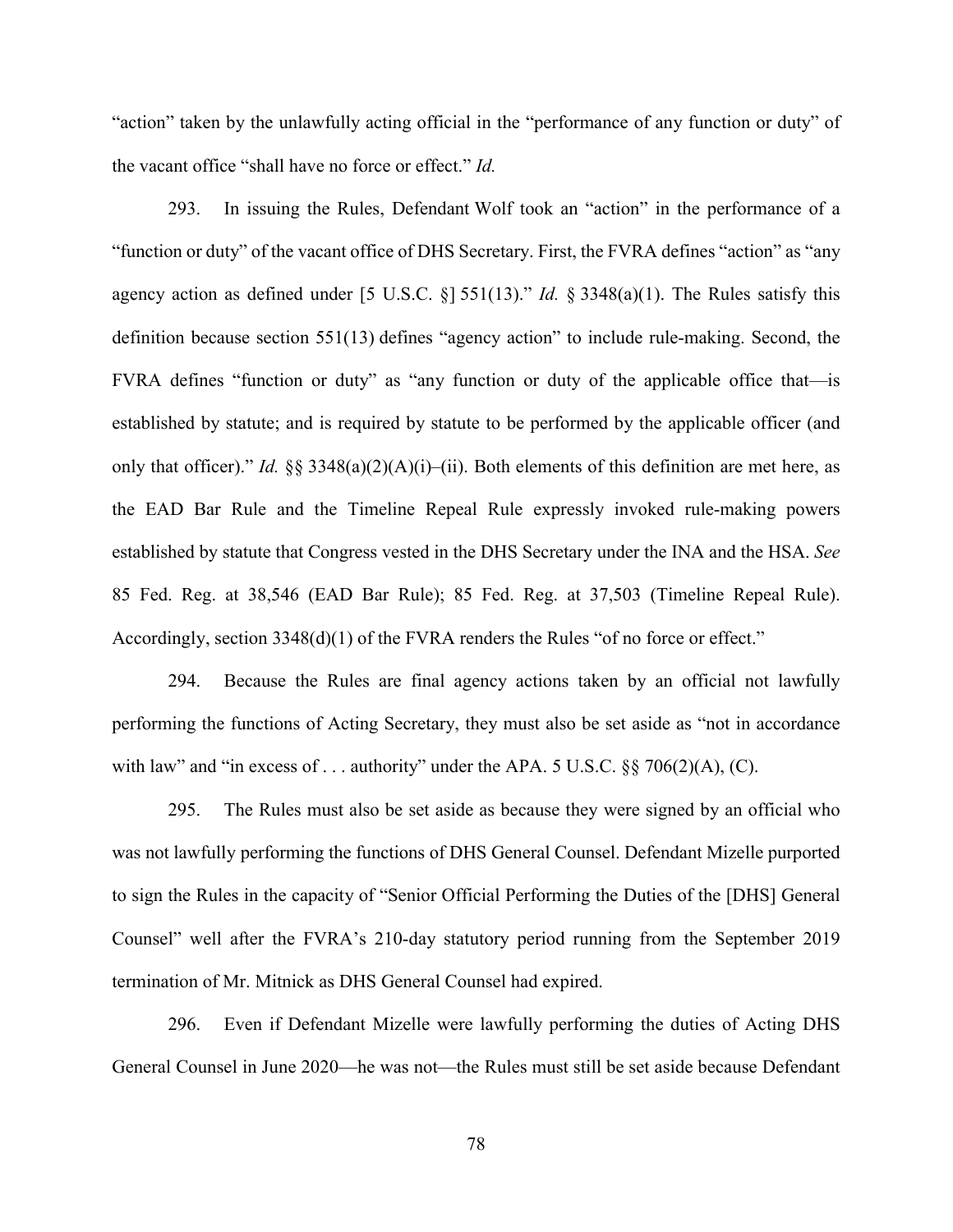"action" taken by the unlawfully acting official in the "performance of any function or duty" of the vacant office "shall have no force or effect." *Id.*

293. In issuing the Rules, Defendant Wolf took an "action" in the performance of a "function or duty" of the vacant office of DHS Secretary. First, the FVRA defines "action" as "any agency action as defined under [5 U.S.C. §] 551(13)." *Id.* § 3348(a)(1). The Rules satisfy this definition because section 551(13) defines "agency action" to include rule-making. Second, the FVRA defines "function or duty" as "any function or duty of the applicable office that—is established by statute; and is required by statute to be performed by the applicable officer (and only that officer)." *Id.* §§ 3348(a)(2)(A)(i)–(ii). Both elements of this definition are met here, as the EAD Bar Rule and the Timeline Repeal Rule expressly invoked rule-making powers established by statute that Congress vested in the DHS Secretary under the INA and the HSA. *See* 85 Fed. Reg. at 38,546 (EAD Bar Rule); 85 Fed. Reg. at 37,503 (Timeline Repeal Rule). Accordingly, section 3348(d)(1) of the FVRA renders the Rules "of no force or effect."

294. Because the Rules are final agency actions taken by an official not lawfully performing the functions of Acting Secretary, they must also be set aside as "not in accordance with law" and "in excess of . . . authority" under the APA. 5 U.S.C. §§ 706(2)(A), (C).

295. The Rules must also be set aside as because they were signed by an official who was not lawfully performing the functions of DHS General Counsel. Defendant Mizelle purported to sign the Rules in the capacity of "Senior Official Performing the Duties of the [DHS] General Counsel" well after the FVRA's 210-day statutory period running from the September 2019 termination of Mr. Mitnick as DHS General Counsel had expired.

296. Even if Defendant Mizelle were lawfully performing the duties of Acting DHS General Counsel in June 2020—he was not—the Rules must still be set aside because Defendant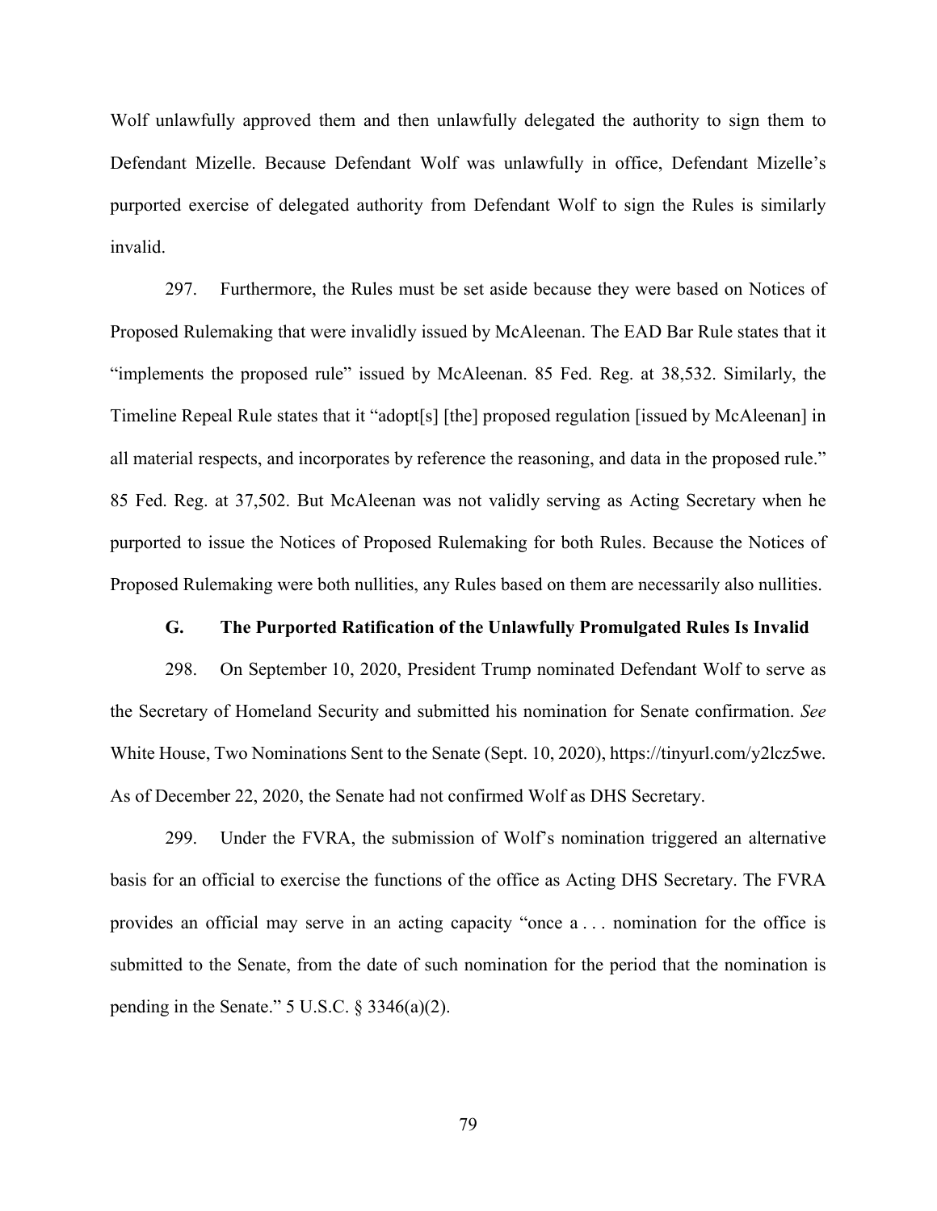Wolf unlawfully approved them and then unlawfully delegated the authority to sign them to Defendant Mizelle. Because Defendant Wolf was unlawfully in office, Defendant Mizelle's purported exercise of delegated authority from Defendant Wolf to sign the Rules is similarly invalid.

297. Furthermore, the Rules must be set aside because they were based on Notices of Proposed Rulemaking that were invalidly issued by McAleenan. The EAD Bar Rule states that it "implements the proposed rule" issued by McAleenan. 85 Fed. Reg. at 38,532. Similarly, the Timeline Repeal Rule states that it "adopt[s] [the] proposed regulation [issued by McAleenan] in all material respects, and incorporates by reference the reasoning, and data in the proposed rule." 85 Fed. Reg. at 37,502. But McAleenan was not validly serving as Acting Secretary when he purported to issue the Notices of Proposed Rulemaking for both Rules. Because the Notices of Proposed Rulemaking were both nullities, any Rules based on them are necessarily also nullities.

### G. The Purported Ratification of the Unlawfully Promulgated Rules Is Invalid

298. On September 10, 2020, President Trump nominated Defendant Wolf to serve as the Secretary of Homeland Security and submitted his nomination for Senate confirmation. *See* White House, Two Nominations Sent to the Senate (Sept. 10, 2020), https://tinyurl.com/y2lcz5we. As of December 22, 2020, the Senate had not confirmed Wolf as DHS Secretary.

299. Under the FVRA, the submission of Wolf's nomination triggered an alternative basis for an official to exercise the functions of the office as Acting DHS Secretary. The FVRA provides an official may serve in an acting capacity "once a . . . nomination for the office is submitted to the Senate, from the date of such nomination for the period that the nomination is pending in the Senate." 5 U.S.C. § 3346(a)(2).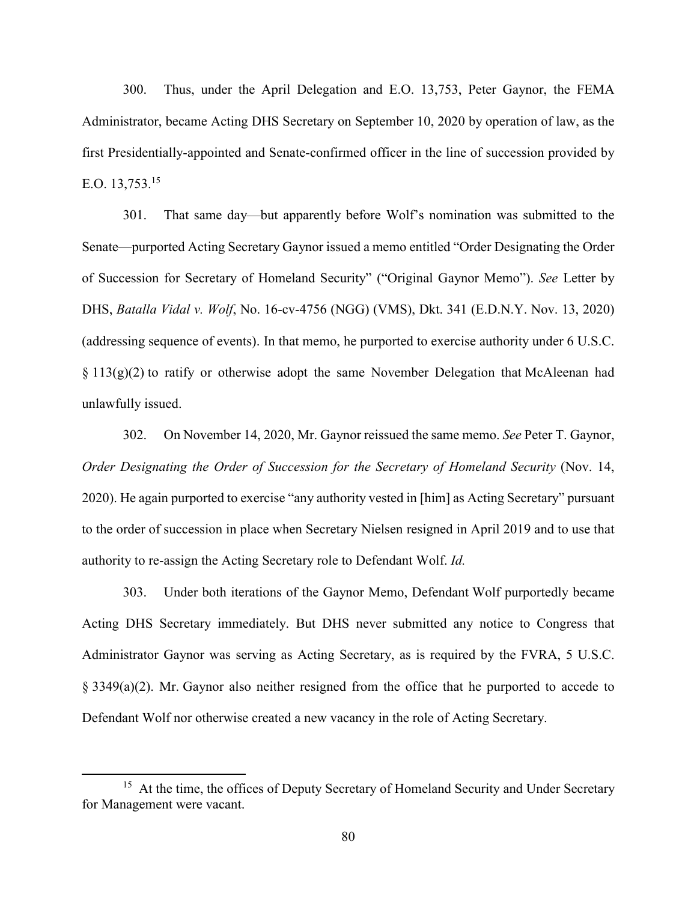300. Thus, under the April Delegation and E.O. 13,753, Peter Gaynor, the FEMA Administrator, became Acting DHS Secretary on September 10, 2020 by operation of law, as the first Presidentially-appointed and Senate-confirmed officer in the line of succession provided by E.O. 13,753.[15]

301. That same day—but apparently before Wolf's nomination was submitted to the Senate—purported Acting Secretary Gaynor issued a memo entitled "Order Designating the Order of Succession for Secretary of Homeland Security" ("Original Gaynor Memo"). *See* Letter by DHS, *Batalla Vidal v. Wolf*, No. 16-cv-4756 (NGG) (VMS), Dkt. 341 (E.D.N.Y. Nov. 13, 2020) (addressing sequence of events). In that memo, he purported to exercise authority under 6 U.S.C. § 113(g)(2) to ratify or otherwise adopt the same November Delegation that McAleenan had unlawfully issued.

302. On November 14, 2020, Mr. Gaynor reissued the same memo. *See* Peter T. Gaynor, *Order Designating the Order of Succession for the Secretary of Homeland Security* (Nov. 14, 2020). He again purported to exercise "any authority vested in [him] as Acting Secretary" pursuant to the order of succession in place when Secretary Nielsen resigned in April 2019 and to use that authority to re-assign the Acting Secretary role to Defendant Wolf. *Id.*

303. Under both iterations of the Gaynor Memo, Defendant Wolf purportedly became Acting DHS Secretary immediately. But DHS never submitted any notice to Congress that Administrator Gaynor was serving as Acting Secretary, as is required by the FVRA, 5 U.S.C. § 3349(a)(2). Mr. Gaynor also neither resigned from the office that he purported to accede to Defendant Wolf nor otherwise created a new vacancy in the role of Acting Secretary.

[15] At the time, the offices of Deputy Secretary of Homeland Security and Under Secretary for Management were vacant.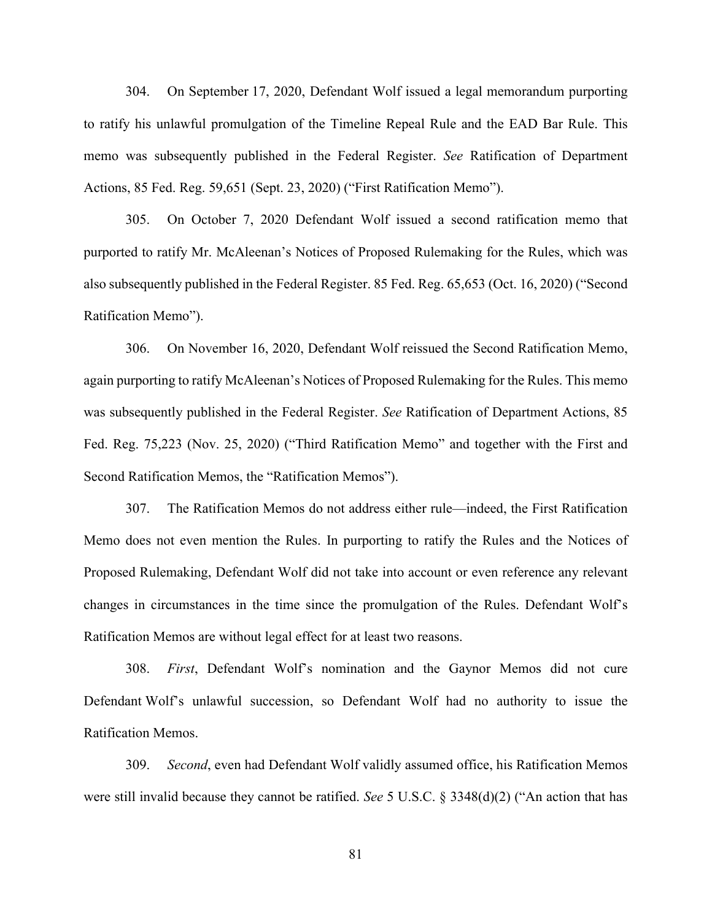304. On September 17, 2020, Defendant Wolf issued a legal memorandum purporting to ratify his unlawful promulgation of the Timeline Repeal Rule and the EAD Bar Rule. This memo was subsequently published in the Federal Register. *See* Ratification of Department Actions, 85 Fed. Reg. 59,651 (Sept. 23, 2020) ("First Ratification Memo").

305. On October 7, 2020 Defendant Wolf issued a second ratification memo that purported to ratify Mr. McAleenan's Notices of Proposed Rulemaking for the Rules, which was also subsequently published in the Federal Register. 85 Fed. Reg. 65,653 (Oct. 16, 2020) ("Second Ratification Memo").

306. On November 16, 2020, Defendant Wolf reissued the Second Ratification Memo, again purporting to ratify McAleenan's Notices of Proposed Rulemaking for the Rules. This memo was subsequently published in the Federal Register. *See* Ratification of Department Actions, 85 Fed. Reg. 75,223 (Nov. 25, 2020) ("Third Ratification Memo" and together with the First and Second Ratification Memos, the "Ratification Memos").

307. The Ratification Memos do not address either rule—indeed, the First Ratification Memo does not even mention the Rules. In purporting to ratify the Rules and the Notices of Proposed Rulemaking, Defendant Wolf did not take into account or even reference any relevant changes in circumstances in the time since the promulgation of the Rules. Defendant Wolf's Ratification Memos are without legal effect for at least two reasons.

308. *First*, Defendant Wolf's nomination and the Gaynor Memos did not cure Defendant Wolf's unlawful succession, so Defendant Wolf had no authority to issue the Ratification Memos.

309. *Second*, even had Defendant Wolf validly assumed office, his Ratification Memos were still invalid because they cannot be ratified. *See* 5 U.S.C. § 3348(d)(2) ("An action that has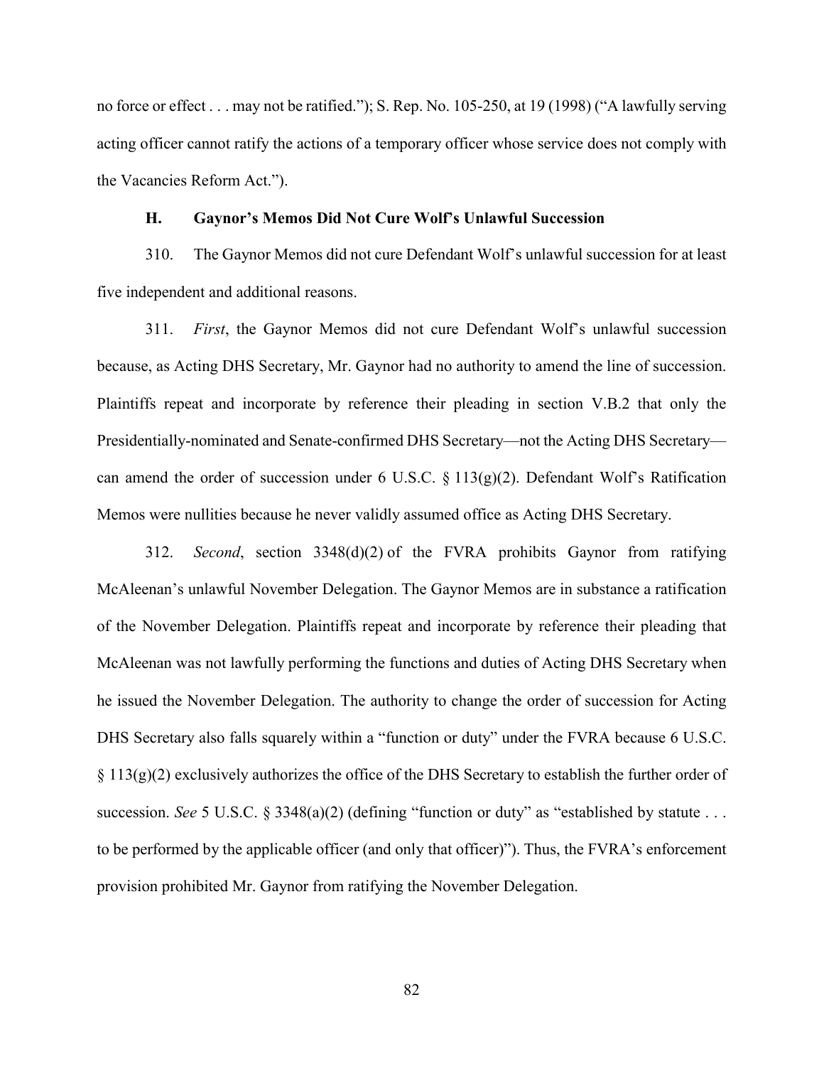no force or effect . . . may not be ratified."); S. Rep. No. 105-250, at 19 (1998) ("A lawfully serving acting officer cannot ratify the actions of a temporary officer whose service does not comply with the Vacancies Reform Act.").

### H. Gaynor's Memos Did Not Cure Wolf's Unlawful Succession

310. The Gaynor Memos did not cure Defendant Wolf's unlawful succession for at least five independent and additional reasons.

311. *First*, the Gaynor Memos did not cure Defendant Wolf's unlawful succession because, as Acting DHS Secretary, Mr. Gaynor had no authority to amend the line of succession. Plaintiffs repeat and incorporate by reference their pleading in section V.B.2 that only the Presidentially-nominated and Senate-confirmed DHS Secretary—not the Acting DHS Secretary—can amend the order of succession under 6 U.S.C. § 113(g)(2). Defendant Wolf's Ratification Memos were nullities because he never validly assumed office as Acting DHS Secretary.

312. *Second*, section 3348(d)(2) of the FVRA prohibits Gaynor from ratifying McAleenan's unlawful November Delegation. The Gaynor Memos are in substance a ratification of the November Delegation. Plaintiffs repeat and incorporate by reference their pleading that McAleenan was not lawfully performing the functions and duties of Acting DHS Secretary when he issued the November Delegation. The authority to change the order of succession for Acting DHS Secretary also falls squarely within a "function or duty" under the FVRA because 6 U.S.C. § 113(g)(2) exclusively authorizes the office of the DHS Secretary to establish the further order of succession. *See* 5 U.S.C. § 3348(a)(2) (defining "function or duty" as "established by statute . . . to be performed by the applicable officer (and only that officer)"). Thus, the FVRA's enforcement provision prohibited Mr. Gaynor from ratifying the November Delegation.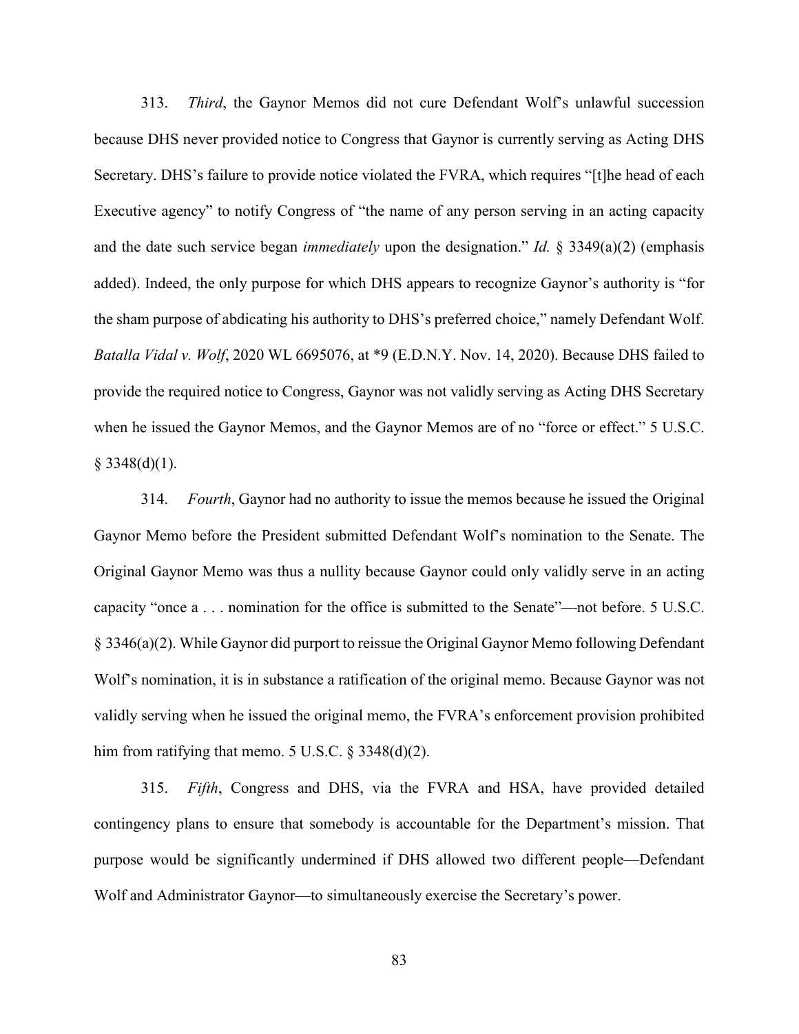313. *Third*, the Gaynor Memos did not cure Defendant Wolf's unlawful succession because DHS never provided notice to Congress that Gaynor is currently serving as Acting DHS Secretary. DHS's failure to provide notice violated the FVRA, which requires "[t]he head of each Executive agency" to notify Congress of "the name of any person serving in an acting capacity and the date such service began *immediately* upon the designation." *Id.* § 3349(a)(2) (emphasis added). Indeed, the only purpose for which DHS appears to recognize Gaynor's authority is "for the sham purpose of abdicating his authority to DHS's preferred choice," namely Defendant Wolf. *Batalla Vidal v. Wolf*, 2020 WL 6695076, at *9 (E.D.N.Y. Nov. 14, 2020). Because DHS failed to provide the required notice to Congress, Gaynor was not validly serving as Acting DHS Secretary when he issued the Gaynor Memos, and the Gaynor Memos are of no "force or effect." 5 U.S.C. § 3348(d)(1).

314. *Fourth*, Gaynor had no authority to issue the memos because he issued the Original Gaynor Memo before the President submitted Defendant Wolf's nomination to the Senate. The Original Gaynor Memo was thus a nullity because Gaynor could only validly serve in an acting capacity "once a . . . nomination for the office is submitted to the Senate"—not before. 5 U.S.C. § 3346(a)(2). While Gaynor did purport to reissue the Original Gaynor Memo following Defendant Wolf's nomination, it is in substance a ratification of the original memo. Because Gaynor was not validly serving when he issued the original memo, the FVRA's enforcement provision prohibited him from ratifying that memo. 5 U.S.C. § 3348(d)(2).

315. *Fifth*, Congress and DHS, via the FVRA and HSA, have provided detailed contingency plans to ensure that somebody is accountable for the Department's mission. That purpose would be significantly undermined if DHS allowed two different people—Defendant Wolf and Administrator Gaynor—to simultaneously exercise the Secretary's power.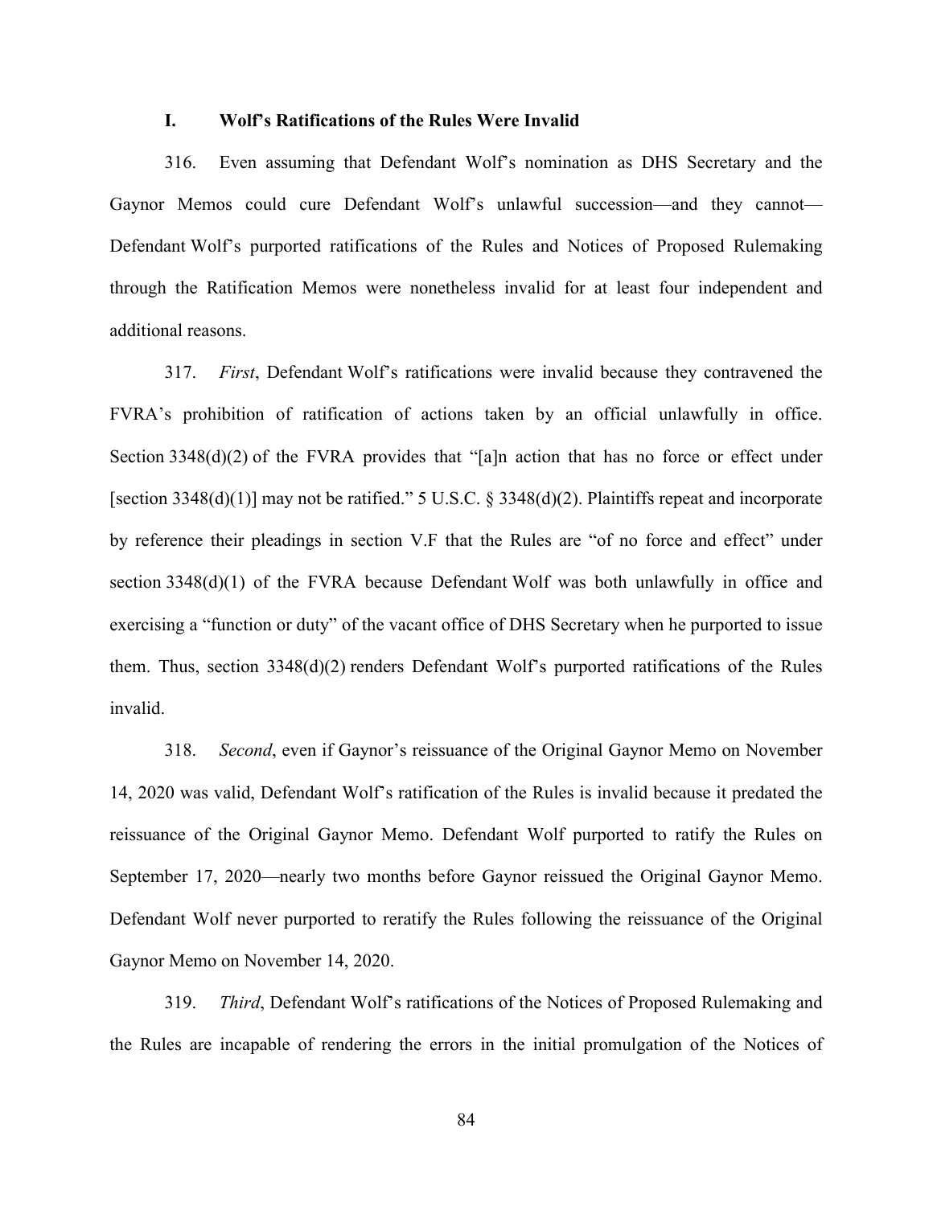### I. Wolf's Ratifications of the Rules Were Invalid

316. Even assuming that Defendant Wolf's nomination as DHS Secretary and the Gaynor Memos could cure Defendant Wolf's unlawful succession—and they cannot—Defendant Wolf's purported ratifications of the Rules and Notices of Proposed Rulemaking through the Ratification Memos were nonetheless invalid for at least four independent and additional reasons.

317. *First*, Defendant Wolf's ratifications were invalid because they contravened the FVRA's prohibition of ratification of actions taken by an official unlawfully in office. Section 3348(d)(2) of the FVRA provides that "[a]n action that has no force or effect under [section 3348(d)(1)] may not be ratified." 5 U.S.C. § 3348(d)(2). Plaintiffs repeat and incorporate by reference their pleadings in section V.F that the Rules are "of no force and effect" under section 3348(d)(1) of the FVRA because Defendant Wolf was both unlawfully in office and exercising a "function or duty" of the vacant office of DHS Secretary when he purported to issue them. Thus, section 3348(d)(2) renders Defendant Wolf's purported ratifications of the Rules invalid.

318. *Second*, even if Gaynor's reissuance of the Original Gaynor Memo on November 14, 2020 was valid, Defendant Wolf's ratification of the Rules is invalid because it predated the reissuance of the Original Gaynor Memo. Defendant Wolf purported to ratify the Rules on September 17, 2020—nearly two months before Gaynor reissued the Original Gaynor Memo. Defendant Wolf never purported to reratify the Rules following the reissuance of the Original Gaynor Memo on November 14, 2020.

319. *Third*, Defendant Wolf's ratifications of the Notices of Proposed Rulemaking and the Rules are incapable of rendering the errors in the initial promulgation of the Notices of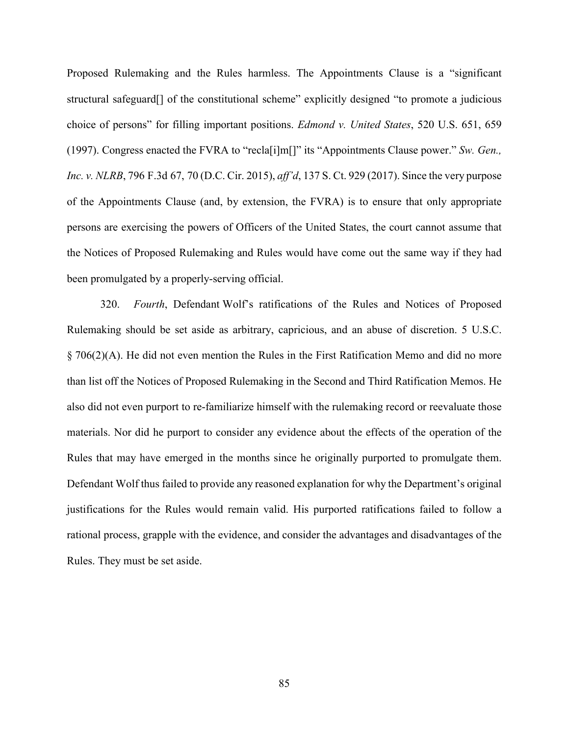Proposed Rulemaking and the Rules harmless. The Appointments Clause is a "significant structural safeguard[] of the constitutional scheme" explicitly designed "to promote a judicious choice of persons" for filling important positions. *Edmond v. United States*, 520 U.S. 651, 659 (1997). Congress enacted the FVRA to "recla[i]m[]" its "Appointments Clause power." *Sw. Gen., Inc. v. NLRB*, 796 F.3d 67, 70 (D.C. Cir. 2015), *aff'd*, 137 S. Ct. 929 (2017). Since the very purpose of the Appointments Clause (and, by extension, the FVRA) is to ensure that only appropriate persons are exercising the powers of Officers of the United States, the court cannot assume that the Notices of Proposed Rulemaking and Rules would have come out the same way if they had been promulgated by a properly-serving official.

320. *Fourth*, Defendant Wolf's ratifications of the Rules and Notices of Proposed Rulemaking should be set aside as arbitrary, capricious, and an abuse of discretion. 5 U.S.C. § 706(2)(A). He did not even mention the Rules in the First Ratification Memo and did no more than list off the Notices of Proposed Rulemaking in the Second and Third Ratification Memos. He also did not even purport to re-familiarize himself with the rulemaking record or reevaluate those materials. Nor did he purport to consider any evidence about the effects of the operation of the Rules that may have emerged in the months since he originally purported to promulgate them. Defendant Wolf thus failed to provide any reasoned explanation for why the Department's original justifications for the Rules would remain valid. His purported ratifications failed to follow a rational process, grapple with the evidence, and consider the advantages and disadvantages of the Rules. They must be set aside.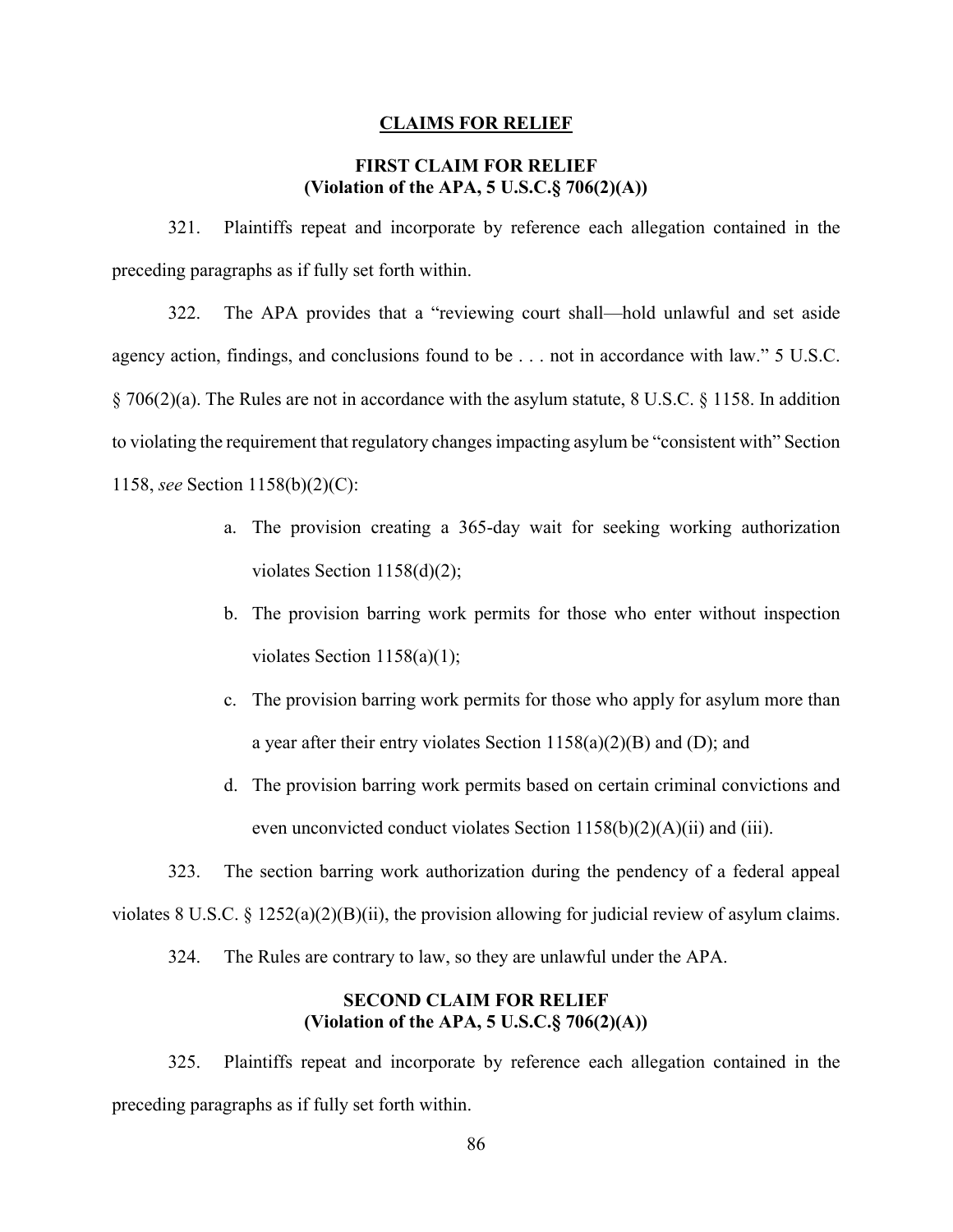## CLAIMS FOR RELIEF

### FIRST CLAIM FOR RELIEF
### (Violation of the APA, 5 U.S.C.§ 706(2)(A))

321. Plaintiffs repeat and incorporate by reference each allegation contained in the preceding paragraphs as if fully set forth within.

322. The APA provides that a "reviewing court shall—hold unlawful and set aside agency action, findings, and conclusions found to be . . . not in accordance with law." 5 U.S.C. § 706(2)(a). The Rules are not in accordance with the asylum statute, 8 U.S.C. § 1158. In addition to violating the requirement that regulatory changes impacting asylum be "consistent with" Section 1158, *see* Section 1158(b)(2)(C):

a. The provision creating a 365-day wait for seeking working authorization violates Section 1158(d)(2);

b. The provision barring work permits for those who enter without inspection violates Section 1158(a)(1);

c. The provision barring work permits for those who apply for asylum more than a year after their entry violates Section 1158(a)(2)(B) and (D); and

d. The provision barring work permits based on certain criminal convictions and even unconvicted conduct violates Section 1158(b)(2)(A)(ii) and (iii).

323. The section barring work authorization during the pendency of a federal appeal violates 8 U.S.C. § 1252(a)(2)(B)(ii), the provision allowing for judicial review of asylum claims.

324. The Rules are contrary to law, so they are unlawful under the APA.

### SECOND CLAIM FOR RELIEF
### (Violation of the APA, 5 U.S.C.§ 706(2)(A))

325. Plaintiffs repeat and incorporate by reference each allegation contained in the preceding paragraphs as if fully set forth within.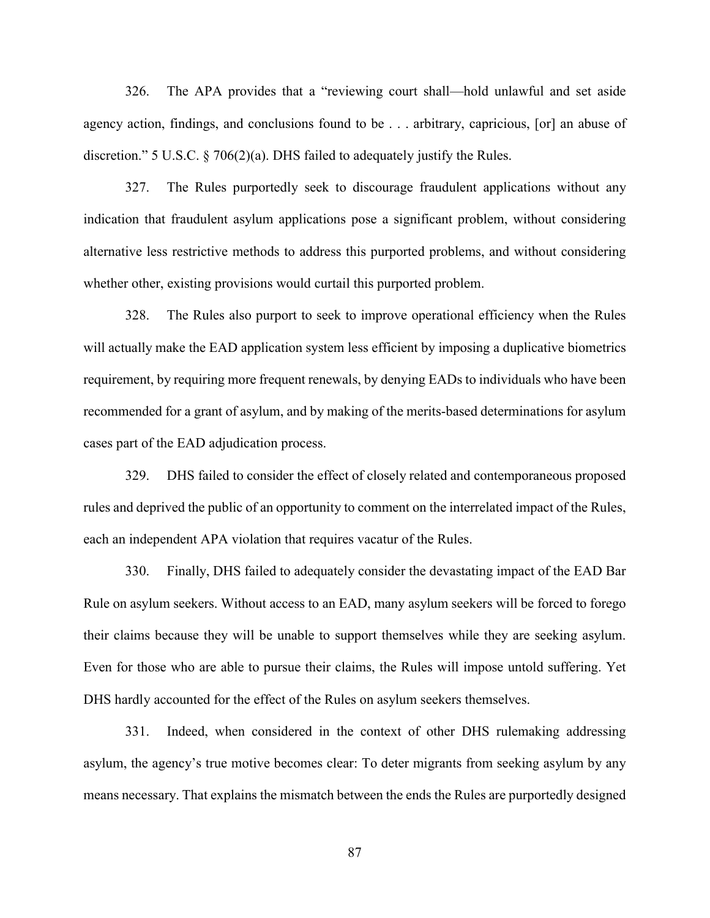326. The APA provides that a "reviewing court shall—hold unlawful and set aside agency action, findings, and conclusions found to be . . . arbitrary, capricious, [or] an abuse of discretion." 5 U.S.C. § 706(2)(a). DHS failed to adequately justify the Rules.

327. The Rules purportedly seek to discourage fraudulent applications without any indication that fraudulent asylum applications pose a significant problem, without considering alternative less restrictive methods to address this purported problems, and without considering whether other, existing provisions would curtail this purported problem.

328. The Rules also purport to seek to improve operational efficiency when the Rules will actually make the EAD application system less efficient by imposing a duplicative biometrics requirement, by requiring more frequent renewals, by denying EADs to individuals who have been recommended for a grant of asylum, and by making of the merits-based determinations for asylum cases part of the EAD adjudication process.

329. DHS failed to consider the effect of closely related and contemporaneous proposed rules and deprived the public of an opportunity to comment on the interrelated impact of the Rules, each an independent APA violation that requires vacatur of the Rules.

330. Finally, DHS failed to adequately consider the devastating impact of the EAD Bar Rule on asylum seekers. Without access to an EAD, many asylum seekers will be forced to forego their claims because they will be unable to support themselves while they are seeking asylum. Even for those who are able to pursue their claims, the Rules will impose untold suffering. Yet DHS hardly accounted for the effect of the Rules on asylum seekers themselves.

331. Indeed, when considered in the context of other DHS rulemaking addressing asylum, the agency's true motive becomes clear: To deter migrants from seeking asylum by any means necessary. That explains the mismatch between the ends the Rules are purportedly designed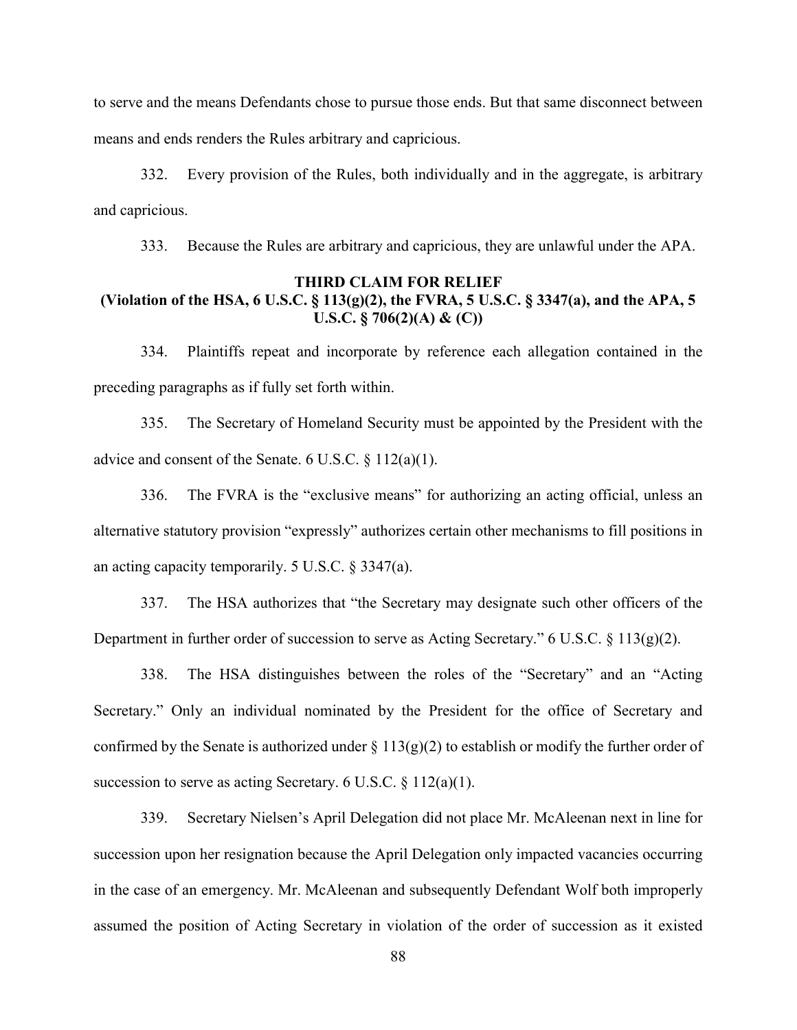to serve and the means Defendants chose to pursue those ends. But that same disconnect between means and ends renders the Rules arbitrary and capricious.

332. Every provision of the Rules, both individually and in the aggregate, is arbitrary and capricious.

333. Because the Rules are arbitrary and capricious, they are unlawful under the APA.

**THIRD CLAIM FOR RELIEF**
**(Violation of the HSA, 6 U.S.C. § 113(g)(2), the FVRA, 5 U.S.C. § 3347(a), and the APA, 5 U.S.C. § 706(2)(A) & (C))**

334. Plaintiffs repeat and incorporate by reference each allegation contained in the preceding paragraphs as if fully set forth within.

335. The Secretary of Homeland Security must be appointed by the President with the advice and consent of the Senate. 6 U.S.C. § 112(a)(1).

336. The FVRA is the "exclusive means" for authorizing an acting official, unless an alternative statutory provision "expressly" authorizes certain other mechanisms to fill positions in an acting capacity temporarily. 5 U.S.C. § 3347(a).

337. The HSA authorizes that "the Secretary may designate such other officers of the Department in further order of succession to serve as Acting Secretary." 6 U.S.C. § 113(g)(2).

338. The HSA distinguishes between the roles of the "Secretary" and an "Acting Secretary." Only an individual nominated by the President for the office of Secretary and confirmed by the Senate is authorized under § 113(g)(2) to establish or modify the further order of succession to serve as acting Secretary. 6 U.S.C. § 112(a)(1).

339. Secretary Nielsen's April Delegation did not place Mr. McAleenan next in line for succession upon her resignation because the April Delegation only impacted vacancies occurring in the case of an emergency. Mr. McAleenan and subsequently Defendant Wolf both improperly assumed the position of Acting Secretary in violation of the order of succession as it existed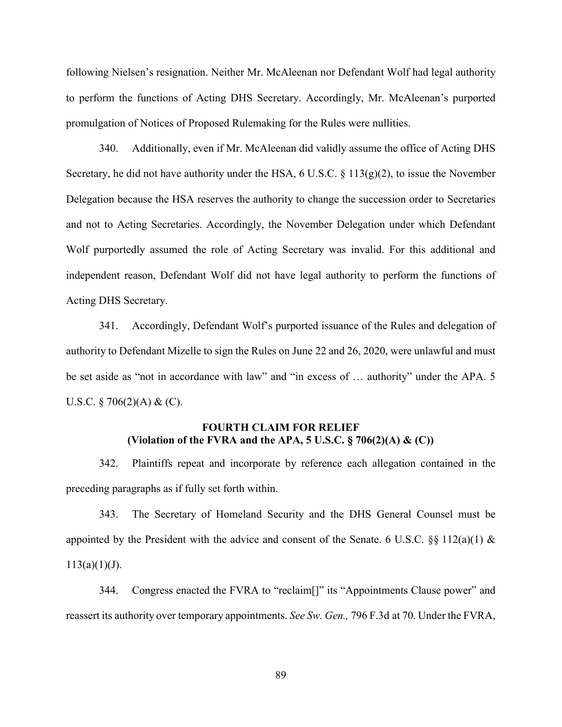following Nielsen's resignation. Neither Mr. McAleenan nor Defendant Wolf had legal authority to perform the functions of Acting DHS Secretary. Accordingly, Mr. McAleenan's purported promulgation of Notices of Proposed Rulemaking for the Rules were nullities.

340. Additionally, even if Mr. McAleenan did validly assume the office of Acting DHS Secretary, he did not have authority under the HSA, 6 U.S.C. § 113(g)(2), to issue the November Delegation because the HSA reserves the authority to change the succession order to Secretaries and not to Acting Secretaries. Accordingly, the November Delegation under which Defendant Wolf purportedly assumed the role of Acting Secretary was invalid. For this additional and independent reason, Defendant Wolf did not have legal authority to perform the functions of Acting DHS Secretary.

341. Accordingly, Defendant Wolf's purported issuance of the Rules and delegation of authority to Defendant Mizelle to sign the Rules on June 22 and 26, 2020, were unlawful and must be set aside as "not in accordance with law" and "in excess of … authority" under the APA. 5 U.S.C. § 706(2)(A) & (C).

**FOURTH CLAIM FOR RELIEF**
**(Violation of the FVRA and the APA, 5 U.S.C. § 706(2)(A) & (C))**

342. Plaintiffs repeat and incorporate by reference each allegation contained in the preceding paragraphs as if fully set forth within.

343. The Secretary of Homeland Security and the DHS General Counsel must be appointed by the President with the advice and consent of the Senate. 6 U.S.C. §§ 112(a)(1) & 113(a)(1)(J).

344. Congress enacted the FVRA to "reclaim[]" its "Appointments Clause power" and reassert its authority over temporary appointments. *See Sw. Gen.,* 796 F.3d at 70. Under the FVRA,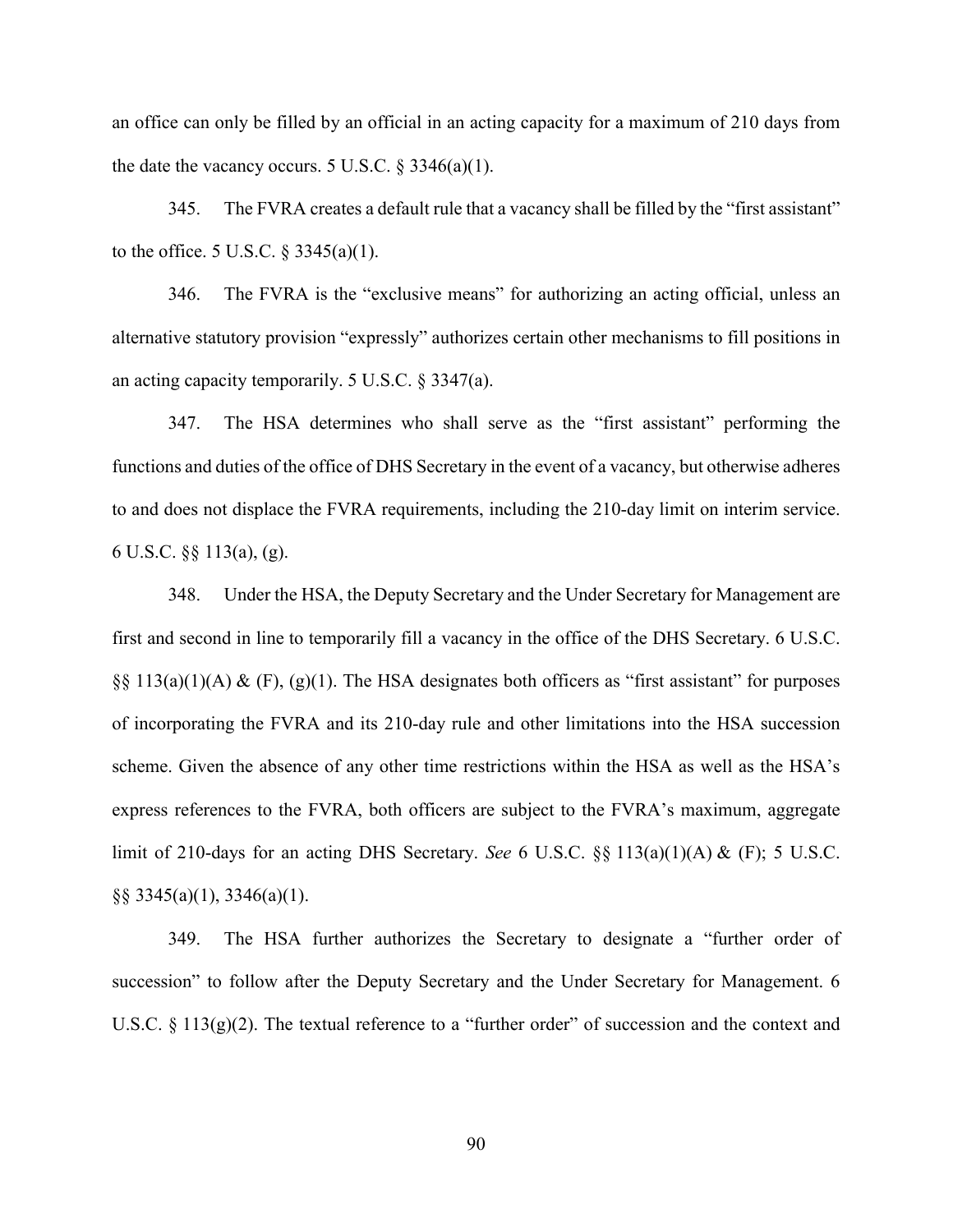an office can only be filled by an official in an acting capacity for a maximum of 210 days from the date the vacancy occurs. 5 U.S.C. § 3346(a)(1).

345. The FVRA creates a default rule that a vacancy shall be filled by the "first assistant" to the office. 5 U.S.C. § 3345(a)(1).

346. The FVRA is the "exclusive means" for authorizing an acting official, unless an alternative statutory provision "expressly" authorizes certain other mechanisms to fill positions in an acting capacity temporarily. 5 U.S.C. § 3347(a).

347. The HSA determines who shall serve as the "first assistant" performing the functions and duties of the office of DHS Secretary in the event of a vacancy, but otherwise adheres to and does not displace the FVRA requirements, including the 210-day limit on interim service. 6 U.S.C. §§ 113(a), (g).

348. Under the HSA, the Deputy Secretary and the Under Secretary for Management are first and second in line to temporarily fill a vacancy in the office of the DHS Secretary. 6 U.S.C. §§ 113(a)(1)(A) & (F), (g)(1). The HSA designates both officers as "first assistant" for purposes of incorporating the FVRA and its 210-day rule and other limitations into the HSA succession scheme. Given the absence of any other time restrictions within the HSA as well as the HSA's express references to the FVRA, both officers are subject to the FVRA's maximum, aggregate limit of 210-days for an acting DHS Secretary. *See* 6 U.S.C. §§ 113(a)(1)(A) & (F); 5 U.S.C. §§ 3345(a)(1), 3346(a)(1).

349. The HSA further authorizes the Secretary to designate a "further order of succession" to follow after the Deputy Secretary and the Under Secretary for Management. 6 U.S.C. § 113(g)(2). The textual reference to a "further order" of succession and the context and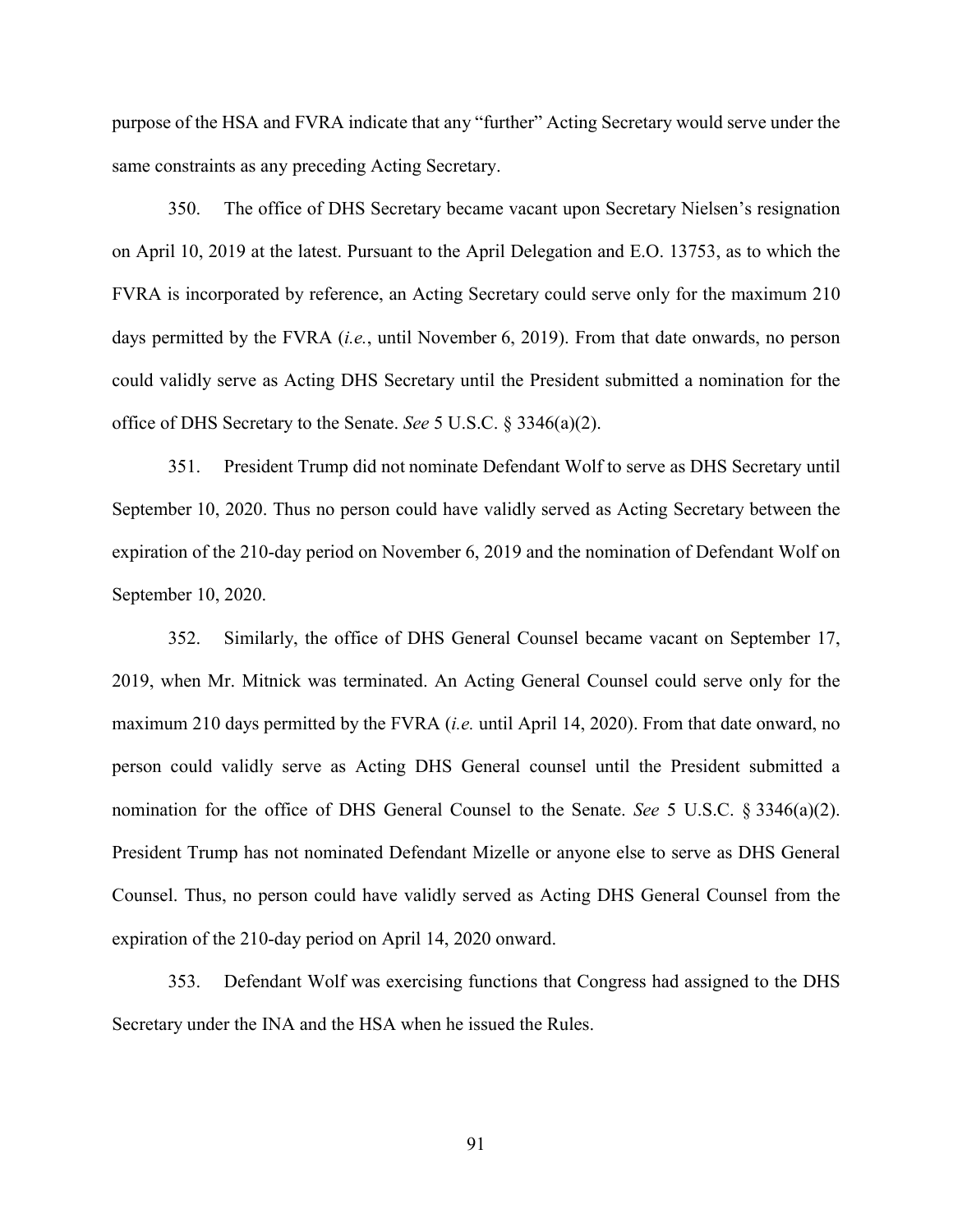purpose of the HSA and FVRA indicate that any "further" Acting Secretary would serve under the same constraints as any preceding Acting Secretary.

350. The office of DHS Secretary became vacant upon Secretary Nielsen's resignation on April 10, 2019 at the latest. Pursuant to the April Delegation and E.O. 13753, as to which the FVRA is incorporated by reference, an Acting Secretary could serve only for the maximum 210 days permitted by the FVRA (*i.e.*, until November 6, 2019). From that date onwards, no person could validly serve as Acting DHS Secretary until the President submitted a nomination for the office of DHS Secretary to the Senate. *See* 5 U.S.C. § 3346(a)(2).

351. President Trump did not nominate Defendant Wolf to serve as DHS Secretary until September 10, 2020. Thus no person could have validly served as Acting Secretary between the expiration of the 210-day period on November 6, 2019 and the nomination of Defendant Wolf on September 10, 2020.

352. Similarly, the office of DHS General Counsel became vacant on September 17, 2019, when Mr. Mitnick was terminated. An Acting General Counsel could serve only for the maximum 210 days permitted by the FVRA (*i.e.* until April 14, 2020). From that date onward, no person could validly serve as Acting DHS General counsel until the President submitted a nomination for the office of DHS General Counsel to the Senate. *See* 5 U.S.C. § 3346(a)(2). President Trump has not nominated Defendant Mizelle or anyone else to serve as DHS General Counsel. Thus, no person could have validly served as Acting DHS General Counsel from the expiration of the 210-day period on April 14, 2020 onward.

353. Defendant Wolf was exercising functions that Congress had assigned to the DHS Secretary under the INA and the HSA when he issued the Rules.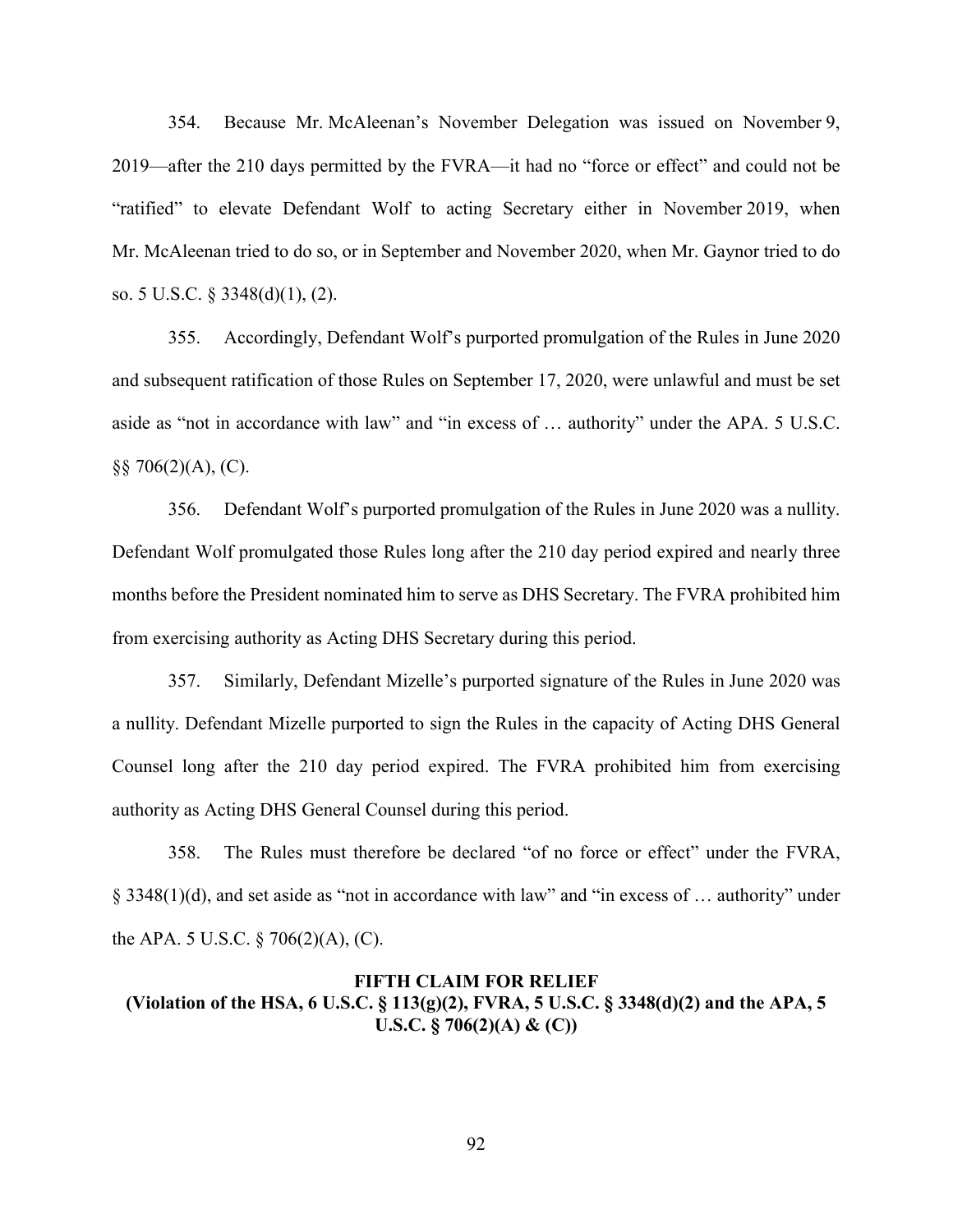354. Because Mr. McAleenan's November Delegation was issued on November 9, 2019—after the 210 days permitted by the FVRA—it had no "force or effect" and could not be "ratified" to elevate Defendant Wolf to acting Secretary either in November 2019, when Mr. McAleenan tried to do so, or in September and November 2020, when Mr. Gaynor tried to do so. 5 U.S.C. § 3348(d)(1), (2).

355. Accordingly, Defendant Wolf's purported promulgation of the Rules in June 2020 and subsequent ratification of those Rules on September 17, 2020, were unlawful and must be set aside as "not in accordance with law" and "in excess of … authority" under the APA. 5 U.S.C. §§ 706(2)(A), (C).

356. Defendant Wolf's purported promulgation of the Rules in June 2020 was a nullity. Defendant Wolf promulgated those Rules long after the 210 day period expired and nearly three months before the President nominated him to serve as DHS Secretary. The FVRA prohibited him from exercising authority as Acting DHS Secretary during this period.

357. Similarly, Defendant Mizelle's purported signature of the Rules in June 2020 was a nullity. Defendant Mizelle purported to sign the Rules in the capacity of Acting DHS General Counsel long after the 210 day period expired. The FVRA prohibited him from exercising authority as Acting DHS General Counsel during this period.

358. The Rules must therefore be declared "of no force or effect" under the FVRA, § 3348(1)(d), and set aside as "not in accordance with law" and "in excess of … authority" under the APA. 5 U.S.C. § 706(2)(A), (C).

## FIFTH CLAIM FOR RELIEF
### (Violation of the HSA, 6 U.S.C. § 113(g)(2), FVRA, 5 U.S.C. § 3348(d)(2) and the APA, 5 U.S.C. § 706(2)(A) & (C))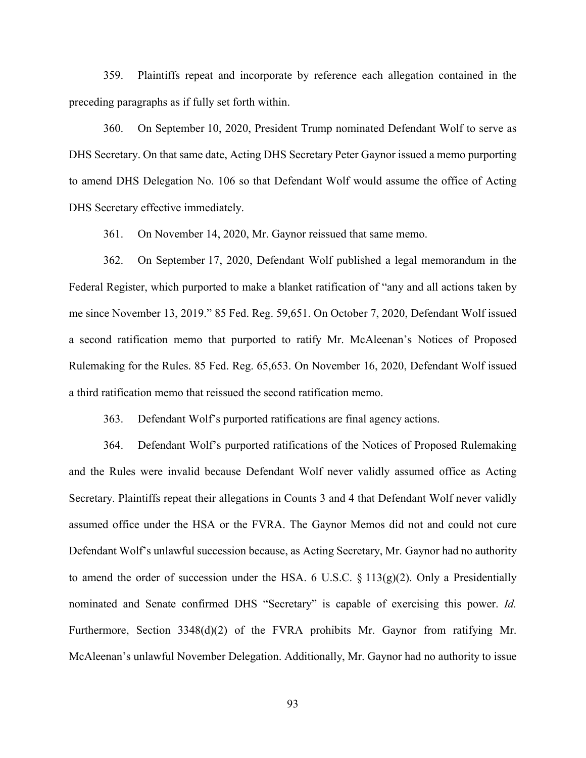359. Plaintiffs repeat and incorporate by reference each allegation contained in the preceding paragraphs as if fully set forth within.

360. On September 10, 2020, President Trump nominated Defendant Wolf to serve as DHS Secretary. On that same date, Acting DHS Secretary Peter Gaynor issued a memo purporting to amend DHS Delegation No. 106 so that Defendant Wolf would assume the office of Acting DHS Secretary effective immediately.

361. On November 14, 2020, Mr. Gaynor reissued that same memo.

362. On September 17, 2020, Defendant Wolf published a legal memorandum in the Federal Register, which purported to make a blanket ratification of "any and all actions taken by me since November 13, 2019." 85 Fed. Reg. 59,651. On October 7, 2020, Defendant Wolf issued a second ratification memo that purported to ratify Mr. McAleenan's Notices of Proposed Rulemaking for the Rules. 85 Fed. Reg. 65,653. On November 16, 2020, Defendant Wolf issued a third ratification memo that reissued the second ratification memo.

363. Defendant Wolf's purported ratifications are final agency actions.

364. Defendant Wolf's purported ratifications of the Notices of Proposed Rulemaking and the Rules were invalid because Defendant Wolf never validly assumed office as Acting Secretary. Plaintiffs repeat their allegations in Counts 3 and 4 that Defendant Wolf never validly assumed office under the HSA or the FVRA. The Gaynor Memos did not and could not cure Defendant Wolf's unlawful succession because, as Acting Secretary, Mr. Gaynor had no authority to amend the order of succession under the HSA. 6 U.S.C. § 113(g)(2). Only a Presidentially nominated and Senate confirmed DHS "Secretary" is capable of exercising this power. *Id.* Furthermore, Section 3348(d)(2) of the FVRA prohibits Mr. Gaynor from ratifying Mr. McAleenan's unlawful November Delegation. Additionally, Mr. Gaynor had no authority to issue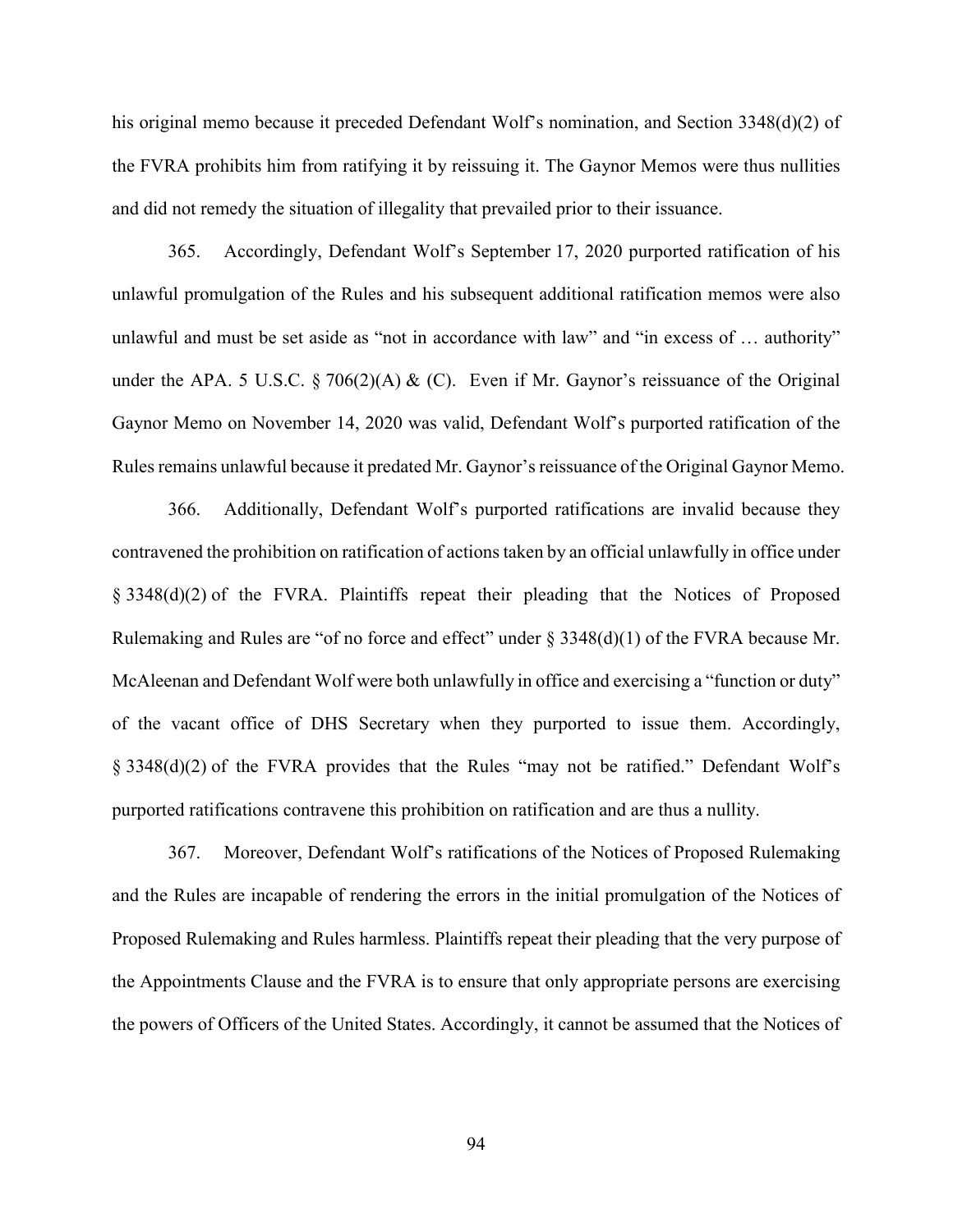his original memo because it preceded Defendant Wolf's nomination, and Section 3348(d)(2) of the FVRA prohibits him from ratifying it by reissuing it. The Gaynor Memos were thus nullities and did not remedy the situation of illegality that prevailed prior to their issuance.

365. Accordingly, Defendant Wolf's September 17, 2020 purported ratification of his unlawful promulgation of the Rules and his subsequent additional ratification memos were also unlawful and must be set aside as "not in accordance with law" and "in excess of … authority" under the APA. 5 U.S.C. § 706(2)(A) & (C). Even if Mr. Gaynor's reissuance of the Original Gaynor Memo on November 14, 2020 was valid, Defendant Wolf's purported ratification of the Rules remains unlawful because it predated Mr. Gaynor's reissuance of the Original Gaynor Memo.

366. Additionally, Defendant Wolf's purported ratifications are invalid because they contravened the prohibition on ratification of actions taken by an official unlawfully in office under § 3348(d)(2) of the FVRA. Plaintiffs repeat their pleading that the Notices of Proposed Rulemaking and Rules are "of no force and effect" under § 3348(d)(1) of the FVRA because Mr. McAleenan and Defendant Wolf were both unlawfully in office and exercising a "function or duty" of the vacant office of DHS Secretary when they purported to issue them. Accordingly, § 3348(d)(2) of the FVRA provides that the Rules "may not be ratified." Defendant Wolf's purported ratifications contravene this prohibition on ratification and are thus a nullity.

367. Moreover, Defendant Wolf's ratifications of the Notices of Proposed Rulemaking and the Rules are incapable of rendering the errors in the initial promulgation of the Notices of Proposed Rulemaking and Rules harmless. Plaintiffs repeat their pleading that the very purpose of the Appointments Clause and the FVRA is to ensure that only appropriate persons are exercising the powers of Officers of the United States. Accordingly, it cannot be assumed that the Notices of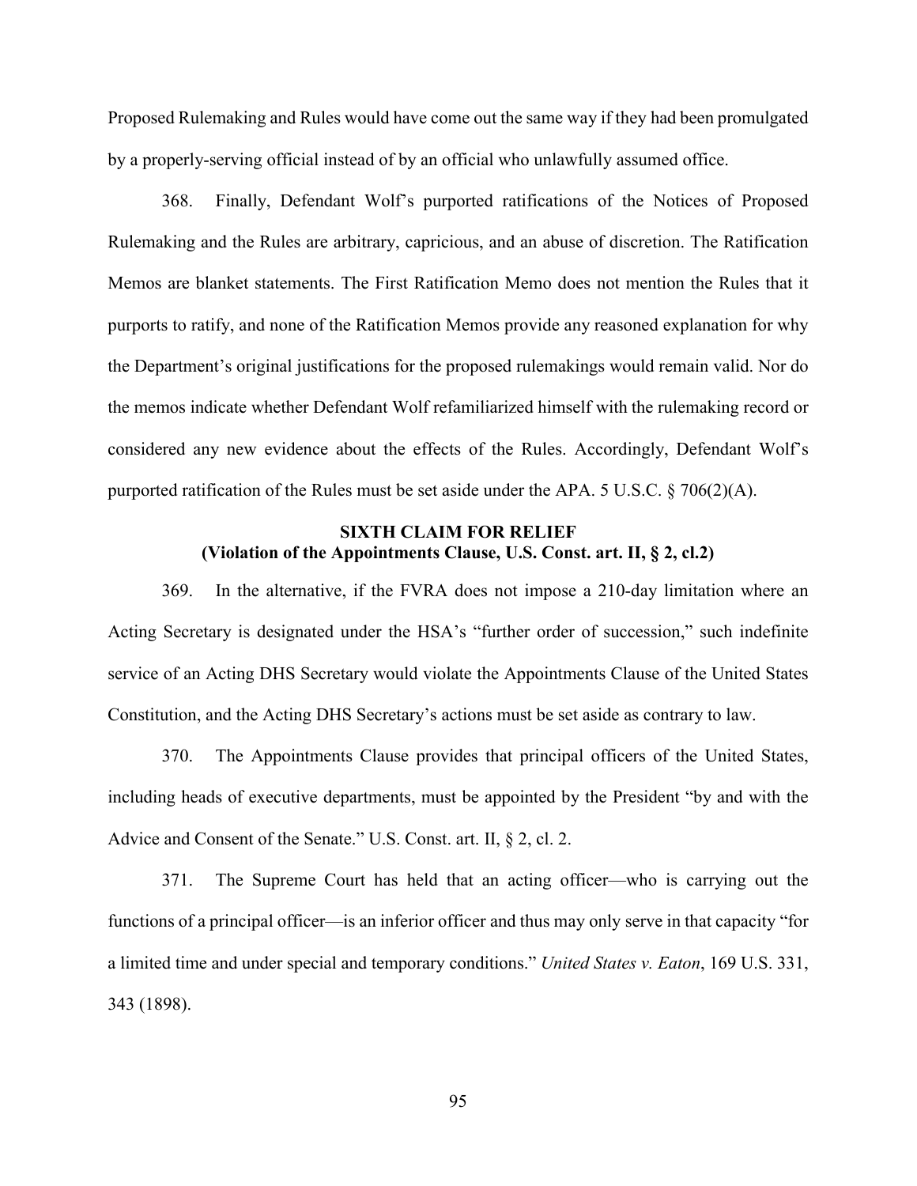Proposed Rulemaking and Rules would have come out the same way if they had been promulgated by a properly-serving official instead of by an official who unlawfully assumed office.

368. Finally, Defendant Wolf's purported ratifications of the Notices of Proposed Rulemaking and the Rules are arbitrary, capricious, and an abuse of discretion. The Ratification Memos are blanket statements. The First Ratification Memo does not mention the Rules that it purports to ratify, and none of the Ratification Memos provide any reasoned explanation for why the Department's original justifications for the proposed rulemakings would remain valid. Nor do the memos indicate whether Defendant Wolf refamiliarized himself with the rulemaking record or considered any new evidence about the effects of the Rules. Accordingly, Defendant Wolf's purported ratification of the Rules must be set aside under the APA. 5 U.S.C. § 706(2)(A).

## SIXTH CLAIM FOR RELIEF
## (Violation of the Appointments Clause, U.S. Const. art. II, § 2, cl.2)

369. In the alternative, if the FVRA does not impose a 210-day limitation where an Acting Secretary is designated under the HSA's "further order of succession," such indefinite service of an Acting DHS Secretary would violate the Appointments Clause of the United States Constitution, and the Acting DHS Secretary's actions must be set aside as contrary to law.

370. The Appointments Clause provides that principal officers of the United States, including heads of executive departments, must be appointed by the President "by and with the Advice and Consent of the Senate." U.S. Const. art. II, § 2, cl. 2.

371. The Supreme Court has held that an acting officer—who is carrying out the functions of a principal officer—is an inferior officer and thus may only serve in that capacity "for a limited time and under special and temporary conditions." *United States v. Eaton*, 169 U.S. 331, 343 (1898).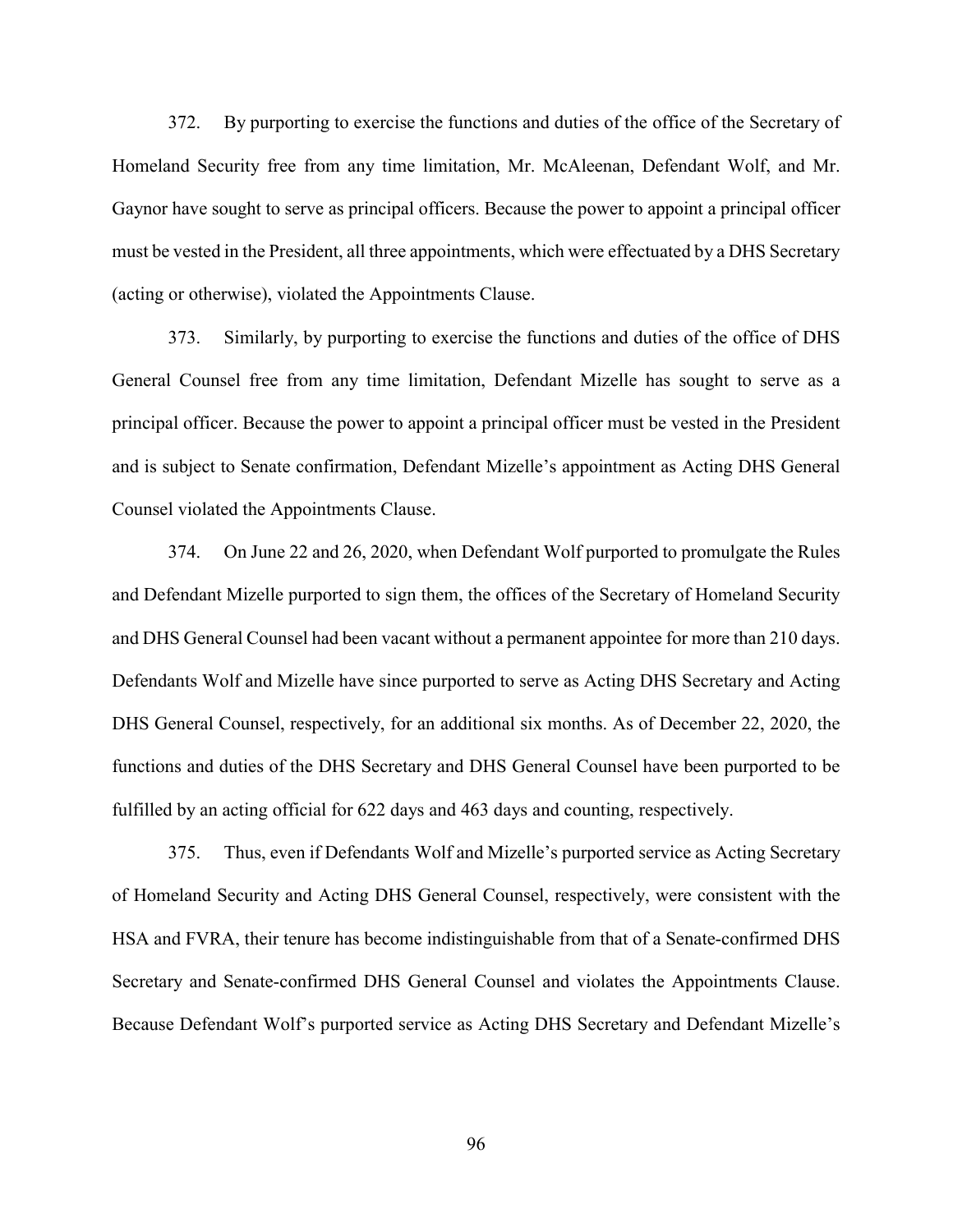372. By purporting to exercise the functions and duties of the office of the Secretary of Homeland Security free from any time limitation, Mr. McAleenan, Defendant Wolf, and Mr. Gaynor have sought to serve as principal officers. Because the power to appoint a principal officer must be vested in the President, all three appointments, which were effectuated by a DHS Secretary (acting or otherwise), violated the Appointments Clause.

373. Similarly, by purporting to exercise the functions and duties of the office of DHS General Counsel free from any time limitation, Defendant Mizelle has sought to serve as a principal officer. Because the power to appoint a principal officer must be vested in the President and is subject to Senate confirmation, Defendant Mizelle's appointment as Acting DHS General Counsel violated the Appointments Clause.

374. On June 22 and 26, 2020, when Defendant Wolf purported to promulgate the Rules and Defendant Mizelle purported to sign them, the offices of the Secretary of Homeland Security and DHS General Counsel had been vacant without a permanent appointee for more than 210 days. Defendants Wolf and Mizelle have since purported to serve as Acting DHS Secretary and Acting DHS General Counsel, respectively, for an additional six months. As of December 22, 2020, the functions and duties of the DHS Secretary and DHS General Counsel have been purported to be fulfilled by an acting official for 622 days and 463 days and counting, respectively.

375. Thus, even if Defendants Wolf and Mizelle's purported service as Acting Secretary of Homeland Security and Acting DHS General Counsel, respectively, were consistent with the HSA and FVRA, their tenure has become indistinguishable from that of a Senate-confirmed DHS Secretary and Senate-confirmed DHS General Counsel and violates the Appointments Clause. Because Defendant Wolf's purported service as Acting DHS Secretary and Defendant Mizelle's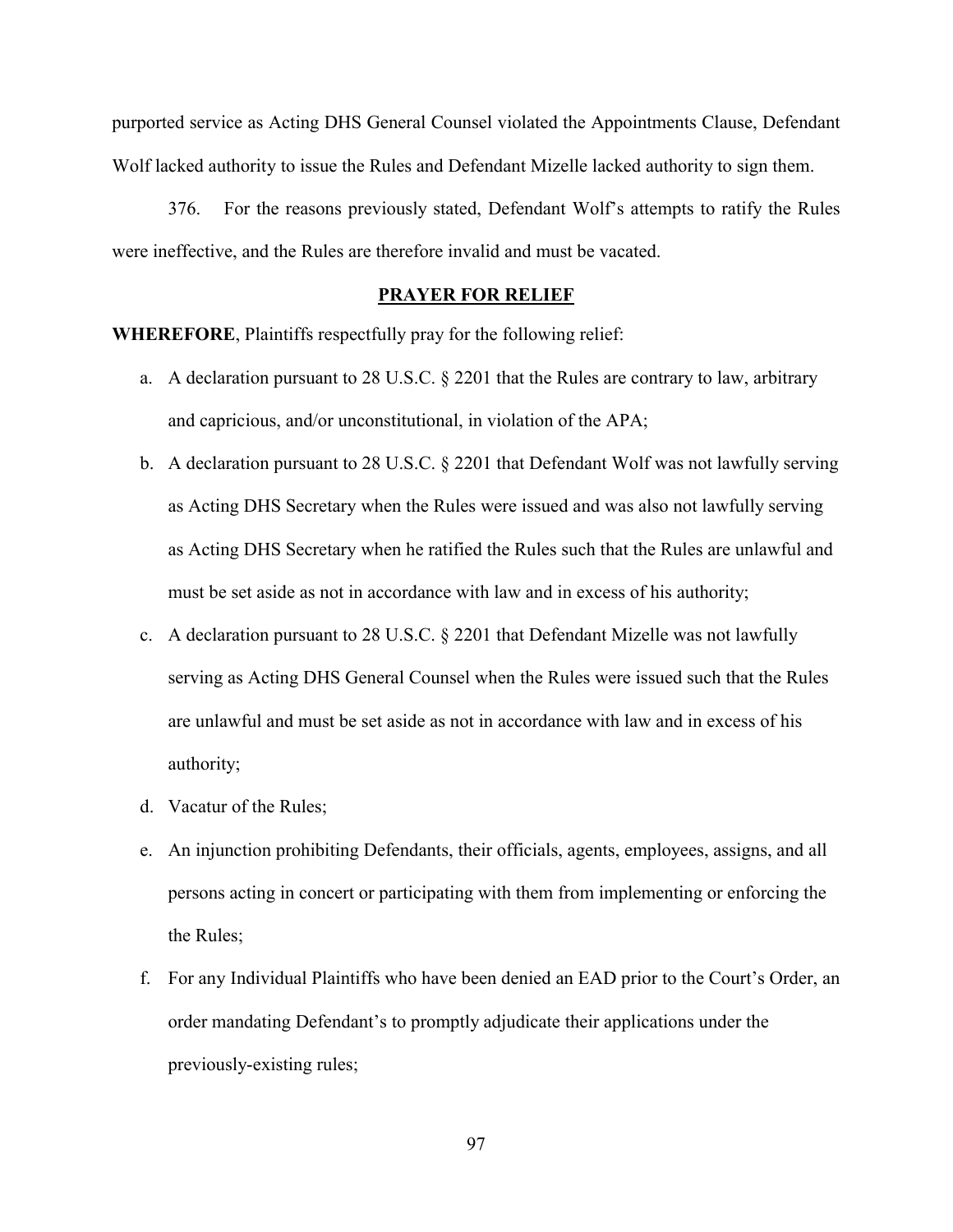purported service as Acting DHS General Counsel violated the Appointments Clause, Defendant Wolf lacked authority to issue the Rules and Defendant Mizelle lacked authority to sign them.

376. For the reasons previously stated, Defendant Wolf's attempts to ratify the Rules were ineffective, and the Rules are therefore invalid and must be vacated.

## PRAYER FOR RELIEF

**WHEREFORE**, Plaintiffs respectfully pray for the following relief:

a. A declaration pursuant to 28 U.S.C. § 2201 that the Rules are contrary to law, arbitrary and capricious, and/or unconstitutional, in violation of the APA;

b. A declaration pursuant to 28 U.S.C. § 2201 that Defendant Wolf was not lawfully serving as Acting DHS Secretary when the Rules were issued and was also not lawfully serving as Acting DHS Secretary when he ratified the Rules such that the Rules are unlawful and must be set aside as not in accordance with law and in excess of his authority;

c. A declaration pursuant to 28 U.S.C. § 2201 that Defendant Mizelle was not lawfully serving as Acting DHS General Counsel when the Rules were issued such that the Rules are unlawful and must be set aside as not in accordance with law and in excess of his authority;

d. Vacatur of the Rules;

e. An injunction prohibiting Defendants, their officials, agents, employees, assigns, and all persons acting in concert or participating with them from implementing or enforcing the the Rules;

f. For any Individual Plaintiffs who have been denied an EAD prior to the Court's Order, an order mandating Defendant's to promptly adjudicate their applications under the previously-existing rules;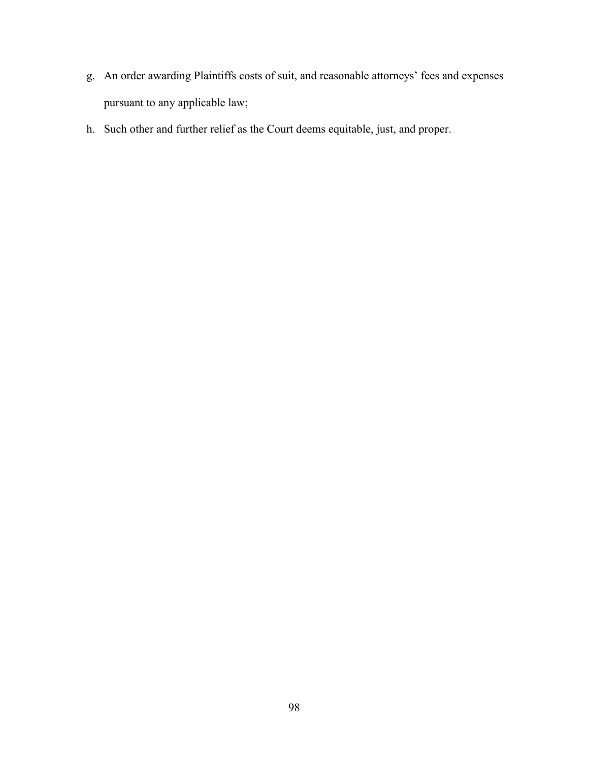g. An order awarding Plaintiffs costs of suit, and reasonable attorneys' fees and expenses pursuant to any applicable law;

h. Such other and further relief as the Court deems equitable, just, and proper.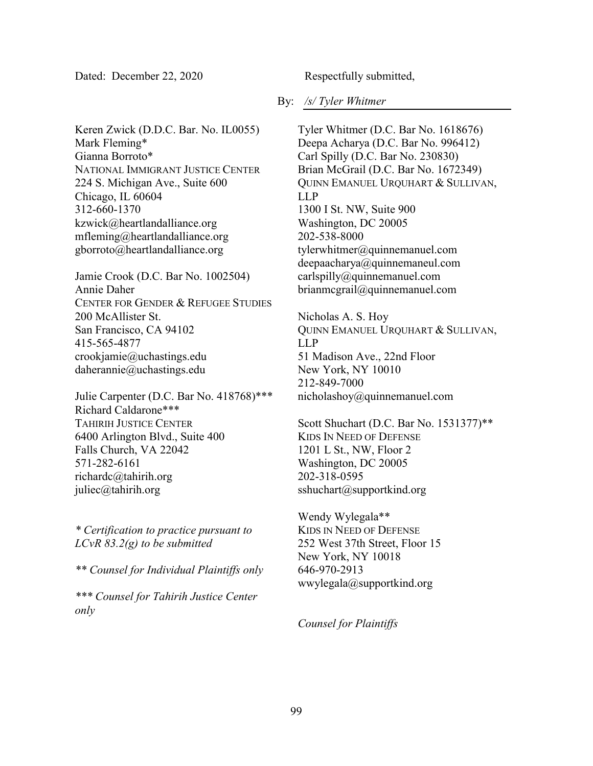Dated: December 22, 2020

Respectfully submitted,

By: */s/ Tyler Whitmer*

Keren Zwick (D.D.C. Bar. No. IL0055)
Mark Fleming*
Gianna Borroto*
NATIONAL IMMIGRANT JUSTICE CENTER
224 S. Michigan Ave., Suite 600
Chicago, IL 60604
312-660-1370
kzwick@heartlandalliance.org
mfleming@heartlandalliance.org
gborroto@heartlandalliance.org

Jamie Crook (D.C. Bar No. 1002504)
Annie Daher
CENTER FOR GENDER & REFUGEE STUDIES
200 McAllister St.
San Francisco, CA 94102
415-565-4877
crookjamie@uchastings.edu
daherannie@uchastings.edu

Julie Carpenter (D.C. Bar No. 418768)***
Richard Caldarone***
TAHIRIH JUSTICE CENTER
6400 Arlington Blvd., Suite 400
Falls Church, VA 22042
571-282-6161
richardc@tahirih.org
juliec@tahirih.org

*\* Certification to practice pursuant to LCvR 83.2(g) to be submitted*

*\*\* Counsel for Individual Plaintiffs only*

*\*\*\* Counsel for Tahirih Justice Center only*

Tyler Whitmer (D.C. Bar No. 1618676)
Deepa Acharya (D.C. Bar No. 996412)
Carl Spilly (D.C. Bar No. 230830)
Brian McGrail (D.C. Bar No. 1672349)
QUINN EMANUEL URQUHART & SULLIVAN, LLP
1300 I St. NW, Suite 900
Washington, DC 20005
202-538-8000
tylerwhitmer@quinnemanuel.com
deepaacharya@quinnemaneul.com
carlspilly@quinnemanuel.com
brianmcgrail@quinnemanuel.com

Nicholas A. S. Hoy
QUINN EMANUEL URQUHART & SULLIVAN, LLP
51 Madison Ave., 22nd Floor
New York, NY 10010
212-849-7000
nicholashoy@quinnemanuel.com

Scott Shuchart (D.C. Bar No. 1531377)**
KIDS IN NEED OF DEFENSE
1201 L St., NW, Floor 2
Washington, DC 20005
202-318-0595
sshuchart@supportkind.org

Wendy Wylegala**
KIDS IN NEED OF DEFENSE
252 West 37th Street, Floor 15
New York, NY 10018
646-970-2913
wwylegala@supportkind.org

*Counsel for Plaintiffs*